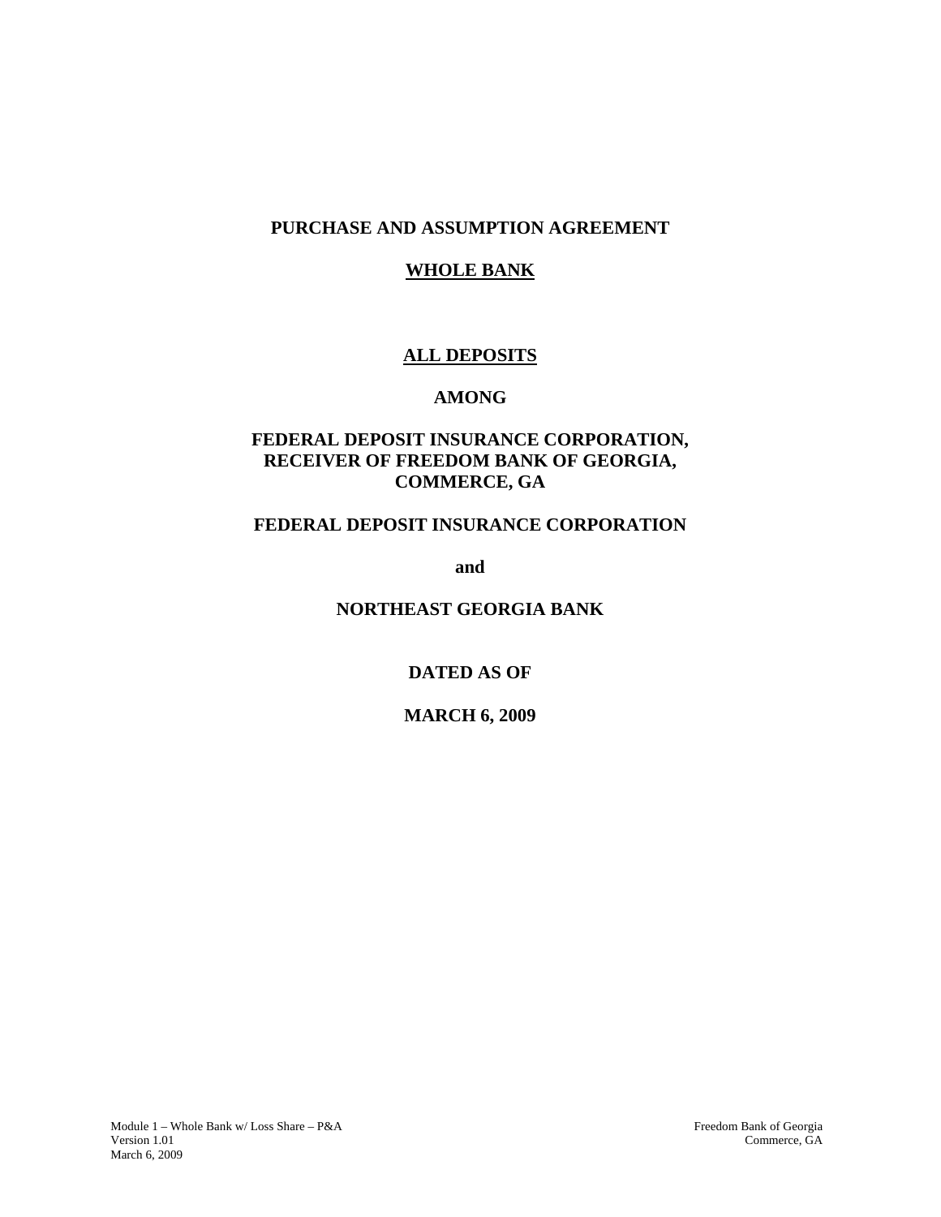# PURCHASE AND ASSUMPTION AGREEMENT

## WHOLE BANK

## ALL DEPOSITS

**AMONG**

**FEDERAL DEPOSIT INSURANCE CORPORATION, RECEIVER OF FREEDOM BANK OF GEORGIA, COMMERCE, GA**

**FEDERAL DEPOSIT INSURANCE CORPORATION**

**and**

**NORTHEAST GEORGIA BANK**

**DATED AS OF**

**MARCH 6, 2009**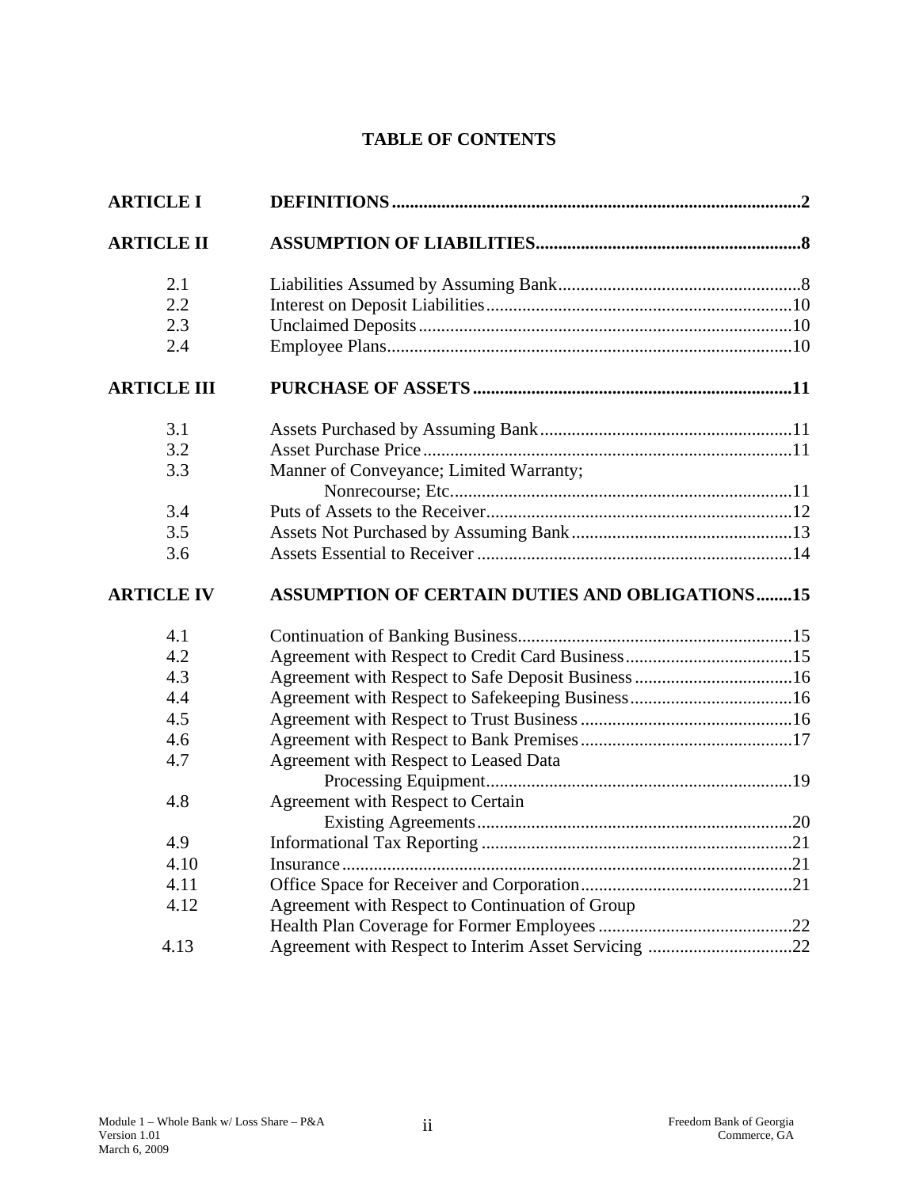# TABLE OF CONTENTS

| | | |
|---|---|---|
| **ARTICLE I** | **DEFINITIONS** | **2** |
| **ARTICLE II** | **ASSUMPTION OF LIABILITIES** | **8** |
| 2.1 | Liabilities Assumed by Assuming Bank | 8 |
| 2.2 | Interest on Deposit Liabilities | 10 |
| 2.3 | Unclaimed Deposits | 10 |
| 2.4 | Employee Plans | 10 |
| **ARTICLE III** | **PURCHASE OF ASSETS** | **11** |
| 3.1 | Assets Purchased by Assuming Bank | 11 |
| 3.2 | Asset Purchase Price | 11 |
| 3.3 | Manner of Conveyance; Limited Warranty; Nonrecourse; Etc. | 11 |
| 3.4 | Puts of Assets to the Receiver | 12 |
| 3.5 | Assets Not Purchased by Assuming Bank | 13 |
| 3.6 | Assets Essential to Receiver | 14 |
| **ARTICLE IV** | **ASSUMPTION OF CERTAIN DUTIES AND OBLIGATIONS** | **15** |
| 4.1 | Continuation of Banking Business | 15 |
| 4.2 | Agreement with Respect to Credit Card Business | 15 |
| 4.3 | Agreement with Respect to Safe Deposit Business | 16 |
| 4.4 | Agreement with Respect to Safekeeping Business | 16 |
| 4.5 | Agreement with Respect to Trust Business | 16 |
| 4.6 | Agreement with Respect to Bank Premises | 17 |
| 4.7 | Agreement with Respect to Leased Data Processing Equipment | 19 |
| 4.8 | Agreement with Respect to Certain Existing Agreements | 20 |
| 4.9 | Informational Tax Reporting | 21 |
| 4.10 | Insurance | 21 |
| 4.11 | Office Space for Receiver and Corporation | 21 |
| 4.12 | Agreement with Respect to Continuation of Group Health Plan Coverage for Former Employees | 22 |
| 4.13 | Agreement with Respect to Interim Asset Servicing | 22 |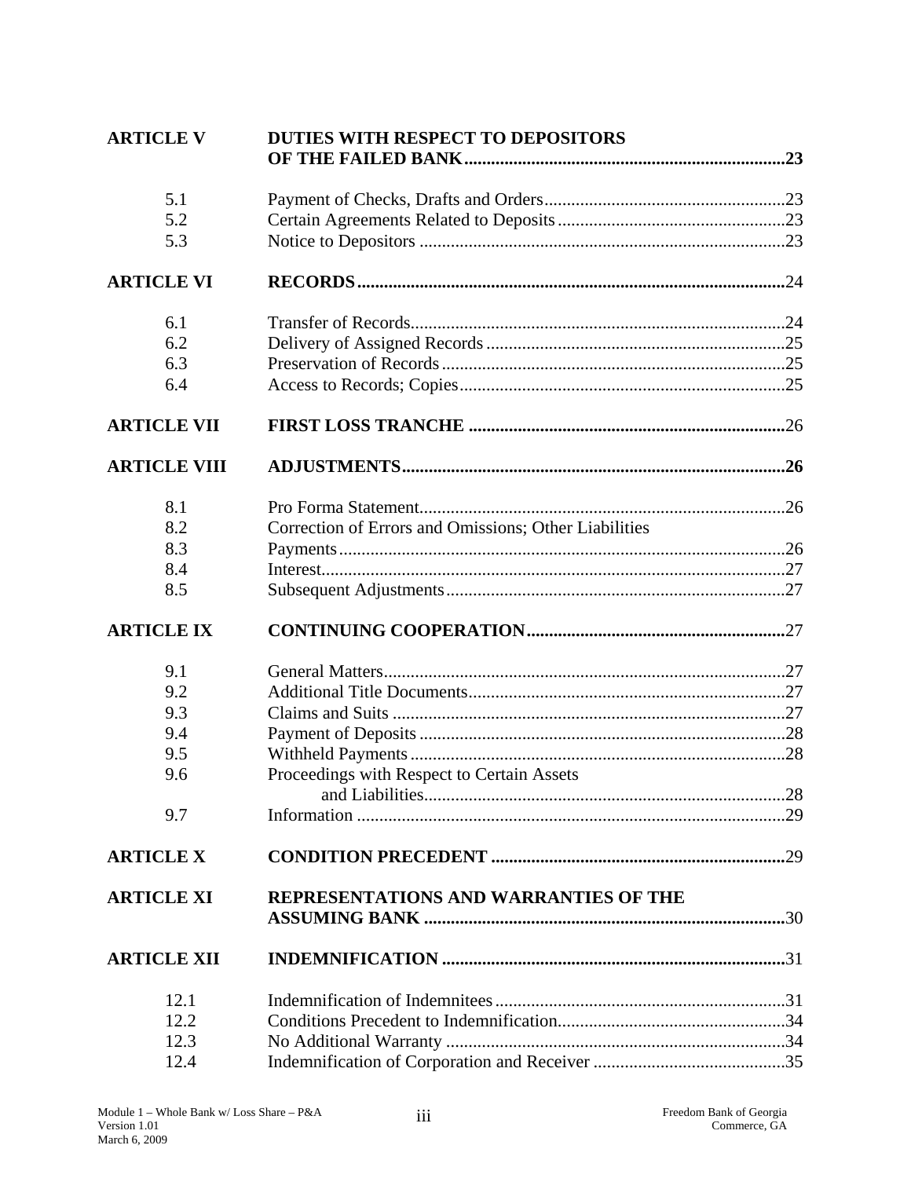| | | |
|---|---|---|
| **ARTICLE V** | **DUTIES WITH RESPECT TO DEPOSITORS OF THE FAILED BANK** | **23** |
| 5.1 | Payment of Checks, Drafts and Orders | 23 |
| 5.2 | Certain Agreements Related to Deposits | 23 |
| 5.3 | Notice to Depositors | 23 |
| **ARTICLE VI** | **RECORDS** | 24 |
| 6.1 | Transfer of Records | 24 |
| 6.2 | Delivery of Assigned Records | 25 |
| 6.3 | Preservation of Records | 25 |
| 6.4 | Access to Records; Copies | 25 |
| **ARTICLE VII** | **FIRST LOSS TRANCHE** | 26 |
| **ARTICLE VIII** | **ADJUSTMENTS** | **26** |
| 8.1 | Pro Forma Statement | 26 |
| 8.2 | Correction of Errors and Omissions; Other Liabilities | |
| 8.3 | Payments | 26 |
| 8.4 | Interest | 27 |
| 8.5 | Subsequent Adjustments | 27 |
| **ARTICLE IX** | **CONTINUING COOPERATION** | 27 |
| 9.1 | General Matters | 27 |
| 9.2 | Additional Title Documents | 27 |
| 9.3 | Claims and Suits | 27 |
| 9.4 | Payment of Deposits | 28 |
| 9.5 | Withheld Payments | 28 |
| 9.6 | Proceedings with Respect to Certain Assets and Liabilities | 28 |
| 9.7 | Information | 29 |
| **ARTICLE X** | **CONDITION PRECEDENT** | 29 |
| **ARTICLE XI** | **REPRESENTATIONS AND WARRANTIES OF THE ASSUMING BANK** | 30 |
| **ARTICLE XII** | **INDEMNIFICATION** | 31 |
| 12.1 | Indemnification of Indemnitees | 31 |
| 12.2 | Conditions Precedent to Indemnification | 34 |
| 12.3 | No Additional Warranty | 34 |
| 12.4 | Indemnification of Corporation and Receiver | 35 |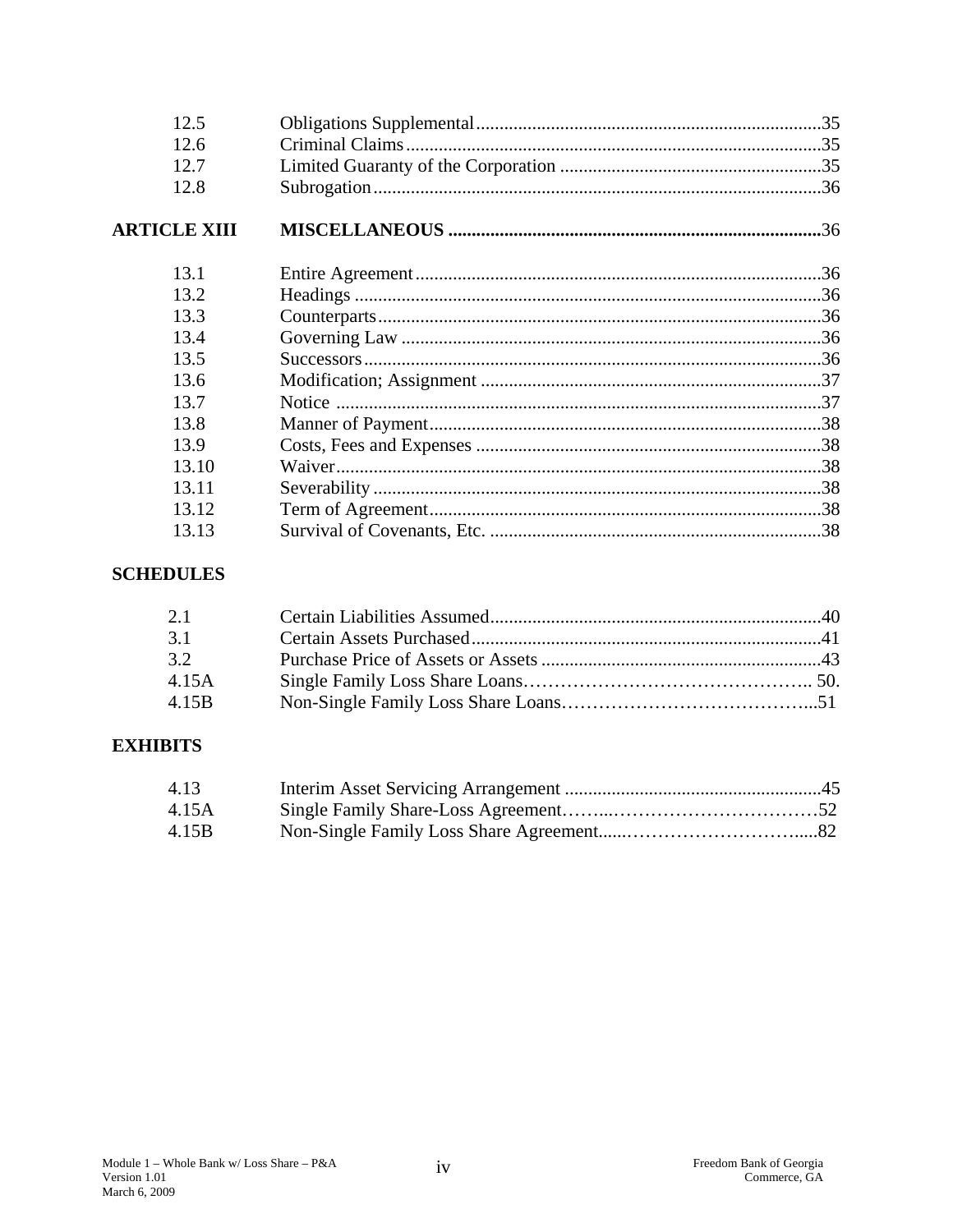| | | |
|---|---|---|
| 12.5 | Obligations Supplemental | 35 |
| 12.6 | Criminal Claims | 35 |
| 12.7 | Limited Guaranty of the Corporation | 35 |
| 12.8 | Subrogation | 36 |
| **ARTICLE XIII** | **MISCELLANEOUS** | 36 |
| 13.1 | Entire Agreement | 36 |
| 13.2 | Headings | 36 |
| 13.3 | Counterparts | 36 |
| 13.4 | Governing Law | 36 |
| 13.5 | Successors | 36 |
| 13.6 | Modification; Assignment | 37 |
| 13.7 | Notice | 37 |
| 13.8 | Manner of Payment | 38 |
| 13.9 | Costs, Fees and Expenses | 38 |
| 13.10 | Waiver | 38 |
| 13.11 | Severability | 38 |
| 13.12 | Term of Agreement | 38 |
| 13.13 | Survival of Covenants, Etc. | 38 |

**SCHEDULES**

| | | |
|---|---|---|
| 2.1 | Certain Liabilities Assumed | 40 |
| 3.1 | Certain Assets Purchased | 41 |
| 3.2 | Purchase Price of Assets or Assets | 43 |
| 4.15A | Single Family Loss Share Loans | 50. |
| 4.15B | Non-Single Family Loss Share Loans | 51 |

**EXHIBITS**

| | | |
|---|---|---|
| 4.13 | Interim Asset Servicing Arrangement | 45 |
| 4.15A | Single Family Share-Loss Agreement | 52 |
| 4.15B | Non-Single Family Loss Share Agreement | 82 |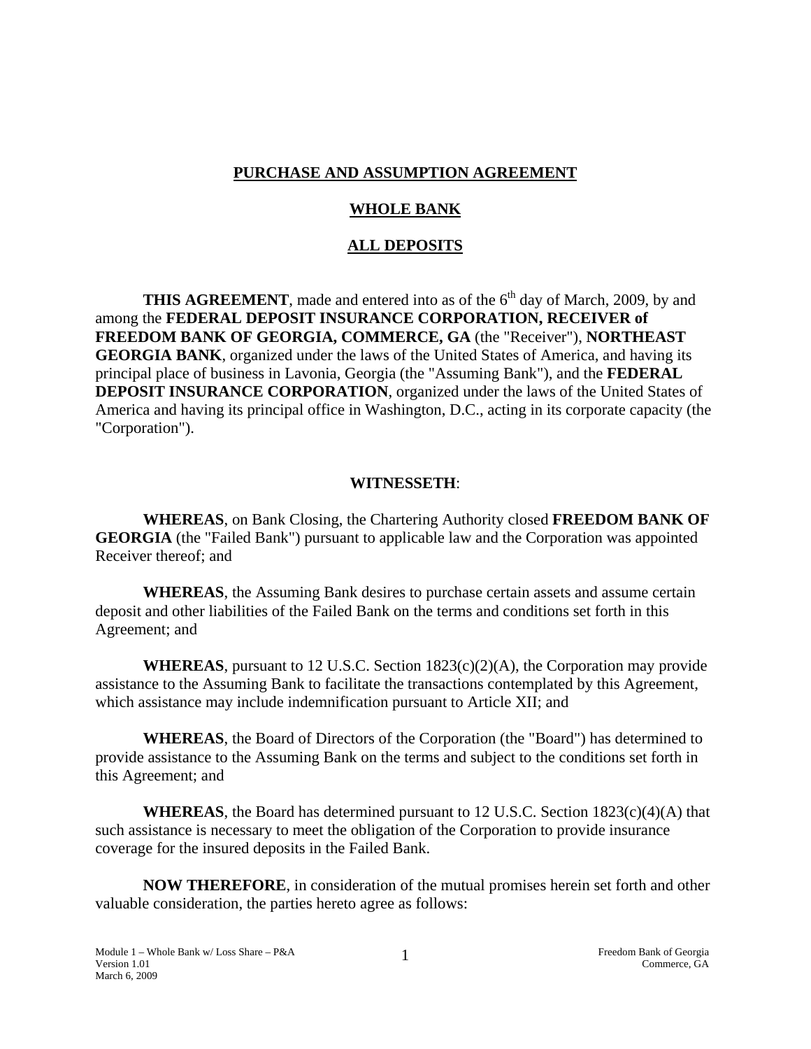**PURCHASE AND ASSUMPTION AGREEMENT**

**WHOLE BANK**

**ALL DEPOSITS**

**THIS AGREEMENT**, made and entered into as of the 6th day of March, 2009, by and among the **FEDERAL DEPOSIT INSURANCE CORPORATION, RECEIVER of FREEDOM BANK OF GEORGIA, COMMERCE, GA** (the "Receiver"), **NORTHEAST GEORGIA BANK**, organized under the laws of the United States of America, and having its principal place of business in Lavonia, Georgia (the "Assuming Bank"), and the **FEDERAL DEPOSIT INSURANCE CORPORATION**, organized under the laws of the United States of America and having its principal office in Washington, D.C., acting in its corporate capacity (the "Corporation").

**WITNESSETH**:

**WHEREAS**, on Bank Closing, the Chartering Authority closed **FREEDOM BANK OF GEORGIA** (the "Failed Bank") pursuant to applicable law and the Corporation was appointed Receiver thereof; and

**WHEREAS**, the Assuming Bank desires to purchase certain assets and assume certain deposit and other liabilities of the Failed Bank on the terms and conditions set forth in this Agreement; and

**WHEREAS**, pursuant to 12 U.S.C. Section 1823(c)(2)(A), the Corporation may provide assistance to the Assuming Bank to facilitate the transactions contemplated by this Agreement, which assistance may include indemnification pursuant to Article XII; and

**WHEREAS**, the Board of Directors of the Corporation (the "Board") has determined to provide assistance to the Assuming Bank on the terms and subject to the conditions set forth in this Agreement; and

**WHEREAS**, the Board has determined pursuant to 12 U.S.C. Section 1823(c)(4)(A) that such assistance is necessary to meet the obligation of the Corporation to provide insurance coverage for the insured deposits in the Failed Bank.

**NOW THEREFORE**, in consideration of the mutual promises herein set forth and other valuable consideration, the parties hereto agree as follows: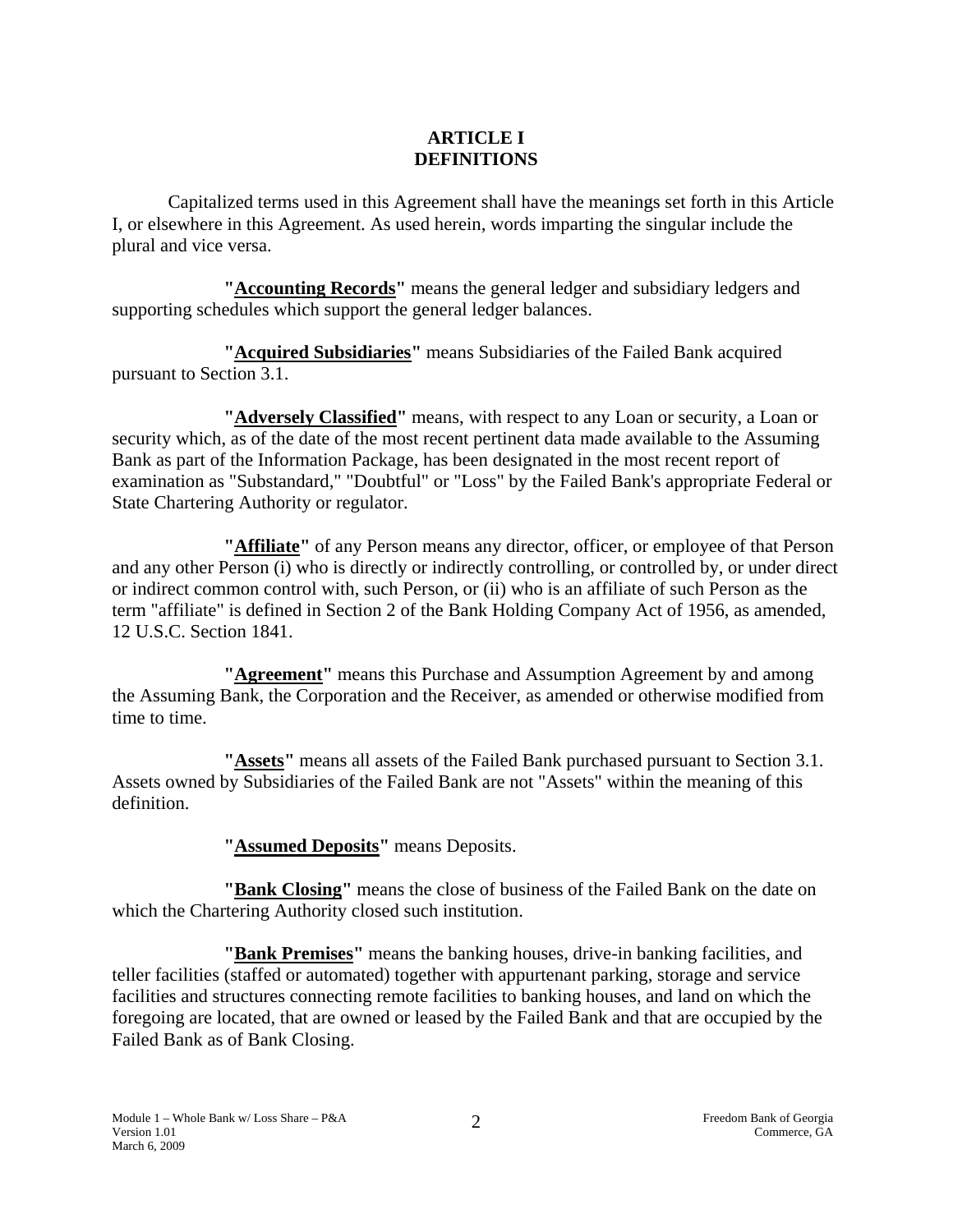# ARTICLE I
# DEFINITIONS

Capitalized terms used in this Agreement shall have the meanings set forth in this Article I, or elsewhere in this Agreement. As used herein, words imparting the singular include the plural and vice versa.

**"Accounting Records"** means the general ledger and subsidiary ledgers and supporting schedules which support the general ledger balances.

**"Acquired Subsidiaries"** means Subsidiaries of the Failed Bank acquired pursuant to Section 3.1.

**"Adversely Classified"** means, with respect to any Loan or security, a Loan or security which, as of the date of the most recent pertinent data made available to the Assuming Bank as part of the Information Package, has been designated in the most recent report of examination as "Substandard," "Doubtful" or "Loss" by the Failed Bank's appropriate Federal or State Chartering Authority or regulator.

**"Affiliate"** of any Person means any director, officer, or employee of that Person and any other Person (i) who is directly or indirectly controlling, or controlled by, or under direct or indirect common control with, such Person, or (ii) who is an affiliate of such Person as the term "affiliate" is defined in Section 2 of the Bank Holding Company Act of 1956, as amended, 12 U.S.C. Section 1841.

**"Agreement"** means this Purchase and Assumption Agreement by and among the Assuming Bank, the Corporation and the Receiver, as amended or otherwise modified from time to time.

**"Assets"** means all assets of the Failed Bank purchased pursuant to Section 3.1. Assets owned by Subsidiaries of the Failed Bank are not "Assets" within the meaning of this definition.

**"Assumed Deposits"** means Deposits.

**"Bank Closing"** means the close of business of the Failed Bank on the date on which the Chartering Authority closed such institution.

**"Bank Premises"** means the banking houses, drive-in banking facilities, and teller facilities (staffed or automated) together with appurtenant parking, storage and service facilities and structures connecting remote facilities to banking houses, and land on which the foregoing are located, that are owned or leased by the Failed Bank and that are occupied by the Failed Bank as of Bank Closing.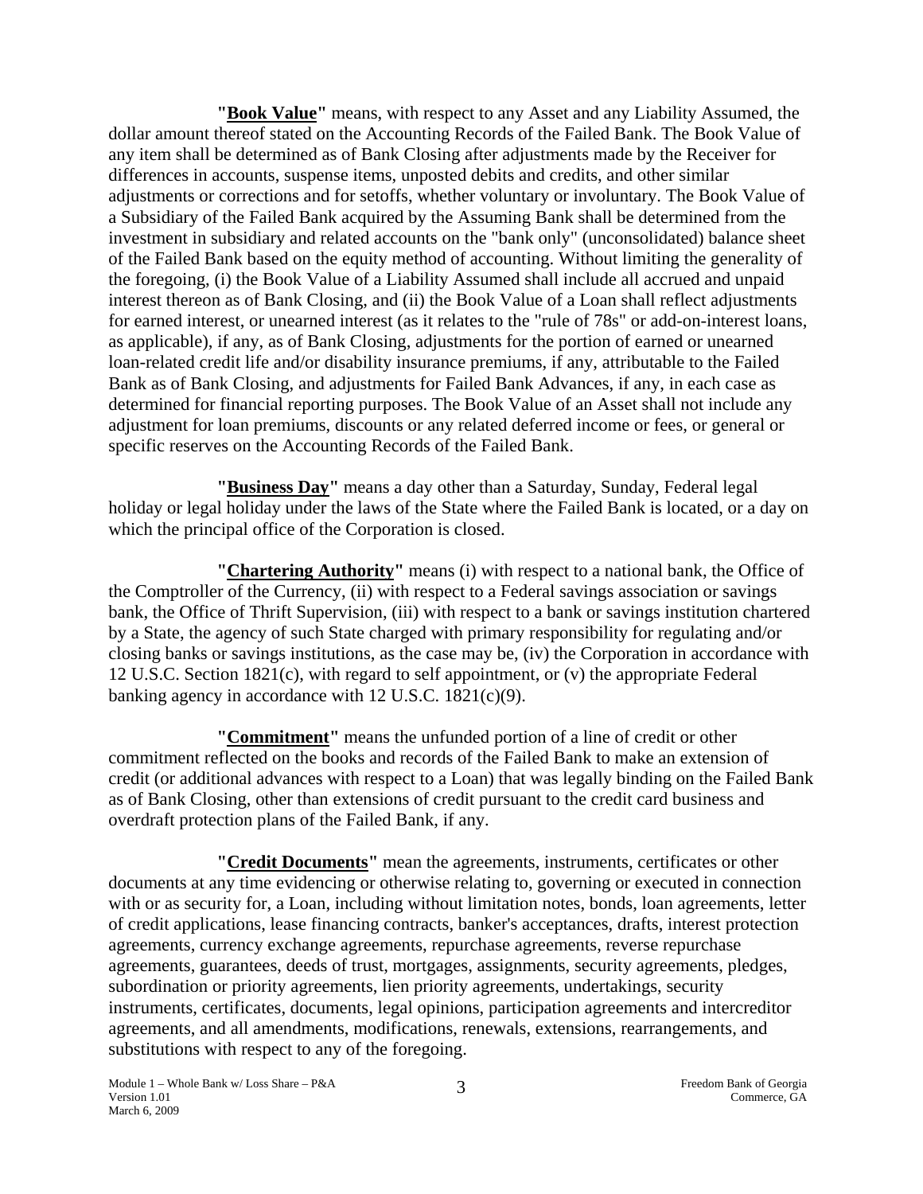**"Book Value"** means, with respect to any Asset and any Liability Assumed, the dollar amount thereof stated on the Accounting Records of the Failed Bank. The Book Value of any item shall be determined as of Bank Closing after adjustments made by the Receiver for differences in accounts, suspense items, unposted debits and credits, and other similar adjustments or corrections and for setoffs, whether voluntary or involuntary. The Book Value of a Subsidiary of the Failed Bank acquired by the Assuming Bank shall be determined from the investment in subsidiary and related accounts on the "bank only" (unconsolidated) balance sheet of the Failed Bank based on the equity method of accounting. Without limiting the generality of the foregoing, (i) the Book Value of a Liability Assumed shall include all accrued and unpaid interest thereon as of Bank Closing, and (ii) the Book Value of a Loan shall reflect adjustments for earned interest, or unearned interest (as it relates to the "rule of 78s" or add-on-interest loans, as applicable), if any, as of Bank Closing, adjustments for the portion of earned or unearned loan-related credit life and/or disability insurance premiums, if any, attributable to the Failed Bank as of Bank Closing, and adjustments for Failed Bank Advances, if any, in each case as determined for financial reporting purposes. The Book Value of an Asset shall not include any adjustment for loan premiums, discounts or any related deferred income or fees, or general or specific reserves on the Accounting Records of the Failed Bank.

**"Business Day"** means a day other than a Saturday, Sunday, Federal legal holiday or legal holiday under the laws of the State where the Failed Bank is located, or a day on which the principal office of the Corporation is closed.

**"Chartering Authority"** means (i) with respect to a national bank, the Office of the Comptroller of the Currency, (ii) with respect to a Federal savings association or savings bank, the Office of Thrift Supervision, (iii) with respect to a bank or savings institution chartered by a State, the agency of such State charged with primary responsibility for regulating and/or closing banks or savings institutions, as the case may be, (iv) the Corporation in accordance with 12 U.S.C. Section 1821(c), with regard to self appointment, or (v) the appropriate Federal banking agency in accordance with 12 U.S.C. 1821(c)(9).

**"Commitment"** means the unfunded portion of a line of credit or other commitment reflected on the books and records of the Failed Bank to make an extension of credit (or additional advances with respect to a Loan) that was legally binding on the Failed Bank as of Bank Closing, other than extensions of credit pursuant to the credit card business and overdraft protection plans of the Failed Bank, if any.

**"Credit Documents"** mean the agreements, instruments, certificates or other documents at any time evidencing or otherwise relating to, governing or executed in connection with or as security for, a Loan, including without limitation notes, bonds, loan agreements, letter of credit applications, lease financing contracts, banker's acceptances, drafts, interest protection agreements, currency exchange agreements, repurchase agreements, reverse repurchase agreements, guarantees, deeds of trust, mortgages, assignments, security agreements, pledges, subordination or priority agreements, lien priority agreements, undertakings, security instruments, certificates, documents, legal opinions, participation agreements and intercreditor agreements, and all amendments, modifications, renewals, extensions, rearrangements, and substitutions with respect to any of the foregoing.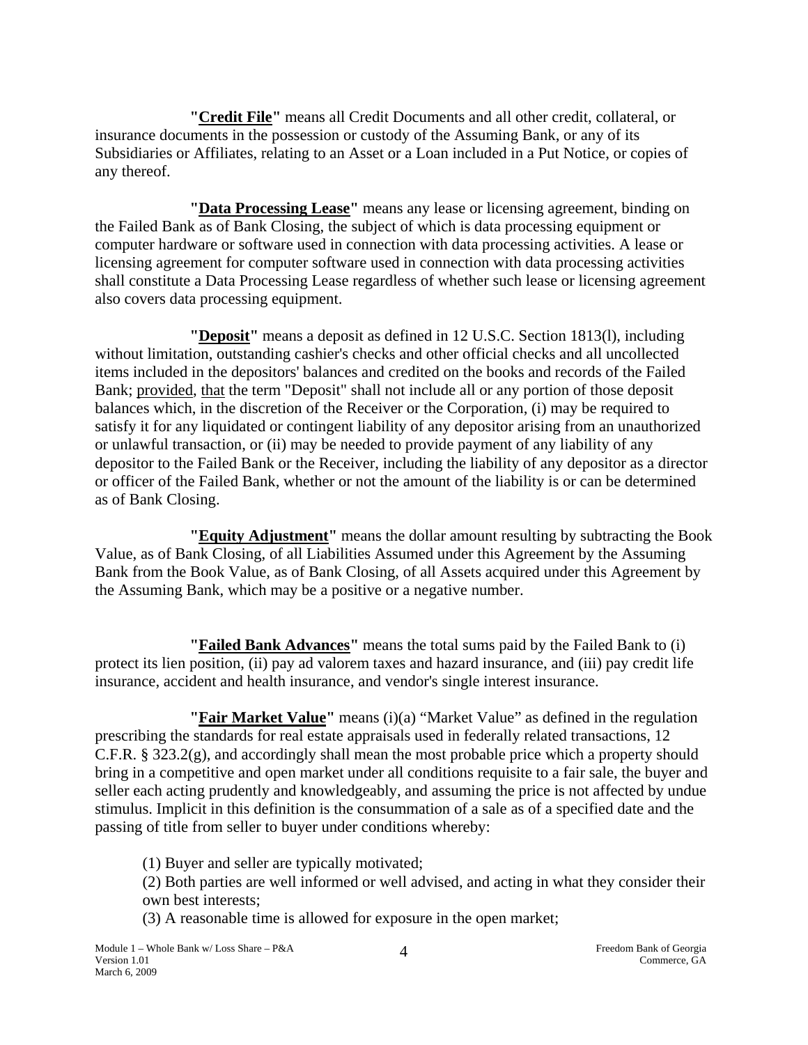**"Credit File"** means all Credit Documents and all other credit, collateral, or insurance documents in the possession or custody of the Assuming Bank, or any of its Subsidiaries or Affiliates, relating to an Asset or a Loan included in a Put Notice, or copies of any thereof.

**"Data Processing Lease"** means any lease or licensing agreement, binding on the Failed Bank as of Bank Closing, the subject of which is data processing equipment or computer hardware or software used in connection with data processing activities. A lease or licensing agreement for computer software used in connection with data processing activities shall constitute a Data Processing Lease regardless of whether such lease or licensing agreement also covers data processing equipment.

**"Deposit"** means a deposit as defined in 12 U.S.C. Section 1813(l), including without limitation, outstanding cashier's checks and other official checks and all uncollected items included in the depositors' balances and credited on the books and records of the Failed Bank; provided, that the term "Deposit" shall not include all or any portion of those deposit balances which, in the discretion of the Receiver or the Corporation, (i) may be required to satisfy it for any liquidated or contingent liability of any depositor arising from an unauthorized or unlawful transaction, or (ii) may be needed to provide payment of any liability of any depositor to the Failed Bank or the Receiver, including the liability of any depositor as a director or officer of the Failed Bank, whether or not the amount of the liability is or can be determined as of Bank Closing.

**"Equity Adjustment"** means the dollar amount resulting by subtracting the Book Value, as of Bank Closing, of all Liabilities Assumed under this Agreement by the Assuming Bank from the Book Value, as of Bank Closing, of all Assets acquired under this Agreement by the Assuming Bank, which may be a positive or a negative number.

**"Failed Bank Advances"** means the total sums paid by the Failed Bank to (i) protect its lien position, (ii) pay ad valorem taxes and hazard insurance, and (iii) pay credit life insurance, accident and health insurance, and vendor's single interest insurance.

**"Fair Market Value"** means (i)(a) "Market Value" as defined in the regulation prescribing the standards for real estate appraisals used in federally related transactions, 12 C.F.R. § 323.2(g), and accordingly shall mean the most probable price which a property should bring in a competitive and open market under all conditions requisite to a fair sale, the buyer and seller each acting prudently and knowledgeably, and assuming the price is not affected by undue stimulus. Implicit in this definition is the consummation of a sale as of a specified date and the passing of title from seller to buyer under conditions whereby:

(1) Buyer and seller are typically motivated;
(2) Both parties are well informed or well advised, and acting in what they consider their own best interests;
(3) A reasonable time is allowed for exposure in the open market;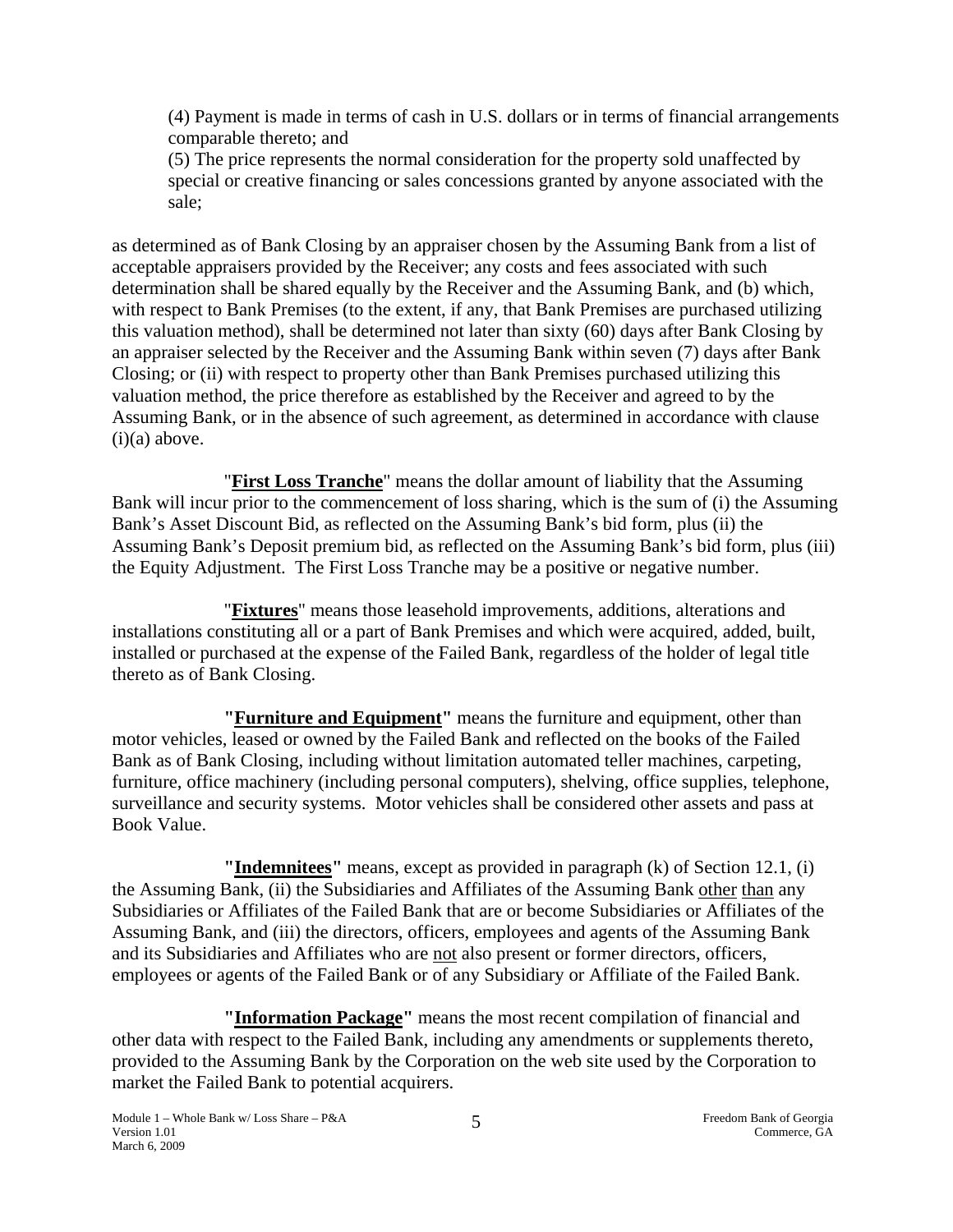(4) Payment is made in terms of cash in U.S. dollars or in terms of financial arrangements comparable thereto; and

(5) The price represents the normal consideration for the property sold unaffected by special or creative financing or sales concessions granted by anyone associated with the sale;

as determined as of Bank Closing by an appraiser chosen by the Assuming Bank from a list of acceptable appraisers provided by the Receiver; any costs and fees associated with such determination shall be shared equally by the Receiver and the Assuming Bank, and (b) which, with respect to Bank Premises (to the extent, if any, that Bank Premises are purchased utilizing this valuation method), shall be determined not later than sixty (60) days after Bank Closing by an appraiser selected by the Receiver and the Assuming Bank within seven (7) days after Bank Closing; or (ii) with respect to property other than Bank Premises purchased utilizing this valuation method, the price therefore as established by the Receiver and agreed to by the Assuming Bank, or in the absence of such agreement, as determined in accordance with clause (i)(a) above.

"**First Loss Tranche**" means the dollar amount of liability that the Assuming Bank will incur prior to the commencement of loss sharing, which is the sum of (i) the Assuming Bank's Asset Discount Bid, as reflected on the Assuming Bank's bid form, plus (ii) the Assuming Bank's Deposit premium bid, as reflected on the Assuming Bank's bid form, plus (iii) the Equity Adjustment. The First Loss Tranche may be a positive or negative number.

"**Fixtures**" means those leasehold improvements, additions, alterations and installations constituting all or a part of Bank Premises and which were acquired, added, built, installed or purchased at the expense of the Failed Bank, regardless of the holder of legal title thereto as of Bank Closing.

**"Furniture and Equipment"** means the furniture and equipment, other than motor vehicles, leased or owned by the Failed Bank and reflected on the books of the Failed Bank as of Bank Closing, including without limitation automated teller machines, carpeting, furniture, office machinery (including personal computers), shelving, office supplies, telephone, surveillance and security systems. Motor vehicles shall be considered other assets and pass at Book Value.

**"Indemnitees"** means, except as provided in paragraph (k) of Section 12.1, (i) the Assuming Bank, (ii) the Subsidiaries and Affiliates of the Assuming Bank other than any Subsidiaries or Affiliates of the Failed Bank that are or become Subsidiaries or Affiliates of the Assuming Bank, and (iii) the directors, officers, employees and agents of the Assuming Bank and its Subsidiaries and Affiliates who are not also present or former directors, officers, employees or agents of the Failed Bank or of any Subsidiary or Affiliate of the Failed Bank.

**"Information Package"** means the most recent compilation of financial and other data with respect to the Failed Bank, including any amendments or supplements thereto, provided to the Assuming Bank by the Corporation on the web site used by the Corporation to market the Failed Bank to potential acquirers.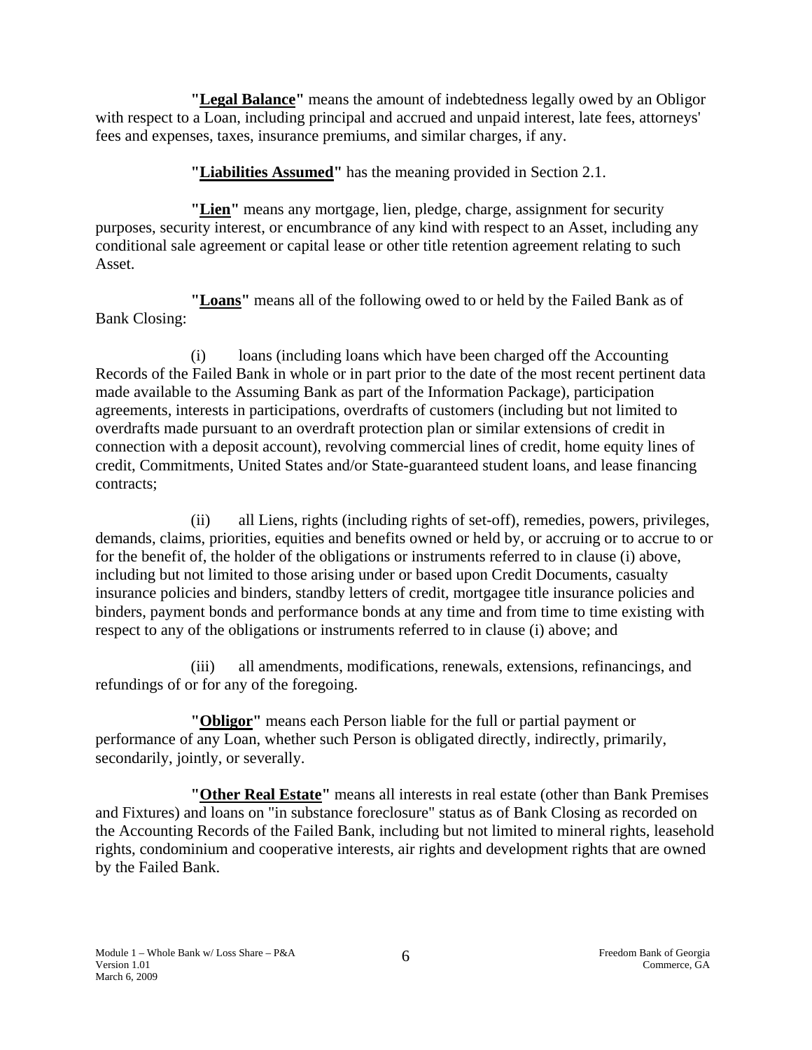**"Legal Balance"** means the amount of indebtedness legally owed by an Obligor with respect to a Loan, including principal and accrued and unpaid interest, late fees, attorneys' fees and expenses, taxes, insurance premiums, and similar charges, if any.

**"Liabilities Assumed"** has the meaning provided in Section 2.1.

**"Lien"** means any mortgage, lien, pledge, charge, assignment for security purposes, security interest, or encumbrance of any kind with respect to an Asset, including any conditional sale agreement or capital lease or other title retention agreement relating to such Asset.

**"Loans"** means all of the following owed to or held by the Failed Bank as of Bank Closing:

(i) loans (including loans which have been charged off the Accounting Records of the Failed Bank in whole or in part prior to the date of the most recent pertinent data made available to the Assuming Bank as part of the Information Package), participation agreements, interests in participations, overdrafts of customers (including but not limited to overdrafts made pursuant to an overdraft protection plan or similar extensions of credit in connection with a deposit account), revolving commercial lines of credit, home equity lines of credit, Commitments, United States and/or State-guaranteed student loans, and lease financing contracts;

(ii) all Liens, rights (including rights of set-off), remedies, powers, privileges, demands, claims, priorities, equities and benefits owned or held by, or accruing or to accrue to or for the benefit of, the holder of the obligations or instruments referred to in clause (i) above, including but not limited to those arising under or based upon Credit Documents, casualty insurance policies and binders, standby letters of credit, mortgagee title insurance policies and binders, payment bonds and performance bonds at any time and from time to time existing with respect to any of the obligations or instruments referred to in clause (i) above; and

(iii) all amendments, modifications, renewals, extensions, refinancings, and refundings of or for any of the foregoing.

**"Obligor"** means each Person liable for the full or partial payment or performance of any Loan, whether such Person is obligated directly, indirectly, primarily, secondarily, jointly, or severally.

**"Other Real Estate"** means all interests in real estate (other than Bank Premises and Fixtures) and loans on "in substance foreclosure" status as of Bank Closing as recorded on the Accounting Records of the Failed Bank, including but not limited to mineral rights, leasehold rights, condominium and cooperative interests, air rights and development rights that are owned by the Failed Bank.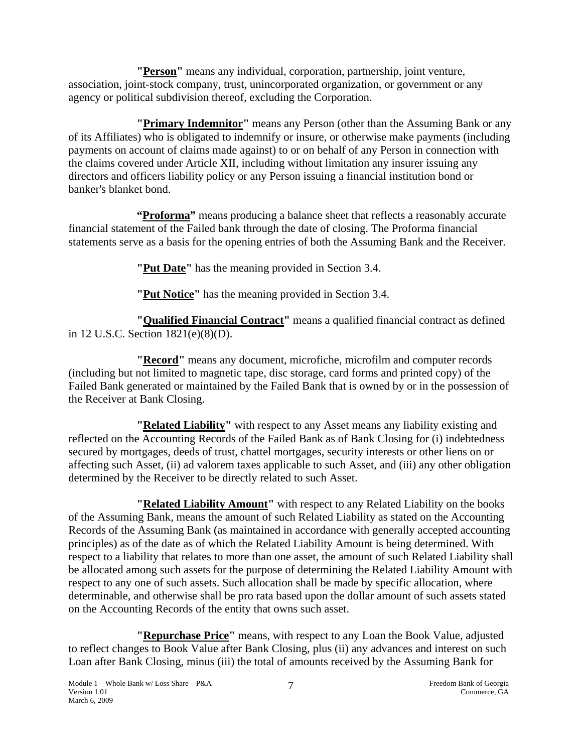**"Person"** means any individual, corporation, partnership, joint venture, association, joint-stock company, trust, unincorporated organization, or government or any agency or political subdivision thereof, excluding the Corporation.

**"Primary Indemnitor"** means any Person (other than the Assuming Bank or any of its Affiliates) who is obligated to indemnify or insure, or otherwise make payments (including payments on account of claims made against) to or on behalf of any Person in connection with the claims covered under Article XII, including without limitation any insurer issuing any directors and officers liability policy or any Person issuing a financial institution bond or banker's blanket bond.

**"Proforma"** means producing a balance sheet that reflects a reasonably accurate financial statement of the Failed bank through the date of closing. The Proforma financial statements serve as a basis for the opening entries of both the Assuming Bank and the Receiver.

**"Put Date"** has the meaning provided in Section 3.4.

**"Put Notice"** has the meaning provided in Section 3.4.

**"Qualified Financial Contract"** means a qualified financial contract as defined in 12 U.S.C. Section 1821(e)(8)(D).

**"Record"** means any document, microfiche, microfilm and computer records (including but not limited to magnetic tape, disc storage, card forms and printed copy) of the Failed Bank generated or maintained by the Failed Bank that is owned by or in the possession of the Receiver at Bank Closing.

**"Related Liability"** with respect to any Asset means any liability existing and reflected on the Accounting Records of the Failed Bank as of Bank Closing for (i) indebtedness secured by mortgages, deeds of trust, chattel mortgages, security interests or other liens on or affecting such Asset, (ii) ad valorem taxes applicable to such Asset, and (iii) any other obligation determined by the Receiver to be directly related to such Asset.

**"Related Liability Amount"** with respect to any Related Liability on the books of the Assuming Bank, means the amount of such Related Liability as stated on the Accounting Records of the Assuming Bank (as maintained in accordance with generally accepted accounting principles) as of the date as of which the Related Liability Amount is being determined. With respect to a liability that relates to more than one asset, the amount of such Related Liability shall be allocated among such assets for the purpose of determining the Related Liability Amount with respect to any one of such assets. Such allocation shall be made by specific allocation, where determinable, and otherwise shall be pro rata based upon the dollar amount of such assets stated on the Accounting Records of the entity that owns such asset.

**"Repurchase Price"** means, with respect to any Loan the Book Value, adjusted to reflect changes to Book Value after Bank Closing, plus (ii) any advances and interest on such Loan after Bank Closing, minus (iii) the total of amounts received by the Assuming Bank for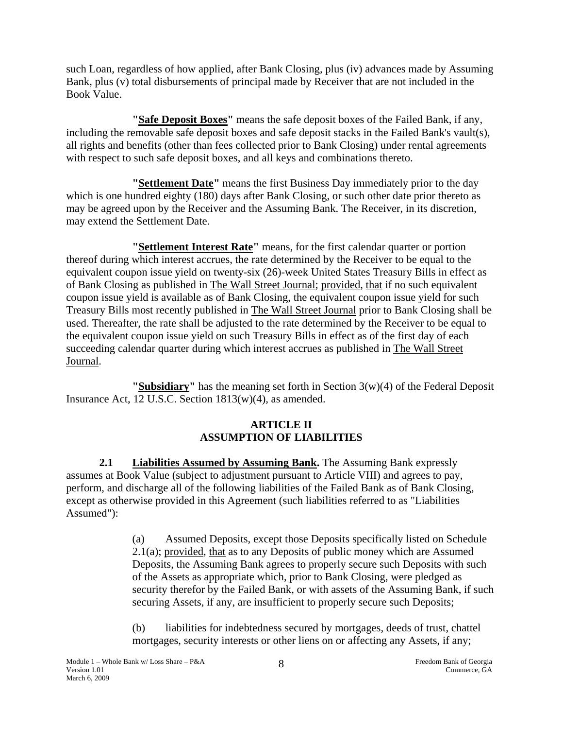such Loan, regardless of how applied, after Bank Closing, plus (iv) advances made by Assuming Bank, plus (v) total disbursements of principal made by Receiver that are not included in the Book Value.

**"Safe Deposit Boxes"** means the safe deposit boxes of the Failed Bank, if any, including the removable safe deposit boxes and safe deposit stacks in the Failed Bank's vault(s), all rights and benefits (other than fees collected prior to Bank Closing) under rental agreements with respect to such safe deposit boxes, and all keys and combinations thereto.

**"Settlement Date"** means the first Business Day immediately prior to the day which is one hundred eighty (180) days after Bank Closing, or such other date prior thereto as may be agreed upon by the Receiver and the Assuming Bank. The Receiver, in its discretion, may extend the Settlement Date.

**"Settlement Interest Rate"** means, for the first calendar quarter or portion thereof during which interest accrues, the rate determined by the Receiver to be equal to the equivalent coupon issue yield on twenty-six (26)-week United States Treasury Bills in effect as of Bank Closing as published in The Wall Street Journal; provided, that if no such equivalent coupon issue yield is available as of Bank Closing, the equivalent coupon issue yield for such Treasury Bills most recently published in The Wall Street Journal prior to Bank Closing shall be used. Thereafter, the rate shall be adjusted to the rate determined by the Receiver to be equal to the equivalent coupon issue yield on such Treasury Bills in effect as of the first day of each succeeding calendar quarter during which interest accrues as published in The Wall Street Journal.

**"Subsidiary"** has the meaning set forth in Section 3(w)(4) of the Federal Deposit Insurance Act, 12 U.S.C. Section 1813(w)(4), as amended.

## ARTICLE II
## ASSUMPTION OF LIABILITIES

**2.1 Liabilities Assumed by Assuming Bank.** The Assuming Bank expressly assumes at Book Value (subject to adjustment pursuant to Article VIII) and agrees to pay, perform, and discharge all of the following liabilities of the Failed Bank as of Bank Closing, except as otherwise provided in this Agreement (such liabilities referred to as "Liabilities Assumed"):

(a) Assumed Deposits, except those Deposits specifically listed on Schedule 2.1(a); provided, that as to any Deposits of public money which are Assumed Deposits, the Assuming Bank agrees to properly secure such Deposits with such of the Assets as appropriate which, prior to Bank Closing, were pledged as security therefor by the Failed Bank, or with assets of the Assuming Bank, if such securing Assets, if any, are insufficient to properly secure such Deposits;

(b) liabilities for indebtedness secured by mortgages, deeds of trust, chattel mortgages, security interests or other liens on or affecting any Assets, if any;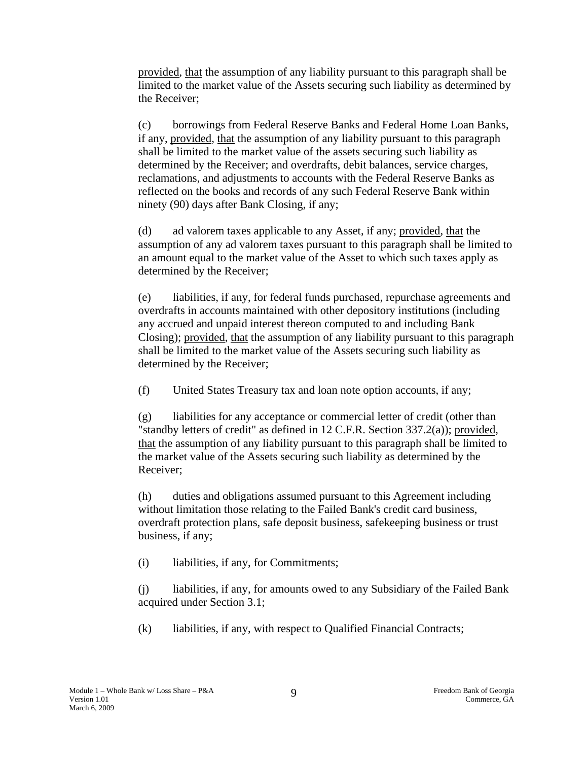provided, that the assumption of any liability pursuant to this paragraph shall be limited to the market value of the Assets securing such liability as determined by the Receiver;

(c) borrowings from Federal Reserve Banks and Federal Home Loan Banks, if any, provided, that the assumption of any liability pursuant to this paragraph shall be limited to the market value of the assets securing such liability as determined by the Receiver; and overdrafts, debit balances, service charges, reclamations, and adjustments to accounts with the Federal Reserve Banks as reflected on the books and records of any such Federal Reserve Bank within ninety (90) days after Bank Closing, if any;

(d) ad valorem taxes applicable to any Asset, if any; provided, that the assumption of any ad valorem taxes pursuant to this paragraph shall be limited to an amount equal to the market value of the Asset to which such taxes apply as determined by the Receiver;

(e) liabilities, if any, for federal funds purchased, repurchase agreements and overdrafts in accounts maintained with other depository institutions (including any accrued and unpaid interest thereon computed to and including Bank Closing); provided, that the assumption of any liability pursuant to this paragraph shall be limited to the market value of the Assets securing such liability as determined by the Receiver;

(f) United States Treasury tax and loan note option accounts, if any;

(g) liabilities for any acceptance or commercial letter of credit (other than "standby letters of credit" as defined in 12 C.F.R. Section 337.2(a)); provided, that the assumption of any liability pursuant to this paragraph shall be limited to the market value of the Assets securing such liability as determined by the Receiver;

(h) duties and obligations assumed pursuant to this Agreement including without limitation those relating to the Failed Bank's credit card business, overdraft protection plans, safe deposit business, safekeeping business or trust business, if any;

(i) liabilities, if any, for Commitments;

(j) liabilities, if any, for amounts owed to any Subsidiary of the Failed Bank acquired under Section 3.1;

(k) liabilities, if any, with respect to Qualified Financial Contracts;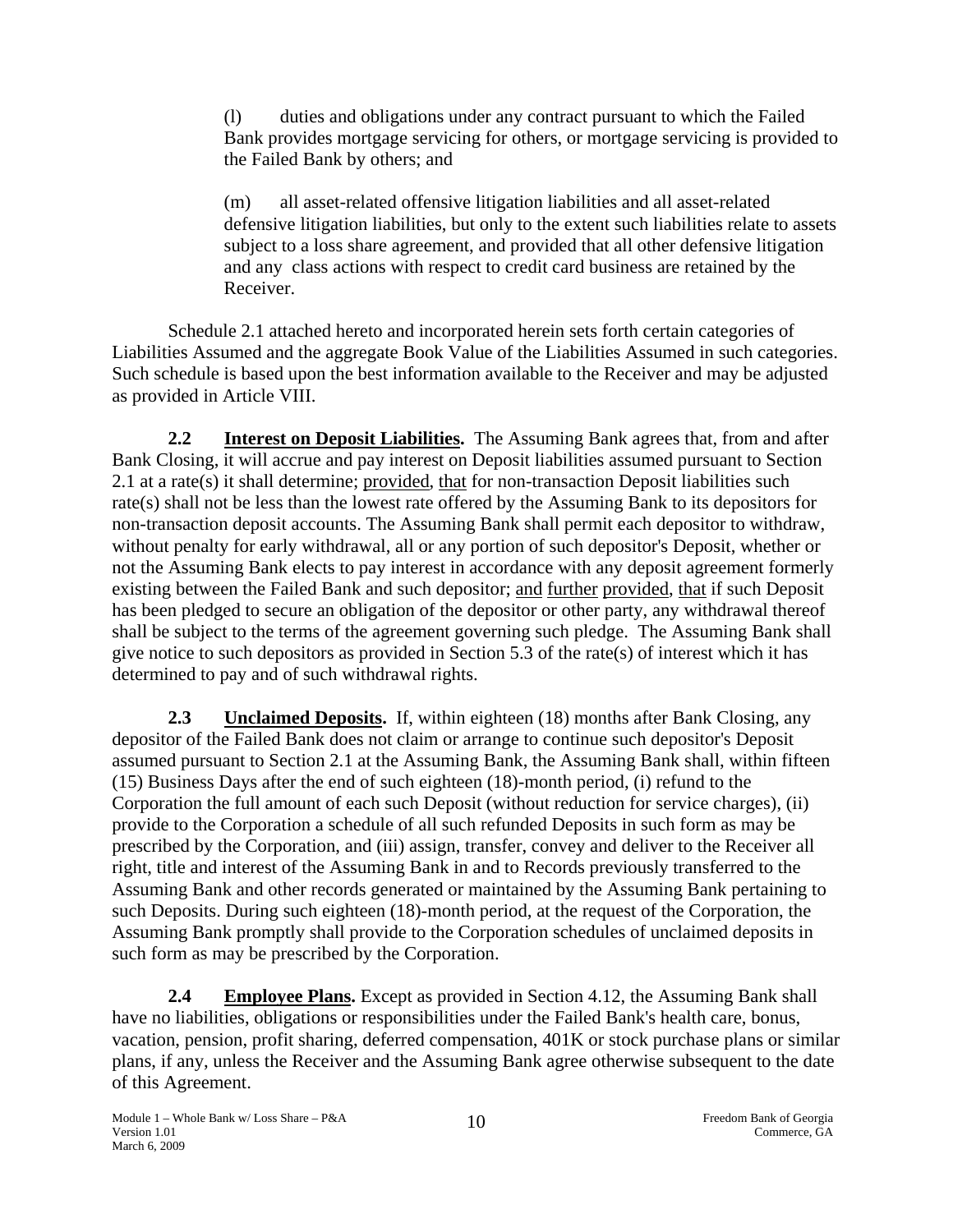(l) duties and obligations under any contract pursuant to which the Failed Bank provides mortgage servicing for others, or mortgage servicing is provided to the Failed Bank by others; and

(m) all asset-related offensive litigation liabilities and all asset-related defensive litigation liabilities, but only to the extent such liabilities relate to assets subject to a loss share agreement, and provided that all other defensive litigation and any class actions with respect to credit card business are retained by the Receiver.

Schedule 2.1 attached hereto and incorporated herein sets forth certain categories of Liabilities Assumed and the aggregate Book Value of the Liabilities Assumed in such categories. Such schedule is based upon the best information available to the Receiver and may be adjusted as provided in Article VIII.

**2.2 Interest on Deposit Liabilities.** The Assuming Bank agrees that, from and after Bank Closing, it will accrue and pay interest on Deposit liabilities assumed pursuant to Section 2.1 at a rate(s) it shall determine; provided, that for non-transaction Deposit liabilities such rate(s) shall not be less than the lowest rate offered by the Assuming Bank to its depositors for non-transaction deposit accounts. The Assuming Bank shall permit each depositor to withdraw, without penalty for early withdrawal, all or any portion of such depositor's Deposit, whether or not the Assuming Bank elects to pay interest in accordance with any deposit agreement formerly existing between the Failed Bank and such depositor; and further provided, that if such Deposit has been pledged to secure an obligation of the depositor or other party, any withdrawal thereof shall be subject to the terms of the agreement governing such pledge. The Assuming Bank shall give notice to such depositors as provided in Section 5.3 of the rate(s) of interest which it has determined to pay and of such withdrawal rights.

**2.3 Unclaimed Deposits.** If, within eighteen (18) months after Bank Closing, any depositor of the Failed Bank does not claim or arrange to continue such depositor's Deposit assumed pursuant to Section 2.1 at the Assuming Bank, the Assuming Bank shall, within fifteen (15) Business Days after the end of such eighteen (18)-month period, (i) refund to the Corporation the full amount of each such Deposit (without reduction for service charges), (ii) provide to the Corporation a schedule of all such refunded Deposits in such form as may be prescribed by the Corporation, and (iii) assign, transfer, convey and deliver to the Receiver all right, title and interest of the Assuming Bank in and to Records previously transferred to the Assuming Bank and other records generated or maintained by the Assuming Bank pertaining to such Deposits. During such eighteen (18)-month period, at the request of the Corporation, the Assuming Bank promptly shall provide to the Corporation schedules of unclaimed deposits in such form as may be prescribed by the Corporation.

**2.4 Employee Plans.** Except as provided in Section 4.12, the Assuming Bank shall have no liabilities, obligations or responsibilities under the Failed Bank's health care, bonus, vacation, pension, profit sharing, deferred compensation, 401K or stock purchase plans or similar plans, if any, unless the Receiver and the Assuming Bank agree otherwise subsequent to the date of this Agreement.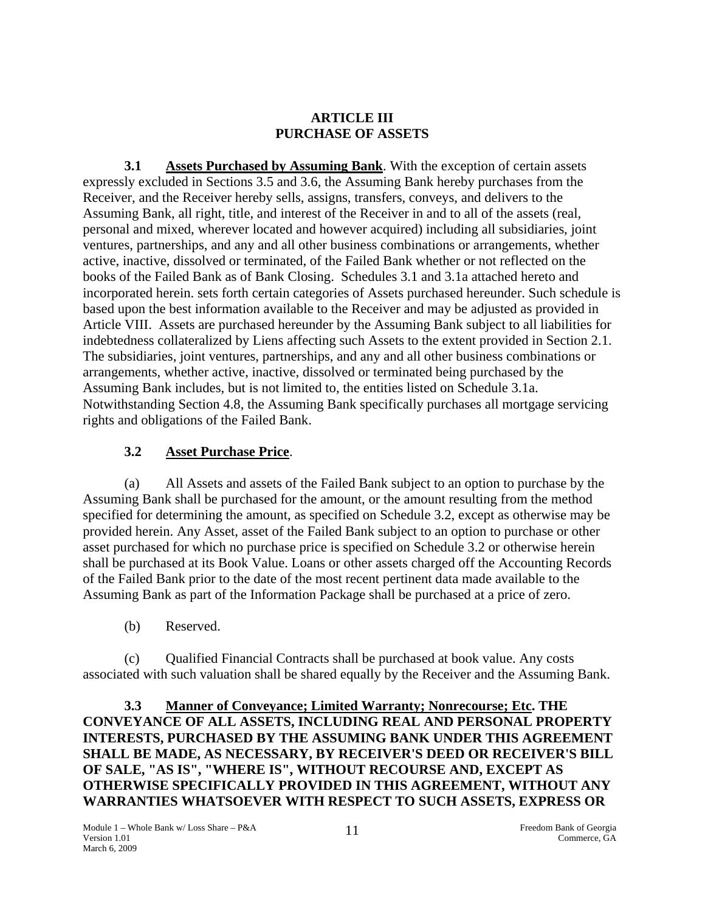# ARTICLE III
# PURCHASE OF ASSETS

**3.1 Assets Purchased by Assuming Bank**. With the exception of certain assets expressly excluded in Sections 3.5 and 3.6, the Assuming Bank hereby purchases from the Receiver, and the Receiver hereby sells, assigns, transfers, conveys, and delivers to the Assuming Bank, all right, title, and interest of the Receiver in and to all of the assets (real, personal and mixed, wherever located and however acquired) including all subsidiaries, joint ventures, partnerships, and any and all other business combinations or arrangements, whether active, inactive, dissolved or terminated, of the Failed Bank whether or not reflected on the books of the Failed Bank as of Bank Closing. Schedules 3.1 and 3.1a attached hereto and incorporated herein. sets forth certain categories of Assets purchased hereunder. Such schedule is based upon the best information available to the Receiver and may be adjusted as provided in Article VIII. Assets are purchased hereunder by the Assuming Bank subject to all liabilities for indebtedness collateralized by Liens affecting such Assets to the extent provided in Section 2.1. The subsidiaries, joint ventures, partnerships, and any and all other business combinations or arrangements, whether active, inactive, dissolved or terminated being purchased by the Assuming Bank includes, but is not limited to, the entities listed on Schedule 3.1a. Notwithstanding Section 4.8, the Assuming Bank specifically purchases all mortgage servicing rights and obligations of the Failed Bank.

**3.2 Asset Purchase Price**.

(a) All Assets and assets of the Failed Bank subject to an option to purchase by the Assuming Bank shall be purchased for the amount, or the amount resulting from the method specified for determining the amount, as specified on Schedule 3.2, except as otherwise may be provided herein. Any Asset, asset of the Failed Bank subject to an option to purchase or other asset purchased for which no purchase price is specified on Schedule 3.2 or otherwise herein shall be purchased at its Book Value. Loans or other assets charged off the Accounting Records of the Failed Bank prior to the date of the most recent pertinent data made available to the Assuming Bank as part of the Information Package shall be purchased at a price of zero.

(b) Reserved.

(c) Qualified Financial Contracts shall be purchased at book value. Any costs associated with such valuation shall be shared equally by the Receiver and the Assuming Bank.

**3.3 Manner of Conveyance; Limited Warranty; Nonrecourse; Etc. THE CONVEYANCE OF ALL ASSETS, INCLUDING REAL AND PERSONAL PROPERTY INTERESTS, PURCHASED BY THE ASSUMING BANK UNDER THIS AGREEMENT SHALL BE MADE, AS NECESSARY, BY RECEIVER'S DEED OR RECEIVER'S BILL OF SALE, "AS IS", "WHERE IS", WITHOUT RECOURSE AND, EXCEPT AS OTHERWISE SPECIFICALLY PROVIDED IN THIS AGREEMENT, WITHOUT ANY WARRANTIES WHATSOEVER WITH RESPECT TO SUCH ASSETS, EXPRESS OR**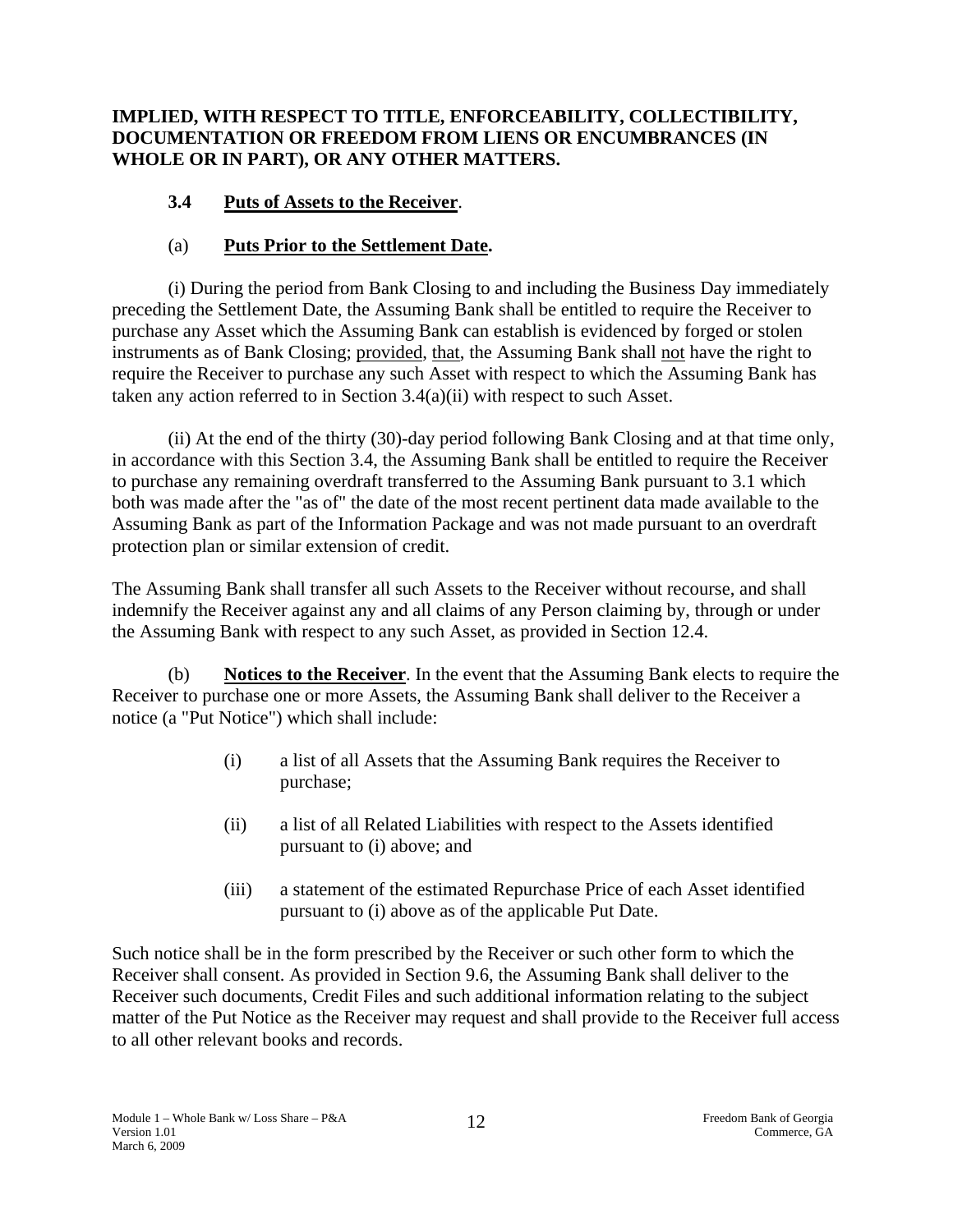**IMPLIED, WITH RESPECT TO TITLE, ENFORCEABILITY, COLLECTIBILITY, DOCUMENTATION OR FREEDOM FROM LIENS OR ENCUMBRANCES (IN WHOLE OR IN PART), OR ANY OTHER MATTERS.**

### 3.4 Puts of Assets to the Receiver.

(a) **Puts Prior to the Settlement Date.**

(i) During the period from Bank Closing to and including the Business Day immediately preceding the Settlement Date, the Assuming Bank shall be entitled to require the Receiver to purchase any Asset which the Assuming Bank can establish is evidenced by forged or stolen instruments as of Bank Closing; provided, that, the Assuming Bank shall not have the right to require the Receiver to purchase any such Asset with respect to which the Assuming Bank has taken any action referred to in Section 3.4(a)(ii) with respect to such Asset.

(ii) At the end of the thirty (30)-day period following Bank Closing and at that time only, in accordance with this Section 3.4, the Assuming Bank shall be entitled to require the Receiver to purchase any remaining overdraft transferred to the Assuming Bank pursuant to 3.1 which both was made after the "as of" the date of the most recent pertinent data made available to the Assuming Bank as part of the Information Package and was not made pursuant to an overdraft protection plan or similar extension of credit.

The Assuming Bank shall transfer all such Assets to the Receiver without recourse, and shall indemnify the Receiver against any and all claims of any Person claiming by, through or under the Assuming Bank with respect to any such Asset, as provided in Section 12.4.

(b) **Notices to the Receiver**. In the event that the Assuming Bank elects to require the Receiver to purchase one or more Assets, the Assuming Bank shall deliver to the Receiver a notice (a "Put Notice") which shall include:

(i) a list of all Assets that the Assuming Bank requires the Receiver to purchase;

(ii) a list of all Related Liabilities with respect to the Assets identified pursuant to (i) above; and

(iii) a statement of the estimated Repurchase Price of each Asset identified pursuant to (i) above as of the applicable Put Date.

Such notice shall be in the form prescribed by the Receiver or such other form to which the Receiver shall consent. As provided in Section 9.6, the Assuming Bank shall deliver to the Receiver such documents, Credit Files and such additional information relating to the subject matter of the Put Notice as the Receiver may request and shall provide to the Receiver full access to all other relevant books and records.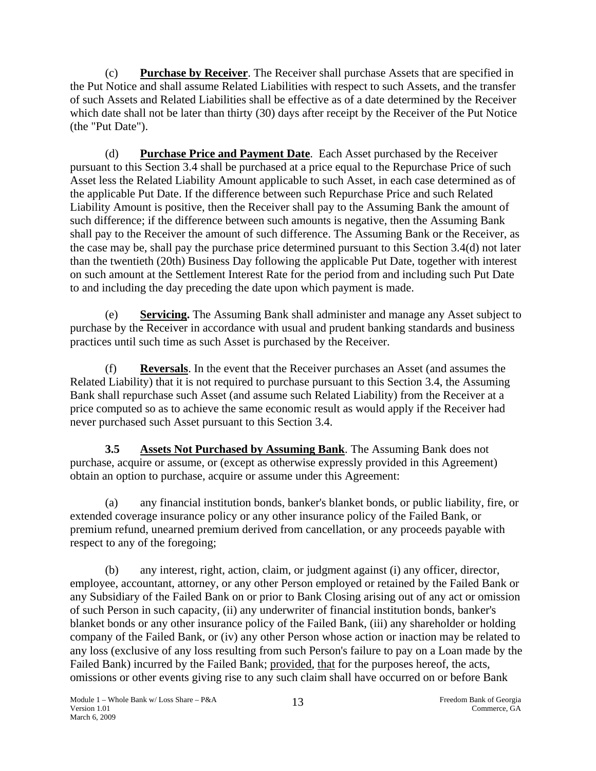(c) **Purchase by Receiver**. The Receiver shall purchase Assets that are specified in the Put Notice and shall assume Related Liabilities with respect to such Assets, and the transfer of such Assets and Related Liabilities shall be effective as of a date determined by the Receiver which date shall not be later than thirty (30) days after receipt by the Receiver of the Put Notice (the "Put Date").

(d) **Purchase Price and Payment Date**. Each Asset purchased by the Receiver pursuant to this Section 3.4 shall be purchased at a price equal to the Repurchase Price of such Asset less the Related Liability Amount applicable to such Asset, in each case determined as of the applicable Put Date. If the difference between such Repurchase Price and such Related Liability Amount is positive, then the Receiver shall pay to the Assuming Bank the amount of such difference; if the difference between such amounts is negative, then the Assuming Bank shall pay to the Receiver the amount of such difference. The Assuming Bank or the Receiver, as the case may be, shall pay the purchase price determined pursuant to this Section 3.4(d) not later than the twentieth (20th) Business Day following the applicable Put Date, together with interest on such amount at the Settlement Interest Rate for the period from and including such Put Date to and including the day preceding the date upon which payment is made.

(e) **Servicing.** The Assuming Bank shall administer and manage any Asset subject to purchase by the Receiver in accordance with usual and prudent banking standards and business practices until such time as such Asset is purchased by the Receiver.

(f) **Reversals**. In the event that the Receiver purchases an Asset (and assumes the Related Liability) that it is not required to purchase pursuant to this Section 3.4, the Assuming Bank shall repurchase such Asset (and assume such Related Liability) from the Receiver at a price computed so as to achieve the same economic result as would apply if the Receiver had never purchased such Asset pursuant to this Section 3.4.

**3.5 Assets Not Purchased by Assuming Bank**. The Assuming Bank does not purchase, acquire or assume, or (except as otherwise expressly provided in this Agreement) obtain an option to purchase, acquire or assume under this Agreement:

(a) any financial institution bonds, banker's blanket bonds, or public liability, fire, or extended coverage insurance policy or any other insurance policy of the Failed Bank, or premium refund, unearned premium derived from cancellation, or any proceeds payable with respect to any of the foregoing;

(b) any interest, right, action, claim, or judgment against (i) any officer, director, employee, accountant, attorney, or any other Person employed or retained by the Failed Bank or any Subsidiary of the Failed Bank on or prior to Bank Closing arising out of any act or omission of such Person in such capacity, (ii) any underwriter of financial institution bonds, banker's blanket bonds or any other insurance policy of the Failed Bank, (iii) any shareholder or holding company of the Failed Bank, or (iv) any other Person whose action or inaction may be related to any loss (exclusive of any loss resulting from such Person's failure to pay on a Loan made by the Failed Bank) incurred by the Failed Bank; provided, that for the purposes hereof, the acts, omissions or other events giving rise to any such claim shall have occurred on or before Bank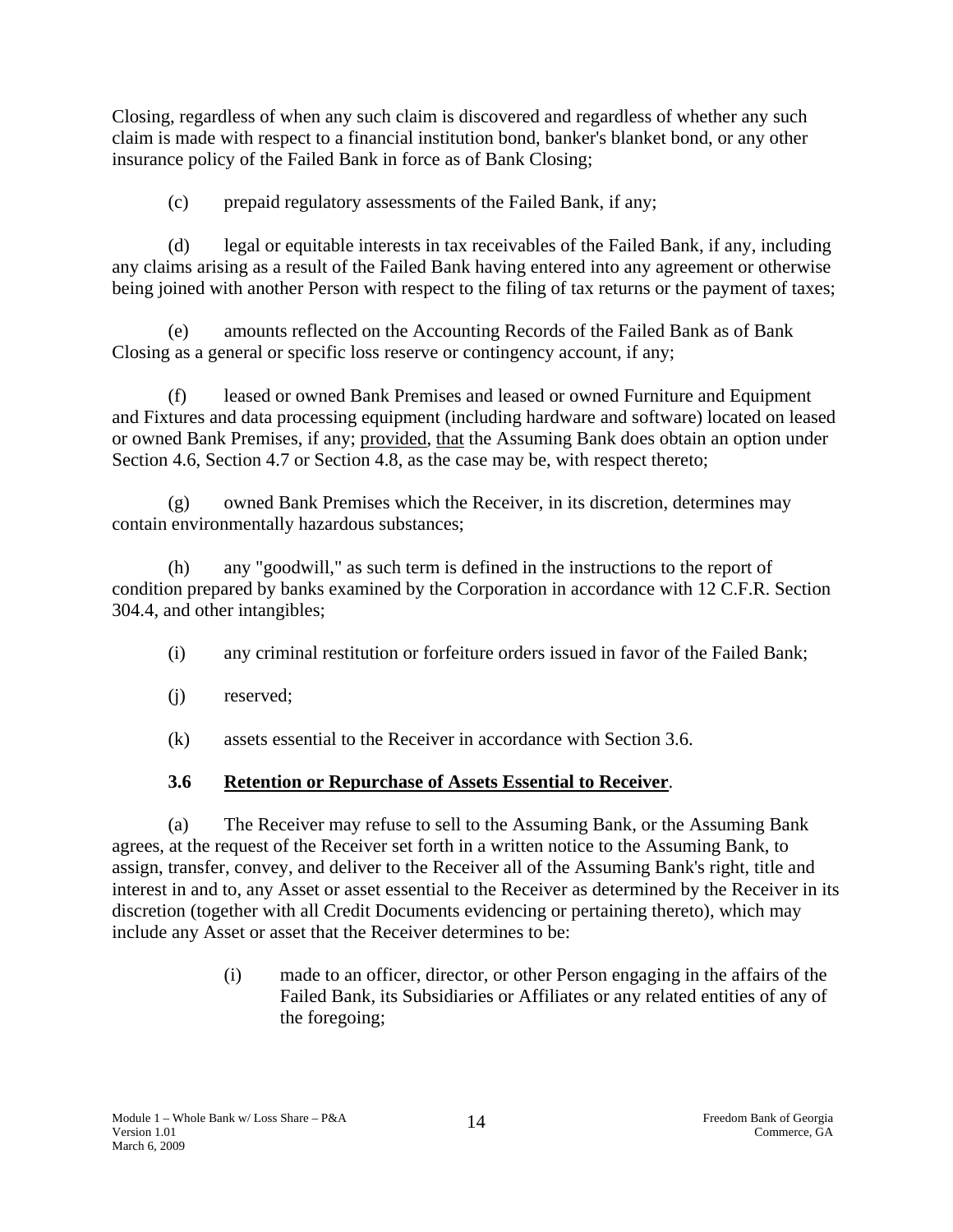Closing, regardless of when any such claim is discovered and regardless of whether any such claim is made with respect to a financial institution bond, banker's blanket bond, or any other insurance policy of the Failed Bank in force as of Bank Closing;

(c) prepaid regulatory assessments of the Failed Bank, if any;

(d) legal or equitable interests in tax receivables of the Failed Bank, if any, including any claims arising as a result of the Failed Bank having entered into any agreement or otherwise being joined with another Person with respect to the filing of tax returns or the payment of taxes;

(e) amounts reflected on the Accounting Records of the Failed Bank as of Bank Closing as a general or specific loss reserve or contingency account, if any;

(f) leased or owned Bank Premises and leased or owned Furniture and Equipment and Fixtures and data processing equipment (including hardware and software) located on leased or owned Bank Premises, if any; provided, that the Assuming Bank does obtain an option under Section 4.6, Section 4.7 or Section 4.8, as the case may be, with respect thereto;

(g) owned Bank Premises which the Receiver, in its discretion, determines may contain environmentally hazardous substances;

(h) any "goodwill," as such term is defined in the instructions to the report of condition prepared by banks examined by the Corporation in accordance with 12 C.F.R. Section 304.4, and other intangibles;

(i) any criminal restitution or forfeiture orders issued in favor of the Failed Bank;

(j) reserved;

(k) assets essential to the Receiver in accordance with Section 3.6.

### 3.6 Retention or Repurchase of Assets Essential to Receiver.

(a) The Receiver may refuse to sell to the Assuming Bank, or the Assuming Bank agrees, at the request of the Receiver set forth in a written notice to the Assuming Bank, to assign, transfer, convey, and deliver to the Receiver all of the Assuming Bank's right, title and interest in and to, any Asset or asset essential to the Receiver as determined by the Receiver in its discretion (together with all Credit Documents evidencing or pertaining thereto), which may include any Asset or asset that the Receiver determines to be:

> (i) made to an officer, director, or other Person engaging in the affairs of the Failed Bank, its Subsidiaries or Affiliates or any related entities of any of the foregoing;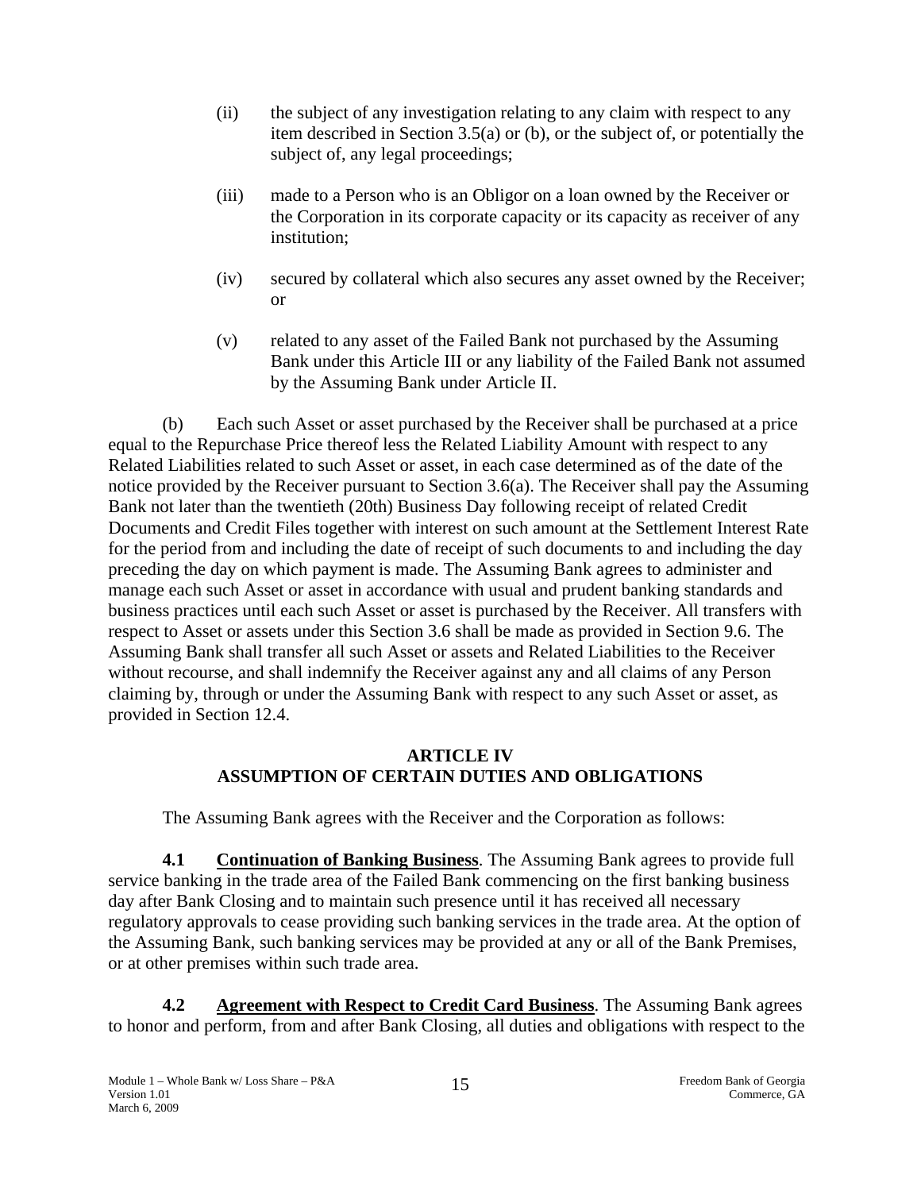(ii) the subject of any investigation relating to any claim with respect to any item described in Section 3.5(a) or (b), or the subject of, or potentially the subject of, any legal proceedings;

(iii) made to a Person who is an Obligor on a loan owned by the Receiver or the Corporation in its corporate capacity or its capacity as receiver of any institution;

(iv) secured by collateral which also secures any asset owned by the Receiver; or

(v) related to any asset of the Failed Bank not purchased by the Assuming Bank under this Article III or any liability of the Failed Bank not assumed by the Assuming Bank under Article II.

(b) Each such Asset or asset purchased by the Receiver shall be purchased at a price equal to the Repurchase Price thereof less the Related Liability Amount with respect to any Related Liabilities related to such Asset or asset, in each case determined as of the date of the notice provided by the Receiver pursuant to Section 3.6(a). The Receiver shall pay the Assuming Bank not later than the twentieth (20th) Business Day following receipt of related Credit Documents and Credit Files together with interest on such amount at the Settlement Interest Rate for the period from and including the date of receipt of such documents to and including the day preceding the day on which payment is made. The Assuming Bank agrees to administer and manage each such Asset or asset in accordance with usual and prudent banking standards and business practices until each such Asset or asset is purchased by the Receiver. All transfers with respect to Asset or assets under this Section 3.6 shall be made as provided in Section 9.6. The Assuming Bank shall transfer all such Asset or assets and Related Liabilities to the Receiver without recourse, and shall indemnify the Receiver against any and all claims of any Person claiming by, through or under the Assuming Bank with respect to any such Asset or asset, as provided in Section 12.4.

## ARTICLE IV
## ASSUMPTION OF CERTAIN DUTIES AND OBLIGATIONS

The Assuming Bank agrees with the Receiver and the Corporation as follows:

**4.1 Continuation of Banking Business**. The Assuming Bank agrees to provide full service banking in the trade area of the Failed Bank commencing on the first banking business day after Bank Closing and to maintain such presence until it has received all necessary regulatory approvals to cease providing such banking services in the trade area. At the option of the Assuming Bank, such banking services may be provided at any or all of the Bank Premises, or at other premises within such trade area.

**4.2 Agreement with Respect to Credit Card Business**. The Assuming Bank agrees to honor and perform, from and after Bank Closing, all duties and obligations with respect to the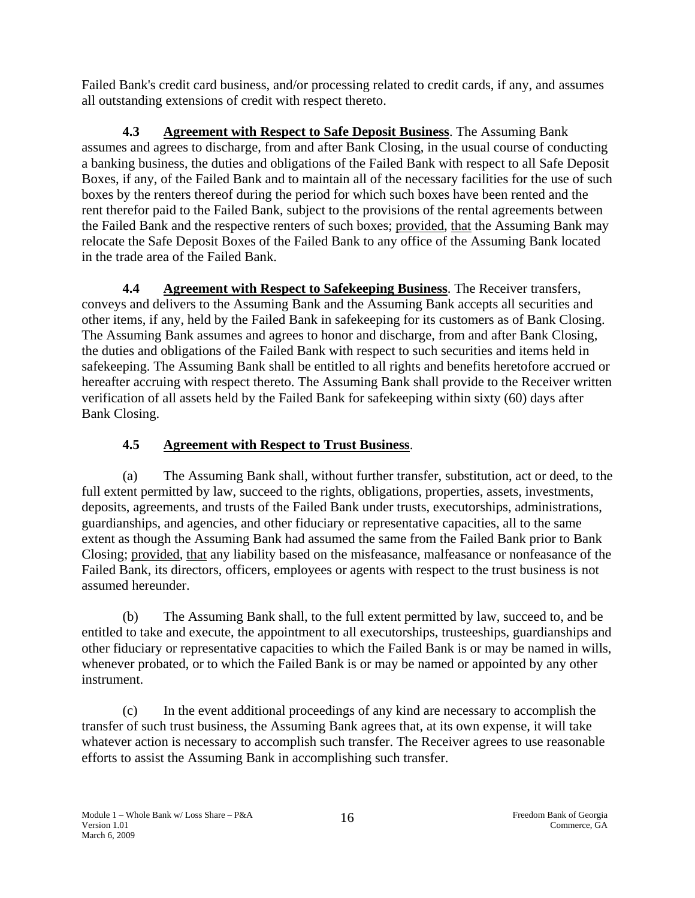Failed Bank's credit card business, and/or processing related to credit cards, if any, and assumes all outstanding extensions of credit with respect thereto.

**4.3 Agreement with Respect to Safe Deposit Business**. The Assuming Bank assumes and agrees to discharge, from and after Bank Closing, in the usual course of conducting a banking business, the duties and obligations of the Failed Bank with respect to all Safe Deposit Boxes, if any, of the Failed Bank and to maintain all of the necessary facilities for the use of such boxes by the renters thereof during the period for which such boxes have been rented and the rent therefor paid to the Failed Bank, subject to the provisions of the rental agreements between the Failed Bank and the respective renters of such boxes; provided, that the Assuming Bank may relocate the Safe Deposit Boxes of the Failed Bank to any office of the Assuming Bank located in the trade area of the Failed Bank.

**4.4 Agreement with Respect to Safekeeping Business**. The Receiver transfers, conveys and delivers to the Assuming Bank and the Assuming Bank accepts all securities and other items, if any, held by the Failed Bank in safekeeping for its customers as of Bank Closing. The Assuming Bank assumes and agrees to honor and discharge, from and after Bank Closing, the duties and obligations of the Failed Bank with respect to such securities and items held in safekeeping. The Assuming Bank shall be entitled to all rights and benefits heretofore accrued or hereafter accruing with respect thereto. The Assuming Bank shall provide to the Receiver written verification of all assets held by the Failed Bank for safekeeping within sixty (60) days after Bank Closing.

**4.5 Agreement with Respect to Trust Business**.

(a) The Assuming Bank shall, without further transfer, substitution, act or deed, to the full extent permitted by law, succeed to the rights, obligations, properties, assets, investments, deposits, agreements, and trusts of the Failed Bank under trusts, executorships, administrations, guardianships, and agencies, and other fiduciary or representative capacities, all to the same extent as though the Assuming Bank had assumed the same from the Failed Bank prior to Bank Closing; provided, that any liability based on the misfeasance, malfeasance or nonfeasance of the Failed Bank, its directors, officers, employees or agents with respect to the trust business is not assumed hereunder.

(b) The Assuming Bank shall, to the full extent permitted by law, succeed to, and be entitled to take and execute, the appointment to all executorships, trusteeships, guardianships and other fiduciary or representative capacities to which the Failed Bank is or may be named in wills, whenever probated, or to which the Failed Bank is or may be named or appointed by any other instrument.

(c) In the event additional proceedings of any kind are necessary to accomplish the transfer of such trust business, the Assuming Bank agrees that, at its own expense, it will take whatever action is necessary to accomplish such transfer. The Receiver agrees to use reasonable efforts to assist the Assuming Bank in accomplishing such transfer.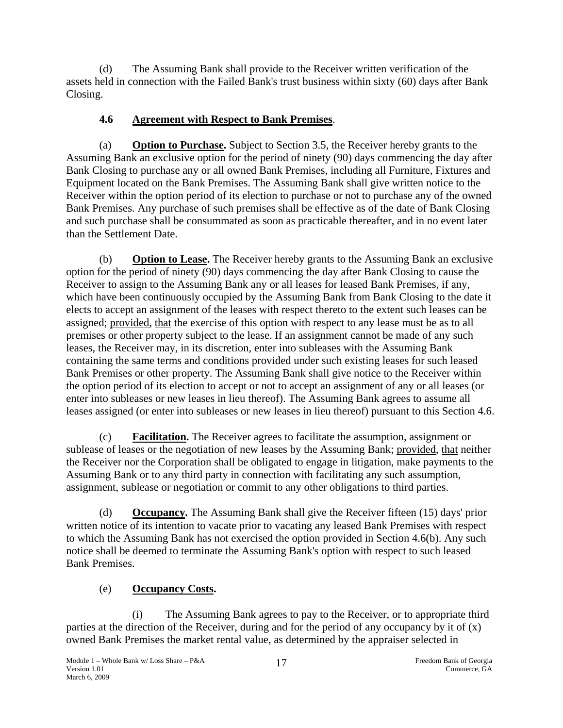(d) The Assuming Bank shall provide to the Receiver written verification of the assets held in connection with the Failed Bank's trust business within sixty (60) days after Bank Closing.

### 4.6 Agreement with Respect to Bank Premises.

(a) **Option to Purchase.** Subject to Section 3.5, the Receiver hereby grants to the Assuming Bank an exclusive option for the period of ninety (90) days commencing the day after Bank Closing to purchase any or all owned Bank Premises, including all Furniture, Fixtures and Equipment located on the Bank Premises. The Assuming Bank shall give written notice to the Receiver within the option period of its election to purchase or not to purchase any of the owned Bank Premises. Any purchase of such premises shall be effective as of the date of Bank Closing and such purchase shall be consummated as soon as practicable thereafter, and in no event later than the Settlement Date.

(b) **Option to Lease.** The Receiver hereby grants to the Assuming Bank an exclusive option for the period of ninety (90) days commencing the day after Bank Closing to cause the Receiver to assign to the Assuming Bank any or all leases for leased Bank Premises, if any, which have been continuously occupied by the Assuming Bank from Bank Closing to the date it elects to accept an assignment of the leases with respect thereto to the extent such leases can be assigned; provided, that the exercise of this option with respect to any lease must be as to all premises or other property subject to the lease. If an assignment cannot be made of any such leases, the Receiver may, in its discretion, enter into subleases with the Assuming Bank containing the same terms and conditions provided under such existing leases for such leased Bank Premises or other property. The Assuming Bank shall give notice to the Receiver within the option period of its election to accept or not to accept an assignment of any or all leases (or enter into subleases or new leases in lieu thereof). The Assuming Bank agrees to assume all leases assigned (or enter into subleases or new leases in lieu thereof) pursuant to this Section 4.6.

(c) **Facilitation.** The Receiver agrees to facilitate the assumption, assignment or sublease of leases or the negotiation of new leases by the Assuming Bank; provided, that neither the Receiver nor the Corporation shall be obligated to engage in litigation, make payments to the Assuming Bank or to any third party in connection with facilitating any such assumption, assignment, sublease or negotiation or commit to any other obligations to third parties.

(d) **Occupancy.** The Assuming Bank shall give the Receiver fifteen (15) days' prior written notice of its intention to vacate prior to vacating any leased Bank Premises with respect to which the Assuming Bank has not exercised the option provided in Section 4.6(b). Any such notice shall be deemed to terminate the Assuming Bank's option with respect to such leased Bank Premises.

(e) **Occupancy Costs.**

(i) The Assuming Bank agrees to pay to the Receiver, or to appropriate third parties at the direction of the Receiver, during and for the period of any occupancy by it of (x) owned Bank Premises the market rental value, as determined by the appraiser selected in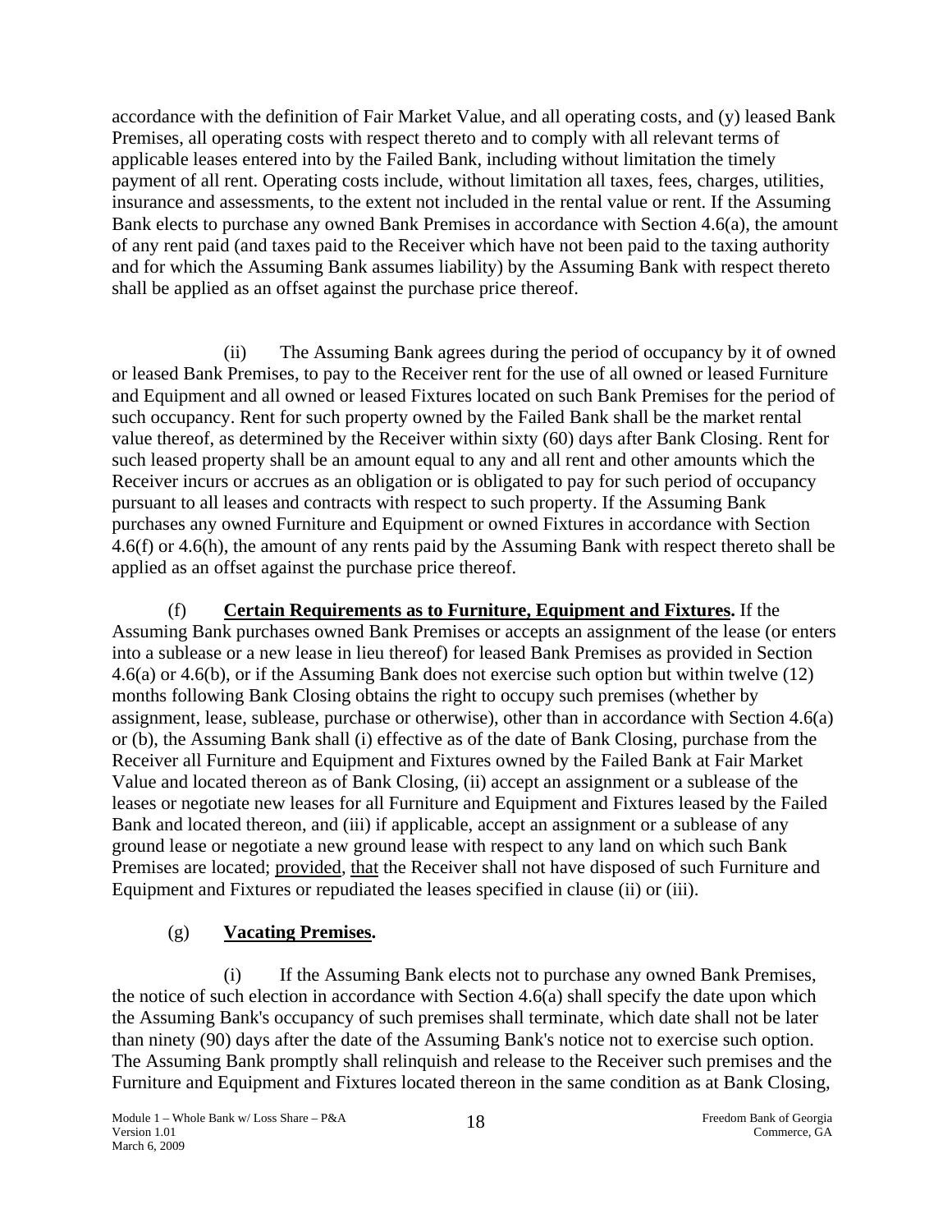accordance with the definition of Fair Market Value, and all operating costs, and (y) leased Bank Premises, all operating costs with respect thereto and to comply with all relevant terms of applicable leases entered into by the Failed Bank, including without limitation the timely payment of all rent. Operating costs include, without limitation all taxes, fees, charges, utilities, insurance and assessments, to the extent not included in the rental value or rent. If the Assuming Bank elects to purchase any owned Bank Premises in accordance with Section 4.6(a), the amount of any rent paid (and taxes paid to the Receiver which have not been paid to the taxing authority and for which the Assuming Bank assumes liability) by the Assuming Bank with respect thereto shall be applied as an offset against the purchase price thereof.

(ii) The Assuming Bank agrees during the period of occupancy by it of owned or leased Bank Premises, to pay to the Receiver rent for the use of all owned or leased Furniture and Equipment and all owned or leased Fixtures located on such Bank Premises for the period of such occupancy. Rent for such property owned by the Failed Bank shall be the market rental value thereof, as determined by the Receiver within sixty (60) days after Bank Closing. Rent for such leased property shall be an amount equal to any and all rent and other amounts which the Receiver incurs or accrues as an obligation or is obligated to pay for such period of occupancy pursuant to all leases and contracts with respect to such property. If the Assuming Bank purchases any owned Furniture and Equipment or owned Fixtures in accordance with Section 4.6(f) or 4.6(h), the amount of any rents paid by the Assuming Bank with respect thereto shall be applied as an offset against the purchase price thereof.

(f) **Certain Requirements as to Furniture, Equipment and Fixtures.** If the Assuming Bank purchases owned Bank Premises or accepts an assignment of the lease (or enters into a sublease or a new lease in lieu thereof) for leased Bank Premises as provided in Section 4.6(a) or 4.6(b), or if the Assuming Bank does not exercise such option but within twelve (12) months following Bank Closing obtains the right to occupy such premises (whether by assignment, lease, sublease, purchase or otherwise), other than in accordance with Section 4.6(a) or (b), the Assuming Bank shall (i) effective as of the date of Bank Closing, purchase from the Receiver all Furniture and Equipment and Fixtures owned by the Failed Bank at Fair Market Value and located thereon as of Bank Closing, (ii) accept an assignment or a sublease of the leases or negotiate new leases for all Furniture and Equipment and Fixtures leased by the Failed Bank and located thereon, and (iii) if applicable, accept an assignment or a sublease of any ground lease or negotiate a new ground lease with respect to any land on which such Bank Premises are located; provided, that the Receiver shall not have disposed of such Furniture and Equipment and Fixtures or repudiated the leases specified in clause (ii) or (iii).

(g) **Vacating Premises.**

(i) If the Assuming Bank elects not to purchase any owned Bank Premises, the notice of such election in accordance with Section 4.6(a) shall specify the date upon which the Assuming Bank's occupancy of such premises shall terminate, which date shall not be later than ninety (90) days after the date of the Assuming Bank's notice not to exercise such option. The Assuming Bank promptly shall relinquish and release to the Receiver such premises and the Furniture and Equipment and Fixtures located thereon in the same condition as at Bank Closing,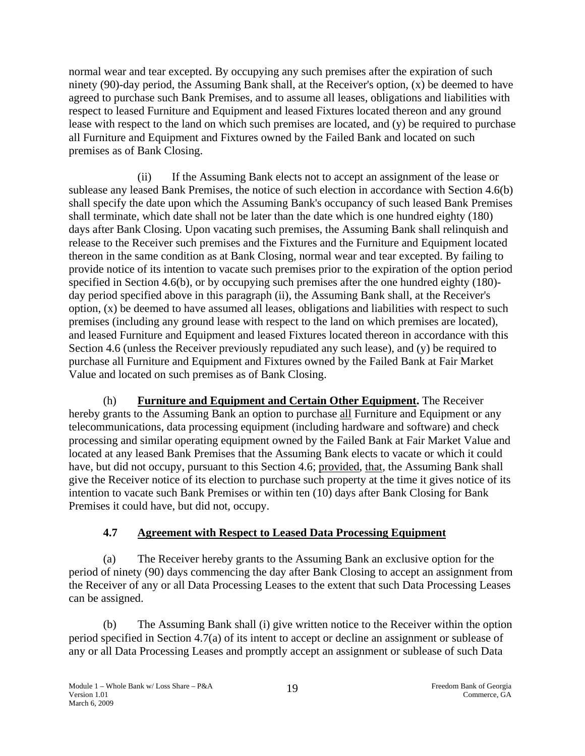normal wear and tear excepted. By occupying any such premises after the expiration of such ninety (90)-day period, the Assuming Bank shall, at the Receiver's option, (x) be deemed to have agreed to purchase such Bank Premises, and to assume all leases, obligations and liabilities with respect to leased Furniture and Equipment and leased Fixtures located thereon and any ground lease with respect to the land on which such premises are located, and (y) be required to purchase all Furniture and Equipment and Fixtures owned by the Failed Bank and located on such premises as of Bank Closing.

(ii) If the Assuming Bank elects not to accept an assignment of the lease or sublease any leased Bank Premises, the notice of such election in accordance with Section 4.6(b) shall specify the date upon which the Assuming Bank's occupancy of such leased Bank Premises shall terminate, which date shall not be later than the date which is one hundred eighty (180) days after Bank Closing. Upon vacating such premises, the Assuming Bank shall relinquish and release to the Receiver such premises and the Fixtures and the Furniture and Equipment located thereon in the same condition as at Bank Closing, normal wear and tear excepted. By failing to provide notice of its intention to vacate such premises prior to the expiration of the option period specified in Section 4.6(b), or by occupying such premises after the one hundred eighty (180)-day period specified above in this paragraph (ii), the Assuming Bank shall, at the Receiver's option, (x) be deemed to have assumed all leases, obligations and liabilities with respect to such premises (including any ground lease with respect to the land on which premises are located), and leased Furniture and Equipment and leased Fixtures located thereon in accordance with this Section 4.6 (unless the Receiver previously repudiated any such lease), and (y) be required to purchase all Furniture and Equipment and Fixtures owned by the Failed Bank at Fair Market Value and located on such premises as of Bank Closing.

(h) **Furniture and Equipment and Certain Other Equipment.** The Receiver hereby grants to the Assuming Bank an option to purchase all Furniture and Equipment or any telecommunications, data processing equipment (including hardware and software) and check processing and similar operating equipment owned by the Failed Bank at Fair Market Value and located at any leased Bank Premises that the Assuming Bank elects to vacate or which it could have, but did not occupy, pursuant to this Section 4.6; provided, that, the Assuming Bank shall give the Receiver notice of its election to purchase such property at the time it gives notice of its intention to vacate such Bank Premises or within ten (10) days after Bank Closing for Bank Premises it could have, but did not, occupy.

## 4.7 Agreement with Respect to Leased Data Processing Equipment

(a) The Receiver hereby grants to the Assuming Bank an exclusive option for the period of ninety (90) days commencing the day after Bank Closing to accept an assignment from the Receiver of any or all Data Processing Leases to the extent that such Data Processing Leases can be assigned.

(b) The Assuming Bank shall (i) give written notice to the Receiver within the option period specified in Section 4.7(a) of its intent to accept or decline an assignment or sublease of any or all Data Processing Leases and promptly accept an assignment or sublease of such Data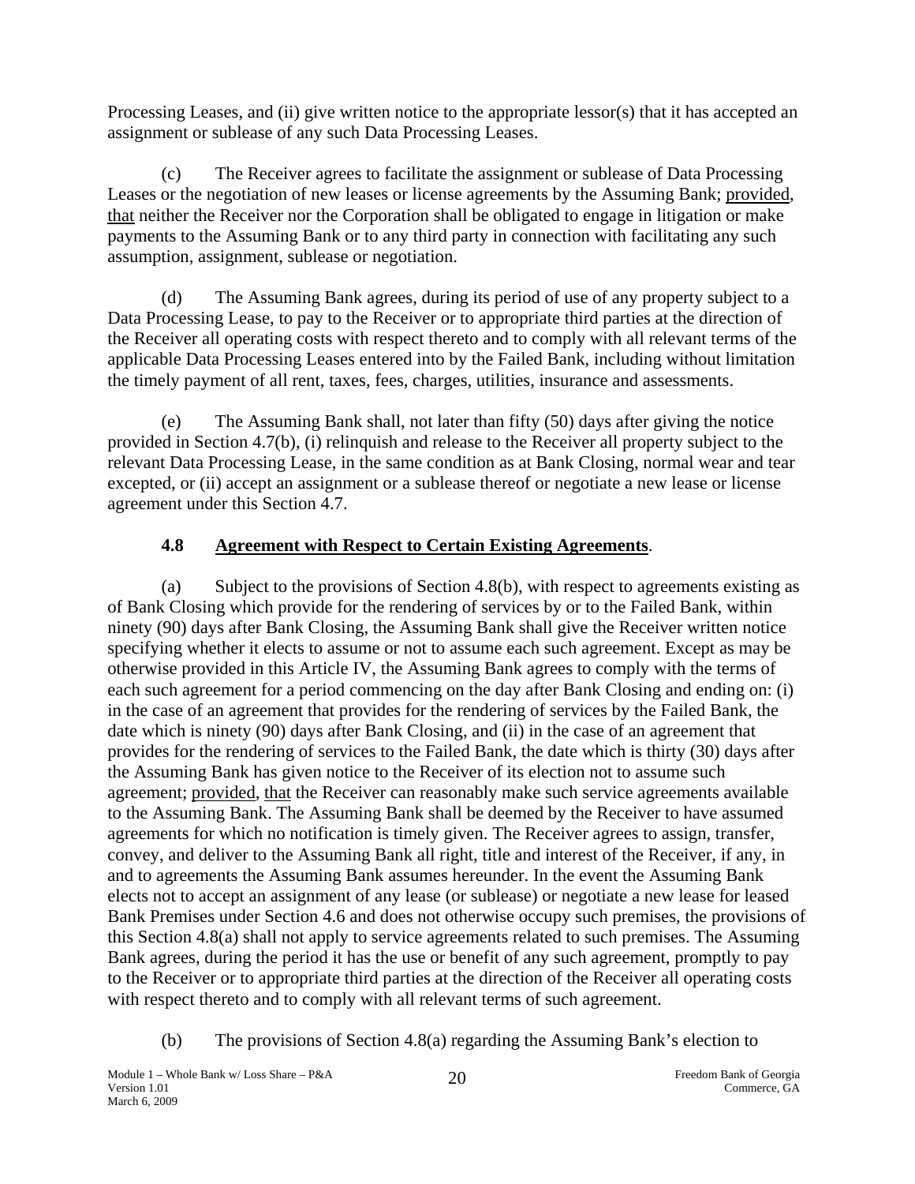Processing Leases, and (ii) give written notice to the appropriate lessor(s) that it has accepted an assignment or sublease of any such Data Processing Leases.

(c) The Receiver agrees to facilitate the assignment or sublease of Data Processing Leases or the negotiation of new leases or license agreements by the Assuming Bank; provided, that neither the Receiver nor the Corporation shall be obligated to engage in litigation or make payments to the Assuming Bank or to any third party in connection with facilitating any such assumption, assignment, sublease or negotiation.

(d) The Assuming Bank agrees, during its period of use of any property subject to a Data Processing Lease, to pay to the Receiver or to appropriate third parties at the direction of the Receiver all operating costs with respect thereto and to comply with all relevant terms of the applicable Data Processing Leases entered into by the Failed Bank, including without limitation the timely payment of all rent, taxes, fees, charges, utilities, insurance and assessments.

(e) The Assuming Bank shall, not later than fifty (50) days after giving the notice provided in Section 4.7(b), (i) relinquish and release to the Receiver all property subject to the relevant Data Processing Lease, in the same condition as at Bank Closing, normal wear and tear excepted, or (ii) accept an assignment or a sublease thereof or negotiate a new lease or license agreement under this Section 4.7.

## 4.8 Agreement with Respect to Certain Existing Agreements.

(a) Subject to the provisions of Section 4.8(b), with respect to agreements existing as of Bank Closing which provide for the rendering of services by or to the Failed Bank, within ninety (90) days after Bank Closing, the Assuming Bank shall give the Receiver written notice specifying whether it elects to assume or not to assume each such agreement. Except as may be otherwise provided in this Article IV, the Assuming Bank agrees to comply with the terms of each such agreement for a period commencing on the day after Bank Closing and ending on: (i) in the case of an agreement that provides for the rendering of services by the Failed Bank, the date which is ninety (90) days after Bank Closing, and (ii) in the case of an agreement that provides for the rendering of services to the Failed Bank, the date which is thirty (30) days after the Assuming Bank has given notice to the Receiver of its election not to assume such agreement; provided, that the Receiver can reasonably make such service agreements available to the Assuming Bank. The Assuming Bank shall be deemed by the Receiver to have assumed agreements for which no notification is timely given. The Receiver agrees to assign, transfer, convey, and deliver to the Assuming Bank all right, title and interest of the Receiver, if any, in and to agreements the Assuming Bank assumes hereunder. In the event the Assuming Bank elects not to accept an assignment of any lease (or sublease) or negotiate a new lease for leased Bank Premises under Section 4.6 and does not otherwise occupy such premises, the provisions of this Section 4.8(a) shall not apply to service agreements related to such premises. The Assuming Bank agrees, during the period it has the use or benefit of any such agreement, promptly to pay to the Receiver or to appropriate third parties at the direction of the Receiver all operating costs with respect thereto and to comply with all relevant terms of such agreement.

(b) The provisions of Section 4.8(a) regarding the Assuming Bank's election to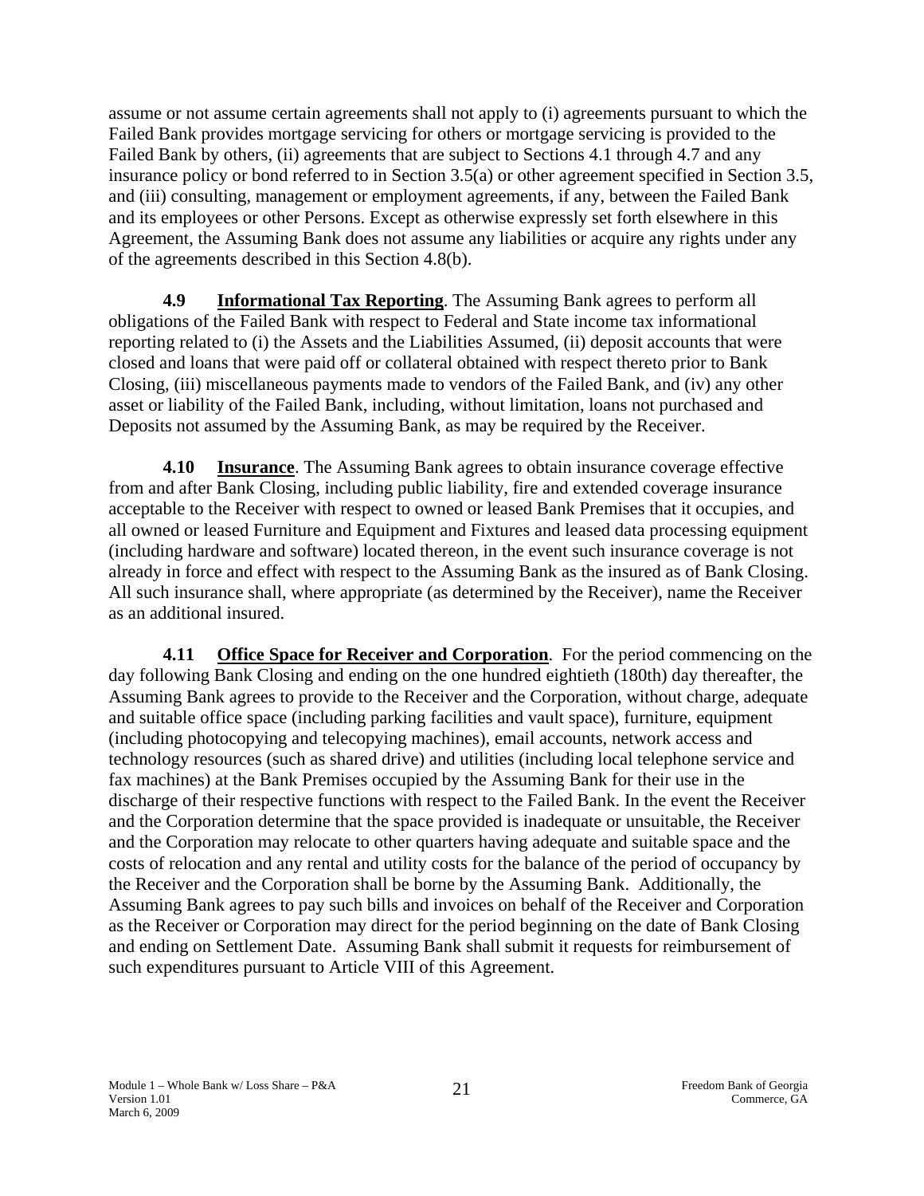assume or not assume certain agreements shall not apply to (i) agreements pursuant to which the Failed Bank provides mortgage servicing for others or mortgage servicing is provided to the Failed Bank by others, (ii) agreements that are subject to Sections 4.1 through 4.7 and any insurance policy or bond referred to in Section 3.5(a) or other agreement specified in Section 3.5, and (iii) consulting, management or employment agreements, if any, between the Failed Bank and its employees or other Persons. Except as otherwise expressly set forth elsewhere in this Agreement, the Assuming Bank does not assume any liabilities or acquire any rights under any of the agreements described in this Section 4.8(b).

**4.9 Informational Tax Reporting**. The Assuming Bank agrees to perform all obligations of the Failed Bank with respect to Federal and State income tax informational reporting related to (i) the Assets and the Liabilities Assumed, (ii) deposit accounts that were closed and loans that were paid off or collateral obtained with respect thereto prior to Bank Closing, (iii) miscellaneous payments made to vendors of the Failed Bank, and (iv) any other asset or liability of the Failed Bank, including, without limitation, loans not purchased and Deposits not assumed by the Assuming Bank, as may be required by the Receiver.

**4.10 Insurance**. The Assuming Bank agrees to obtain insurance coverage effective from and after Bank Closing, including public liability, fire and extended coverage insurance acceptable to the Receiver with respect to owned or leased Bank Premises that it occupies, and all owned or leased Furniture and Equipment and Fixtures and leased data processing equipment (including hardware and software) located thereon, in the event such insurance coverage is not already in force and effect with respect to the Assuming Bank as the insured as of Bank Closing. All such insurance shall, where appropriate (as determined by the Receiver), name the Receiver as an additional insured.

**4.11 Office Space for Receiver and Corporation**. For the period commencing on the day following Bank Closing and ending on the one hundred eightieth (180th) day thereafter, the Assuming Bank agrees to provide to the Receiver and the Corporation, without charge, adequate and suitable office space (including parking facilities and vault space), furniture, equipment (including photocopying and telecopying machines), email accounts, network access and technology resources (such as shared drive) and utilities (including local telephone service and fax machines) at the Bank Premises occupied by the Assuming Bank for their use in the discharge of their respective functions with respect to the Failed Bank. In the event the Receiver and the Corporation determine that the space provided is inadequate or unsuitable, the Receiver and the Corporation may relocate to other quarters having adequate and suitable space and the costs of relocation and any rental and utility costs for the balance of the period of occupancy by the Receiver and the Corporation shall be borne by the Assuming Bank. Additionally, the Assuming Bank agrees to pay such bills and invoices on behalf of the Receiver and Corporation as the Receiver or Corporation may direct for the period beginning on the date of Bank Closing and ending on Settlement Date. Assuming Bank shall submit it requests for reimbursement of such expenditures pursuant to Article VIII of this Agreement.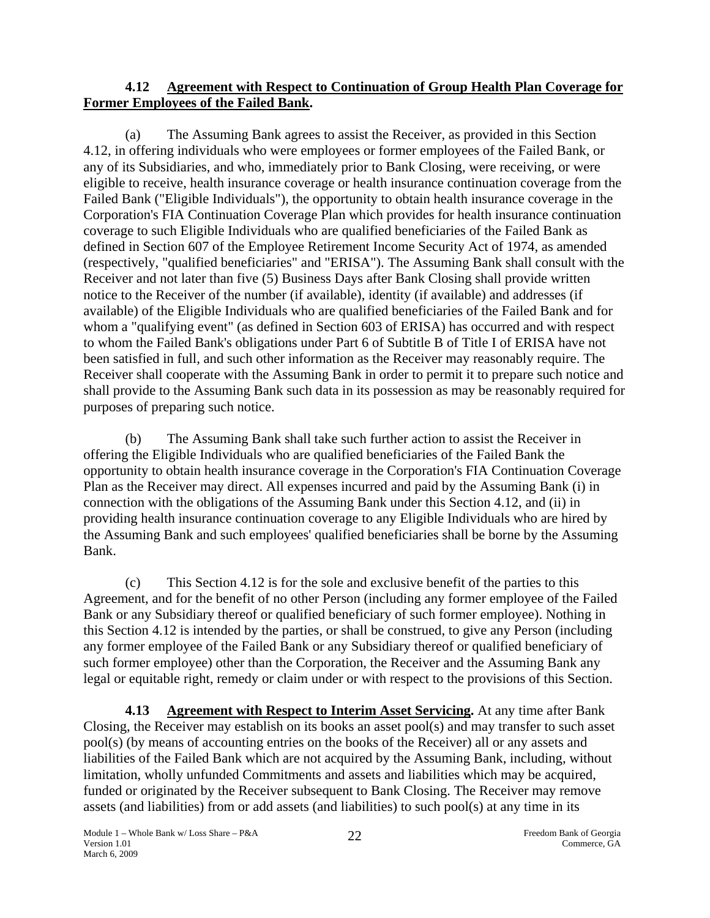**4.12 Agreement with Respect to Continuation of Group Health Plan Coverage for Former Employees of the Failed Bank.**

(a) The Assuming Bank agrees to assist the Receiver, as provided in this Section 4.12, in offering individuals who were employees or former employees of the Failed Bank, or any of its Subsidiaries, and who, immediately prior to Bank Closing, were receiving, or were eligible to receive, health insurance coverage or health insurance continuation coverage from the Failed Bank ("Eligible Individuals"), the opportunity to obtain health insurance coverage in the Corporation's FIA Continuation Coverage Plan which provides for health insurance continuation coverage to such Eligible Individuals who are qualified beneficiaries of the Failed Bank as defined in Section 607 of the Employee Retirement Income Security Act of 1974, as amended (respectively, "qualified beneficiaries" and "ERISA"). The Assuming Bank shall consult with the Receiver and not later than five (5) Business Days after Bank Closing shall provide written notice to the Receiver of the number (if available), identity (if available) and addresses (if available) of the Eligible Individuals who are qualified beneficiaries of the Failed Bank and for whom a "qualifying event" (as defined in Section 603 of ERISA) has occurred and with respect to whom the Failed Bank's obligations under Part 6 of Subtitle B of Title I of ERISA have not been satisfied in full, and such other information as the Receiver may reasonably require. The Receiver shall cooperate with the Assuming Bank in order to permit it to prepare such notice and shall provide to the Assuming Bank such data in its possession as may be reasonably required for purposes of preparing such notice.

(b) The Assuming Bank shall take such further action to assist the Receiver in offering the Eligible Individuals who are qualified beneficiaries of the Failed Bank the opportunity to obtain health insurance coverage in the Corporation's FIA Continuation Coverage Plan as the Receiver may direct. All expenses incurred and paid by the Assuming Bank (i) in connection with the obligations of the Assuming Bank under this Section 4.12, and (ii) in providing health insurance continuation coverage to any Eligible Individuals who are hired by the Assuming Bank and such employees' qualified beneficiaries shall be borne by the Assuming Bank.

(c) This Section 4.12 is for the sole and exclusive benefit of the parties to this Agreement, and for the benefit of no other Person (including any former employee of the Failed Bank or any Subsidiary thereof or qualified beneficiary of such former employee). Nothing in this Section 4.12 is intended by the parties, or shall be construed, to give any Person (including any former employee of the Failed Bank or any Subsidiary thereof or qualified beneficiary of such former employee) other than the Corporation, the Receiver and the Assuming Bank any legal or equitable right, remedy or claim under or with respect to the provisions of this Section.

**4.13 Agreement with Respect to Interim Asset Servicing.** At any time after Bank Closing, the Receiver may establish on its books an asset pool(s) and may transfer to such asset pool(s) (by means of accounting entries on the books of the Receiver) all or any assets and liabilities of the Failed Bank which are not acquired by the Assuming Bank, including, without limitation, wholly unfunded Commitments and assets and liabilities which may be acquired, funded or originated by the Receiver subsequent to Bank Closing. The Receiver may remove assets (and liabilities) from or add assets (and liabilities) to such pool(s) at any time in its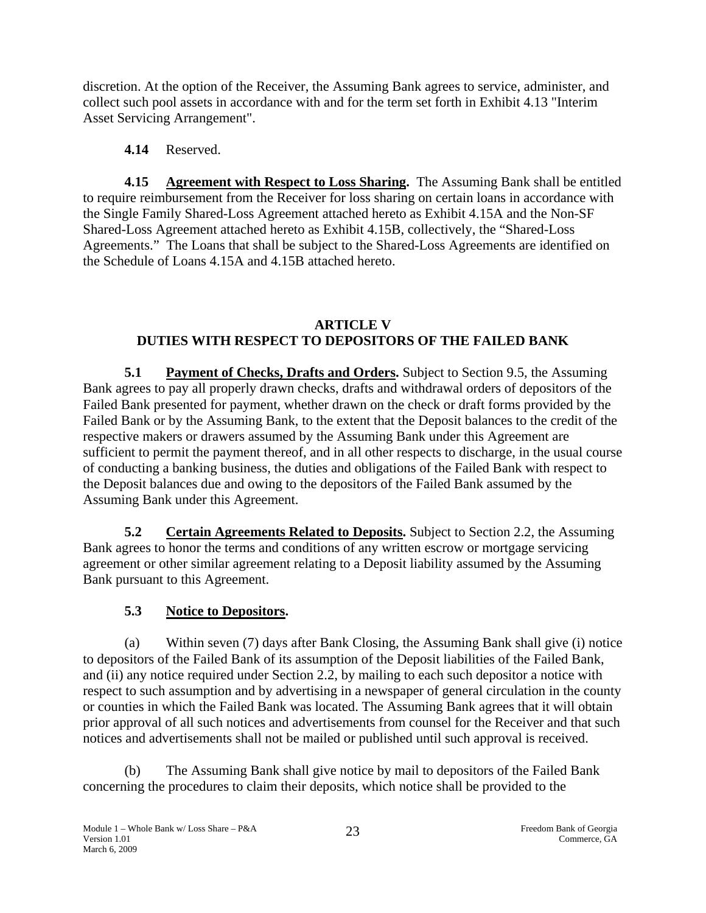discretion. At the option of the Receiver, the Assuming Bank agrees to service, administer, and collect such pool assets in accordance with and for the term set forth in Exhibit 4.13 "Interim Asset Servicing Arrangement".

**4.14** Reserved.

**4.15 Agreement with Respect to Loss Sharing.** The Assuming Bank shall be entitled to require reimbursement from the Receiver for loss sharing on certain loans in accordance with the Single Family Shared-Loss Agreement attached hereto as Exhibit 4.15A and the Non-SF Shared-Loss Agreement attached hereto as Exhibit 4.15B, collectively, the "Shared-Loss Agreements." The Loans that shall be subject to the Shared-Loss Agreements are identified on the Schedule of Loans 4.15A and 4.15B attached hereto.

## ARTICLE V
## DUTIES WITH RESPECT TO DEPOSITORS OF THE FAILED BANK

**5.1 Payment of Checks, Drafts and Orders.** Subject to Section 9.5, the Assuming Bank agrees to pay all properly drawn checks, drafts and withdrawal orders of depositors of the Failed Bank presented for payment, whether drawn on the check or draft forms provided by the Failed Bank or by the Assuming Bank, to the extent that the Deposit balances to the credit of the respective makers or drawers assumed by the Assuming Bank under this Agreement are sufficient to permit the payment thereof, and in all other respects to discharge, in the usual course of conducting a banking business, the duties and obligations of the Failed Bank with respect to the Deposit balances due and owing to the depositors of the Failed Bank assumed by the Assuming Bank under this Agreement.

**5.2 Certain Agreements Related to Deposits.** Subject to Section 2.2, the Assuming Bank agrees to honor the terms and conditions of any written escrow or mortgage servicing agreement or other similar agreement relating to a Deposit liability assumed by the Assuming Bank pursuant to this Agreement.

**5.3 Notice to Depositors.**

(a) Within seven (7) days after Bank Closing, the Assuming Bank shall give (i) notice to depositors of the Failed Bank of its assumption of the Deposit liabilities of the Failed Bank, and (ii) any notice required under Section 2.2, by mailing to each such depositor a notice with respect to such assumption and by advertising in a newspaper of general circulation in the county or counties in which the Failed Bank was located. The Assuming Bank agrees that it will obtain prior approval of all such notices and advertisements from counsel for the Receiver and that such notices and advertisements shall not be mailed or published until such approval is received.

(b) The Assuming Bank shall give notice by mail to depositors of the Failed Bank concerning the procedures to claim their deposits, which notice shall be provided to the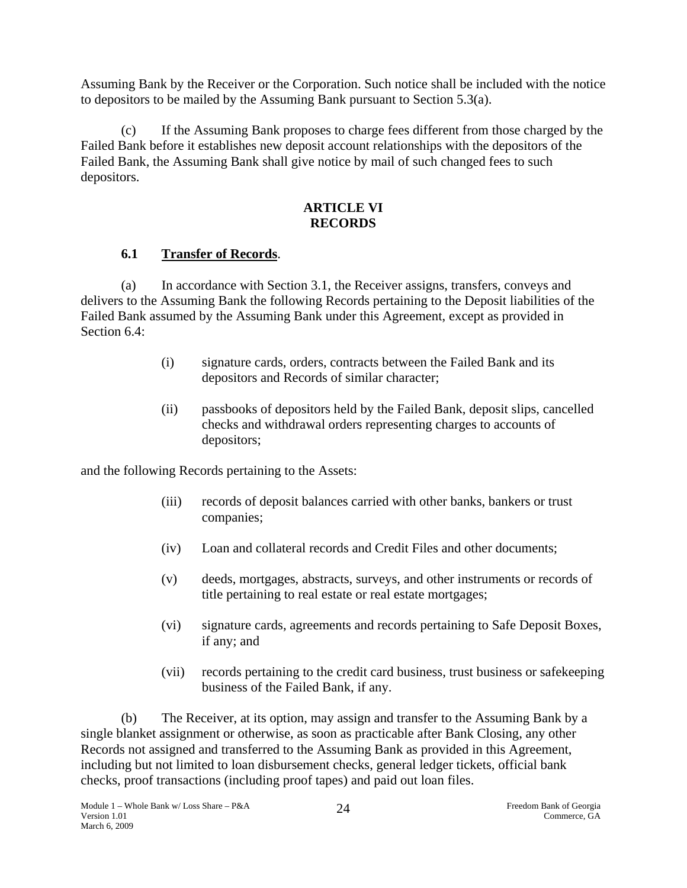Assuming Bank by the Receiver or the Corporation. Such notice shall be included with the notice to depositors to be mailed by the Assuming Bank pursuant to Section 5.3(a).

(c) If the Assuming Bank proposes to charge fees different from those charged by the Failed Bank before it establishes new deposit account relationships with the depositors of the Failed Bank, the Assuming Bank shall give notice by mail of such changed fees to such depositors.

## ARTICLE VI
## RECORDS

### 6.1 Transfer of Records.

(a) In accordance with Section 3.1, the Receiver assigns, transfers, conveys and delivers to the Assuming Bank the following Records pertaining to the Deposit liabilities of the Failed Bank assumed by the Assuming Bank under this Agreement, except as provided in Section 6.4:

(i) signature cards, orders, contracts between the Failed Bank and its depositors and Records of similar character;

(ii) passbooks of depositors held by the Failed Bank, deposit slips, cancelled checks and withdrawal orders representing charges to accounts of depositors;

and the following Records pertaining to the Assets:

(iii) records of deposit balances carried with other banks, bankers or trust companies;

(iv) Loan and collateral records and Credit Files and other documents;

(v) deeds, mortgages, abstracts, surveys, and other instruments or records of title pertaining to real estate or real estate mortgages;

(vi) signature cards, agreements and records pertaining to Safe Deposit Boxes, if any; and

(vii) records pertaining to the credit card business, trust business or safekeeping business of the Failed Bank, if any.

(b) The Receiver, at its option, may assign and transfer to the Assuming Bank by a single blanket assignment or otherwise, as soon as practicable after Bank Closing, any other Records not assigned and transferred to the Assuming Bank as provided in this Agreement, including but not limited to loan disbursement checks, general ledger tickets, official bank checks, proof transactions (including proof tapes) and paid out loan files.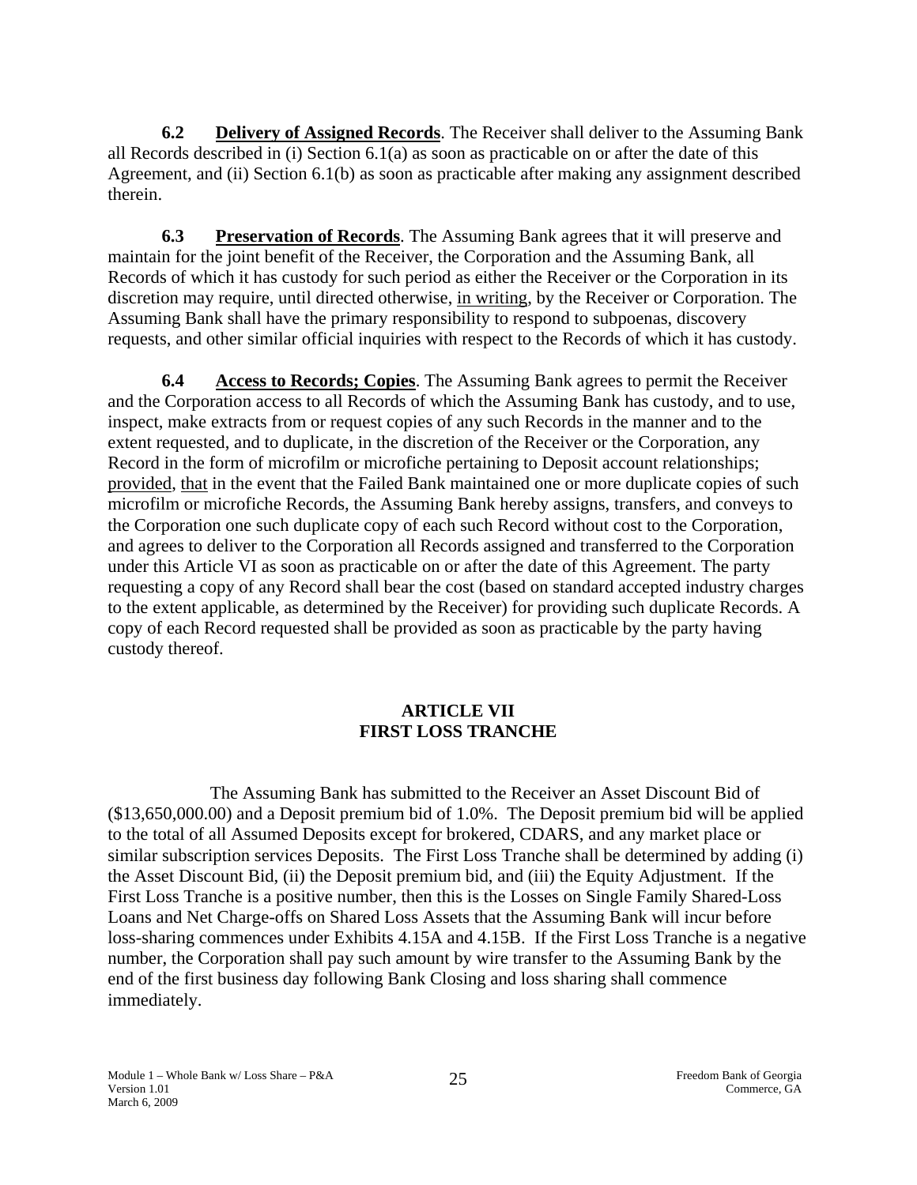**6.2 Delivery of Assigned Records**. The Receiver shall deliver to the Assuming Bank all Records described in (i) Section 6.1(a) as soon as practicable on or after the date of this Agreement, and (ii) Section 6.1(b) as soon as practicable after making any assignment described therein.

**6.3 Preservation of Records**. The Assuming Bank agrees that it will preserve and maintain for the joint benefit of the Receiver, the Corporation and the Assuming Bank, all Records of which it has custody for such period as either the Receiver or the Corporation in its discretion may require, until directed otherwise, in writing, by the Receiver or Corporation. The Assuming Bank shall have the primary responsibility to respond to subpoenas, discovery requests, and other similar official inquiries with respect to the Records of which it has custody.

**6.4 Access to Records; Copies**. The Assuming Bank agrees to permit the Receiver and the Corporation access to all Records of which the Assuming Bank has custody, and to use, inspect, make extracts from or request copies of any such Records in the manner and to the extent requested, and to duplicate, in the discretion of the Receiver or the Corporation, any Record in the form of microfilm or microfiche pertaining to Deposit account relationships; provided, that in the event that the Failed Bank maintained one or more duplicate copies of such microfilm or microfiche Records, the Assuming Bank hereby assigns, transfers, and conveys to the Corporation one such duplicate copy of each such Record without cost to the Corporation, and agrees to deliver to the Corporation all Records assigned and transferred to the Corporation under this Article VI as soon as practicable on or after the date of this Agreement. The party requesting a copy of any Record shall bear the cost (based on standard accepted industry charges to the extent applicable, as determined by the Receiver) for providing such duplicate Records. A copy of each Record requested shall be provided as soon as practicable by the party having custody thereof.

## ARTICLE VII
## FIRST LOSS TRANCHE

The Assuming Bank has submitted to the Receiver an Asset Discount Bid of ($13,650,000.00) and a Deposit premium bid of 1.0%. The Deposit premium bid will be applied to the total of all Assumed Deposits except for brokered, CDARS, and any market place or similar subscription services Deposits. The First Loss Tranche shall be determined by adding (i) the Asset Discount Bid, (ii) the Deposit premium bid, and (iii) the Equity Adjustment. If the First Loss Tranche is a positive number, then this is the Losses on Single Family Shared-Loss Loans and Net Charge-offs on Shared Loss Assets that the Assuming Bank will incur before loss-sharing commences under Exhibits 4.15A and 4.15B. If the First Loss Tranche is a negative number, the Corporation shall pay such amount by wire transfer to the Assuming Bank by the end of the first business day following Bank Closing and loss sharing shall commence immediately.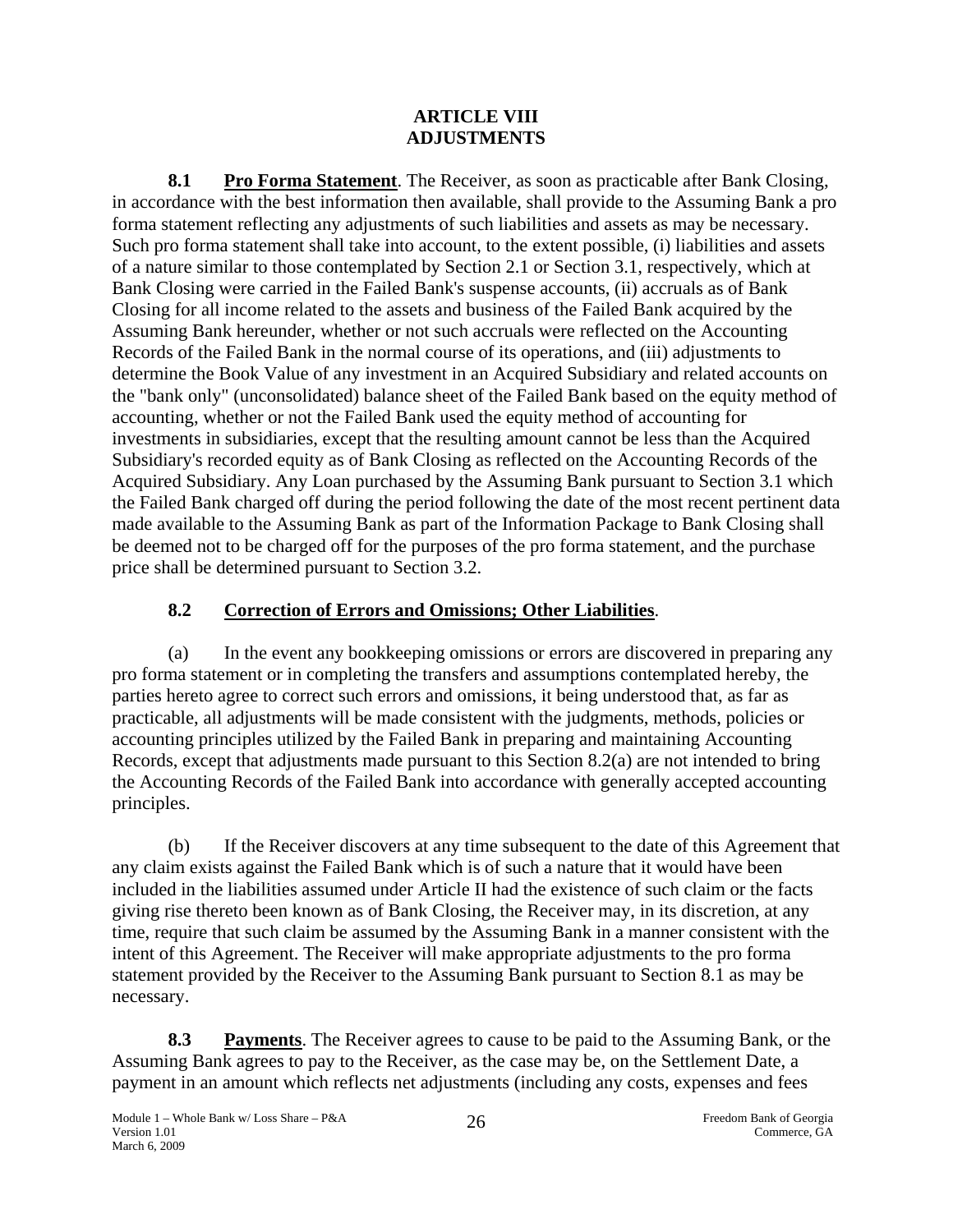# ARTICLE VIII
# ADJUSTMENTS

**8.1 Pro Forma Statement**. The Receiver, as soon as practicable after Bank Closing, in accordance with the best information then available, shall provide to the Assuming Bank a pro forma statement reflecting any adjustments of such liabilities and assets as may be necessary. Such pro forma statement shall take into account, to the extent possible, (i) liabilities and assets of a nature similar to those contemplated by Section 2.1 or Section 3.1, respectively, which at Bank Closing were carried in the Failed Bank's suspense accounts, (ii) accruals as of Bank Closing for all income related to the assets and business of the Failed Bank acquired by the Assuming Bank hereunder, whether or not such accruals were reflected on the Accounting Records of the Failed Bank in the normal course of its operations, and (iii) adjustments to determine the Book Value of any investment in an Acquired Subsidiary and related accounts on the "bank only" (unconsolidated) balance sheet of the Failed Bank based on the equity method of accounting, whether or not the Failed Bank used the equity method of accounting for investments in subsidiaries, except that the resulting amount cannot be less than the Acquired Subsidiary's recorded equity as of Bank Closing as reflected on the Accounting Records of the Acquired Subsidiary. Any Loan purchased by the Assuming Bank pursuant to Section 3.1 which the Failed Bank charged off during the period following the date of the most recent pertinent data made available to the Assuming Bank as part of the Information Package to Bank Closing shall be deemed not to be charged off for the purposes of the pro forma statement, and the purchase price shall be determined pursuant to Section 3.2.

## 8.2 Correction of Errors and Omissions; Other Liabilities.

(a) In the event any bookkeeping omissions or errors are discovered in preparing any pro forma statement or in completing the transfers and assumptions contemplated hereby, the parties hereto agree to correct such errors and omissions, it being understood that, as far as practicable, all adjustments will be made consistent with the judgments, methods, policies or accounting principles utilized by the Failed Bank in preparing and maintaining Accounting Records, except that adjustments made pursuant to this Section 8.2(a) are not intended to bring the Accounting Records of the Failed Bank into accordance with generally accepted accounting principles.

(b) If the Receiver discovers at any time subsequent to the date of this Agreement that any claim exists against the Failed Bank which is of such a nature that it would have been included in the liabilities assumed under Article II had the existence of such claim or the facts giving rise thereto been known as of Bank Closing, the Receiver may, in its discretion, at any time, require that such claim be assumed by the Assuming Bank in a manner consistent with the intent of this Agreement. The Receiver will make appropriate adjustments to the pro forma statement provided by the Receiver to the Assuming Bank pursuant to Section 8.1 as may be necessary.

**8.3 Payments**. The Receiver agrees to cause to be paid to the Assuming Bank, or the Assuming Bank agrees to pay to the Receiver, as the case may be, on the Settlement Date, a payment in an amount which reflects net adjustments (including any costs, expenses and fees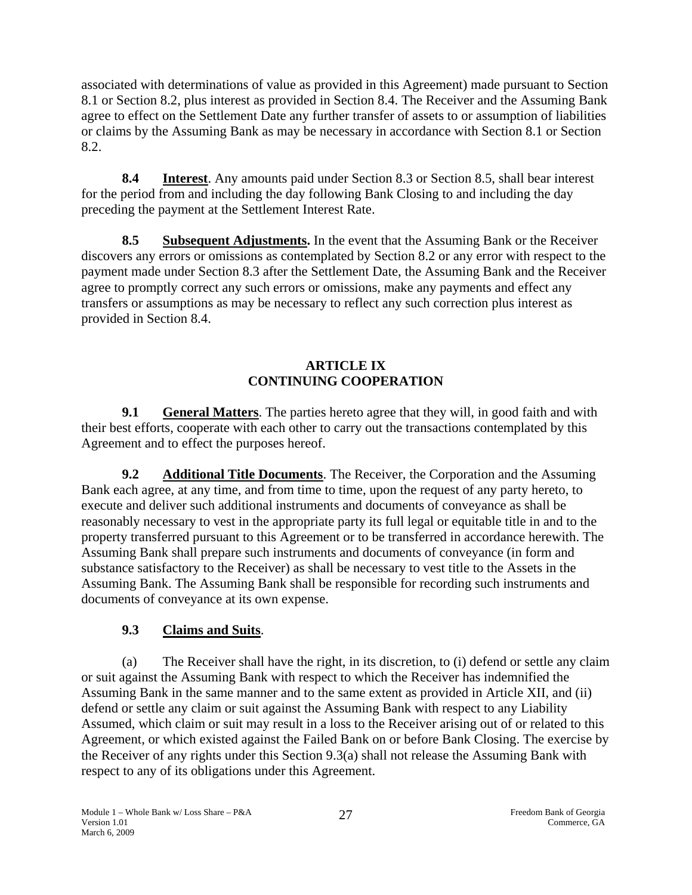associated with determinations of value as provided in this Agreement) made pursuant to Section 8.1 or Section 8.2, plus interest as provided in Section 8.4. The Receiver and the Assuming Bank agree to effect on the Settlement Date any further transfer of assets to or assumption of liabilities or claims by the Assuming Bank as may be necessary in accordance with Section 8.1 or Section 8.2.

**8.4 Interest**. Any amounts paid under Section 8.3 or Section 8.5, shall bear interest for the period from and including the day following Bank Closing to and including the day preceding the payment at the Settlement Interest Rate.

**8.5 Subsequent Adjustments.** In the event that the Assuming Bank or the Receiver discovers any errors or omissions as contemplated by Section 8.2 or any error with respect to the payment made under Section 8.3 after the Settlement Date, the Assuming Bank and the Receiver agree to promptly correct any such errors or omissions, make any payments and effect any transfers or assumptions as may be necessary to reflect any such correction plus interest as provided in Section 8.4.

## ARTICLE IX
## CONTINUING COOPERATION

**9.1 General Matters**. The parties hereto agree that they will, in good faith and with their best efforts, cooperate with each other to carry out the transactions contemplated by this Agreement and to effect the purposes hereof.

**9.2 Additional Title Documents**. The Receiver, the Corporation and the Assuming Bank each agree, at any time, and from time to time, upon the request of any party hereto, to execute and deliver such additional instruments and documents of conveyance as shall be reasonably necessary to vest in the appropriate party its full legal or equitable title in and to the property transferred pursuant to this Agreement or to be transferred in accordance herewith. The Assuming Bank shall prepare such instruments and documents of conveyance (in form and substance satisfactory to the Receiver) as shall be necessary to vest title to the Assets in the Assuming Bank. The Assuming Bank shall be responsible for recording such instruments and documents of conveyance at its own expense.

**9.3 Claims and Suits**.

(a) The Receiver shall have the right, in its discretion, to (i) defend or settle any claim or suit against the Assuming Bank with respect to which the Receiver has indemnified the Assuming Bank in the same manner and to the same extent as provided in Article XII, and (ii) defend or settle any claim or suit against the Assuming Bank with respect to any Liability Assumed, which claim or suit may result in a loss to the Receiver arising out of or related to this Agreement, or which existed against the Failed Bank on or before Bank Closing. The exercise by the Receiver of any rights under this Section 9.3(a) shall not release the Assuming Bank with respect to any of its obligations under this Agreement.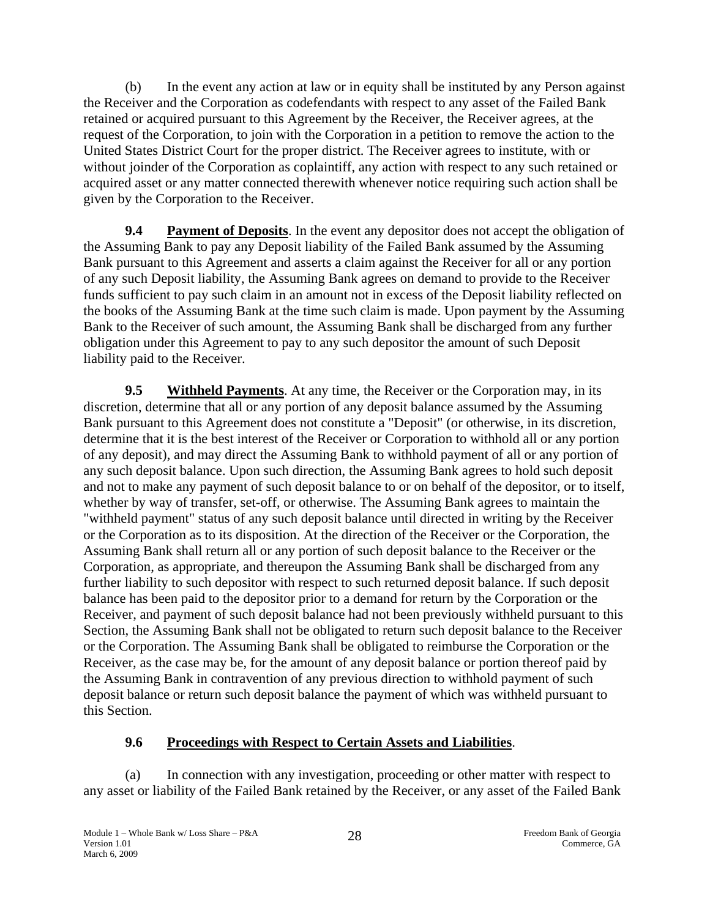(b) In the event any action at law or in equity shall be instituted by any Person against the Receiver and the Corporation as codefendants with respect to any asset of the Failed Bank retained or acquired pursuant to this Agreement by the Receiver, the Receiver agrees, at the request of the Corporation, to join with the Corporation in a petition to remove the action to the United States District Court for the proper district. The Receiver agrees to institute, with or without joinder of the Corporation as coplaintiff, any action with respect to any such retained or acquired asset or any matter connected therewith whenever notice requiring such action shall be given by the Corporation to the Receiver.

**9.4 Payment of Deposits**. In the event any depositor does not accept the obligation of the Assuming Bank to pay any Deposit liability of the Failed Bank assumed by the Assuming Bank pursuant to this Agreement and asserts a claim against the Receiver for all or any portion of any such Deposit liability, the Assuming Bank agrees on demand to provide to the Receiver funds sufficient to pay such claim in an amount not in excess of the Deposit liability reflected on the books of the Assuming Bank at the time such claim is made. Upon payment by the Assuming Bank to the Receiver of such amount, the Assuming Bank shall be discharged from any further obligation under this Agreement to pay to any such depositor the amount of such Deposit liability paid to the Receiver.

**9.5 Withheld Payments**. At any time, the Receiver or the Corporation may, in its discretion, determine that all or any portion of any deposit balance assumed by the Assuming Bank pursuant to this Agreement does not constitute a "Deposit" (or otherwise, in its discretion, determine that it is the best interest of the Receiver or Corporation to withhold all or any portion of any deposit), and may direct the Assuming Bank to withhold payment of all or any portion of any such deposit balance. Upon such direction, the Assuming Bank agrees to hold such deposit and not to make any payment of such deposit balance to or on behalf of the depositor, or to itself, whether by way of transfer, set-off, or otherwise. The Assuming Bank agrees to maintain the "withheld payment" status of any such deposit balance until directed in writing by the Receiver or the Corporation as to its disposition. At the direction of the Receiver or the Corporation, the Assuming Bank shall return all or any portion of such deposit balance to the Receiver or the Corporation, as appropriate, and thereupon the Assuming Bank shall be discharged from any further liability to such depositor with respect to such returned deposit balance. If such deposit balance has been paid to the depositor prior to a demand for return by the Corporation or the Receiver, and payment of such deposit balance had not been previously withheld pursuant to this Section, the Assuming Bank shall not be obligated to return such deposit balance to the Receiver or the Corporation. The Assuming Bank shall be obligated to reimburse the Corporation or the Receiver, as the case may be, for the amount of any deposit balance or portion thereof paid by the Assuming Bank in contravention of any previous direction to withhold payment of such deposit balance or return such deposit balance the payment of which was withheld pursuant to this Section.

**9.6 Proceedings with Respect to Certain Assets and Liabilities**.

(a) In connection with any investigation, proceeding or other matter with respect to any asset or liability of the Failed Bank retained by the Receiver, or any asset of the Failed Bank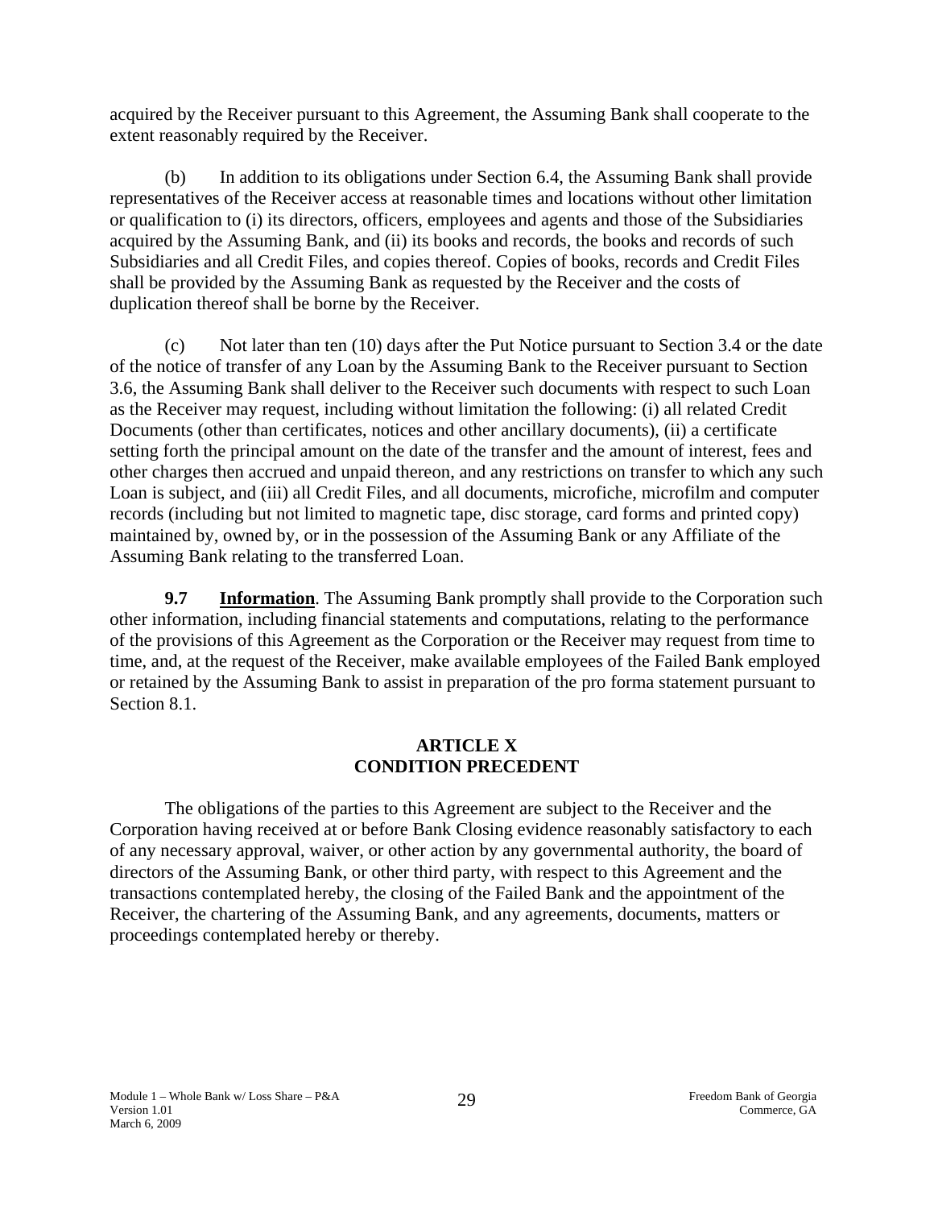acquired by the Receiver pursuant to this Agreement, the Assuming Bank shall cooperate to the extent reasonably required by the Receiver.

(b) In addition to its obligations under Section 6.4, the Assuming Bank shall provide representatives of the Receiver access at reasonable times and locations without other limitation or qualification to (i) its directors, officers, employees and agents and those of the Subsidiaries acquired by the Assuming Bank, and (ii) its books and records, the books and records of such Subsidiaries and all Credit Files, and copies thereof. Copies of books, records and Credit Files shall be provided by the Assuming Bank as requested by the Receiver and the costs of duplication thereof shall be borne by the Receiver.

(c) Not later than ten (10) days after the Put Notice pursuant to Section 3.4 or the date of the notice of transfer of any Loan by the Assuming Bank to the Receiver pursuant to Section 3.6, the Assuming Bank shall deliver to the Receiver such documents with respect to such Loan as the Receiver may request, including without limitation the following: (i) all related Credit Documents (other than certificates, notices and other ancillary documents), (ii) a certificate setting forth the principal amount on the date of the transfer and the amount of interest, fees and other charges then accrued and unpaid thereon, and any restrictions on transfer to which any such Loan is subject, and (iii) all Credit Files, and all documents, microfiche, microfilm and computer records (including but not limited to magnetic tape, disc storage, card forms and printed copy) maintained by, owned by, or in the possession of the Assuming Bank or any Affiliate of the Assuming Bank relating to the transferred Loan.

**9.7 Information**. The Assuming Bank promptly shall provide to the Corporation such other information, including financial statements and computations, relating to the performance of the provisions of this Agreement as the Corporation or the Receiver may request from time to time, and, at the request of the Receiver, make available employees of the Failed Bank employed or retained by the Assuming Bank to assist in preparation of the pro forma statement pursuant to Section 8.1.

## ARTICLE X
## CONDITION PRECEDENT

The obligations of the parties to this Agreement are subject to the Receiver and the Corporation having received at or before Bank Closing evidence reasonably satisfactory to each of any necessary approval, waiver, or other action by any governmental authority, the board of directors of the Assuming Bank, or other third party, with respect to this Agreement and the transactions contemplated hereby, the closing of the Failed Bank and the appointment of the Receiver, the chartering of the Assuming Bank, and any agreements, documents, matters or proceedings contemplated hereby or thereby.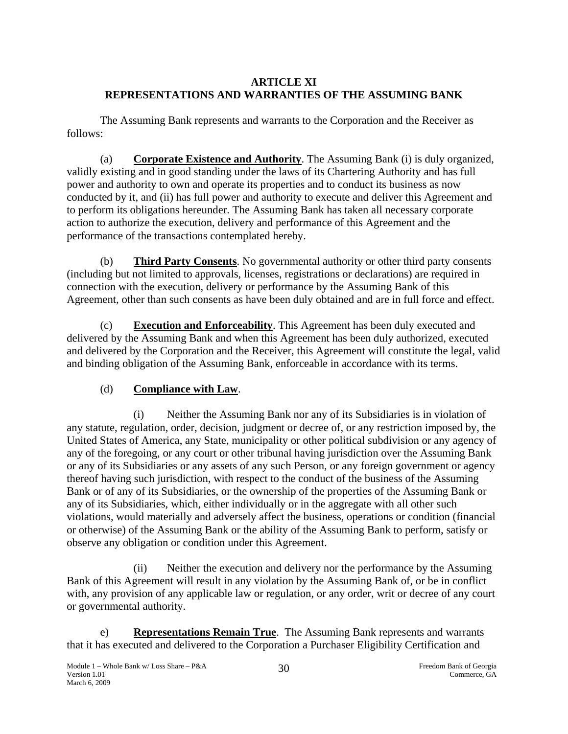## ARTICLE XI
## REPRESENTATIONS AND WARRANTIES OF THE ASSUMING BANK

The Assuming Bank represents and warrants to the Corporation and the Receiver as follows:

(a) **Corporate Existence and Authority**. The Assuming Bank (i) is duly organized, validly existing and in good standing under the laws of its Chartering Authority and has full power and authority to own and operate its properties and to conduct its business as now conducted by it, and (ii) has full power and authority to execute and deliver this Agreement and to perform its obligations hereunder. The Assuming Bank has taken all necessary corporate action to authorize the execution, delivery and performance of this Agreement and the performance of the transactions contemplated hereby.

(b) **Third Party Consents**. No governmental authority or other third party consents (including but not limited to approvals, licenses, registrations or declarations) are required in connection with the execution, delivery or performance by the Assuming Bank of this Agreement, other than such consents as have been duly obtained and are in full force and effect.

(c) **Execution and Enforceability**. This Agreement has been duly executed and delivered by the Assuming Bank and when this Agreement has been duly authorized, executed and delivered by the Corporation and the Receiver, this Agreement will constitute the legal, valid and binding obligation of the Assuming Bank, enforceable in accordance with its terms.

(d) **Compliance with Law**.

(i) Neither the Assuming Bank nor any of its Subsidiaries is in violation of any statute, regulation, order, decision, judgment or decree of, or any restriction imposed by, the United States of America, any State, municipality or other political subdivision or any agency of any of the foregoing, or any court or other tribunal having jurisdiction over the Assuming Bank or any of its Subsidiaries or any assets of any such Person, or any foreign government or agency thereof having such jurisdiction, with respect to the conduct of the business of the Assuming Bank or of any of its Subsidiaries, or the ownership of the properties of the Assuming Bank or any of its Subsidiaries, which, either individually or in the aggregate with all other such violations, would materially and adversely affect the business, operations or condition (financial or otherwise) of the Assuming Bank or the ability of the Assuming Bank to perform, satisfy or observe any obligation or condition under this Agreement.

(ii) Neither the execution and delivery nor the performance by the Assuming Bank of this Agreement will result in any violation by the Assuming Bank of, or be in conflict with, any provision of any applicable law or regulation, or any order, writ or decree of any court or governmental authority.

e) **Representations Remain True**. The Assuming Bank represents and warrants that it has executed and delivered to the Corporation a Purchaser Eligibility Certification and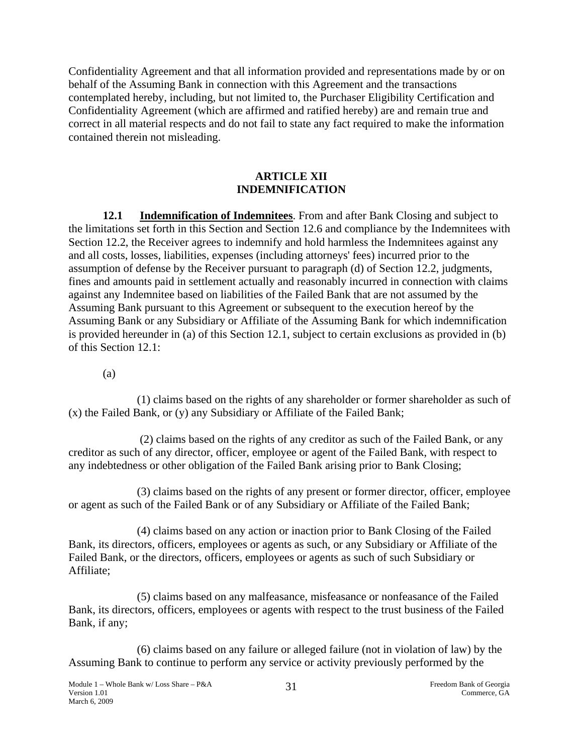Confidentiality Agreement and that all information provided and representations made by or on behalf of the Assuming Bank in connection with this Agreement and the transactions contemplated hereby, including, but not limited to, the Purchaser Eligibility Certification and Confidentiality Agreement (which are affirmed and ratified hereby) are and remain true and correct in all material respects and do not fail to state any fact required to make the information contained therein not misleading.

## ARTICLE XII
## INDEMNIFICATION

**12.1 Indemnification of Indemnitees**. From and after Bank Closing and subject to the limitations set forth in this Section and Section 12.6 and compliance by the Indemnitees with Section 12.2, the Receiver agrees to indemnify and hold harmless the Indemnitees against any and all costs, losses, liabilities, expenses (including attorneys' fees) incurred prior to the assumption of defense by the Receiver pursuant to paragraph (d) of Section 12.2, judgments, fines and amounts paid in settlement actually and reasonably incurred in connection with claims against any Indemnitee based on liabilities of the Failed Bank that are not assumed by the Assuming Bank pursuant to this Agreement or subsequent to the execution hereof by the Assuming Bank or any Subsidiary or Affiliate of the Assuming Bank for which indemnification is provided hereunder in (a) of this Section 12.1, subject to certain exclusions as provided in (b) of this Section 12.1:

(a)

(1) claims based on the rights of any shareholder or former shareholder as such of (x) the Failed Bank, or (y) any Subsidiary or Affiliate of the Failed Bank;

(2) claims based on the rights of any creditor as such of the Failed Bank, or any creditor as such of any director, officer, employee or agent of the Failed Bank, with respect to any indebtedness or other obligation of the Failed Bank arising prior to Bank Closing;

(3) claims based on the rights of any present or former director, officer, employee or agent as such of the Failed Bank or of any Subsidiary or Affiliate of the Failed Bank;

(4) claims based on any action or inaction prior to Bank Closing of the Failed Bank, its directors, officers, employees or agents as such, or any Subsidiary or Affiliate of the Failed Bank, or the directors, officers, employees or agents as such of such Subsidiary or Affiliate;

(5) claims based on any malfeasance, misfeasance or nonfeasance of the Failed Bank, its directors, officers, employees or agents with respect to the trust business of the Failed Bank, if any;

(6) claims based on any failure or alleged failure (not in violation of law) by the Assuming Bank to continue to perform any service or activity previously performed by the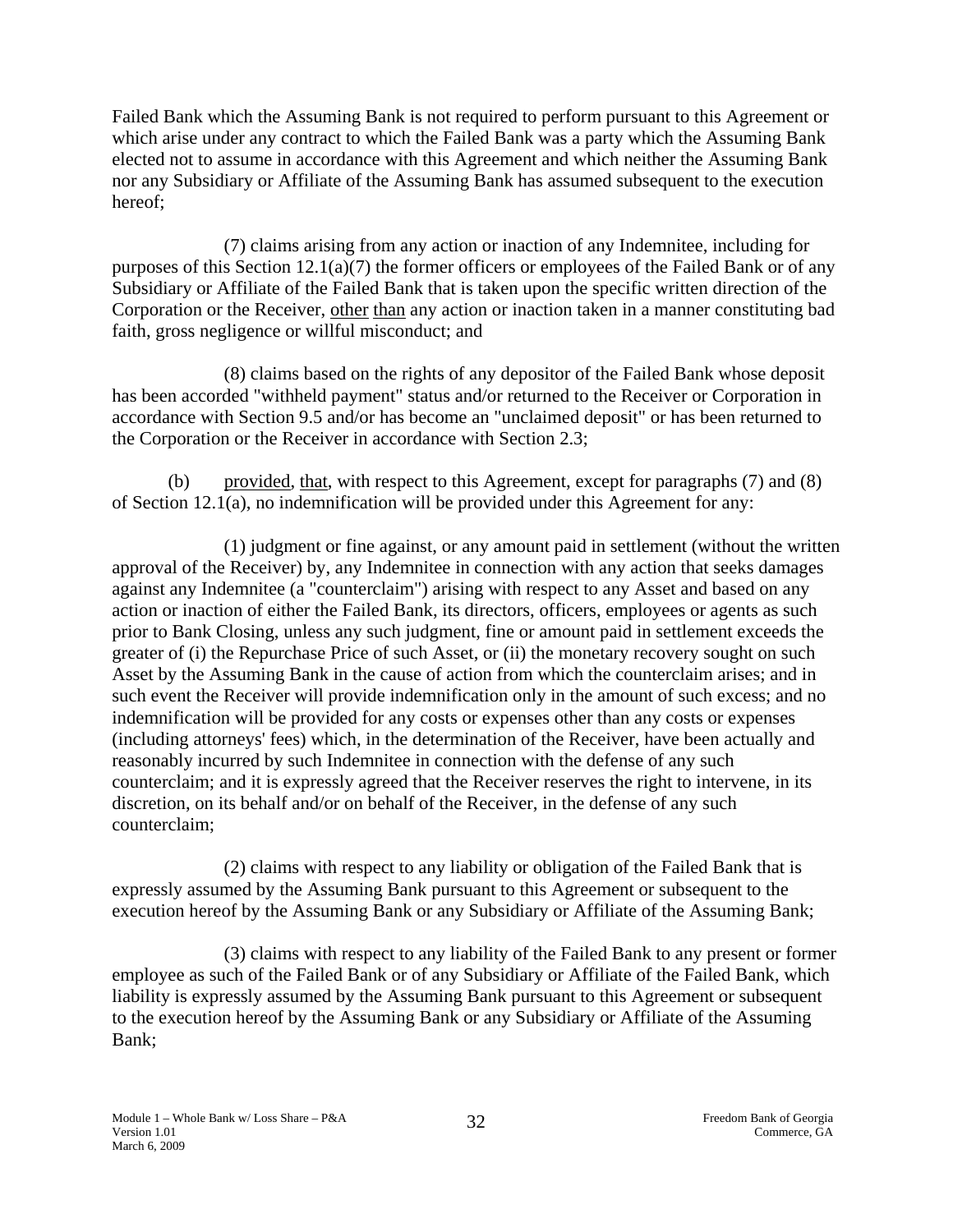Failed Bank which the Assuming Bank is not required to perform pursuant to this Agreement or which arise under any contract to which the Failed Bank was a party which the Assuming Bank elected not to assume in accordance with this Agreement and which neither the Assuming Bank nor any Subsidiary or Affiliate of the Assuming Bank has assumed subsequent to the execution hereof;

(7) claims arising from any action or inaction of any Indemnitee, including for purposes of this Section 12.1(a)(7) the former officers or employees of the Failed Bank or of any Subsidiary or Affiliate of the Failed Bank that is taken upon the specific written direction of the Corporation or the Receiver, other than any action or inaction taken in a manner constituting bad faith, gross negligence or willful misconduct; and

(8) claims based on the rights of any depositor of the Failed Bank whose deposit has been accorded "withheld payment" status and/or returned to the Receiver or Corporation in accordance with Section 9.5 and/or has become an "unclaimed deposit" or has been returned to the Corporation or the Receiver in accordance with Section 2.3;

(b) provided, that, with respect to this Agreement, except for paragraphs (7) and (8) of Section 12.1(a), no indemnification will be provided under this Agreement for any:

(1) judgment or fine against, or any amount paid in settlement (without the written approval of the Receiver) by, any Indemnitee in connection with any action that seeks damages against any Indemnitee (a "counterclaim") arising with respect to any Asset and based on any action or inaction of either the Failed Bank, its directors, officers, employees or agents as such prior to Bank Closing, unless any such judgment, fine or amount paid in settlement exceeds the greater of (i) the Repurchase Price of such Asset, or (ii) the monetary recovery sought on such Asset by the Assuming Bank in the cause of action from which the counterclaim arises; and in such event the Receiver will provide indemnification only in the amount of such excess; and no indemnification will be provided for any costs or expenses other than any costs or expenses (including attorneys' fees) which, in the determination of the Receiver, have been actually and reasonably incurred by such Indemnitee in connection with the defense of any such counterclaim; and it is expressly agreed that the Receiver reserves the right to intervene, in its discretion, on its behalf and/or on behalf of the Receiver, in the defense of any such counterclaim;

(2) claims with respect to any liability or obligation of the Failed Bank that is expressly assumed by the Assuming Bank pursuant to this Agreement or subsequent to the execution hereof by the Assuming Bank or any Subsidiary or Affiliate of the Assuming Bank;

(3) claims with respect to any liability of the Failed Bank to any present or former employee as such of the Failed Bank or of any Subsidiary or Affiliate of the Failed Bank, which liability is expressly assumed by the Assuming Bank pursuant to this Agreement or subsequent to the execution hereof by the Assuming Bank or any Subsidiary or Affiliate of the Assuming Bank;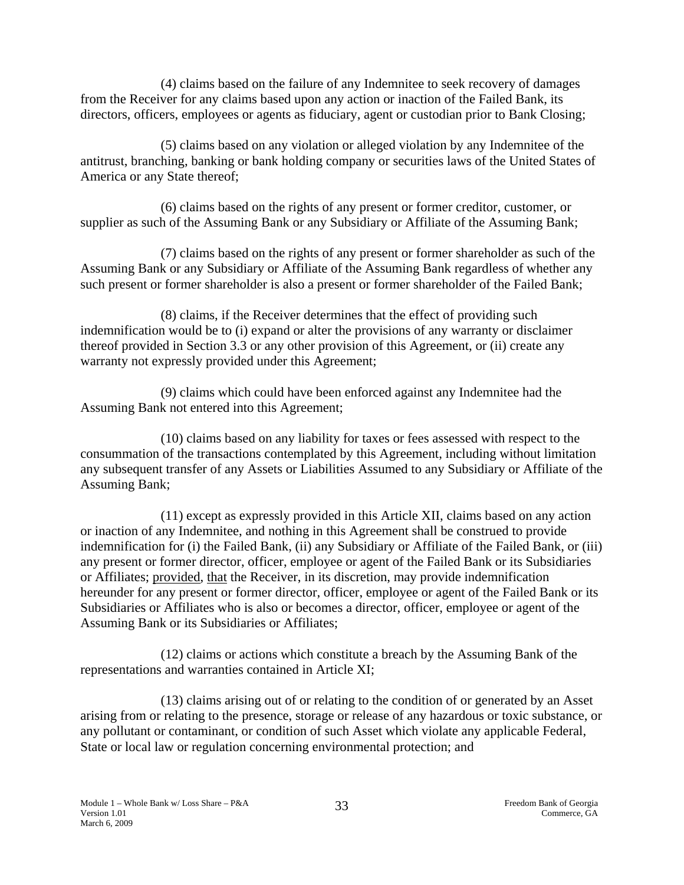(4) claims based on the failure of any Indemnitee to seek recovery of damages from the Receiver for any claims based upon any action or inaction of the Failed Bank, its directors, officers, employees or agents as fiduciary, agent or custodian prior to Bank Closing;

(5) claims based on any violation or alleged violation by any Indemnitee of the antitrust, branching, banking or bank holding company or securities laws of the United States of America or any State thereof;

(6) claims based on the rights of any present or former creditor, customer, or supplier as such of the Assuming Bank or any Subsidiary or Affiliate of the Assuming Bank;

(7) claims based on the rights of any present or former shareholder as such of the Assuming Bank or any Subsidiary or Affiliate of the Assuming Bank regardless of whether any such present or former shareholder is also a present or former shareholder of the Failed Bank;

(8) claims, if the Receiver determines that the effect of providing such indemnification would be to (i) expand or alter the provisions of any warranty or disclaimer thereof provided in Section 3.3 or any other provision of this Agreement, or (ii) create any warranty not expressly provided under this Agreement;

(9) claims which could have been enforced against any Indemnitee had the Assuming Bank not entered into this Agreement;

(10) claims based on any liability for taxes or fees assessed with respect to the consummation of the transactions contemplated by this Agreement, including without limitation any subsequent transfer of any Assets or Liabilities Assumed to any Subsidiary or Affiliate of the Assuming Bank;

(11) except as expressly provided in this Article XII, claims based on any action or inaction of any Indemnitee, and nothing in this Agreement shall be construed to provide indemnification for (i) the Failed Bank, (ii) any Subsidiary or Affiliate of the Failed Bank, or (iii) any present or former director, officer, employee or agent of the Failed Bank or its Subsidiaries or Affiliates; provided, that the Receiver, in its discretion, may provide indemnification hereunder for any present or former director, officer, employee or agent of the Failed Bank or its Subsidiaries or Affiliates who is also or becomes a director, officer, employee or agent of the Assuming Bank or its Subsidiaries or Affiliates;

(12) claims or actions which constitute a breach by the Assuming Bank of the representations and warranties contained in Article XI;

(13) claims arising out of or relating to the condition of or generated by an Asset arising from or relating to the presence, storage or release of any hazardous or toxic substance, or any pollutant or contaminant, or condition of such Asset which violate any applicable Federal, State or local law or regulation concerning environmental protection; and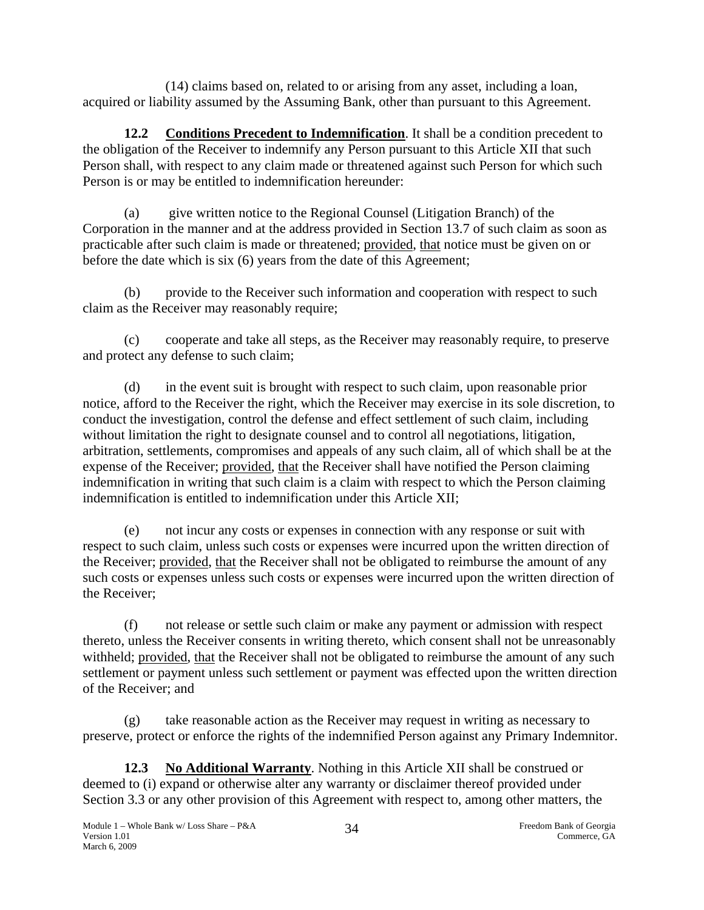(14) claims based on, related to or arising from any asset, including a loan, acquired or liability assumed by the Assuming Bank, other than pursuant to this Agreement.

**12.2 Conditions Precedent to Indemnification**. It shall be a condition precedent to the obligation of the Receiver to indemnify any Person pursuant to this Article XII that such Person shall, with respect to any claim made or threatened against such Person for which such Person is or may be entitled to indemnification hereunder:

(a) give written notice to the Regional Counsel (Litigation Branch) of the Corporation in the manner and at the address provided in Section 13.7 of such claim as soon as practicable after such claim is made or threatened; provided, that notice must be given on or before the date which is six (6) years from the date of this Agreement;

(b) provide to the Receiver such information and cooperation with respect to such claim as the Receiver may reasonably require;

(c) cooperate and take all steps, as the Receiver may reasonably require, to preserve and protect any defense to such claim;

(d) in the event suit is brought with respect to such claim, upon reasonable prior notice, afford to the Receiver the right, which the Receiver may exercise in its sole discretion, to conduct the investigation, control the defense and effect settlement of such claim, including without limitation the right to designate counsel and to control all negotiations, litigation, arbitration, settlements, compromises and appeals of any such claim, all of which shall be at the expense of the Receiver; provided, that the Receiver shall have notified the Person claiming indemnification in writing that such claim is a claim with respect to which the Person claiming indemnification is entitled to indemnification under this Article XII;

(e) not incur any costs or expenses in connection with any response or suit with respect to such claim, unless such costs or expenses were incurred upon the written direction of the Receiver; provided, that the Receiver shall not be obligated to reimburse the amount of any such costs or expenses unless such costs or expenses were incurred upon the written direction of the Receiver;

(f) not release or settle such claim or make any payment or admission with respect thereto, unless the Receiver consents in writing thereto, which consent shall not be unreasonably withheld; provided, that the Receiver shall not be obligated to reimburse the amount of any such settlement or payment unless such settlement or payment was effected upon the written direction of the Receiver; and

(g) take reasonable action as the Receiver may request in writing as necessary to preserve, protect or enforce the rights of the indemnified Person against any Primary Indemnitor.

**12.3 No Additional Warranty**. Nothing in this Article XII shall be construed or deemed to (i) expand or otherwise alter any warranty or disclaimer thereof provided under Section 3.3 or any other provision of this Agreement with respect to, among other matters, the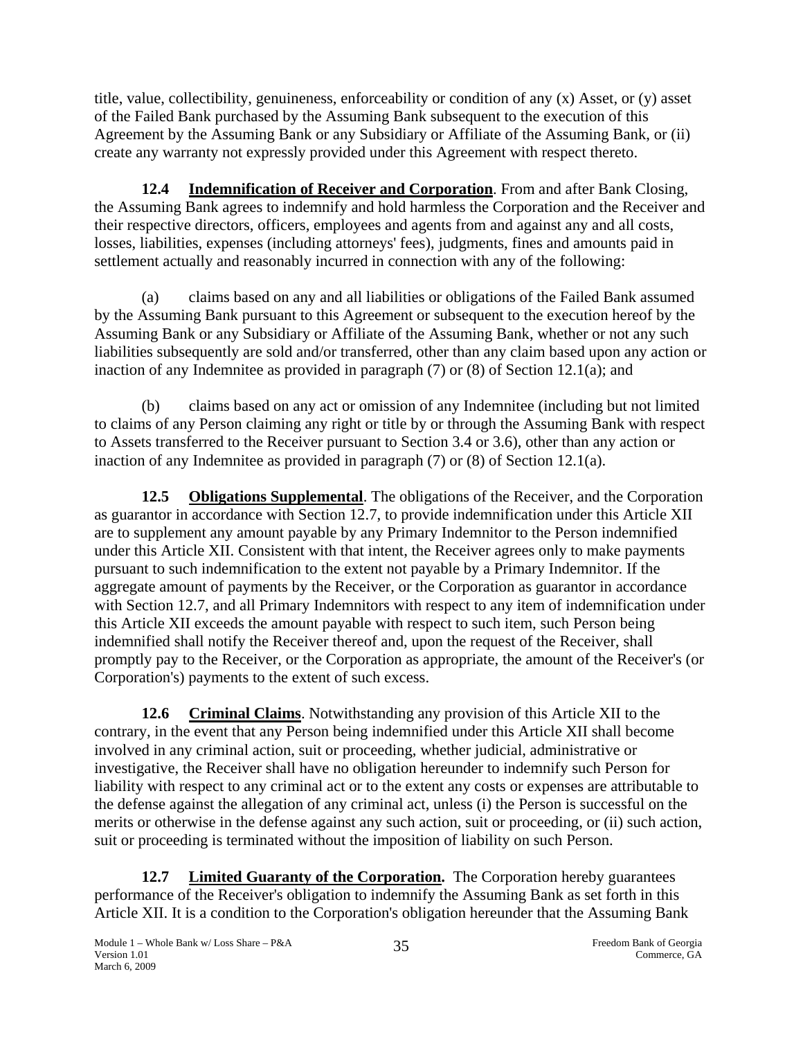title, value, collectibility, genuineness, enforceability or condition of any (x) Asset, or (y) asset of the Failed Bank purchased by the Assuming Bank subsequent to the execution of this Agreement by the Assuming Bank or any Subsidiary or Affiliate of the Assuming Bank, or (ii) create any warranty not expressly provided under this Agreement with respect thereto.

**12.4 <u>Indemnification of Receiver and Corporation</u>**. From and after Bank Closing, the Assuming Bank agrees to indemnify and hold harmless the Corporation and the Receiver and their respective directors, officers, employees and agents from and against any and all costs, losses, liabilities, expenses (including attorneys' fees), judgments, fines and amounts paid in settlement actually and reasonably incurred in connection with any of the following:

(a) claims based on any and all liabilities or obligations of the Failed Bank assumed by the Assuming Bank pursuant to this Agreement or subsequent to the execution hereof by the Assuming Bank or any Subsidiary or Affiliate of the Assuming Bank, whether or not any such liabilities subsequently are sold and/or transferred, other than any claim based upon any action or inaction of any Indemnitee as provided in paragraph (7) or (8) of Section 12.1(a); and

(b) claims based on any act or omission of any Indemnitee (including but not limited to claims of any Person claiming any right or title by or through the Assuming Bank with respect to Assets transferred to the Receiver pursuant to Section 3.4 or 3.6), other than any action or inaction of any Indemnitee as provided in paragraph (7) or (8) of Section 12.1(a).

**12.5 <u>Obligations Supplemental</u>**. The obligations of the Receiver, and the Corporation as guarantor in accordance with Section 12.7, to provide indemnification under this Article XII are to supplement any amount payable by any Primary Indemnitor to the Person indemnified under this Article XII. Consistent with that intent, the Receiver agrees only to make payments pursuant to such indemnification to the extent not payable by a Primary Indemnitor. If the aggregate amount of payments by the Receiver, or the Corporation as guarantor in accordance with Section 12.7, and all Primary Indemnitors with respect to any item of indemnification under this Article XII exceeds the amount payable with respect to such item, such Person being indemnified shall notify the Receiver thereof and, upon the request of the Receiver, shall promptly pay to the Receiver, or the Corporation as appropriate, the amount of the Receiver's (or Corporation's) payments to the extent of such excess.

**12.6 <u>Criminal Claims</u>**. Notwithstanding any provision of this Article XII to the contrary, in the event that any Person being indemnified under this Article XII shall become involved in any criminal action, suit or proceeding, whether judicial, administrative or investigative, the Receiver shall have no obligation hereunder to indemnify such Person for liability with respect to any criminal act or to the extent any costs or expenses are attributable to the defense against the allegation of any criminal act, unless (i) the Person is successful on the merits or otherwise in the defense against any such action, suit or proceeding, or (ii) such action, suit or proceeding is terminated without the imposition of liability on such Person.

**12.7 <u>Limited Guaranty of the Corporation</u>.** The Corporation hereby guarantees performance of the Receiver's obligation to indemnify the Assuming Bank as set forth in this Article XII. It is a condition to the Corporation's obligation hereunder that the Assuming Bank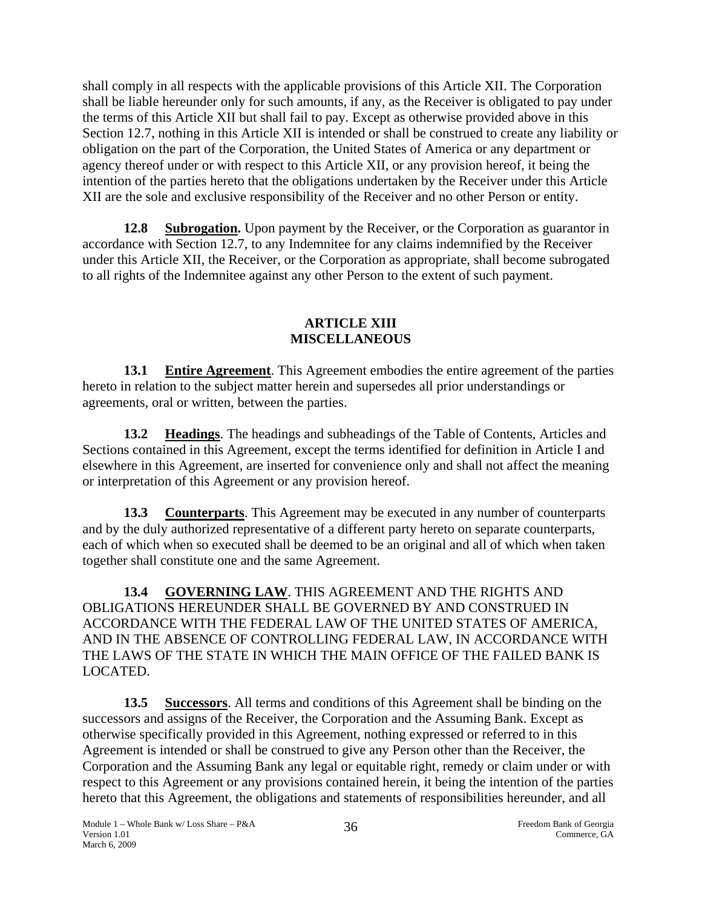shall comply in all respects with the applicable provisions of this Article XII. The Corporation shall be liable hereunder only for such amounts, if any, as the Receiver is obligated to pay under the terms of this Article XII but shall fail to pay. Except as otherwise provided above in this Section 12.7, nothing in this Article XII is intended or shall be construed to create any liability or obligation on the part of the Corporation, the United States of America or any department or agency thereof under or with respect to this Article XII, or any provision hereof, it being the intention of the parties hereto that the obligations undertaken by the Receiver under this Article XII are the sole and exclusive responsibility of the Receiver and no other Person or entity.

**12.8 Subrogation.** Upon payment by the Receiver, or the Corporation as guarantor in accordance with Section 12.7, to any Indemnitee for any claims indemnified by the Receiver under this Article XII, the Receiver, or the Corporation as appropriate, shall become subrogated to all rights of the Indemnitee against any other Person to the extent of such payment.

## ARTICLE XIII
## MISCELLANEOUS

**13.1 Entire Agreement**. This Agreement embodies the entire agreement of the parties hereto in relation to the subject matter herein and supersedes all prior understandings or agreements, oral or written, between the parties.

**13.2 Headings**. The headings and subheadings of the Table of Contents, Articles and Sections contained in this Agreement, except the terms identified for definition in Article I and elsewhere in this Agreement, are inserted for convenience only and shall not affect the meaning or interpretation of this Agreement or any provision hereof.

**13.3 Counterparts**. This Agreement may be executed in any number of counterparts and by the duly authorized representative of a different party hereto on separate counterparts, each of which when so executed shall be deemed to be an original and all of which when taken together shall constitute one and the same Agreement.

**13.4 GOVERNING LAW**. THIS AGREEMENT AND THE RIGHTS AND OBLIGATIONS HEREUNDER SHALL BE GOVERNED BY AND CONSTRUED IN ACCORDANCE WITH THE FEDERAL LAW OF THE UNITED STATES OF AMERICA, AND IN THE ABSENCE OF CONTROLLING FEDERAL LAW, IN ACCORDANCE WITH THE LAWS OF THE STATE IN WHICH THE MAIN OFFICE OF THE FAILED BANK IS LOCATED.

**13.5 Successors**. All terms and conditions of this Agreement shall be binding on the successors and assigns of the Receiver, the Corporation and the Assuming Bank. Except as otherwise specifically provided in this Agreement, nothing expressed or referred to in this Agreement is intended or shall be construed to give any Person other than the Receiver, the Corporation and the Assuming Bank any legal or equitable right, remedy or claim under or with respect to this Agreement or any provisions contained herein, it being the intention of the parties hereto that this Agreement, the obligations and statements of responsibilities hereunder, and all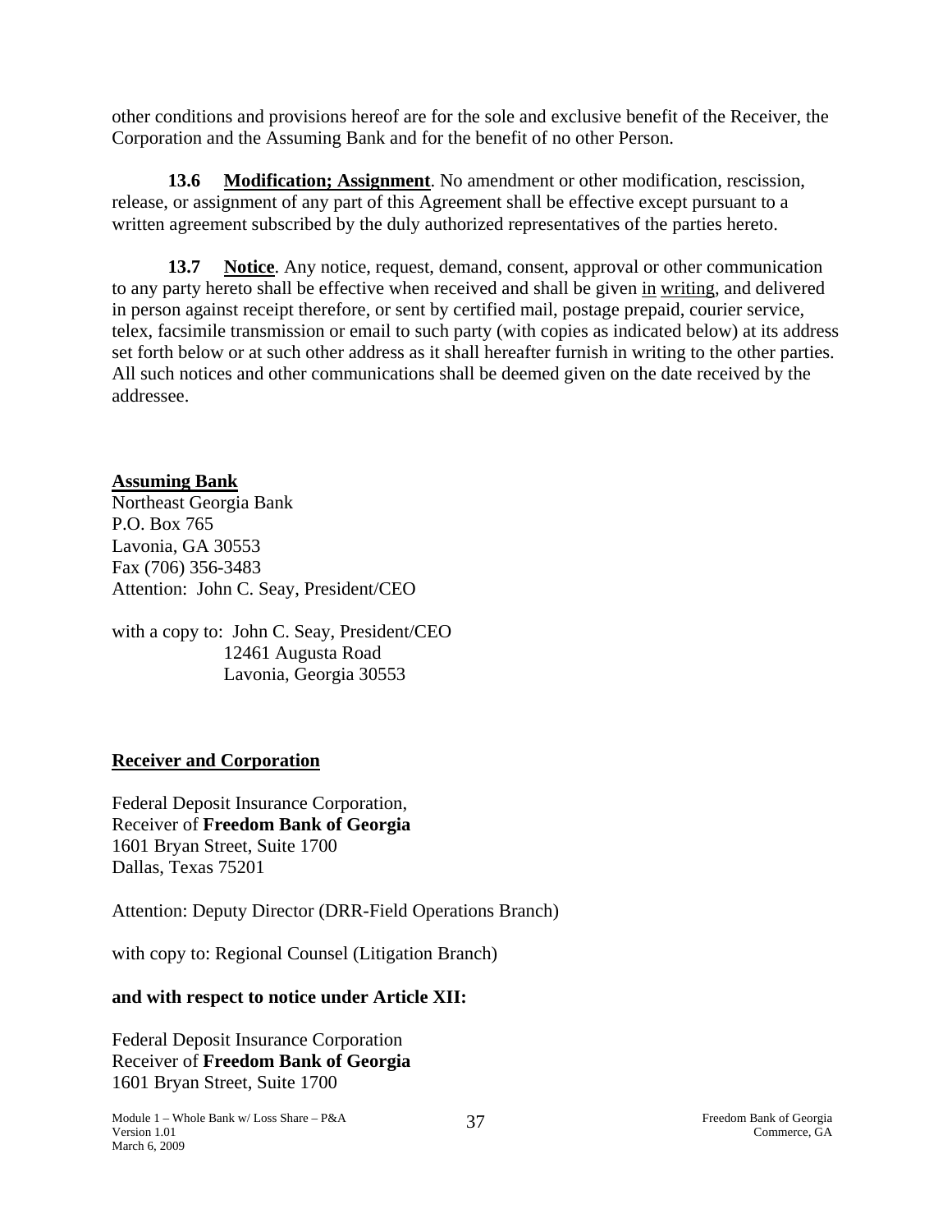other conditions and provisions hereof are for the sole and exclusive benefit of the Receiver, the Corporation and the Assuming Bank and for the benefit of no other Person.

**13.6 Modification; Assignment**. No amendment or other modification, rescission, release, or assignment of any part of this Agreement shall be effective except pursuant to a written agreement subscribed by the duly authorized representatives of the parties hereto.

**13.7 Notice**. Any notice, request, demand, consent, approval or other communication to any party hereto shall be effective when received and shall be given in writing, and delivered in person against receipt therefore, or sent by certified mail, postage prepaid, courier service, telex, facsimile transmission or email to such party (with copies as indicated below) at its address set forth below or at such other address as it shall hereafter furnish in writing to the other parties. All such notices and other communications shall be deemed given on the date received by the addressee.

**Assuming Bank**

Northeast Georgia Bank
P.O. Box 765
Lavonia, GA 30553
Fax (706) 356-3483
Attention: John C. Seay, President/CEO

with a copy to: John C. Seay, President/CEO
12461 Augusta Road
Lavonia, Georgia 30553

**Receiver and Corporation**

Federal Deposit Insurance Corporation,
Receiver of **Freedom Bank of Georgia**
1601 Bryan Street, Suite 1700
Dallas, Texas 75201

Attention: Deputy Director (DRR-Field Operations Branch)

with copy to: Regional Counsel (Litigation Branch)

**and with respect to notice under Article XII:**

Federal Deposit Insurance Corporation
Receiver of **Freedom Bank of Georgia**
1601 Bryan Street, Suite 1700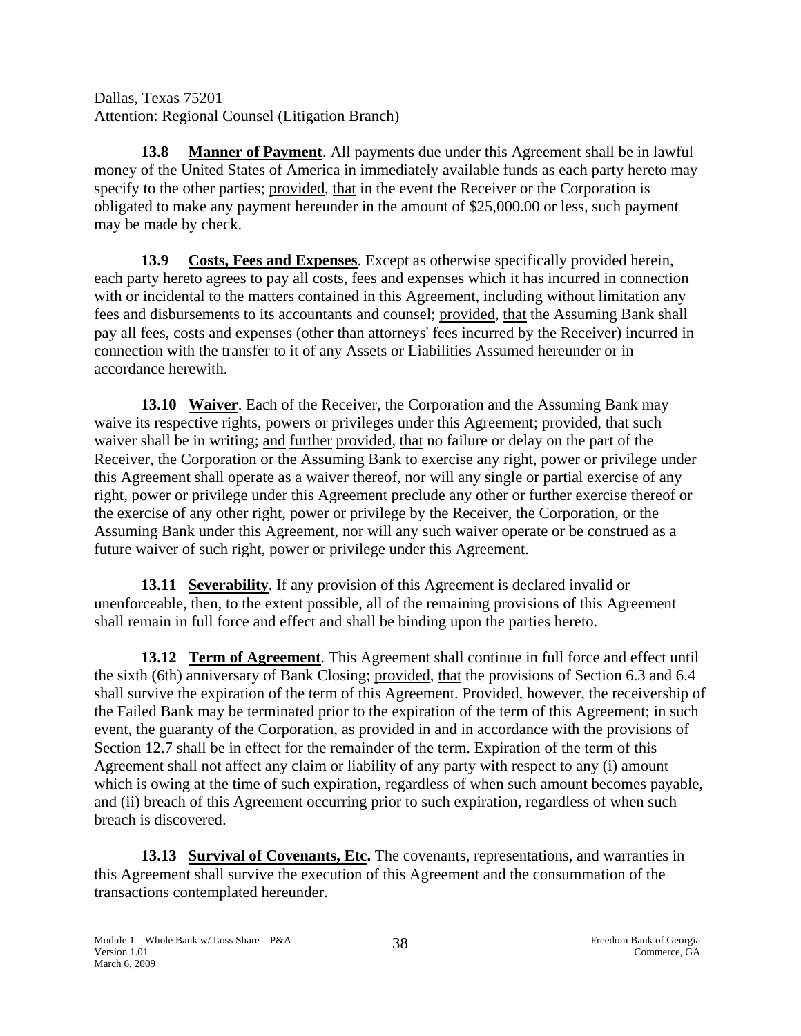Dallas, Texas 75201
Attention: Regional Counsel (Litigation Branch)

**13.8 Manner of Payment**. All payments due under this Agreement shall be in lawful money of the United States of America in immediately available funds as each party hereto may specify to the other parties; provided, that in the event the Receiver or the Corporation is obligated to make any payment hereunder in the amount of $25,000.00 or less, such payment may be made by check.

**13.9 Costs, Fees and Expenses**. Except as otherwise specifically provided herein, each party hereto agrees to pay all costs, fees and expenses which it has incurred in connection with or incidental to the matters contained in this Agreement, including without limitation any fees and disbursements to its accountants and counsel; provided, that the Assuming Bank shall pay all fees, costs and expenses (other than attorneys' fees incurred by the Receiver) incurred in connection with the transfer to it of any Assets or Liabilities Assumed hereunder or in accordance herewith.

**13.10 Waiver**. Each of the Receiver, the Corporation and the Assuming Bank may waive its respective rights, powers or privileges under this Agreement; provided, that such waiver shall be in writing; and further provided, that no failure or delay on the part of the Receiver, the Corporation or the Assuming Bank to exercise any right, power or privilege under this Agreement shall operate as a waiver thereof, nor will any single or partial exercise of any right, power or privilege under this Agreement preclude any other or further exercise thereof or the exercise of any other right, power or privilege by the Receiver, the Corporation, or the Assuming Bank under this Agreement, nor will any such waiver operate or be construed as a future waiver of such right, power or privilege under this Agreement.

**13.11 Severability**. If any provision of this Agreement is declared invalid or unenforceable, then, to the extent possible, all of the remaining provisions of this Agreement shall remain in full force and effect and shall be binding upon the parties hereto.

**13.12 Term of Agreement**. This Agreement shall continue in full force and effect until the sixth (6th) anniversary of Bank Closing; provided, that the provisions of Section 6.3 and 6.4 shall survive the expiration of the term of this Agreement. Provided, however, the receivership of the Failed Bank may be terminated prior to the expiration of the term of this Agreement; in such event, the guaranty of the Corporation, as provided in and in accordance with the provisions of Section 12.7 shall be in effect for the remainder of the term. Expiration of the term of this Agreement shall not affect any claim or liability of any party with respect to any (i) amount which is owing at the time of such expiration, regardless of when such amount becomes payable, and (ii) breach of this Agreement occurring prior to such expiration, regardless of when such breach is discovered.

**13.13 Survival of Covenants, Etc.** The covenants, representations, and warranties in this Agreement shall survive the execution of this Agreement and the consummation of the transactions contemplated hereunder.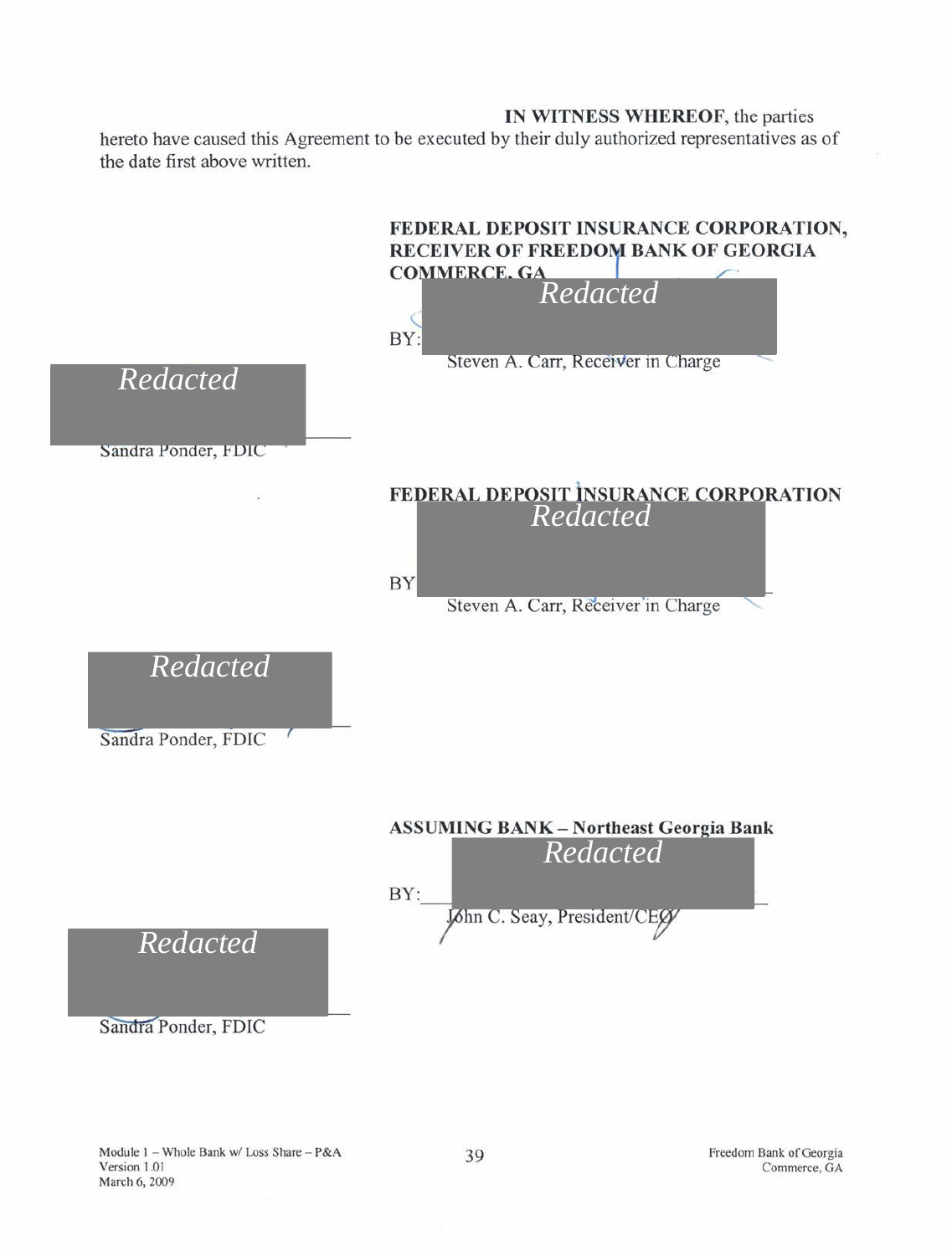**IN WITNESS WHEREOF**, the parties hereto have caused this Agreement to be executed by their duly authorized representatives as of the date first above written.

**FEDERAL DEPOSIT INSURANCE CORPORATION, RECEIVER OF FREEDOM BANK OF GEORGIA COMMERCE, GA**

*Redacted*

BY: ______________________
Steven A. Carr, Receiver in Charge

*Redacted*

______________________
Sandra Ponder, FDIC

**FEDERAL DEPOSIT INSURANCE CORPORATION**

*Redacted*

BY ______________________
Steven A. Carr, Receiver in Charge

*Redacted*

______________________
Sandra Ponder, FDIC

**ASSUMING BANK – Northeast Georgia Bank**

*Redacted*

BY: ______________________
John C. Seay, President/CEO

*Redacted*

______________________
Sandra Ponder, FDIC

Module 1 – Whole Bank w/ Loss Share – P&A
Version 1.01
March 6, 2009

Freedom Bank of Georgia
Commerce, GA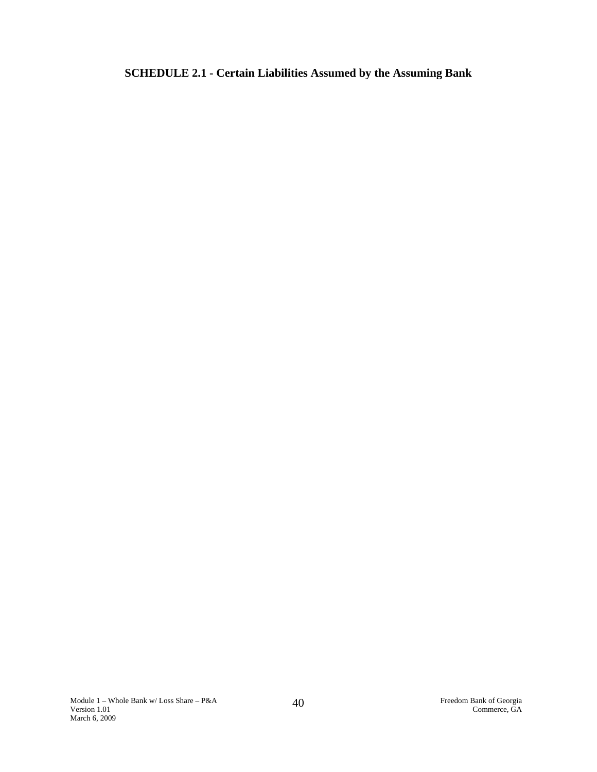## SCHEDULE 2.1 - Certain Liabilities Assumed by the Assuming Bank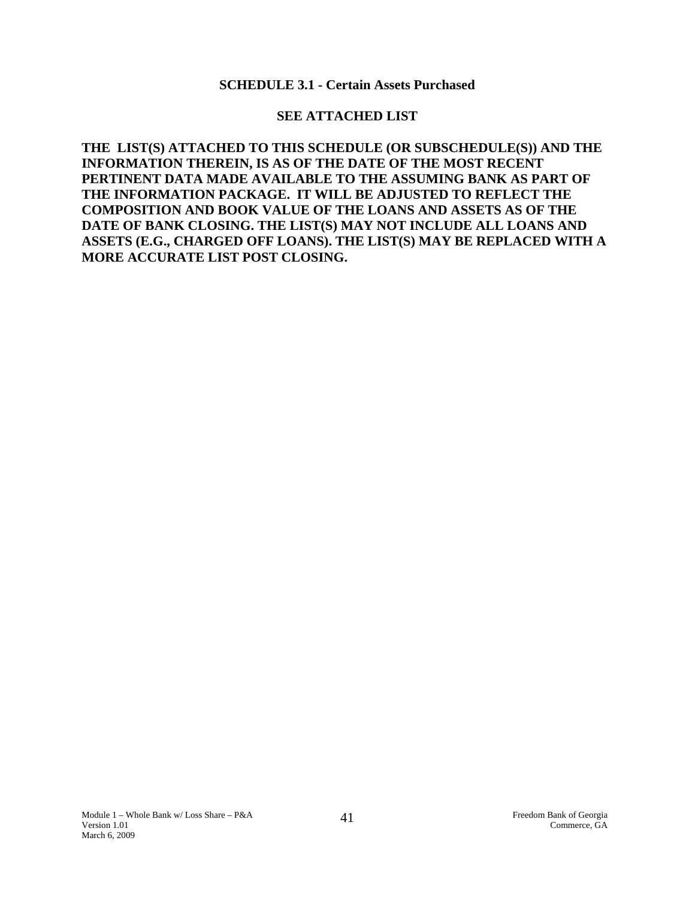## SCHEDULE 3.1 - Certain Assets Purchased

**SEE ATTACHED LIST**

**THE LIST(S) ATTACHED TO THIS SCHEDULE (OR SUBSCHEDULE(S)) AND THE INFORMATION THEREIN, IS AS OF THE DATE OF THE MOST RECENT PERTINENT DATA MADE AVAILABLE TO THE ASSUMING BANK AS PART OF THE INFORMATION PACKAGE. IT WILL BE ADJUSTED TO REFLECT THE COMPOSITION AND BOOK VALUE OF THE LOANS AND ASSETS AS OF THE DATE OF BANK CLOSING. THE LIST(S) MAY NOT INCLUDE ALL LOANS AND ASSETS (E.G., CHARGED OFF LOANS). THE LIST(S) MAY BE REPLACED WITH A MORE ACCURATE LIST POST CLOSING.**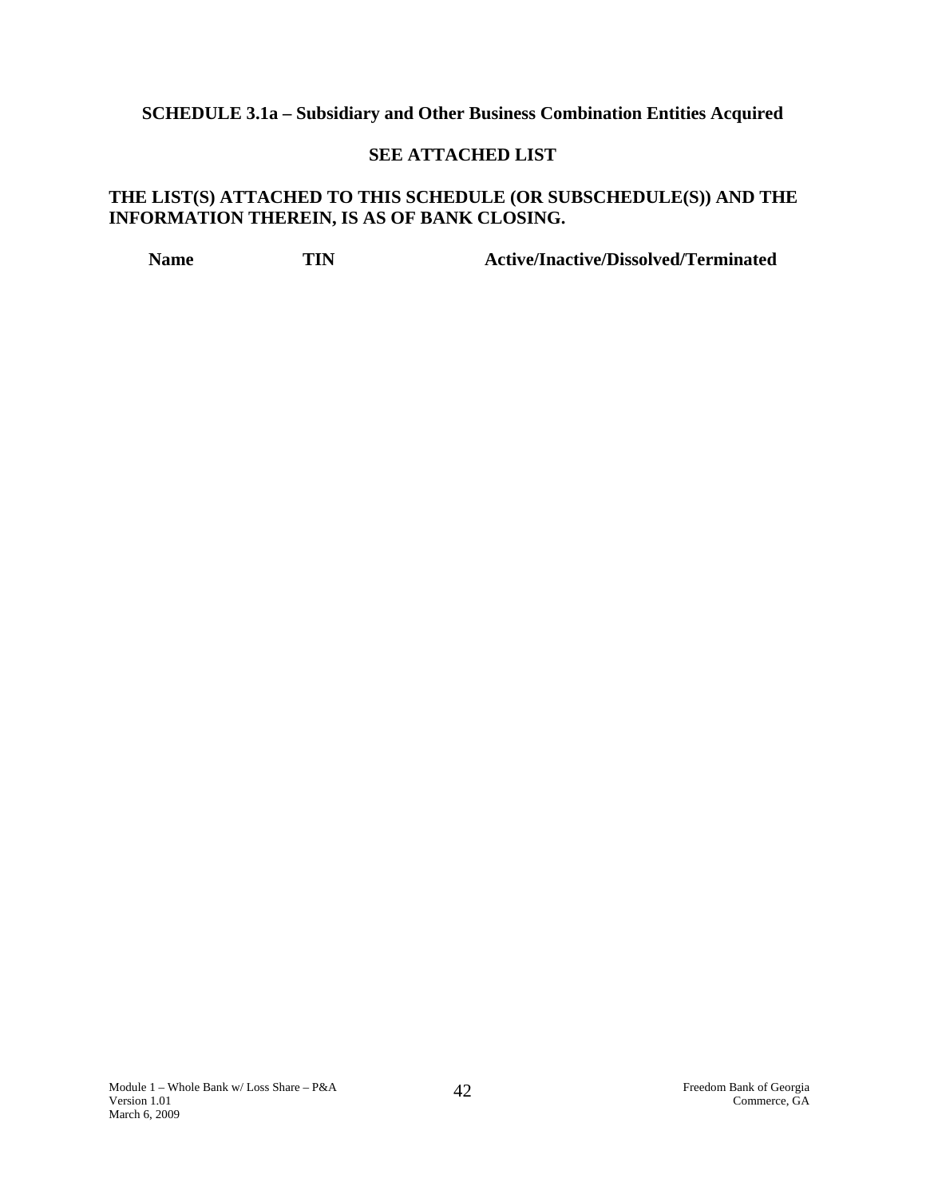**SCHEDULE 3.1a – Subsidiary and Other Business Combination Entities Acquired**

**SEE ATTACHED LIST**

**THE LIST(S) ATTACHED TO THIS SCHEDULE (OR SUBSCHEDULE(S)) AND THE INFORMATION THEREIN, IS AS OF BANK CLOSING.**

| Name | TIN | Active/Inactive/Dissolved/Terminated |
|---|---|---|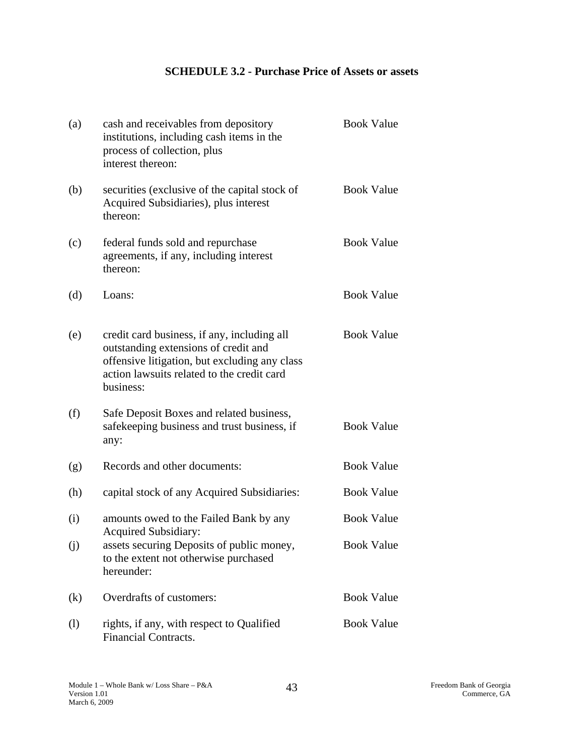## SCHEDULE 3.2 - Purchase Price of Assets or assets

| | | |
|---|---|---|
| (a) | cash and receivables from depository institutions, including cash items in the process of collection, plus interest thereon: | Book Value |
| (b) | securities (exclusive of the capital stock of Acquired Subsidiaries), plus interest thereon: | Book Value |
| (c) | federal funds sold and repurchase agreements, if any, including interest thereon: | Book Value |
| (d) | Loans: | Book Value |
| (e) | credit card business, if any, including all outstanding extensions of credit and offensive litigation, but excluding any class action lawsuits related to the credit card business: | Book Value |
| (f) | Safe Deposit Boxes and related business, safekeeping business and trust business, if any: | Book Value |
| (g) | Records and other documents: | Book Value |
| (h) | capital stock of any Acquired Subsidiaries: | Book Value |
| (i) | amounts owed to the Failed Bank by any Acquired Subsidiary: | Book Value |
| (j) | assets securing Deposits of public money, to the extent not otherwise purchased hereunder: | Book Value |
| (k) | Overdrafts of customers: | Book Value |
| (l) | rights, if any, with respect to Qualified Financial Contracts. | Book Value |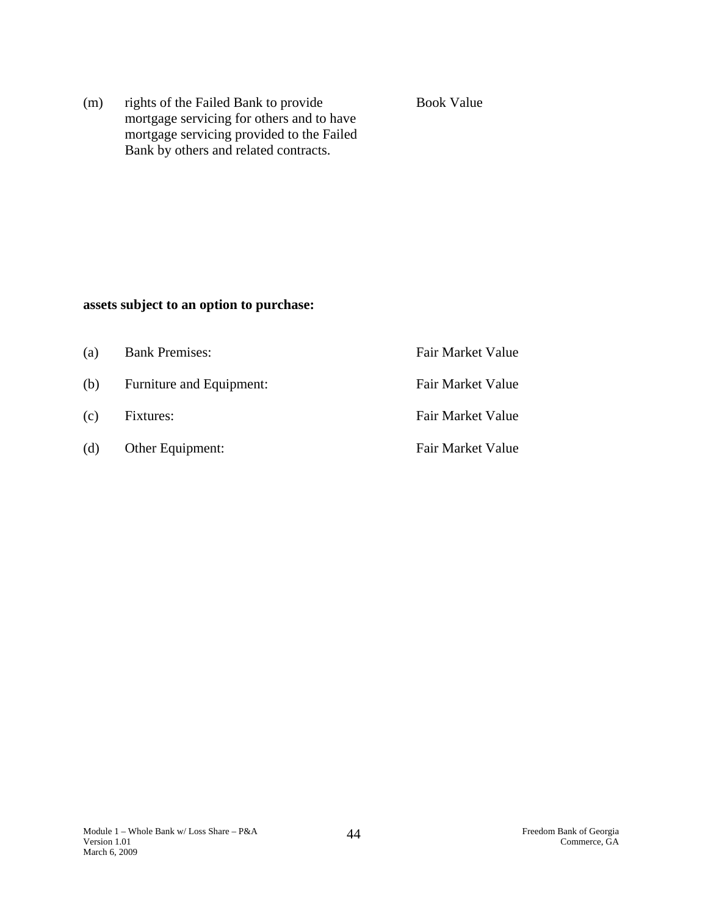| | | |
|---|---|---|
| (m) | rights of the Failed Bank to provide mortgage servicing for others and to have mortgage servicing provided to the Failed Bank by others and related contracts. | Book Value |

**assets subject to an option to purchase:**

| | | |
|---|---|---|
| (a) | Bank Premises: | Fair Market Value |
| (b) | Furniture and Equipment: | Fair Market Value |
| (c) | Fixtures: | Fair Market Value |
| (d) | Other Equipment: | Fair Market Value |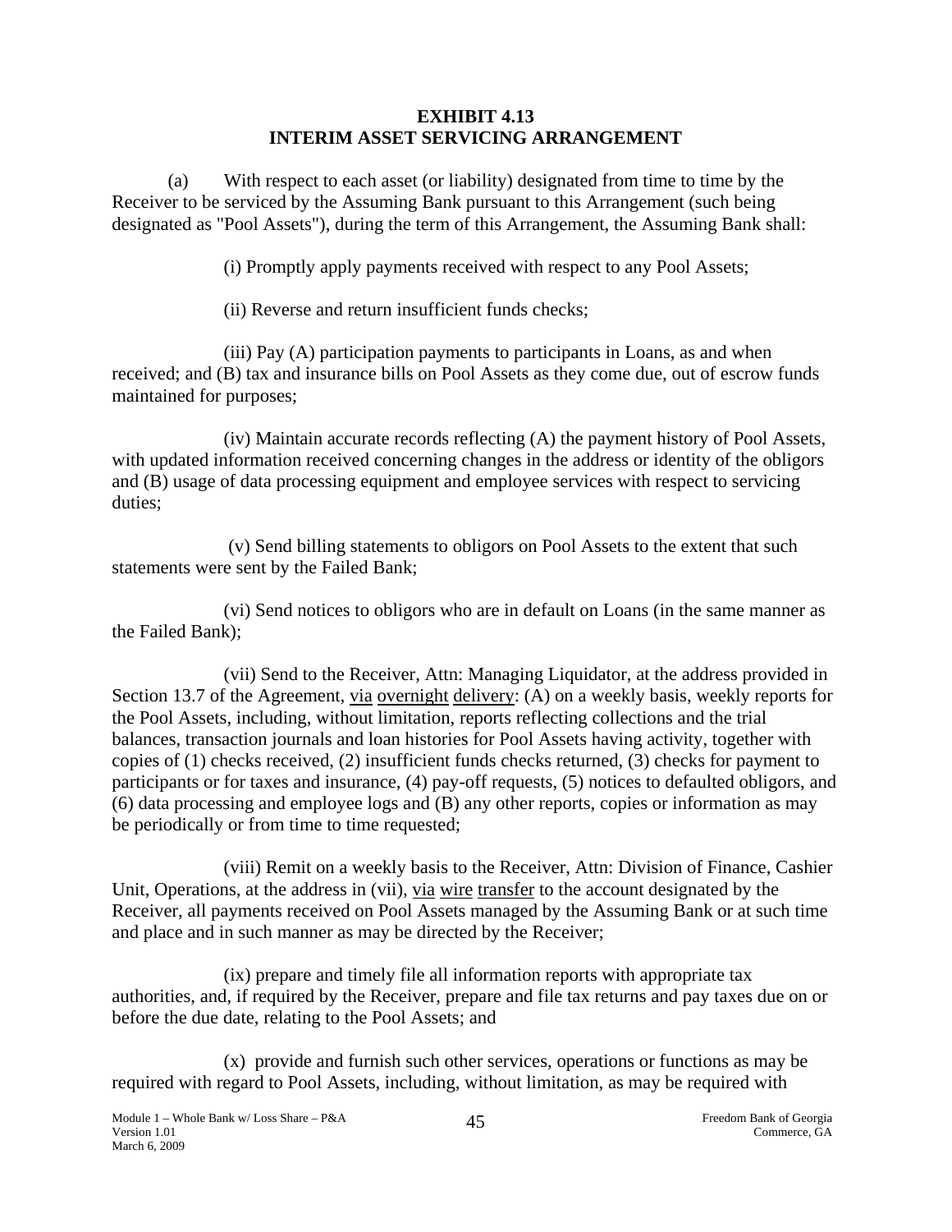# EXHIBIT 4.13
# INTERIM ASSET SERVICING ARRANGEMENT

(a) With respect to each asset (or liability) designated from time to time by the Receiver to be serviced by the Assuming Bank pursuant to this Arrangement (such being designated as "Pool Assets"), during the term of this Arrangement, the Assuming Bank shall:

(i) Promptly apply payments received with respect to any Pool Assets;

(ii) Reverse and return insufficient funds checks;

(iii) Pay (A) participation payments to participants in Loans, as and when received; and (B) tax and insurance bills on Pool Assets as they come due, out of escrow funds maintained for purposes;

(iv) Maintain accurate records reflecting (A) the payment history of Pool Assets, with updated information received concerning changes in the address or identity of the obligors and (B) usage of data processing equipment and employee services with respect to servicing duties;

(v) Send billing statements to obligors on Pool Assets to the extent that such statements were sent by the Failed Bank;

(vi) Send notices to obligors who are in default on Loans (in the same manner as the Failed Bank);

(vii) Send to the Receiver, Attn: Managing Liquidator, at the address provided in Section 13.7 of the Agreement, via overnight delivery: (A) on a weekly basis, weekly reports for the Pool Assets, including, without limitation, reports reflecting collections and the trial balances, transaction journals and loan histories for Pool Assets having activity, together with copies of (1) checks received, (2) insufficient funds checks returned, (3) checks for payment to participants or for taxes and insurance, (4) pay-off requests, (5) notices to defaulted obligors, and (6) data processing and employee logs and (B) any other reports, copies or information as may be periodically or from time to time requested;

(viii) Remit on a weekly basis to the Receiver, Attn: Division of Finance, Cashier Unit, Operations, at the address in (vii), via wire transfer to the account designated by the Receiver, all payments received on Pool Assets managed by the Assuming Bank or at such time and place and in such manner as may be directed by the Receiver;

(ix) prepare and timely file all information reports with appropriate tax authorities, and, if required by the Receiver, prepare and file tax returns and pay taxes due on or before the due date, relating to the Pool Assets; and

(x) provide and furnish such other services, operations or functions as may be required with regard to Pool Assets, including, without limitation, as may be required with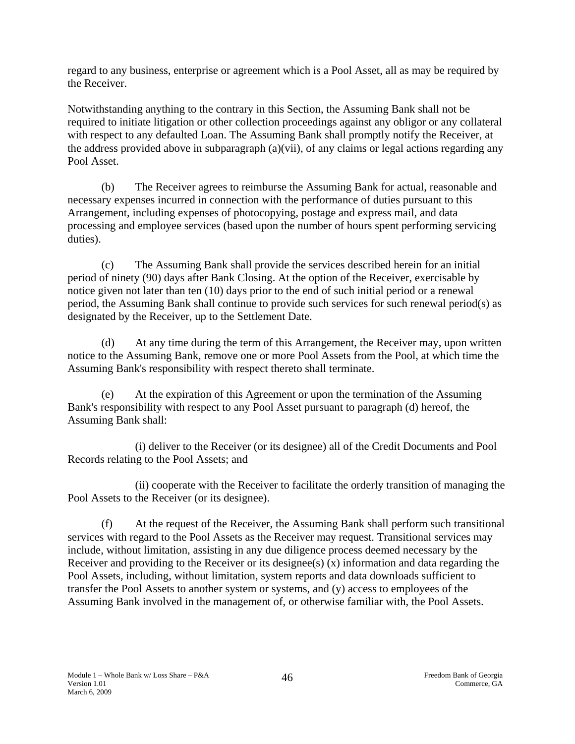regard to any business, enterprise or agreement which is a Pool Asset, all as may be required by the Receiver.

Notwithstanding anything to the contrary in this Section, the Assuming Bank shall not be required to initiate litigation or other collection proceedings against any obligor or any collateral with respect to any defaulted Loan. The Assuming Bank shall promptly notify the Receiver, at the address provided above in subparagraph (a)(vii), of any claims or legal actions regarding any Pool Asset.

(b) The Receiver agrees to reimburse the Assuming Bank for actual, reasonable and necessary expenses incurred in connection with the performance of duties pursuant to this Arrangement, including expenses of photocopying, postage and express mail, and data processing and employee services (based upon the number of hours spent performing servicing duties).

(c) The Assuming Bank shall provide the services described herein for an initial period of ninety (90) days after Bank Closing. At the option of the Receiver, exercisable by notice given not later than ten (10) days prior to the end of such initial period or a renewal period, the Assuming Bank shall continue to provide such services for such renewal period(s) as designated by the Receiver, up to the Settlement Date.

(d) At any time during the term of this Arrangement, the Receiver may, upon written notice to the Assuming Bank, remove one or more Pool Assets from the Pool, at which time the Assuming Bank's responsibility with respect thereto shall terminate.

(e) At the expiration of this Agreement or upon the termination of the Assuming Bank's responsibility with respect to any Pool Asset pursuant to paragraph (d) hereof, the Assuming Bank shall:

(i) deliver to the Receiver (or its designee) all of the Credit Documents and Pool Records relating to the Pool Assets; and

(ii) cooperate with the Receiver to facilitate the orderly transition of managing the Pool Assets to the Receiver (or its designee).

(f) At the request of the Receiver, the Assuming Bank shall perform such transitional services with regard to the Pool Assets as the Receiver may request. Transitional services may include, without limitation, assisting in any due diligence process deemed necessary by the Receiver and providing to the Receiver or its designee(s) (x) information and data regarding the Pool Assets, including, without limitation, system reports and data downloads sufficient to transfer the Pool Assets to another system or systems, and (y) access to employees of the Assuming Bank involved in the management of, or otherwise familiar with, the Pool Assets.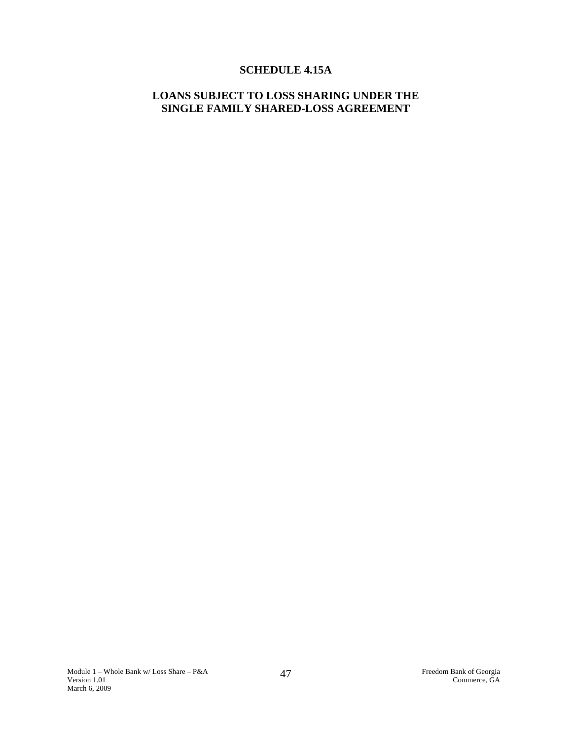# SCHEDULE 4.15A

## LOANS SUBJECT TO LOSS SHARING UNDER THE SINGLE FAMILY SHARED-LOSS AGREEMENT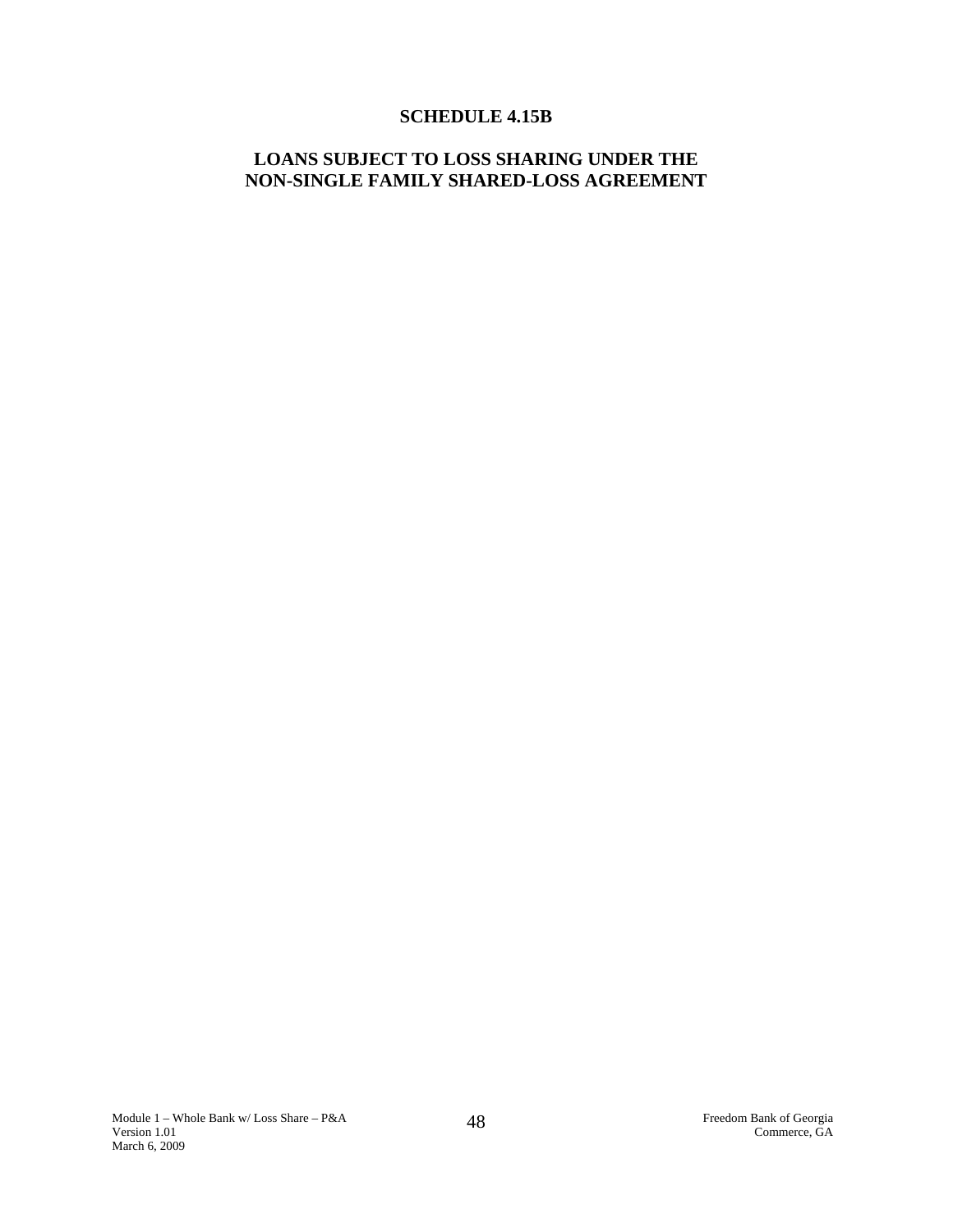# SCHEDULE 4.15B

## LOANS SUBJECT TO LOSS SHARING UNDER THE NON-SINGLE FAMILY SHARED-LOSS AGREEMENT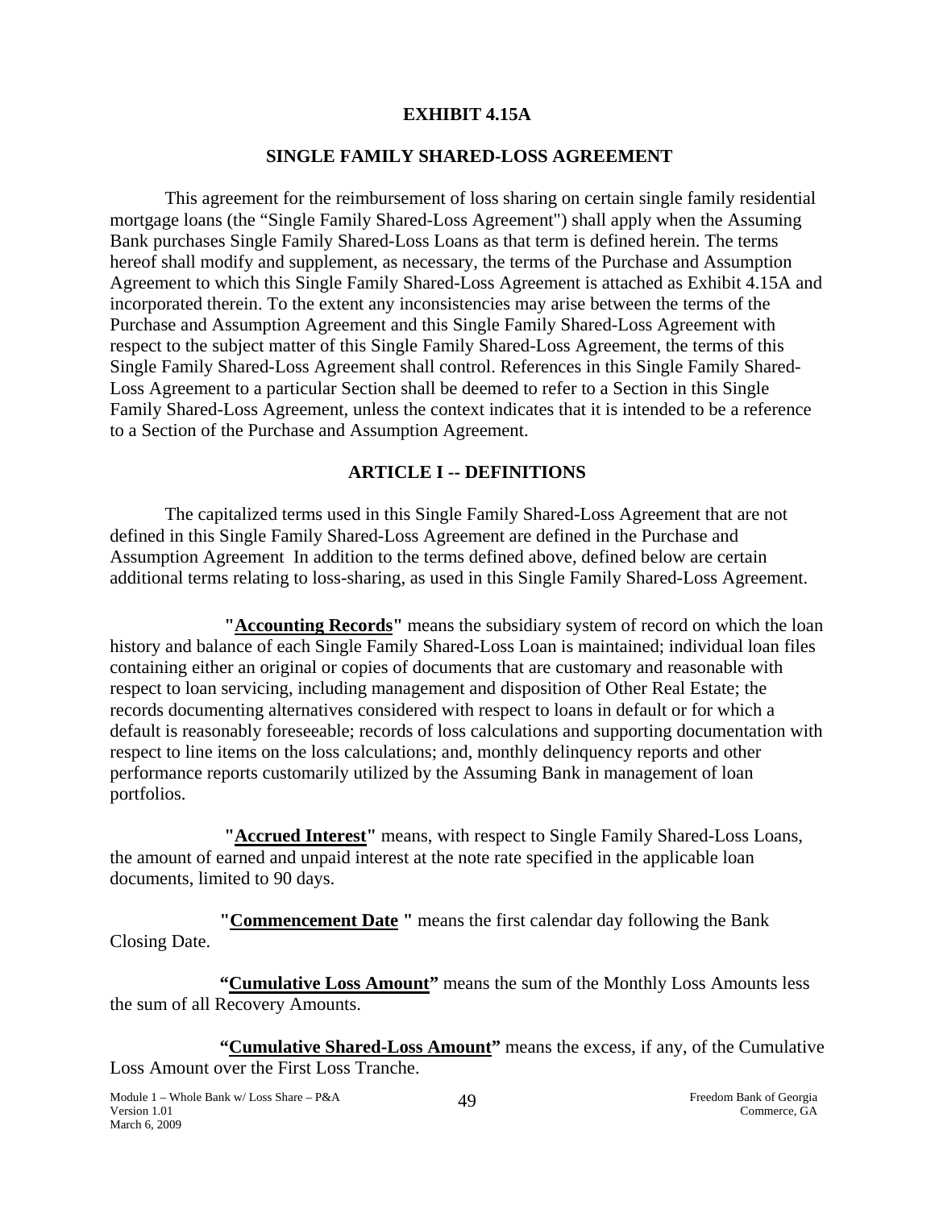# EXHIBIT 4.15A

## SINGLE FAMILY SHARED-LOSS AGREEMENT

This agreement for the reimbursement of loss sharing on certain single family residential mortgage loans (the "Single Family Shared-Loss Agreement") shall apply when the Assuming Bank purchases Single Family Shared-Loss Loans as that term is defined herein. The terms hereof shall modify and supplement, as necessary, the terms of the Purchase and Assumption Agreement to which this Single Family Shared-Loss Agreement is attached as Exhibit 4.15A and incorporated therein. To the extent any inconsistencies may arise between the terms of the Purchase and Assumption Agreement and this Single Family Shared-Loss Agreement with respect to the subject matter of this Single Family Shared-Loss Agreement, the terms of this Single Family Shared-Loss Agreement shall control. References in this Single Family Shared-Loss Agreement to a particular Section shall be deemed to refer to a Section in this Single Family Shared-Loss Agreement, unless the context indicates that it is intended to be a reference to a Section of the Purchase and Assumption Agreement.

## ARTICLE I -- DEFINITIONS

The capitalized terms used in this Single Family Shared-Loss Agreement that are not defined in this Single Family Shared-Loss Agreement are defined in the Purchase and Assumption Agreement In addition to the terms defined above, defined below are certain additional terms relating to loss-sharing, as used in this Single Family Shared-Loss Agreement.

**"Accounting Records"** means the subsidiary system of record on which the loan history and balance of each Single Family Shared-Loss Loan is maintained; individual loan files containing either an original or copies of documents that are customary and reasonable with respect to loan servicing, including management and disposition of Other Real Estate; the records documenting alternatives considered with respect to loans in default or for which a default is reasonably foreseeable; records of loss calculations and supporting documentation with respect to line items on the loss calculations; and, monthly delinquency reports and other performance reports customarily utilized by the Assuming Bank in management of loan portfolios.

**"Accrued Interest"** means, with respect to Single Family Shared-Loss Loans, the amount of earned and unpaid interest at the note rate specified in the applicable loan documents, limited to 90 days.

**"Commencement Date "** means the first calendar day following the Bank Closing Date.

**"Cumulative Loss Amount"** means the sum of the Monthly Loss Amounts less the sum of all Recovery Amounts.

**"Cumulative Shared-Loss Amount"** means the excess, if any, of the Cumulative Loss Amount over the First Loss Tranche.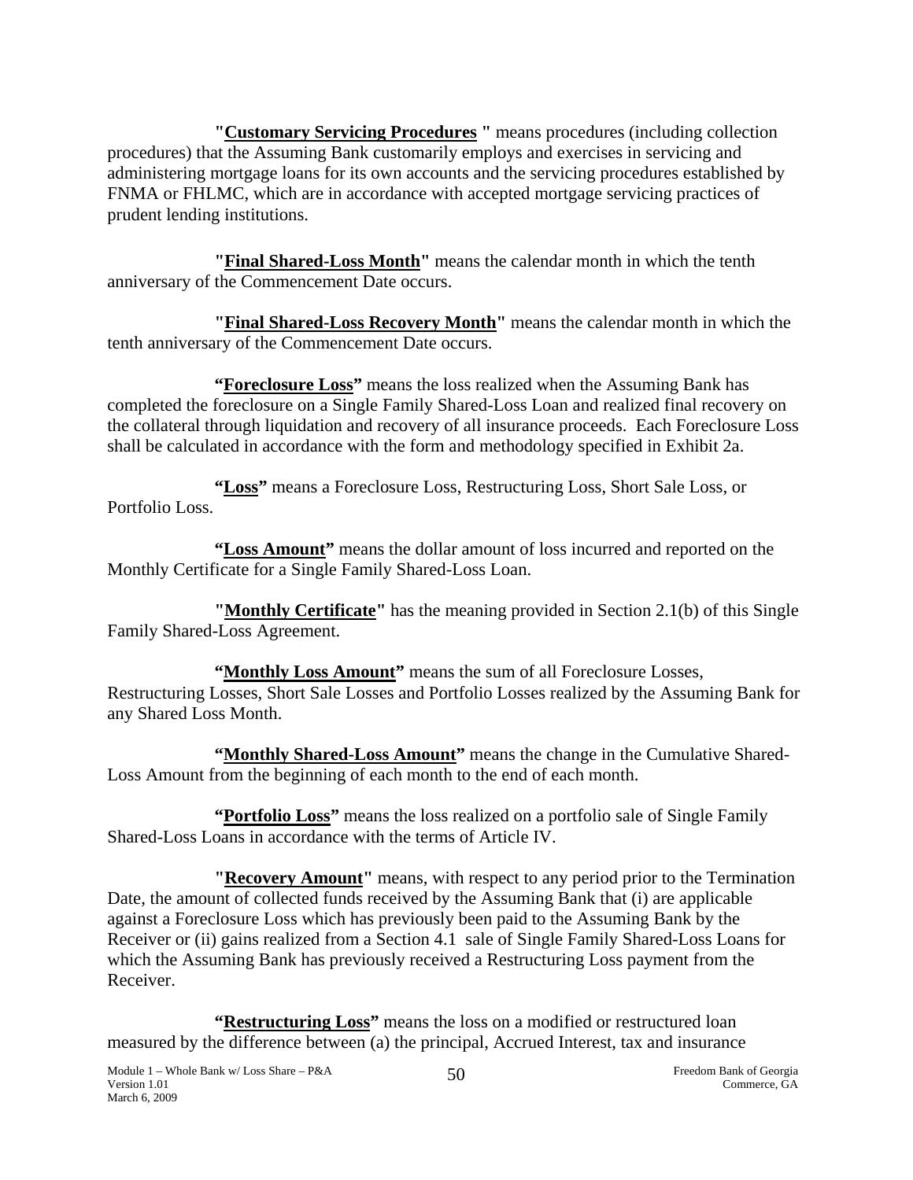**"Customary Servicing Procedures "** means procedures (including collection procedures) that the Assuming Bank customarily employs and exercises in servicing and administering mortgage loans for its own accounts and the servicing procedures established by FNMA or FHLMC, which are in accordance with accepted mortgage servicing practices of prudent lending institutions.

**"Final Shared-Loss Month"** means the calendar month in which the tenth anniversary of the Commencement Date occurs.

**"Final Shared-Loss Recovery Month"** means the calendar month in which the tenth anniversary of the Commencement Date occurs.

**"Foreclosure Loss"** means the loss realized when the Assuming Bank has completed the foreclosure on a Single Family Shared-Loss Loan and realized final recovery on the collateral through liquidation and recovery of all insurance proceeds. Each Foreclosure Loss shall be calculated in accordance with the form and methodology specified in Exhibit 2a.

**"Loss"** means a Foreclosure Loss, Restructuring Loss, Short Sale Loss, or Portfolio Loss.

**"Loss Amount"** means the dollar amount of loss incurred and reported on the Monthly Certificate for a Single Family Shared-Loss Loan.

**"Monthly Certificate"** has the meaning provided in Section 2.1(b) of this Single Family Shared-Loss Agreement.

**"Monthly Loss Amount"** means the sum of all Foreclosure Losses, Restructuring Losses, Short Sale Losses and Portfolio Losses realized by the Assuming Bank for any Shared Loss Month.

**"Monthly Shared-Loss Amount"** means the change in the Cumulative Shared-Loss Amount from the beginning of each month to the end of each month.

**"Portfolio Loss"** means the loss realized on a portfolio sale of Single Family Shared-Loss Loans in accordance with the terms of Article IV.

**"Recovery Amount"** means, with respect to any period prior to the Termination Date, the amount of collected funds received by the Assuming Bank that (i) are applicable against a Foreclosure Loss which has previously been paid to the Assuming Bank by the Receiver or (ii) gains realized from a Section 4.1 sale of Single Family Shared-Loss Loans for which the Assuming Bank has previously received a Restructuring Loss payment from the Receiver.

**"Restructuring Loss"** means the loss on a modified or restructured loan measured by the difference between (a) the principal, Accrued Interest, tax and insurance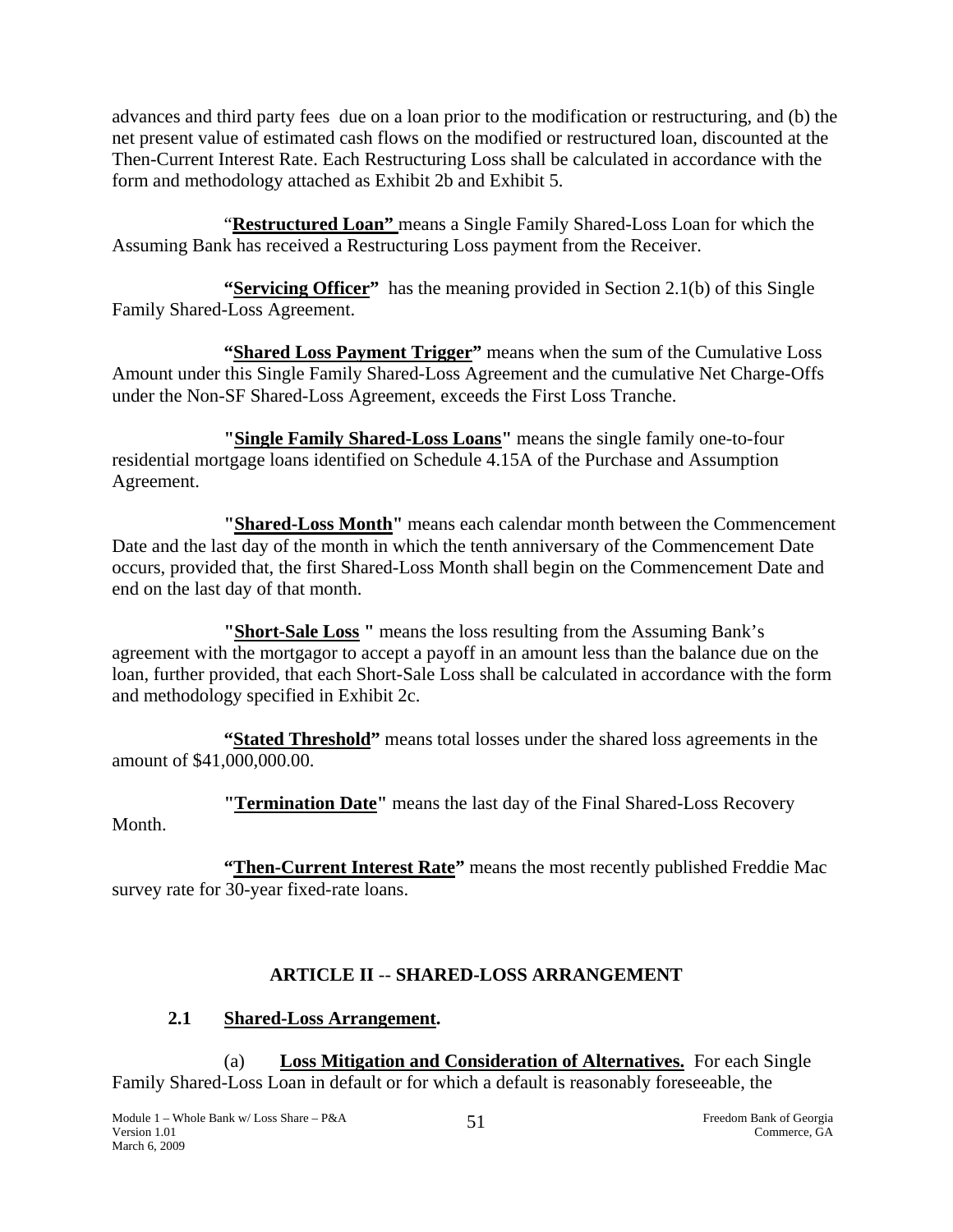advances and third party fees due on a loan prior to the modification or restructuring, and (b) the net present value of estimated cash flows on the modified or restructured loan, discounted at the Then-Current Interest Rate. Each Restructuring Loss shall be calculated in accordance with the form and methodology attached as Exhibit 2b and Exhibit 5.

"**Restructured Loan"** means a Single Family Shared-Loss Loan for which the Assuming Bank has received a Restructuring Loss payment from the Receiver.

**"Servicing Officer"** has the meaning provided in Section 2.1(b) of this Single Family Shared-Loss Agreement.

**"Shared Loss Payment Trigger"** means when the sum of the Cumulative Loss Amount under this Single Family Shared-Loss Agreement and the cumulative Net Charge-Offs under the Non-SF Shared-Loss Agreement, exceeds the First Loss Tranche.

**"Single Family Shared-Loss Loans"** means the single family one-to-four residential mortgage loans identified on Schedule 4.15A of the Purchase and Assumption Agreement.

**"Shared-Loss Month"** means each calendar month between the Commencement Date and the last day of the month in which the tenth anniversary of the Commencement Date occurs, provided that, the first Shared-Loss Month shall begin on the Commencement Date and end on the last day of that month.

**"Short-Sale Loss "** means the loss resulting from the Assuming Bank's agreement with the mortgagor to accept a payoff in an amount less than the balance due on the loan, further provided, that each Short-Sale Loss shall be calculated in accordance with the form and methodology specified in Exhibit 2c.

**"Stated Threshold"** means total losses under the shared loss agreements in the amount of $41,000,000.00.

**"Termination Date"** means the last day of the Final Shared-Loss Recovery Month.

**"Then-Current Interest Rate"** means the most recently published Freddie Mac survey rate for 30-year fixed-rate loans.

## ARTICLE II -- SHARED-LOSS ARRANGEMENT

### 2.1 Shared-Loss Arrangement.

(a) **Loss Mitigation and Consideration of Alternatives.** For each Single Family Shared-Loss Loan in default or for which a default is reasonably foreseeable, the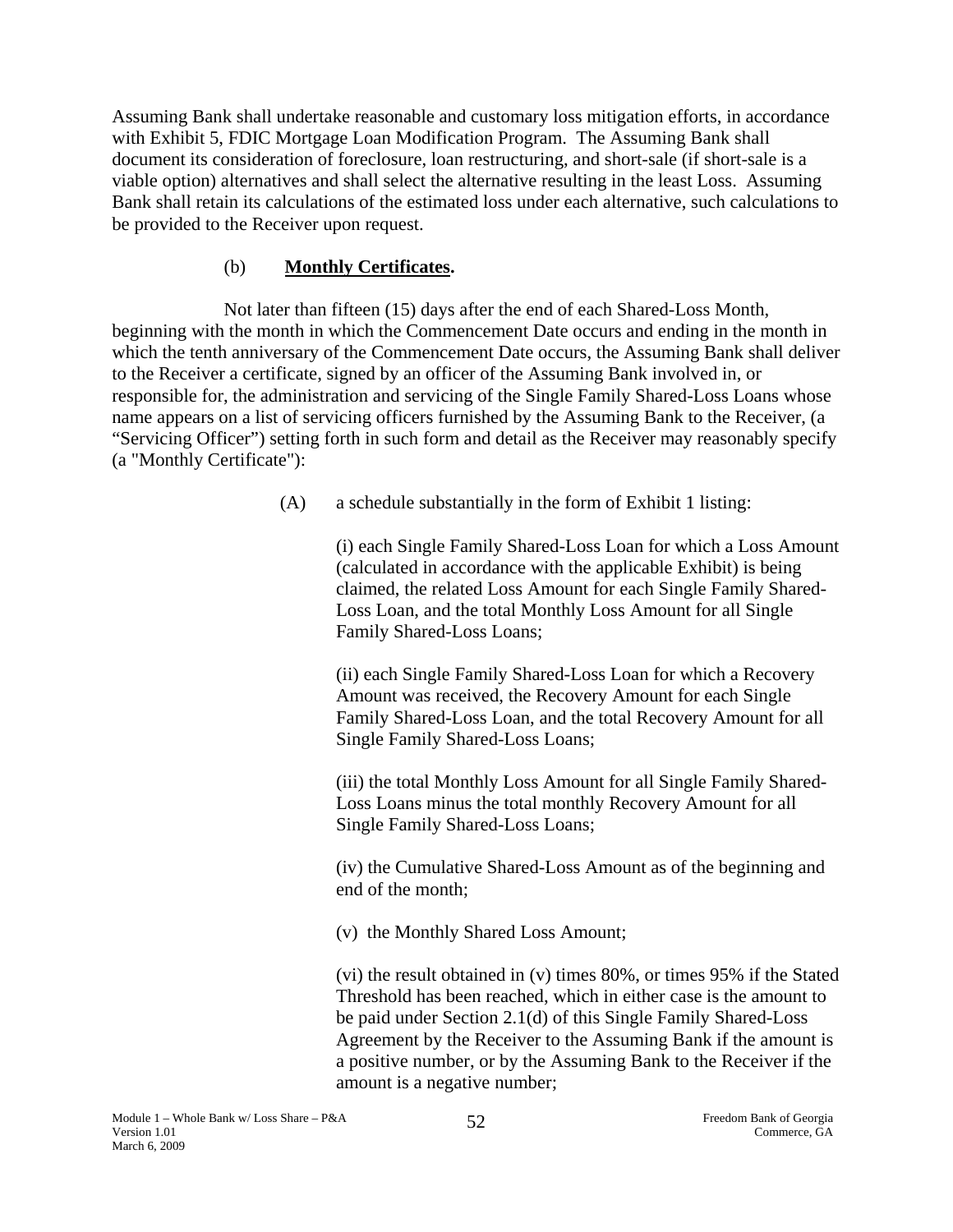Assuming Bank shall undertake reasonable and customary loss mitigation efforts, in accordance with Exhibit 5, FDIC Mortgage Loan Modification Program. The Assuming Bank shall document its consideration of foreclosure, loan restructuring, and short-sale (if short-sale is a viable option) alternatives and shall select the alternative resulting in the least Loss. Assuming Bank shall retain its calculations of the estimated loss under each alternative, such calculations to be provided to the Receiver upon request.

(b) **Monthly Certificates.**

Not later than fifteen (15) days after the end of each Shared-Loss Month, beginning with the month in which the Commencement Date occurs and ending in the month in which the tenth anniversary of the Commencement Date occurs, the Assuming Bank shall deliver to the Receiver a certificate, signed by an officer of the Assuming Bank involved in, or responsible for, the administration and servicing of the Single Family Shared-Loss Loans whose name appears on a list of servicing officers furnished by the Assuming Bank to the Receiver, (a "Servicing Officer") setting forth in such form and detail as the Receiver may reasonably specify (a "Monthly Certificate"):

(A) a schedule substantially in the form of Exhibit 1 listing:

(i) each Single Family Shared-Loss Loan for which a Loss Amount (calculated in accordance with the applicable Exhibit) is being claimed, the related Loss Amount for each Single Family Shared-Loss Loan, and the total Monthly Loss Amount for all Single Family Shared-Loss Loans;

(ii) each Single Family Shared-Loss Loan for which a Recovery Amount was received, the Recovery Amount for each Single Family Shared-Loss Loan, and the total Recovery Amount for all Single Family Shared-Loss Loans;

(iii) the total Monthly Loss Amount for all Single Family Shared-Loss Loans minus the total monthly Recovery Amount for all Single Family Shared-Loss Loans;

(iv) the Cumulative Shared-Loss Amount as of the beginning and end of the month;

(v) the Monthly Shared Loss Amount;

(vi) the result obtained in (v) times 80%, or times 95% if the Stated Threshold has been reached, which in either case is the amount to be paid under Section 2.1(d) of this Single Family Shared-Loss Agreement by the Receiver to the Assuming Bank if the amount is a positive number, or by the Assuming Bank to the Receiver if the amount is a negative number;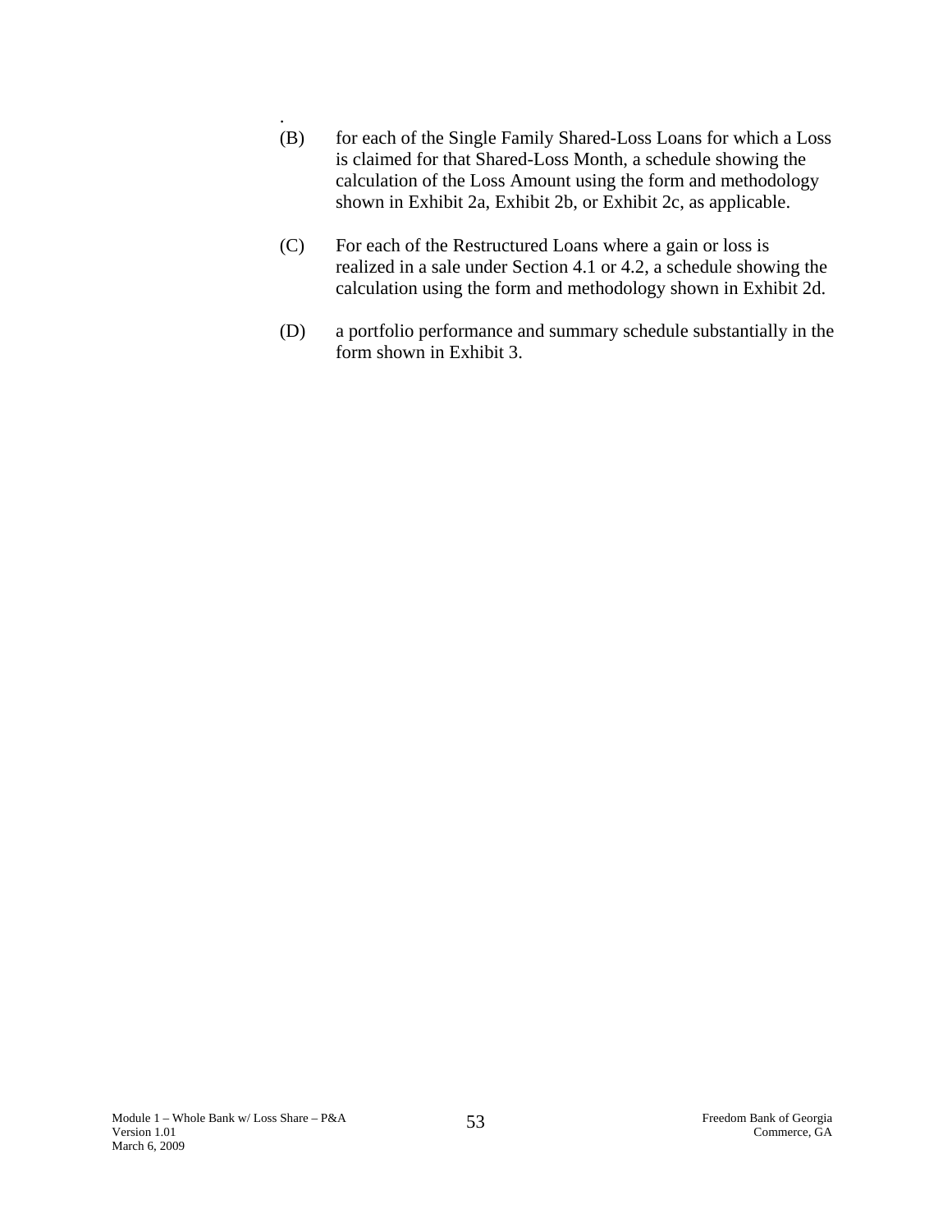.

(B) for each of the Single Family Shared-Loss Loans for which a Loss is claimed for that Shared-Loss Month, a schedule showing the calculation of the Loss Amount using the form and methodology shown in Exhibit 2a, Exhibit 2b, or Exhibit 2c, as applicable.

(C) For each of the Restructured Loans where a gain or loss is realized in a sale under Section 4.1 or 4.2, a schedule showing the calculation using the form and methodology shown in Exhibit 2d.

(D) a portfolio performance and summary schedule substantially in the form shown in Exhibit 3.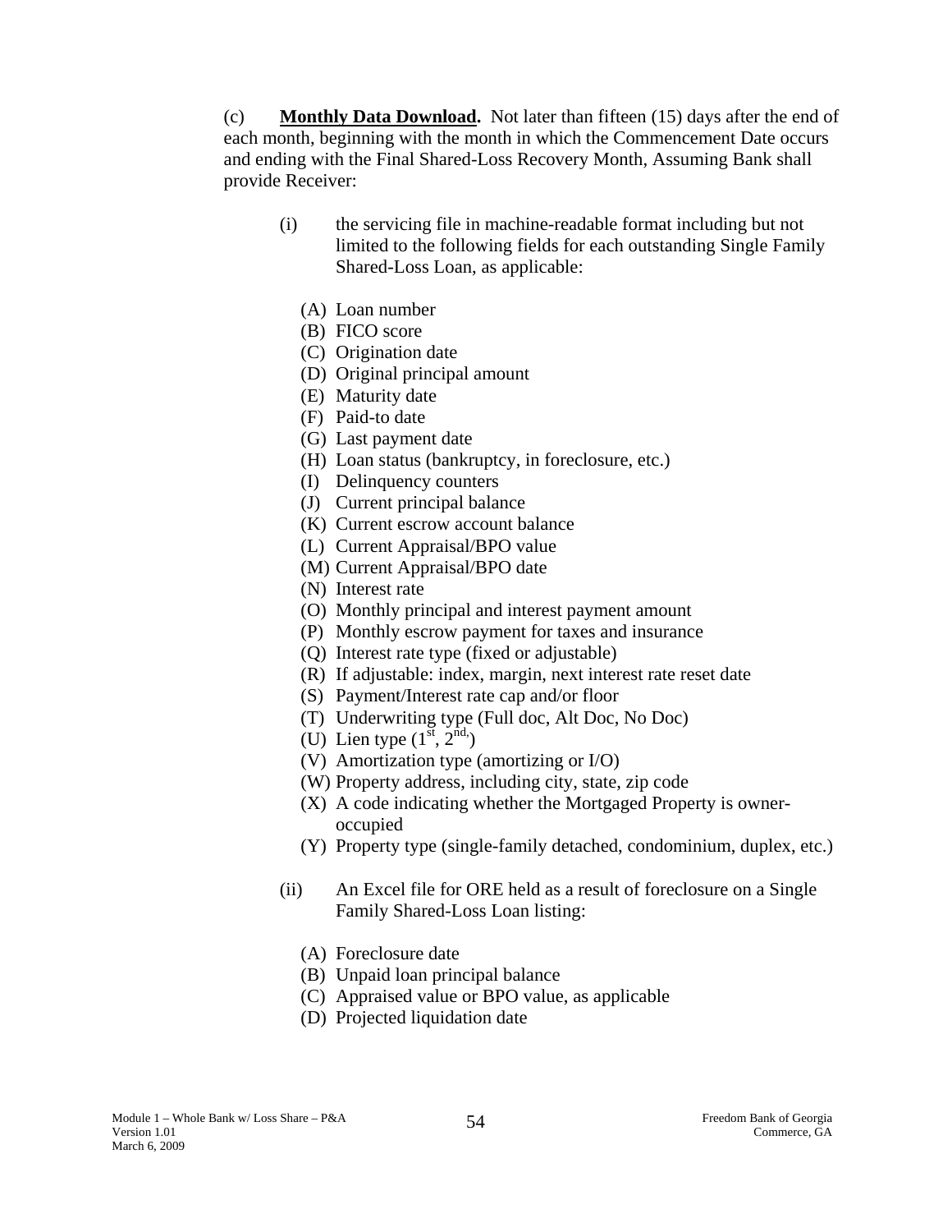(c) **Monthly Data Download.** Not later than fifteen (15) days after the end of each month, beginning with the month in which the Commencement Date occurs and ending with the Final Shared-Loss Recovery Month, Assuming Bank shall provide Receiver:

(i) the servicing file in machine-readable format including but not limited to the following fields for each outstanding Single Family Shared-Loss Loan, as applicable:

(A) Loan number
(B) FICO score
(C) Origination date
(D) Original principal amount
(E) Maturity date
(F) Paid-to date
(G) Last payment date
(H) Loan status (bankruptcy, in foreclosure, etc.)
(I) Delinquency counters
(J) Current principal balance
(K) Current escrow account balance
(L) Current Appraisal/BPO value
(M) Current Appraisal/BPO date
(N) Interest rate
(O) Monthly principal and interest payment amount
(P) Monthly escrow payment for taxes and insurance
(Q) Interest rate type (fixed or adjustable)
(R) If adjustable: index, margin, next interest rate reset date
(S) Payment/Interest rate cap and/or floor
(T) Underwriting type (Full doc, Alt Doc, No Doc)
(U) Lien type (1st, 2nd,)
(V) Amortization type (amortizing or I/O)
(W) Property address, including city, state, zip code
(X) A code indicating whether the Mortgaged Property is owner-occupied
(Y) Property type (single-family detached, condominium, duplex, etc.)

(ii) An Excel file for ORE held as a result of foreclosure on a Single Family Shared-Loss Loan listing:

(A) Foreclosure date
(B) Unpaid loan principal balance
(C) Appraised value or BPO value, as applicable
(D) Projected liquidation date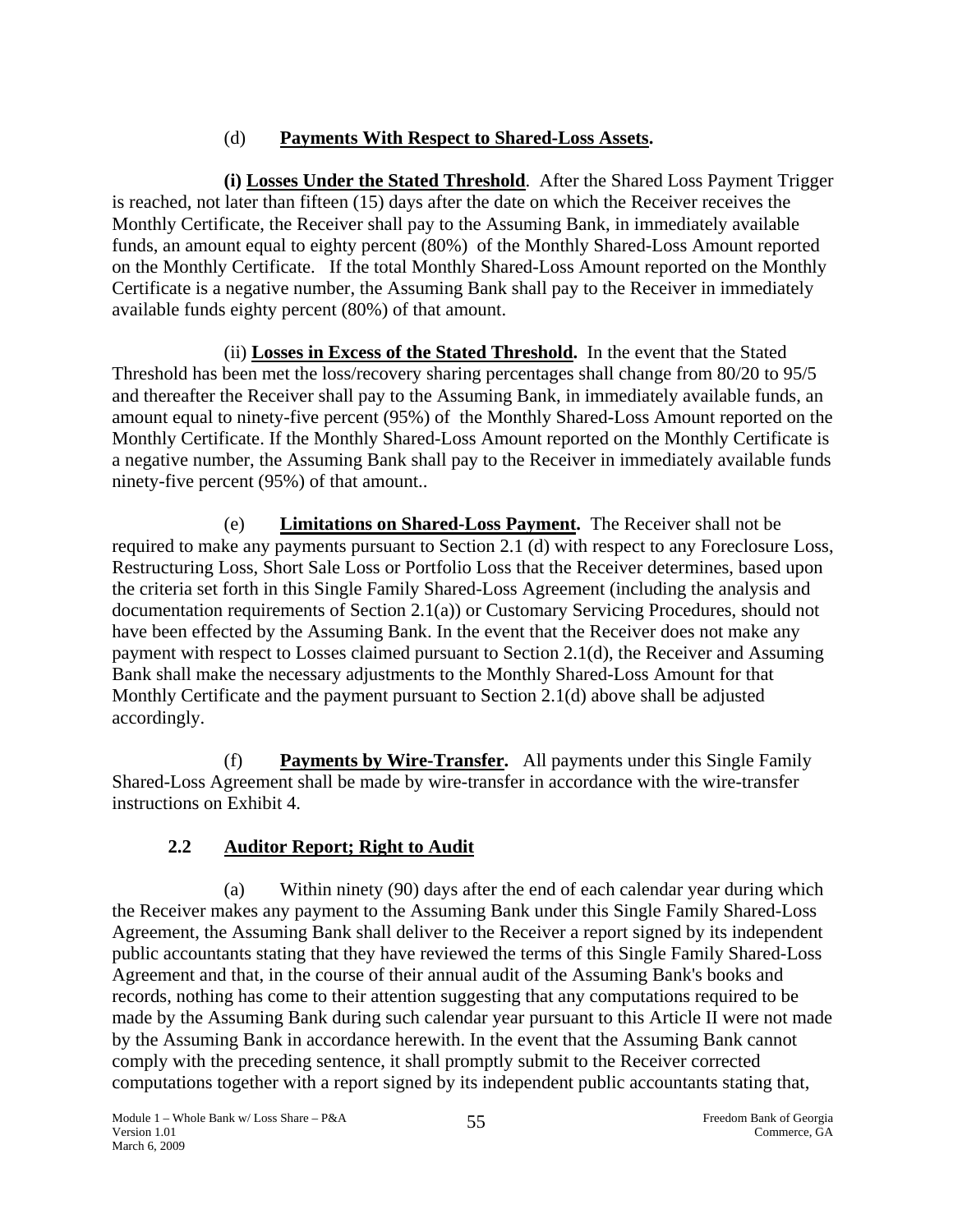(d) **Payments With Respect to Shared-Loss Assets.**

**(i) Losses Under the Stated Threshold**. After the Shared Loss Payment Trigger is reached, not later than fifteen (15) days after the date on which the Receiver receives the Monthly Certificate, the Receiver shall pay to the Assuming Bank, in immediately available funds, an amount equal to eighty percent (80%) of the Monthly Shared-Loss Amount reported on the Monthly Certificate. If the total Monthly Shared-Loss Amount reported on the Monthly Certificate is a negative number, the Assuming Bank shall pay to the Receiver in immediately available funds eighty percent (80%) of that amount.

(ii) **Losses in Excess of the Stated Threshold.** In the event that the Stated Threshold has been met the loss/recovery sharing percentages shall change from 80/20 to 95/5 and thereafter the Receiver shall pay to the Assuming Bank, in immediately available funds, an amount equal to ninety-five percent (95%) of the Monthly Shared-Loss Amount reported on the Monthly Certificate. If the Monthly Shared-Loss Amount reported on the Monthly Certificate is a negative number, the Assuming Bank shall pay to the Receiver in immediately available funds ninety-five percent (95%) of that amount..

(e) **Limitations on Shared-Loss Payment.** The Receiver shall not be required to make any payments pursuant to Section 2.1 (d) with respect to any Foreclosure Loss, Restructuring Loss, Short Sale Loss or Portfolio Loss that the Receiver determines, based upon the criteria set forth in this Single Family Shared-Loss Agreement (including the analysis and documentation requirements of Section 2.1(a)) or Customary Servicing Procedures, should not have been effected by the Assuming Bank. In the event that the Receiver does not make any payment with respect to Losses claimed pursuant to Section 2.1(d), the Receiver and Assuming Bank shall make the necessary adjustments to the Monthly Shared-Loss Amount for that Monthly Certificate and the payment pursuant to Section 2.1(d) above shall be adjusted accordingly.

(f) **Payments by Wire-Transfer.** All payments under this Single Family Shared-Loss Agreement shall be made by wire-transfer in accordance with the wire-transfer instructions on Exhibit 4.

## 2.2 Auditor Report; Right to Audit

(a) Within ninety (90) days after the end of each calendar year during which the Receiver makes any payment to the Assuming Bank under this Single Family Shared-Loss Agreement, the Assuming Bank shall deliver to the Receiver a report signed by its independent public accountants stating that they have reviewed the terms of this Single Family Shared-Loss Agreement and that, in the course of their annual audit of the Assuming Bank's books and records, nothing has come to their attention suggesting that any computations required to be made by the Assuming Bank during such calendar year pursuant to this Article II were not made by the Assuming Bank in accordance herewith. In the event that the Assuming Bank cannot comply with the preceding sentence, it shall promptly submit to the Receiver corrected computations together with a report signed by its independent public accountants stating that,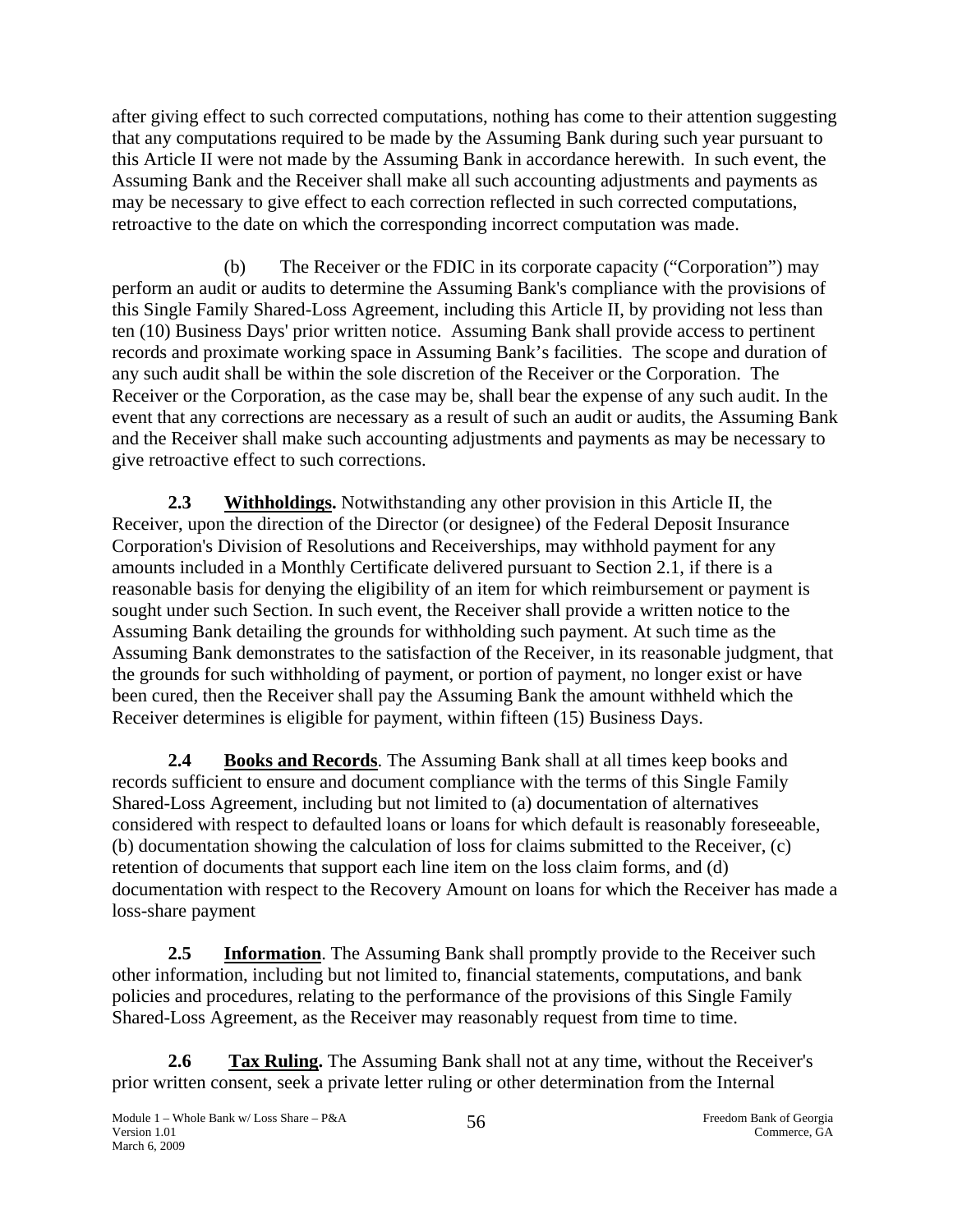after giving effect to such corrected computations, nothing has come to their attention suggesting that any computations required to be made by the Assuming Bank during such year pursuant to this Article II were not made by the Assuming Bank in accordance herewith. In such event, the Assuming Bank and the Receiver shall make all such accounting adjustments and payments as may be necessary to give effect to each correction reflected in such corrected computations, retroactive to the date on which the corresponding incorrect computation was made.

(b) The Receiver or the FDIC in its corporate capacity ("Corporation") may perform an audit or audits to determine the Assuming Bank's compliance with the provisions of this Single Family Shared-Loss Agreement, including this Article II, by providing not less than ten (10) Business Days' prior written notice. Assuming Bank shall provide access to pertinent records and proximate working space in Assuming Bank's facilities. The scope and duration of any such audit shall be within the sole discretion of the Receiver or the Corporation. The Receiver or the Corporation, as the case may be, shall bear the expense of any such audit. In the event that any corrections are necessary as a result of such an audit or audits, the Assuming Bank and the Receiver shall make such accounting adjustments and payments as may be necessary to give retroactive effect to such corrections.

**2.3 Withholdings.** Notwithstanding any other provision in this Article II, the Receiver, upon the direction of the Director (or designee) of the Federal Deposit Insurance Corporation's Division of Resolutions and Receiverships, may withhold payment for any amounts included in a Monthly Certificate delivered pursuant to Section 2.1, if there is a reasonable basis for denying the eligibility of an item for which reimbursement or payment is sought under such Section. In such event, the Receiver shall provide a written notice to the Assuming Bank detailing the grounds for withholding such payment. At such time as the Assuming Bank demonstrates to the satisfaction of the Receiver, in its reasonable judgment, that the grounds for such withholding of payment, or portion of payment, no longer exist or have been cured, then the Receiver shall pay the Assuming Bank the amount withheld which the Receiver determines is eligible for payment, within fifteen (15) Business Days.

**2.4 Books and Records**. The Assuming Bank shall at all times keep books and records sufficient to ensure and document compliance with the terms of this Single Family Shared-Loss Agreement, including but not limited to (a) documentation of alternatives considered with respect to defaulted loans or loans for which default is reasonably foreseeable, (b) documentation showing the calculation of loss for claims submitted to the Receiver, (c) retention of documents that support each line item on the loss claim forms, and (d) documentation with respect to the Recovery Amount on loans for which the Receiver has made a loss-share payment

**2.5 Information**. The Assuming Bank shall promptly provide to the Receiver such other information, including but not limited to, financial statements, computations, and bank policies and procedures, relating to the performance of the provisions of this Single Family Shared-Loss Agreement, as the Receiver may reasonably request from time to time.

**2.6 Tax Ruling.** The Assuming Bank shall not at any time, without the Receiver's prior written consent, seek a private letter ruling or other determination from the Internal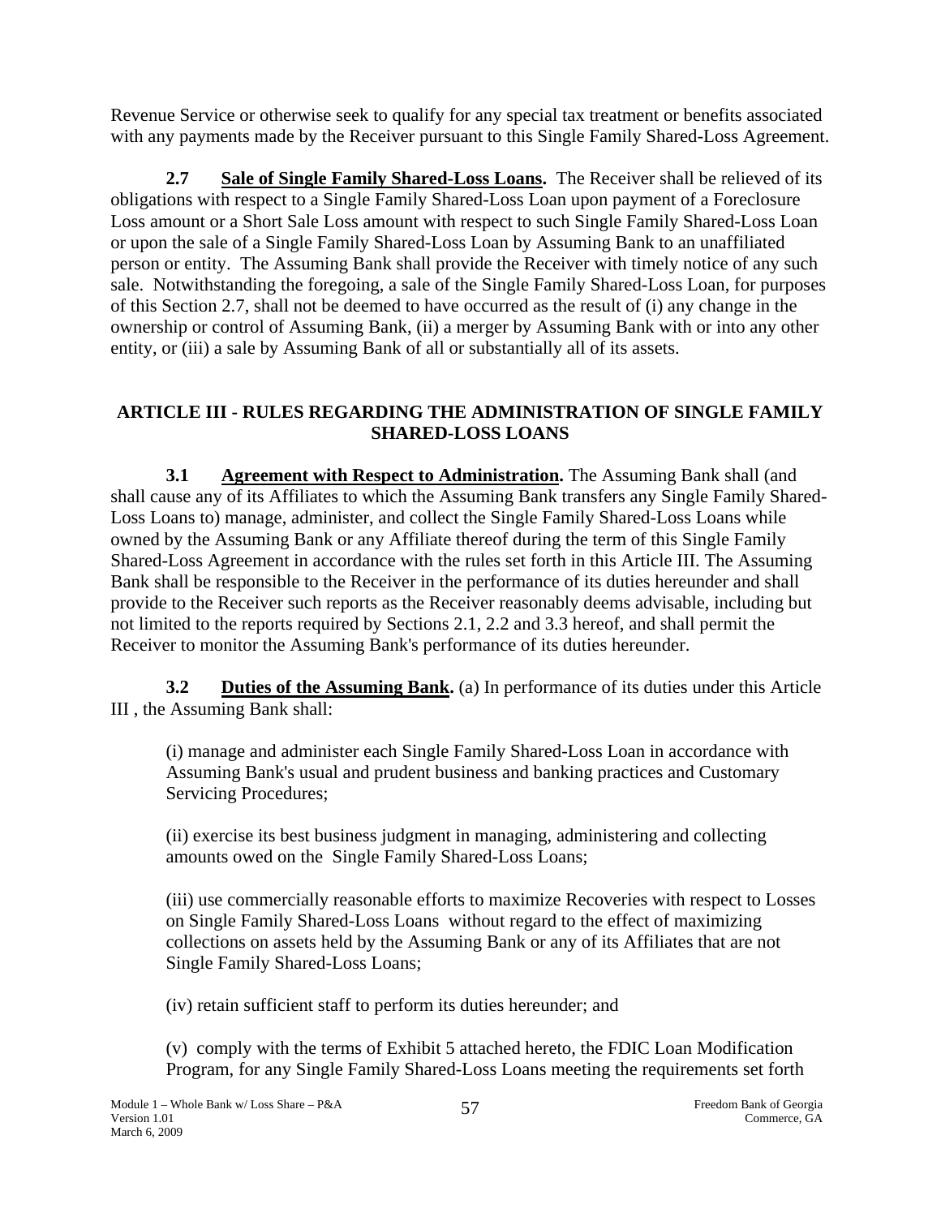Revenue Service or otherwise seek to qualify for any special tax treatment or benefits associated with any payments made by the Receiver pursuant to this Single Family Shared-Loss Agreement.

**2.7 Sale of Single Family Shared-Loss Loans.** The Receiver shall be relieved of its obligations with respect to a Single Family Shared-Loss Loan upon payment of a Foreclosure Loss amount or a Short Sale Loss amount with respect to such Single Family Shared-Loss Loan or upon the sale of a Single Family Shared-Loss Loan by Assuming Bank to an unaffiliated person or entity. The Assuming Bank shall provide the Receiver with timely notice of any such sale. Notwithstanding the foregoing, a sale of the Single Family Shared-Loss Loan, for purposes of this Section 2.7, shall not be deemed to have occurred as the result of (i) any change in the ownership or control of Assuming Bank, (ii) a merger by Assuming Bank with or into any other entity, or (iii) a sale by Assuming Bank of all or substantially all of its assets.

## ARTICLE III - RULES REGARDING THE ADMINISTRATION OF SINGLE FAMILY SHARED-LOSS LOANS

**3.1 Agreement with Respect to Administration.** The Assuming Bank shall (and shall cause any of its Affiliates to which the Assuming Bank transfers any Single Family Shared-Loss Loans to) manage, administer, and collect the Single Family Shared-Loss Loans while owned by the Assuming Bank or any Affiliate thereof during the term of this Single Family Shared-Loss Agreement in accordance with the rules set forth in this Article III. The Assuming Bank shall be responsible to the Receiver in the performance of its duties hereunder and shall provide to the Receiver such reports as the Receiver reasonably deems advisable, including but not limited to the reports required by Sections 2.1, 2.2 and 3.3 hereof, and shall permit the Receiver to monitor the Assuming Bank's performance of its duties hereunder.

**3.2 Duties of the Assuming Bank.** (a) In performance of its duties under this Article III , the Assuming Bank shall:

(i) manage and administer each Single Family Shared-Loss Loan in accordance with Assuming Bank's usual and prudent business and banking practices and Customary Servicing Procedures;

(ii) exercise its best business judgment in managing, administering and collecting amounts owed on the Single Family Shared-Loss Loans;

(iii) use commercially reasonable efforts to maximize Recoveries with respect to Losses on Single Family Shared-Loss Loans without regard to the effect of maximizing collections on assets held by the Assuming Bank or any of its Affiliates that are not Single Family Shared-Loss Loans;

(iv) retain sufficient staff to perform its duties hereunder; and

(v) comply with the terms of Exhibit 5 attached hereto, the FDIC Loan Modification Program, for any Single Family Shared-Loss Loans meeting the requirements set forth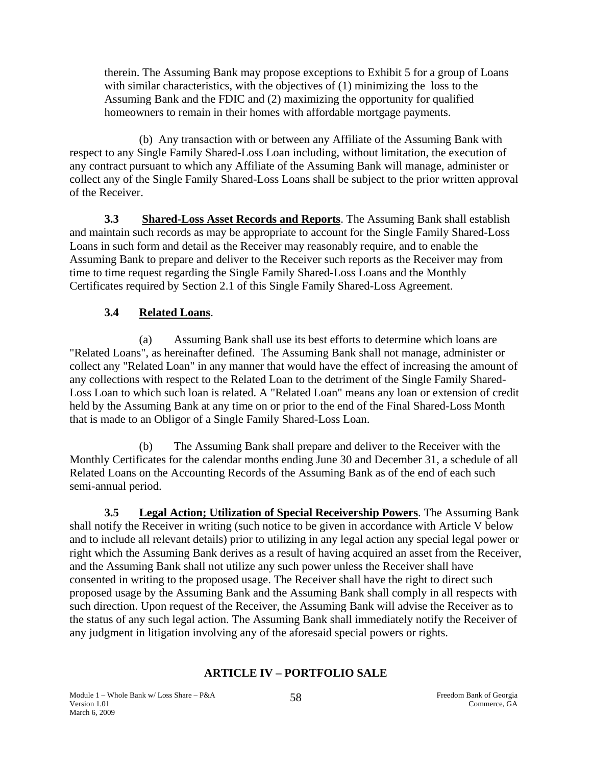therein. The Assuming Bank may propose exceptions to Exhibit 5 for a group of Loans with similar characteristics, with the objectives of (1) minimizing the loss to the Assuming Bank and the FDIC and (2) maximizing the opportunity for qualified homeowners to remain in their homes with affordable mortgage payments.

(b) Any transaction with or between any Affiliate of the Assuming Bank with respect to any Single Family Shared-Loss Loan including, without limitation, the execution of any contract pursuant to which any Affiliate of the Assuming Bank will manage, administer or collect any of the Single Family Shared-Loss Loans shall be subject to the prior written approval of the Receiver.

**3.3 Shared-Loss Asset Records and Reports**. The Assuming Bank shall establish and maintain such records as may be appropriate to account for the Single Family Shared-Loss Loans in such form and detail as the Receiver may reasonably require, and to enable the Assuming Bank to prepare and deliver to the Receiver such reports as the Receiver may from time to time request regarding the Single Family Shared-Loss Loans and the Monthly Certificates required by Section 2.1 of this Single Family Shared-Loss Agreement.

**3.4 Related Loans**.

(a) Assuming Bank shall use its best efforts to determine which loans are "Related Loans", as hereinafter defined. The Assuming Bank shall not manage, administer or collect any "Related Loan" in any manner that would have the effect of increasing the amount of any collections with respect to the Related Loan to the detriment of the Single Family Shared-Loss Loan to which such loan is related. A "Related Loan" means any loan or extension of credit held by the Assuming Bank at any time on or prior to the end of the Final Shared-Loss Month that is made to an Obligor of a Single Family Shared-Loss Loan.

(b) The Assuming Bank shall prepare and deliver to the Receiver with the Monthly Certificates for the calendar months ending June 30 and December 31, a schedule of all Related Loans on the Accounting Records of the Assuming Bank as of the end of each such semi-annual period.

**3.5 Legal Action; Utilization of Special Receivership Powers**. The Assuming Bank shall notify the Receiver in writing (such notice to be given in accordance with Article V below and to include all relevant details) prior to utilizing in any legal action any special legal power or right which the Assuming Bank derives as a result of having acquired an asset from the Receiver, and the Assuming Bank shall not utilize any such power unless the Receiver shall have consented in writing to the proposed usage. The Receiver shall have the right to direct such proposed usage by the Assuming Bank and the Assuming Bank shall comply in all respects with such direction. Upon request of the Receiver, the Assuming Bank will advise the Receiver as to the status of any such legal action. The Assuming Bank shall immediately notify the Receiver of any judgment in litigation involving any of the aforesaid special powers or rights.

## ARTICLE IV – PORTFOLIO SALE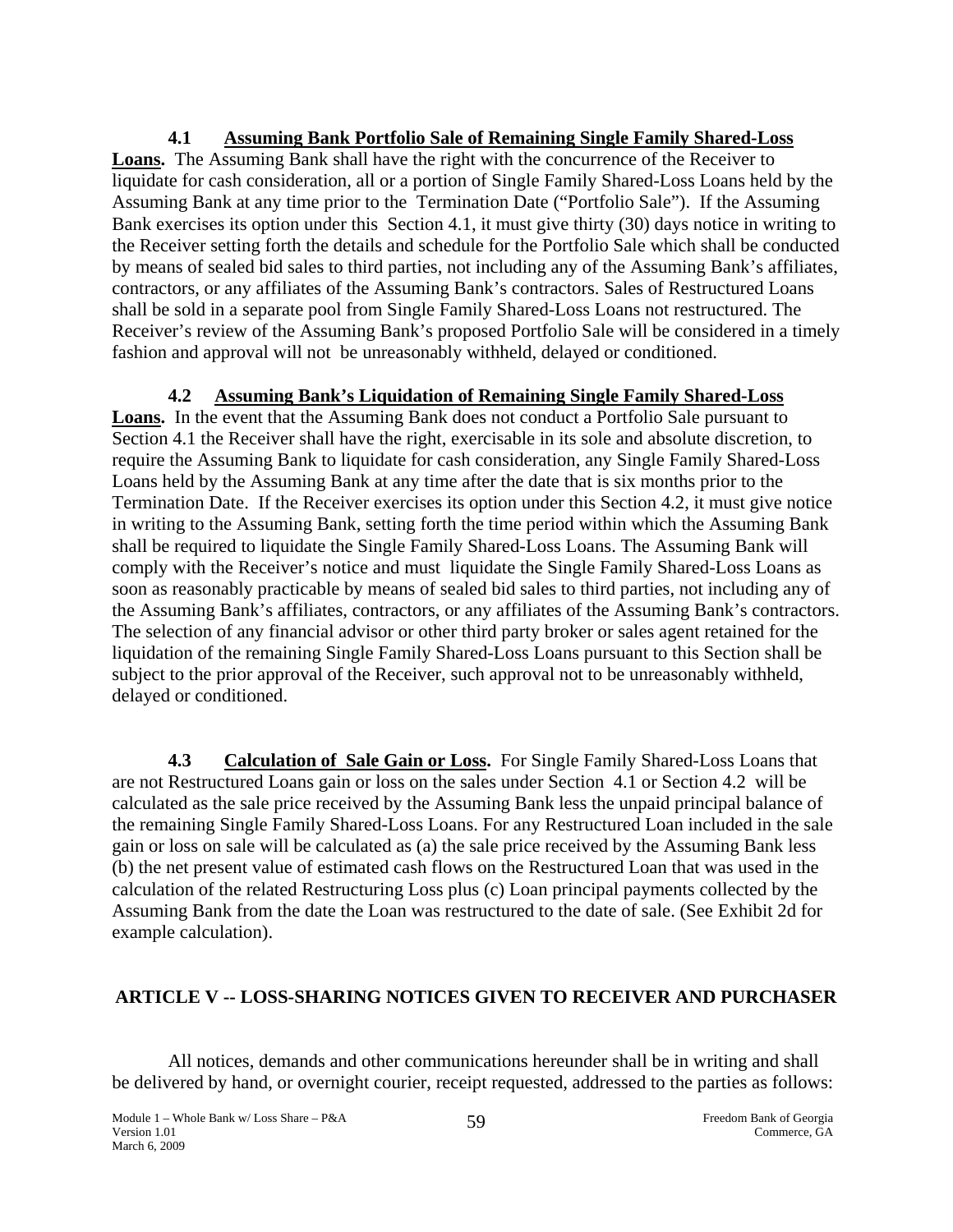**4.1 Assuming Bank Portfolio Sale of Remaining Single Family Shared-Loss Loans.** The Assuming Bank shall have the right with the concurrence of the Receiver to liquidate for cash consideration, all or a portion of Single Family Shared-Loss Loans held by the Assuming Bank at any time prior to the Termination Date ("Portfolio Sale"). If the Assuming Bank exercises its option under this Section 4.1, it must give thirty (30) days notice in writing to the Receiver setting forth the details and schedule for the Portfolio Sale which shall be conducted by means of sealed bid sales to third parties, not including any of the Assuming Bank's affiliates, contractors, or any affiliates of the Assuming Bank's contractors. Sales of Restructured Loans shall be sold in a separate pool from Single Family Shared-Loss Loans not restructured. The Receiver's review of the Assuming Bank's proposed Portfolio Sale will be considered in a timely fashion and approval will not be unreasonably withheld, delayed or conditioned.

**4.2 Assuming Bank's Liquidation of Remaining Single Family Shared-Loss Loans.** In the event that the Assuming Bank does not conduct a Portfolio Sale pursuant to Section 4.1 the Receiver shall have the right, exercisable in its sole and absolute discretion, to require the Assuming Bank to liquidate for cash consideration, any Single Family Shared-Loss Loans held by the Assuming Bank at any time after the date that is six months prior to the Termination Date. If the Receiver exercises its option under this Section 4.2, it must give notice in writing to the Assuming Bank, setting forth the time period within which the Assuming Bank shall be required to liquidate the Single Family Shared-Loss Loans. The Assuming Bank will comply with the Receiver's notice and must liquidate the Single Family Shared-Loss Loans as soon as reasonably practicable by means of sealed bid sales to third parties, not including any of the Assuming Bank's affiliates, contractors, or any affiliates of the Assuming Bank's contractors. The selection of any financial advisor or other third party broker or sales agent retained for the liquidation of the remaining Single Family Shared-Loss Loans pursuant to this Section shall be subject to the prior approval of the Receiver, such approval not to be unreasonably withheld, delayed or conditioned.

**4.3 Calculation of Sale Gain or Loss.** For Single Family Shared-Loss Loans that are not Restructured Loans gain or loss on the sales under Section 4.1 or Section 4.2 will be calculated as the sale price received by the Assuming Bank less the unpaid principal balance of the remaining Single Family Shared-Loss Loans. For any Restructured Loan included in the sale gain or loss on sale will be calculated as (a) the sale price received by the Assuming Bank less (b) the net present value of estimated cash flows on the Restructured Loan that was used in the calculation of the related Restructuring Loss plus (c) Loan principal payments collected by the Assuming Bank from the date the Loan was restructured to the date of sale. (See Exhibit 2d for example calculation).

## ARTICLE V -- LOSS-SHARING NOTICES GIVEN TO RECEIVER AND PURCHASER

All notices, demands and other communications hereunder shall be in writing and shall be delivered by hand, or overnight courier, receipt requested, addressed to the parties as follows: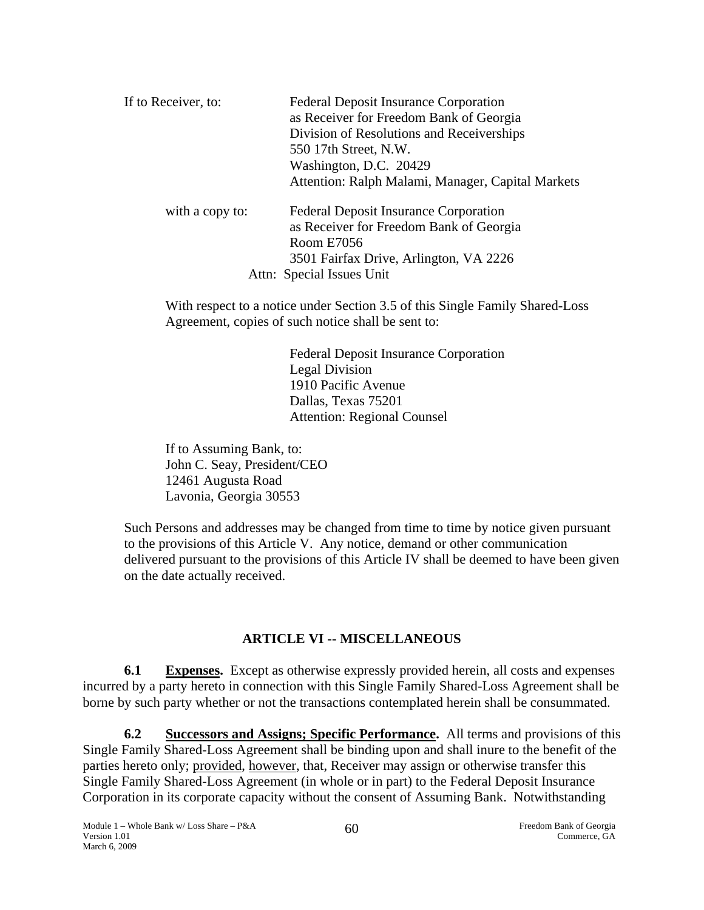If to Receiver, to: Federal Deposit Insurance Corporation
as Receiver for Freedom Bank of Georgia
Division of Resolutions and Receiverships
550 17th Street, N.W.
Washington, D.C. 20429
Attention: Ralph Malami, Manager, Capital Markets

with a copy to: Federal Deposit Insurance Corporation
as Receiver for Freedom Bank of Georgia
Room E7056
3501 Fairfax Drive, Arlington, VA 2226
Attn: Special Issues Unit

With respect to a notice under Section 3.5 of this Single Family Shared-Loss Agreement, copies of such notice shall be sent to:

Federal Deposit Insurance Corporation
Legal Division
1910 Pacific Avenue
Dallas, Texas 75201
Attention: Regional Counsel

If to Assuming Bank, to:
John C. Seay, President/CEO
12461 Augusta Road
Lavonia, Georgia 30553

Such Persons and addresses may be changed from time to time by notice given pursuant to the provisions of this Article V. Any notice, demand or other communication delivered pursuant to the provisions of this Article IV shall be deemed to have been given on the date actually received.

## ARTICLE VI -- MISCELLANEOUS

**6.1 Expenses.** Except as otherwise expressly provided herein, all costs and expenses incurred by a party hereto in connection with this Single Family Shared-Loss Agreement shall be borne by such party whether or not the transactions contemplated herein shall be consummated.

**6.2 Successors and Assigns; Specific Performance.** All terms and provisions of this Single Family Shared-Loss Agreement shall be binding upon and shall inure to the benefit of the parties hereto only; provided, however, that, Receiver may assign or otherwise transfer this Single Family Shared-Loss Agreement (in whole or in part) to the Federal Deposit Insurance Corporation in its corporate capacity without the consent of Assuming Bank. Notwithstanding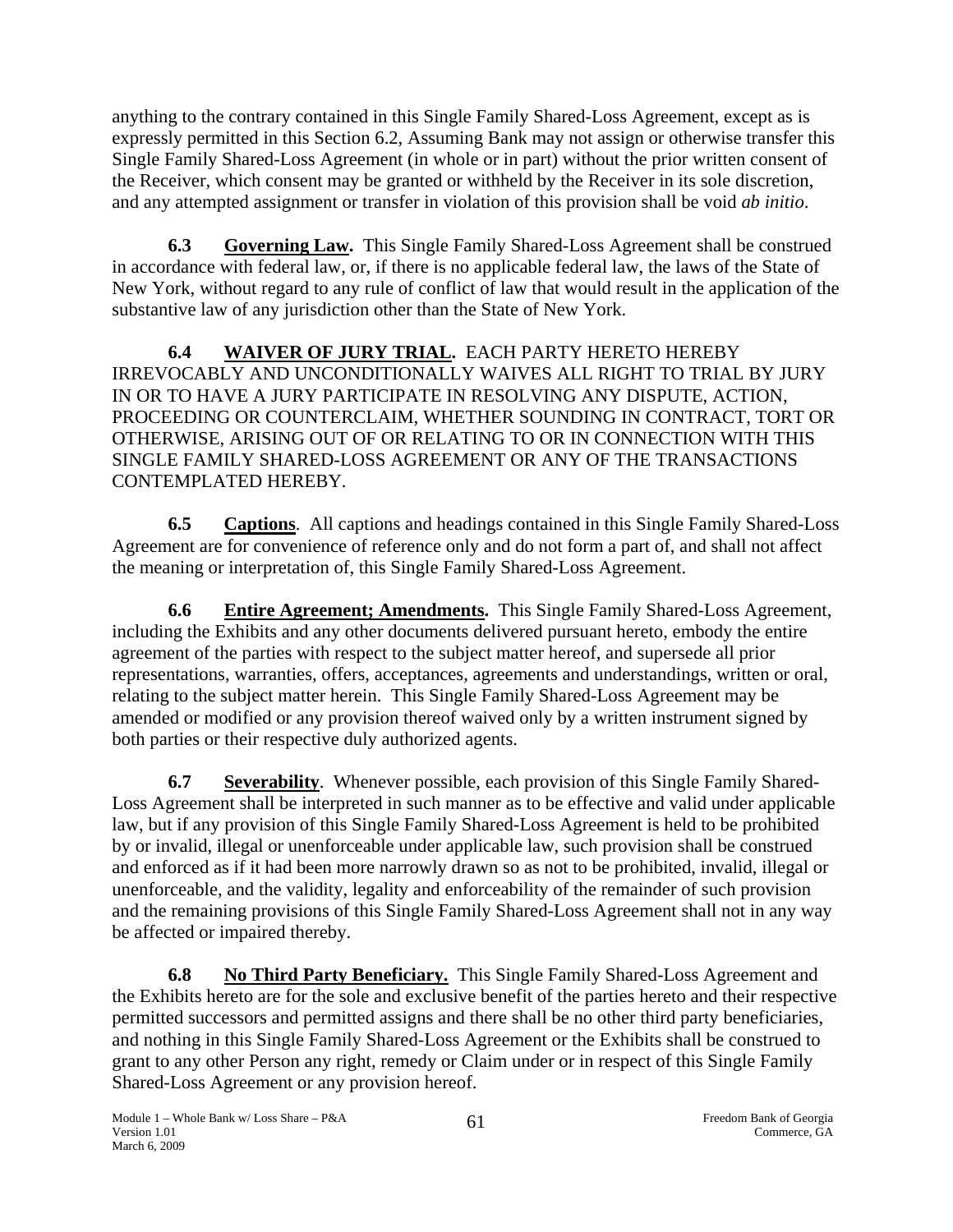anything to the contrary contained in this Single Family Shared-Loss Agreement, except as is expressly permitted in this Section 6.2, Assuming Bank may not assign or otherwise transfer this Single Family Shared-Loss Agreement (in whole or in part) without the prior written consent of the Receiver, which consent may be granted or withheld by the Receiver in its sole discretion, and any attempted assignment or transfer in violation of this provision shall be void *ab initio*.

**6.3 Governing Law.** This Single Family Shared-Loss Agreement shall be construed in accordance with federal law, or, if there is no applicable federal law, the laws of the State of New York, without regard to any rule of conflict of law that would result in the application of the substantive law of any jurisdiction other than the State of New York.

**6.4 WAIVER OF JURY TRIAL.** EACH PARTY HERETO HEREBY IRREVOCABLY AND UNCONDITIONALLY WAIVES ALL RIGHT TO TRIAL BY JURY IN OR TO HAVE A JURY PARTICIPATE IN RESOLVING ANY DISPUTE, ACTION, PROCEEDING OR COUNTERCLAIM, WHETHER SOUNDING IN CONTRACT, TORT OR OTHERWISE, ARISING OUT OF OR RELATING TO OR IN CONNECTION WITH THIS SINGLE FAMILY SHARED-LOSS AGREEMENT OR ANY OF THE TRANSACTIONS CONTEMPLATED HEREBY.

**6.5 Captions**. All captions and headings contained in this Single Family Shared-Loss Agreement are for convenience of reference only and do not form a part of, and shall not affect the meaning or interpretation of, this Single Family Shared-Loss Agreement.

**6.6 Entire Agreement; Amendments.** This Single Family Shared-Loss Agreement, including the Exhibits and any other documents delivered pursuant hereto, embody the entire agreement of the parties with respect to the subject matter hereof, and supersede all prior representations, warranties, offers, acceptances, agreements and understandings, written or oral, relating to the subject matter herein. This Single Family Shared-Loss Agreement may be amended or modified or any provision thereof waived only by a written instrument signed by both parties or their respective duly authorized agents.

**6.7 Severability**. Whenever possible, each provision of this Single Family Shared-Loss Agreement shall be interpreted in such manner as to be effective and valid under applicable law, but if any provision of this Single Family Shared-Loss Agreement is held to be prohibited by or invalid, illegal or unenforceable under applicable law, such provision shall be construed and enforced as if it had been more narrowly drawn so as not to be prohibited, invalid, illegal or unenforceable, and the validity, legality and enforceability of the remainder of such provision and the remaining provisions of this Single Family Shared-Loss Agreement shall not in any way be affected or impaired thereby.

**6.8 No Third Party Beneficiary.** This Single Family Shared-Loss Agreement and the Exhibits hereto are for the sole and exclusive benefit of the parties hereto and their respective permitted successors and permitted assigns and there shall be no other third party beneficiaries, and nothing in this Single Family Shared-Loss Agreement or the Exhibits shall be construed to grant to any other Person any right, remedy or Claim under or in respect of this Single Family Shared-Loss Agreement or any provision hereof.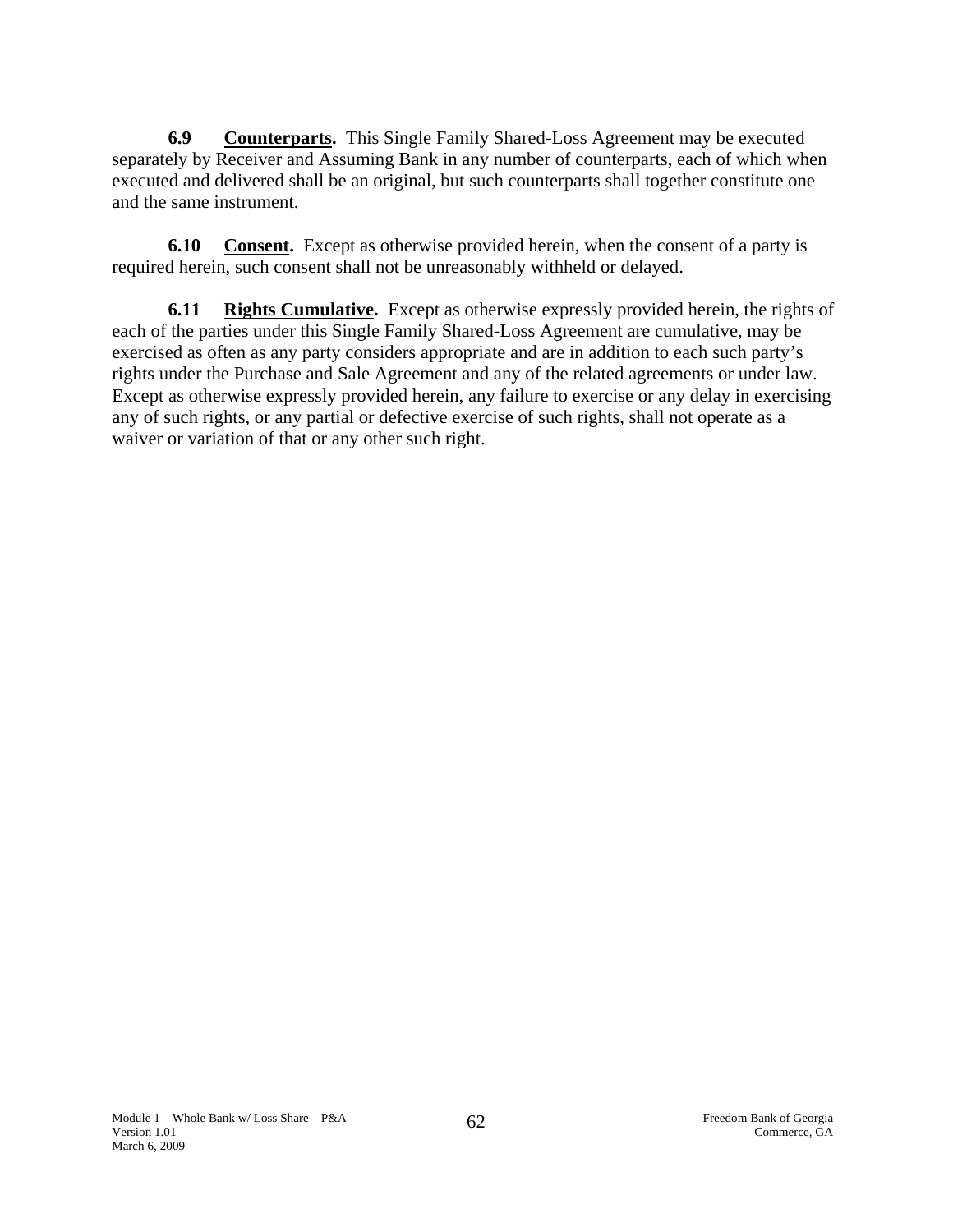**6.9 Counterparts.** This Single Family Shared-Loss Agreement may be executed separately by Receiver and Assuming Bank in any number of counterparts, each of which when executed and delivered shall be an original, but such counterparts shall together constitute one and the same instrument.

**6.10 Consent.** Except as otherwise provided herein, when the consent of a party is required herein, such consent shall not be unreasonably withheld or delayed.

**6.11 Rights Cumulative.** Except as otherwise expressly provided herein, the rights of each of the parties under this Single Family Shared-Loss Agreement are cumulative, may be exercised as often as any party considers appropriate and are in addition to each such party's rights under the Purchase and Sale Agreement and any of the related agreements or under law. Except as otherwise expressly provided herein, any failure to exercise or any delay in exercising any of such rights, or any partial or defective exercise of such rights, shall not operate as a waiver or variation of that or any other such right.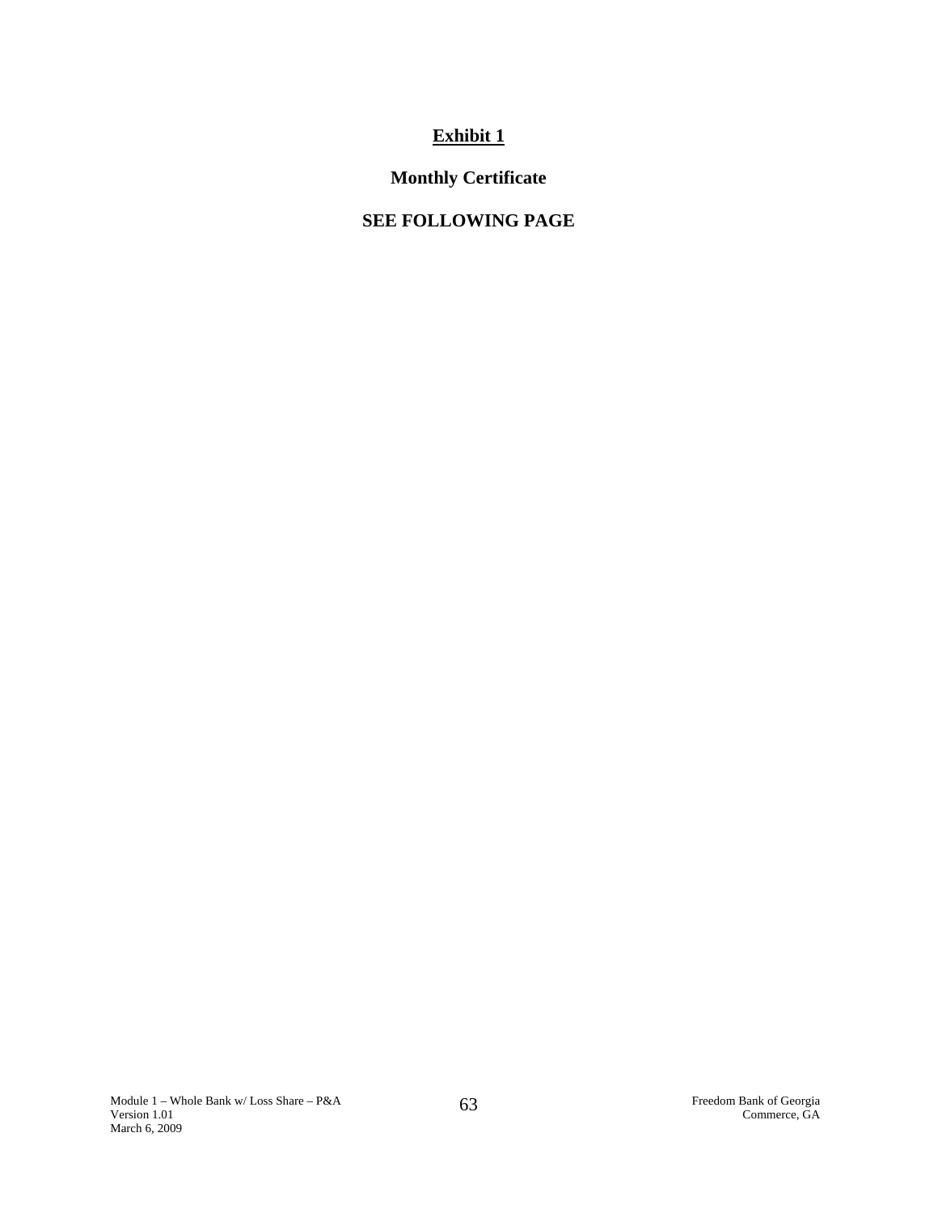# Exhibit 1

## Monthly Certificate

## SEE FOLLOWING PAGE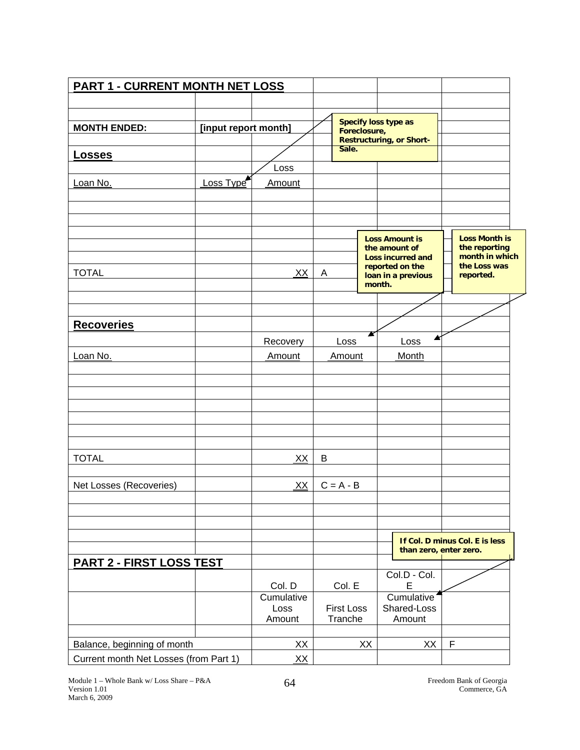## PART 1 - CURRENT MONTH NET LOSS

| | | | | | |
|---|---|---|---|---|---|
| **MONTH ENDED:** | **[input report month]** | | | | |

> **Specify loss type as Foreclosure, Restructuring, or Short-Sale.**

### Losses

| Loan No. | Loss Type | Loss Amount | | |
|---|---|---|---|---|
| | | | | |
| | | | | |
| | | | | |
| | | | | |
| | | | | |
| TOTAL | | XX | A | |

> **Loss Amount is the amount of Loss incurred and reported on the loan in a previous month.**

> **Loss Month is the reporting month in which the Loss was reported.**

### Recoveries

| Loan No. | | Recovery Amount | Loss Amount | Loss Month |
|---|---|---|---|---|
| | | | | |
| | | | | |
| | | | | |
| | | | | |
| | | | | |
| | | | | |
| | | | | |
| TOTAL | | XX | B | |
| | | | | |
| Net Losses (Recoveries) | | XX | C = A - B | |

> **If Col. D minus Col. E is less than zero, enter zero.**

## PART 2 - FIRST LOSS TEST

| | Col. D<br>Cumulative Loss Amount | Col. E<br>First Loss Tranche | Col.D - Col. E<br>Cumulative Shared-Loss Amount | |
|---|---|---|---|---|
| Balance, beginning of month | XX | XX | XX | F |
| Current month Net Losses (from Part 1) | XX | | | |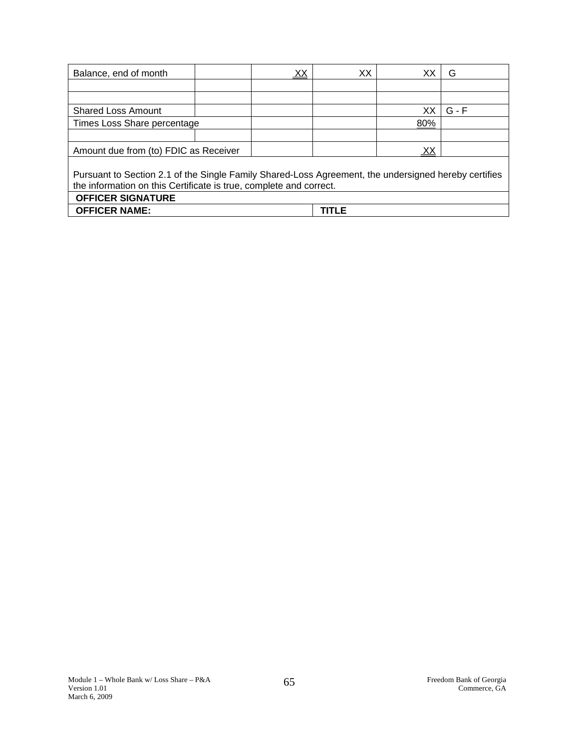| Balance, end of month | | XX | XX | XX | G |
|---|---|---|---|---|---|
| | | | | | |
| | | | | | |
| Shared Loss Amount | | | | XX | G - F |
| Times Loss Share percentage | | | | 80% | |
| | | | | | |
| Amount due from (to) FDIC as Receiver | | | | XX | |

Pursuant to Section 2.1 of the Single Family Shared-Loss Agreement, the undersigned hereby certifies the information on this Certificate is true, complete and correct.

| **OFFICER SIGNATURE** | |
|---|---|
| **OFFICER NAME:** | **TITLE** |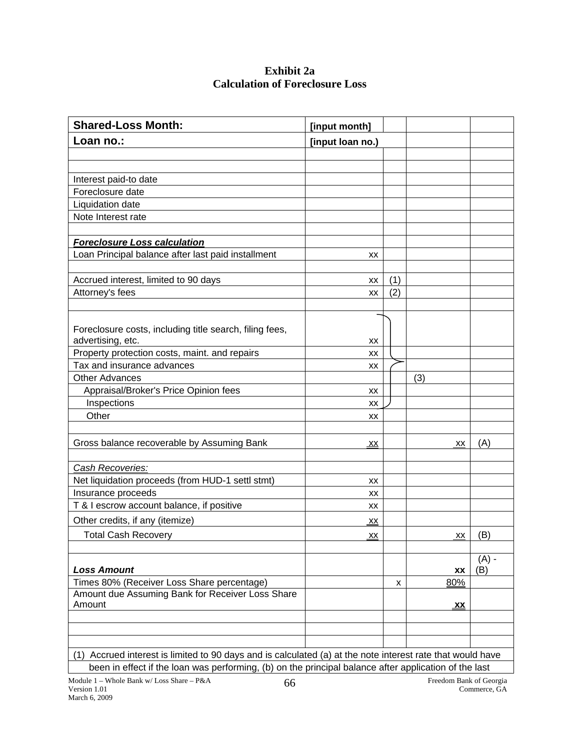# Exhibit 2a
## Calculation of Foreclosure Loss

| **Shared-Loss Month:** | **[input month]** | | | |
|---|---|---|---|---|
| **Loan no.:** | **[input loan no.)** | | | |
| | | | | |
| | | | | |
| Interest paid-to date | | | | |
| Foreclosure date | | | | |
| Liquidation date | | | | |
| Note Interest rate | | | | |
| | | | | |
| ***Foreclosure Loss calculation*** | | | | |
| Loan Principal balance after last paid installment | xx | | | |
| | | | | |
| Accrued interest, limited to 90 days | xx | (1) | | |
| Attorney's fees | xx | (2) | | |
| | | | | |
| Foreclosure costs, including title search, filing fees, advertising, etc. | xx | | | |
| Property protection costs, maint. and repairs | xx | | | |
| Tax and insurance advances | xx | | | |
| Other Advances | | | (3) | |
| Appraisal/Broker's Price Opinion fees | xx | | | |
| Inspections | xx | | | |
| Other | xx | | | |
| | | | | |
| Gross balance recoverable by Assuming Bank | xx | | xx | (A) |
| | | | | |
| *Cash Recoveries:* | | | | |
| Net liquidation proceeds (from HUD-1 settl stmt) | xx | | | |
| Insurance proceeds | xx | | | |
| T & I escrow account balance, if positive | xx | | | |
| Other credits, if any (itemize) | xx | | | |
| Total Cash Recovery | xx | | xx | (B) |
| | | | | |
| ***Loss Amount*** | | | **xx** | (A) - (B) |
| Times 80% (Receiver Loss Share percentage) | | x | 80% | |
| Amount due Assuming Bank for Receiver Loss Share Amount | | | **xx** | |
| | | | | |
| | | | | |
| | | | | |

(1) Accrued interest is limited to 90 days and is calculated (a) at the note interest rate that would have been in effect if the loan was performing, (b) on the principal balance after application of the last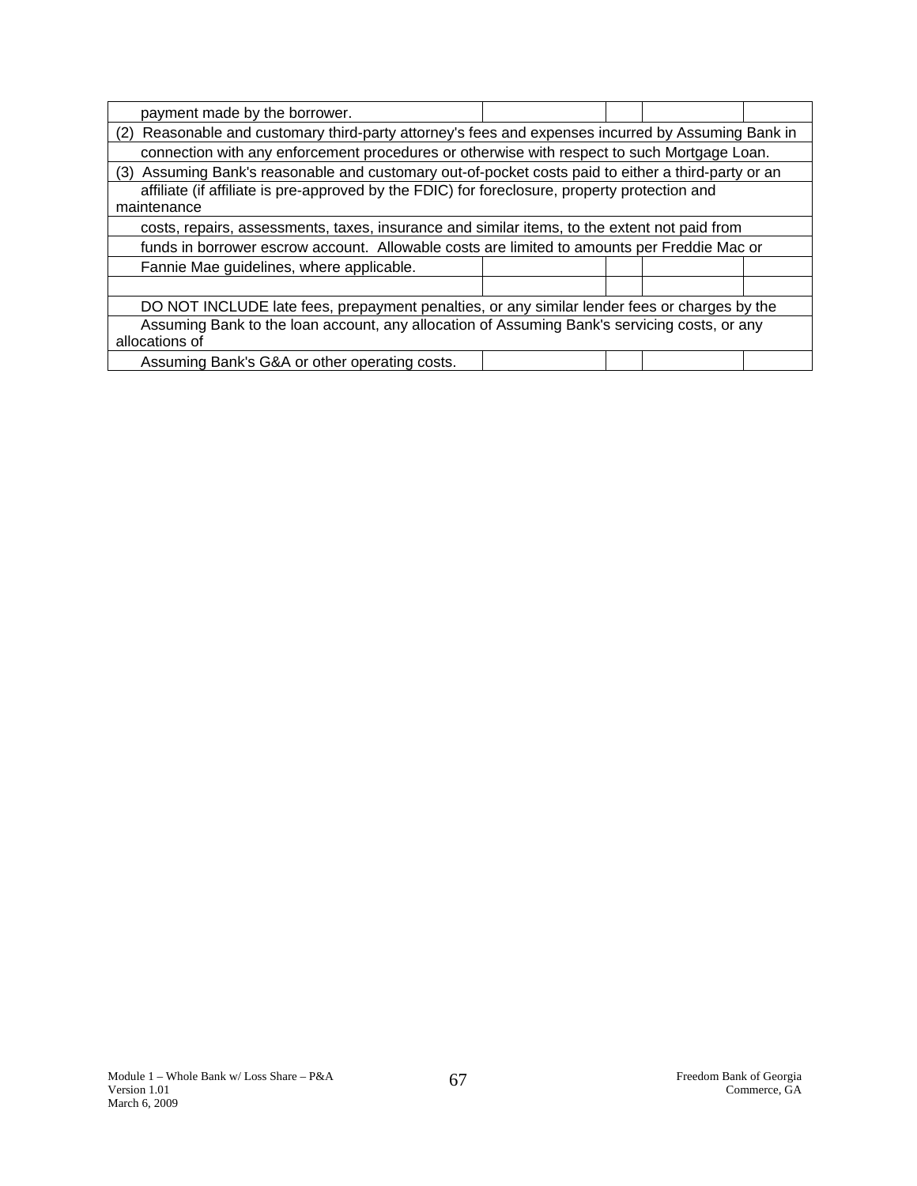| | | | | |
|---|---|---|---|---|
| payment made by the borrower. | | | | |
| (2) Reasonable and customary third-party attorney's fees and expenses incurred by Assuming Bank in | | | | |
| connection with any enforcement procedures or otherwise with respect to such Mortgage Loan. | | | | |
| (3) Assuming Bank's reasonable and customary out-of-pocket costs paid to either a third-party or an | | | | |
| affiliate (if affiliate is pre-approved by the FDIC) for foreclosure, property protection and maintenance | | | | |
| costs, repairs, assessments, taxes, insurance and similar items, to the extent not paid from | | | | |
| funds in borrower escrow account. Allowable costs are limited to amounts per Freddie Mac or | | | | |
| Fannie Mae guidelines, where applicable. | | | | |
| | | | | |
| DO NOT INCLUDE late fees, prepayment penalties, or any similar lender fees or charges by the | | | | |
| Assuming Bank to the loan account, any allocation of Assuming Bank's servicing costs, or any allocations of | | | | |
| Assuming Bank's G&A or other operating costs. | | | | |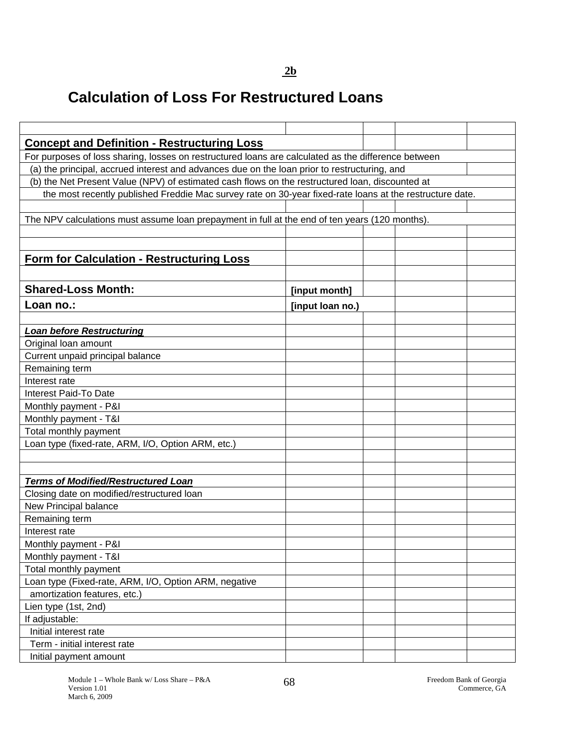**2b**

# Calculation of Loss For Restructured Loans

## Concept and Definition - Restructuring Loss

For purposes of loss sharing, losses on restructured loans are calculated as the difference between
(a) the principal, accrued interest and advances due on the loan prior to restructuring, and
(b) the Net Present Value (NPV) of estimated cash flows on the restructured loan, discounted at
the most recently published Freddie Mac survey rate on 30-year fixed-rate loans at the restructure date.

The NPV calculations must assume loan prepayment in full at the end of ten years (120 months).

## Form for Calculation - Restructuring Loss

| | | | | |
|---|---|---|---|---|
| **Shared-Loss Month:** | **[input month]** | | | |
| **Loan no.:** | **[input loan no.)** | | | |
| | | | | |
| ***Loan before Restructuring*** | | | | |
| Original loan amount | | | | |
| Current unpaid principal balance | | | | |
| Remaining term | | | | |
| Interest rate | | | | |
| Interest Paid-To Date | | | | |
| Monthly payment - P&I | | | | |
| Monthly payment - T&I | | | | |
| Total monthly payment | | | | |
| Loan type (fixed-rate, ARM, I/O, Option ARM, etc.) | | | | |
| | | | | |
| | | | | |
| ***Terms of Modified/Restructured Loan*** | | | | |
| Closing date on modified/restructured loan | | | | |
| New Principal balance | | | | |
| Remaining term | | | | |
| Interest rate | | | | |
| Monthly payment - P&I | | | | |
| Monthly payment - T&I | | | | |
| Total monthly payment | | | | |
| Loan type (Fixed-rate, ARM, I/O, Option ARM, negative amortization features, etc.) | | | | |
| Lien type (1st, 2nd) | | | | |
| If adjustable: | | | | |
| Initial interest rate | | | | |
| Term - initial interest rate | | | | |
| Initial payment amount | | | | |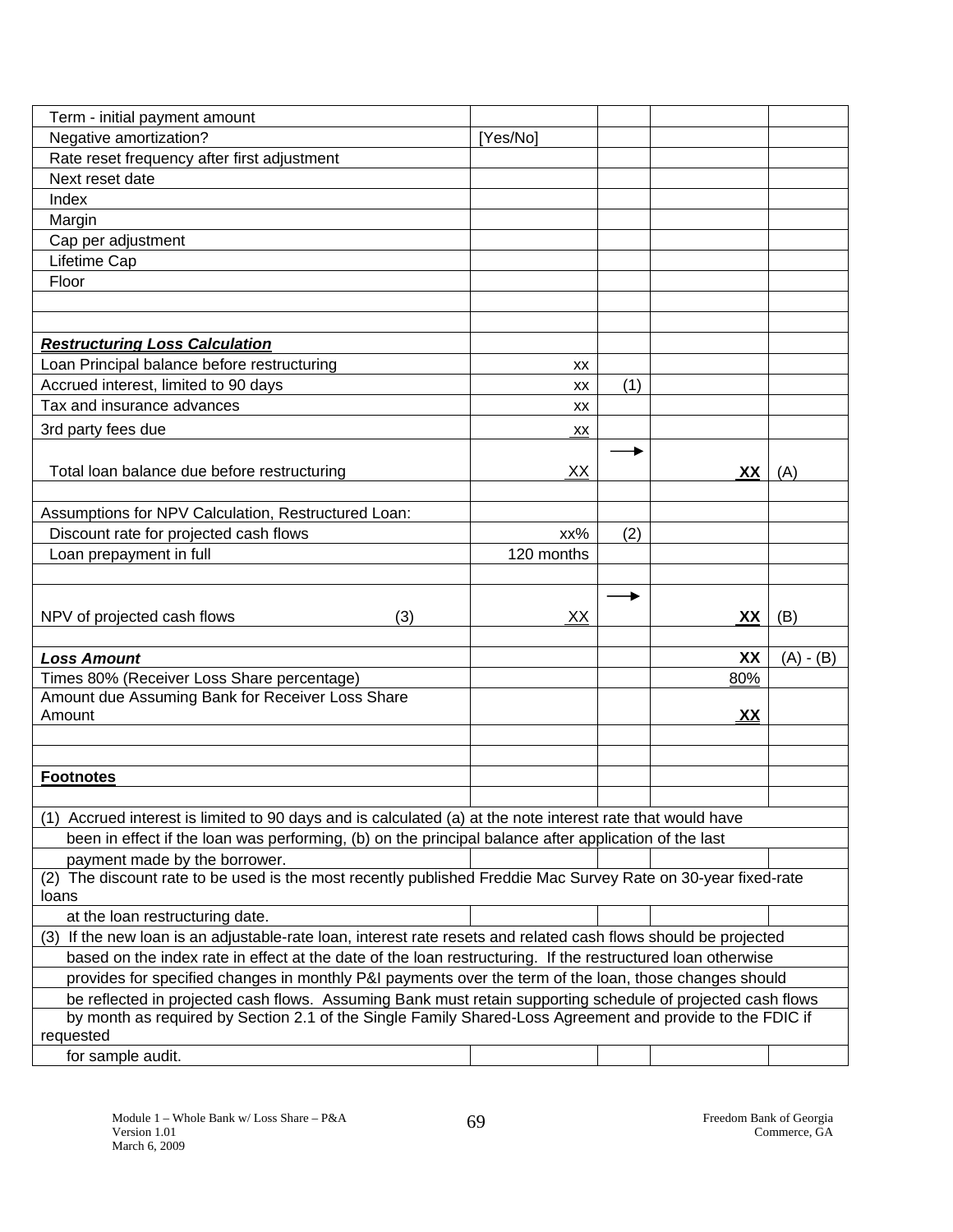| | | | | |
|---|---|---|---|---|
| Term - initial payment amount | | | | |
| Negative amortization? | [Yes/No] | | | |
| Rate reset frequency after first adjustment | | | | |
| Next reset date | | | | |
| Index | | | | |
| Margin | | | | |
| Cap per adjustment | | | | |
| Lifetime Cap | | | | |
| Floor | | | | |
| | | | | |
| | | | | |
| ***Restructuring Loss Calculation*** | | | | |
| Loan Principal balance before restructuring | xx | | | |
| Accrued interest, limited to 90 days | xx | (1) | | |
| Tax and insurance advances | xx | | | |
| 3rd party fees due | xx | | | |
| Total loan balance due before restructuring | XX | → | **XX** | (A) |
| | | | | |
| Assumptions for NPV Calculation, Restructured Loan: | | | | |
| Discount rate for projected cash flows | xx% | (2) | | |
| Loan prepayment in full | 120 months | | | |
| | | | | |
| NPV of projected cash flows (3) | XX | → | **XX** | (B) |
| | | | | |
| ***Loss Amount*** | | | **XX** | (A) - (B) |
| Times 80% (Receiver Loss Share percentage) | | | 80% | |
| Amount due Assuming Bank for Receiver Loss Share Amount | | | **XX** | |
| | | | | |
| | | | | |
| **Footnotes** | | | | |

(1) Accrued interest is limited to 90 days and is calculated (a) at the note interest rate that would have been in effect if the loan was performing, (b) on the principal balance after application of the last payment made by the borrower.

(2) The discount rate to be used is the most recently published Freddie Mac Survey Rate on 30-year fixed-rate loans at the loan restructuring date.

(3) If the new loan is an adjustable-rate loan, interest rate resets and related cash flows should be projected based on the index rate in effect at the date of the loan restructuring. If the restructured loan otherwise provides for specified changes in monthly P&I payments over the term of the loan, those changes should be reflected in projected cash flows. Assuming Bank must retain supporting schedule of projected cash flows by month as required by Section 2.1 of the Single Family Shared-Loss Agreement and provide to the FDIC if requested for sample audit.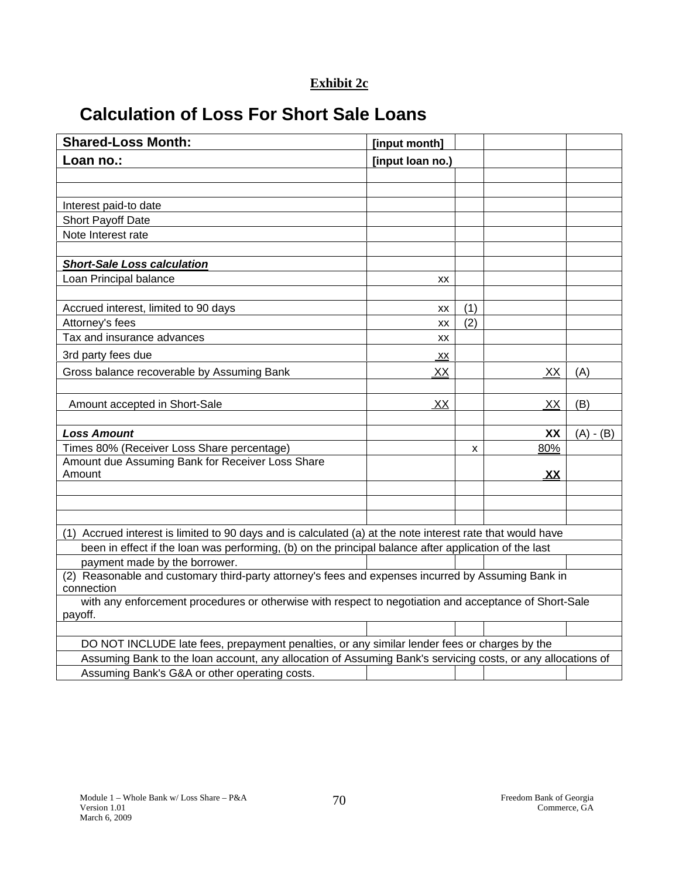**Exhibit 2c**

# Calculation of Loss For Short Sale Loans

| **Shared-Loss Month:** | **[input month]** | | | |
|---|---|---|---|---|
| **Loan no.:** | **[input loan no.)** | | | |
| | | | | |
| | | | | |
| Interest paid-to date | | | | |
| Short Payoff Date | | | | |
| Note Interest rate | | | | |
| | | | | |
| ***Short-Sale Loss calculation*** | | | | |
| Loan Principal balance | xx | | | |
| | | | | |
| Accrued interest, limited to 90 days | xx | (1) | | |
| Attorney's fees | xx | (2) | | |
| Tax and insurance advances | xx | | | |
| 3rd party fees due | xx | | | |
| Gross balance recoverable by Assuming Bank | XX | | XX | (A) |
| | | | | |
| Amount accepted in Short-Sale | XX | | XX | (B) |
| | | | | |
| ***Loss Amount*** | | | **XX** | (A) - (B) |
| Times 80% (Receiver Loss Share percentage) | | x | 80% | |
| Amount due Assuming Bank for Receiver Loss Share Amount | | | **XX** | |
| | | | | |
| | | | | |
| | | | | |

(1) Accrued interest is limited to 90 days and is calculated (a) at the note interest rate that would have been in effect if the loan was performing, (b) on the principal balance after application of the last payment made by the borrower.

(2) Reasonable and customary third-party attorney's fees and expenses incurred by Assuming Bank in connection with any enforcement procedures or otherwise with respect to negotiation and acceptance of Short-Sale payoff.

DO NOT INCLUDE late fees, prepayment penalties, or any similar lender fees or charges by the Assuming Bank to the loan account, any allocation of Assuming Bank's servicing costs, or any allocations of Assuming Bank's G&A or other operating costs.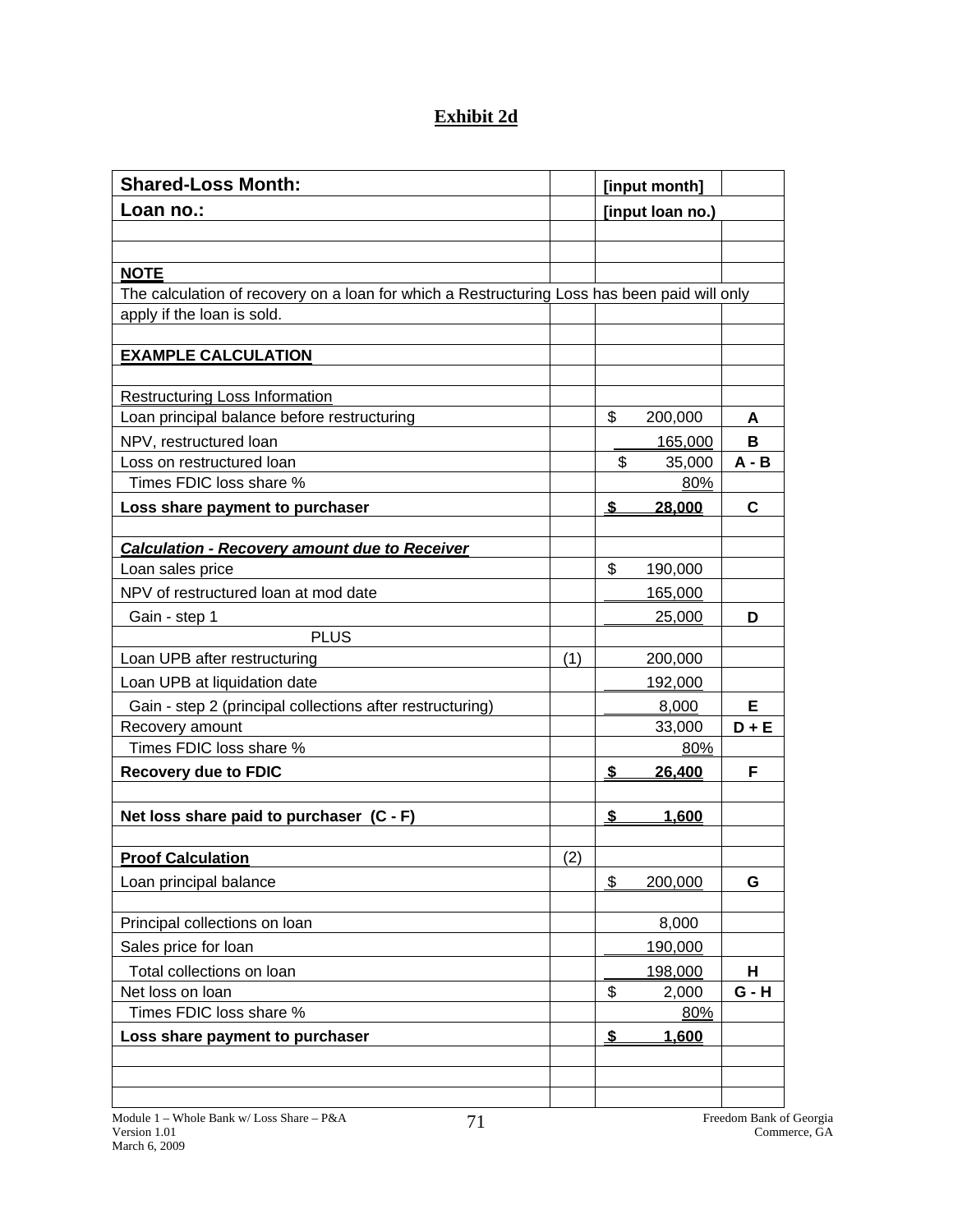## Exhibit 2d

| Shared-Loss Month: | | [input month] | |
|---|---|---|---|
| **Loan no.:** | | **[input loan no.)** | |
| | | | |
| | | | |
| **NOTE** | | | |
| The calculation of recovery on a loan for which a Restructuring Loss has been paid will only apply if the loan is sold. | | | |
| | | | |
| **EXAMPLE CALCULATION** | | | |
| | | | |
| Restructuring Loss Information | | | |
| Loan principal balance before restructuring | | $ 200,000 | **A** |
| NPV, restructured loan | | 165,000 | **B** |
| Loss on restructured loan | | $ 35,000 | **A - B** |
| Times FDIC loss share % | | 80% | |
| **Loss share payment to purchaser** | | **$ 28,000** | **C** |
| | | | |
| ***Calculation - Recovery amount due to Receiver*** | | | |
| Loan sales price | | $ 190,000 | |
| NPV of restructured loan at mod date | | 165,000 | |
| Gain - step 1 | | 25,000 | **D** |
| PLUS | | | |
| Loan UPB after restructuring | (1) | 200,000 | |
| Loan UPB at liquidation date | | 192,000 | |
| Gain - step 2 (principal collections after restructuring) | | 8,000 | **E** |
| Recovery amount | | 33,000 | **D + E** |
| Times FDIC loss share % | | 80% | |
| **Recovery due to FDIC** | | **$ 26,400** | **F** |
| | | | |
| **Net loss share paid to purchaser (C - F)** | | **$ 1,600** | |
| | | | |
| **Proof Calculation** | (2) | | |
| Loan principal balance | | $ 200,000 | **G** |
| | | | |
| Principal collections on loan | | 8,000 | |
| Sales price for loan | | 190,000 | |
| Total collections on loan | | 198,000 | **H** |
| Net loss on loan | | $ 2,000 | **G - H** |
| Times FDIC loss share % | | 80% | |
| **Loss share payment to purchaser** | | **$ 1,600** | |
| | | | |
| | | | |
| | | | |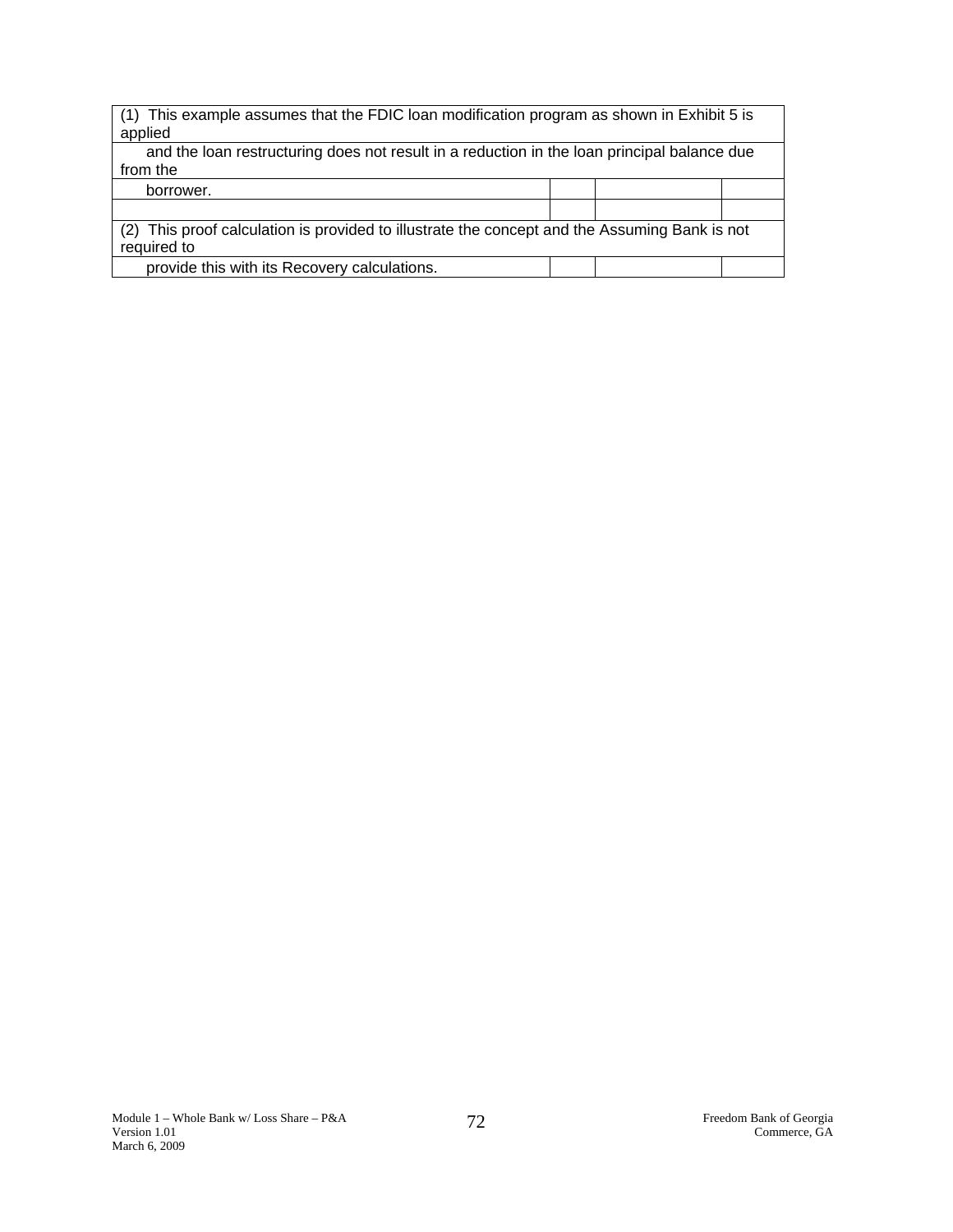| (1) This example assumes that the FDIC loan modification program as shown in Exhibit 5 is applied | | | |
|---|---|---|---|
| and the loan restructuring does not result in a reduction in the loan principal balance due from the | | | |
| borrower. | | | |
| | | | |
| (2) This proof calculation is provided to illustrate the concept and the Assuming Bank is not required to | | | |
| provide this with its Recovery calculations. | | | |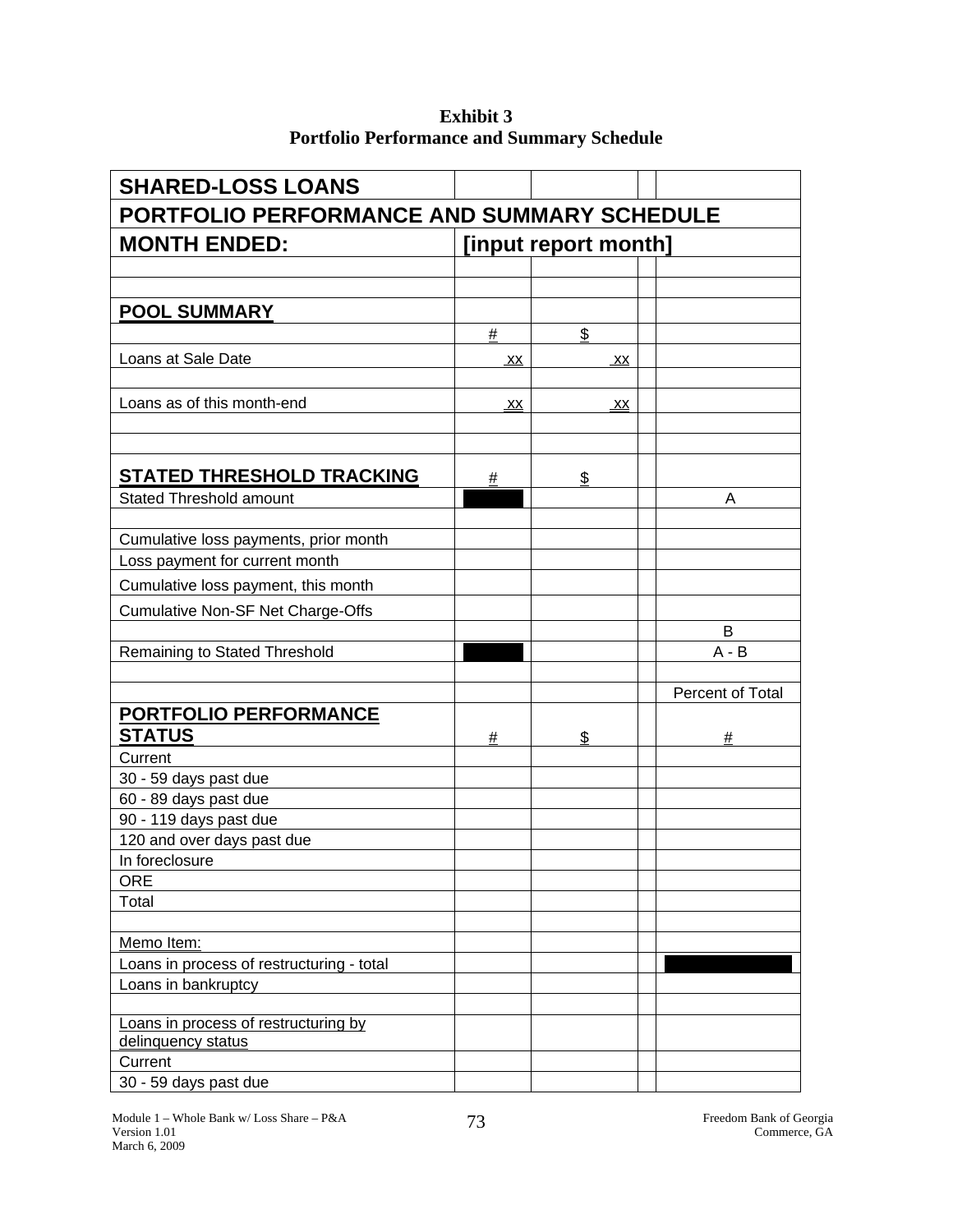**Exhibit 3**
**Portfolio Performance and Summary Schedule**

| **SHARED-LOSS LOANS** | | | | |
|---|---|---|---|---|
| **PORTFOLIO PERFORMANCE AND SUMMARY SCHEDULE** | | | | |
| **MONTH ENDED:** | **[input report month]** | | | |
| | | | | |
| | | | | |
| **POOL SUMMARY** | | | | |
| | # | $ | | |
| Loans at Sale Date | xx | xx | | |
| | | | | |
| Loans as of this month-end | xx | xx | | |
| | | | | |
| | | | | |
| **STATED THRESHOLD TRACKING** | # | $ | | |
| Stated Threshold amount | | | | A |
| | | | | |
| Cumulative loss payments, prior month | | | | |
| Loss payment for current month | | | | |
| Cumulative loss payment, this month | | | | |
| Cumulative Non-SF Net Charge-Offs | | | | |
| | | | | B |
| Remaining to Stated Threshold | | | | A - B |
| | | | | |
| | | | | Percent of Total |
| **PORTFOLIO PERFORMANCE STATUS** | # | $ | | # |
| Current | | | | |
| 30 - 59 days past due | | | | |
| 60 - 89 days past due | | | | |
| 90 - 119 days past due | | | | |
| 120 and over days past due | | | | |
| In foreclosure | | | | |
| ORE | | | | |
| Total | | | | |
| | | | | |
| Memo Item: | | | | |
| Loans in process of restructuring - total | | | | |
| Loans in bankruptcy | | | | |
| | | | | |
| Loans in process of restructuring by delinquency status | | | | |
| Current | | | | |
| 30 - 59 days past due | | | | |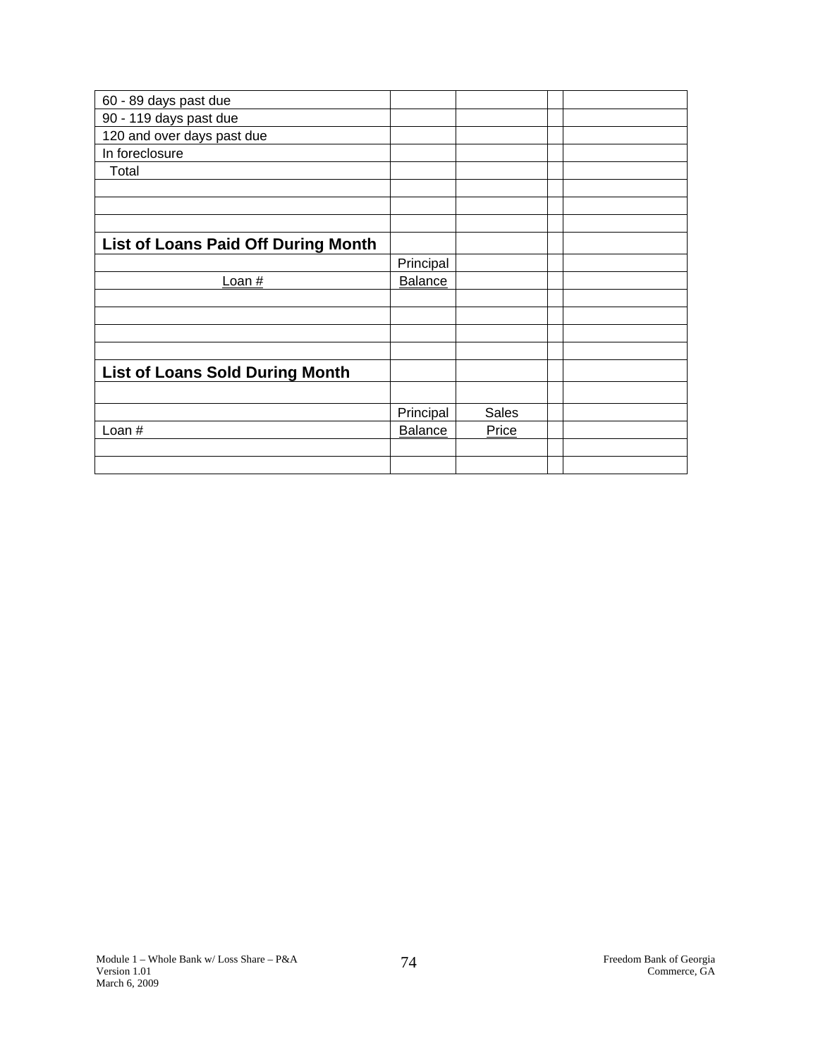| | | | | |
|---|---|---|---|---|
| 60 - 89 days past due | | | | |
| 90 - 119 days past due | | | | |
| 120 and over days past due | | | | |
| In foreclosure | | | | |
| Total | | | | |
| | | | | |
| | | | | |
| | | | | |
| **List of Loans Paid Off During Month** | | | | |
| | Principal | | | |
| Loan # | Balance | | | |
| | | | | |
| | | | | |
| | | | | |
| | | | | |
| **List of Loans Sold During Month** | | | | |
| | | | | |
| | Principal | Sales | | |
| Loan # | Balance | Price | | |
| | | | | |
| | | | | |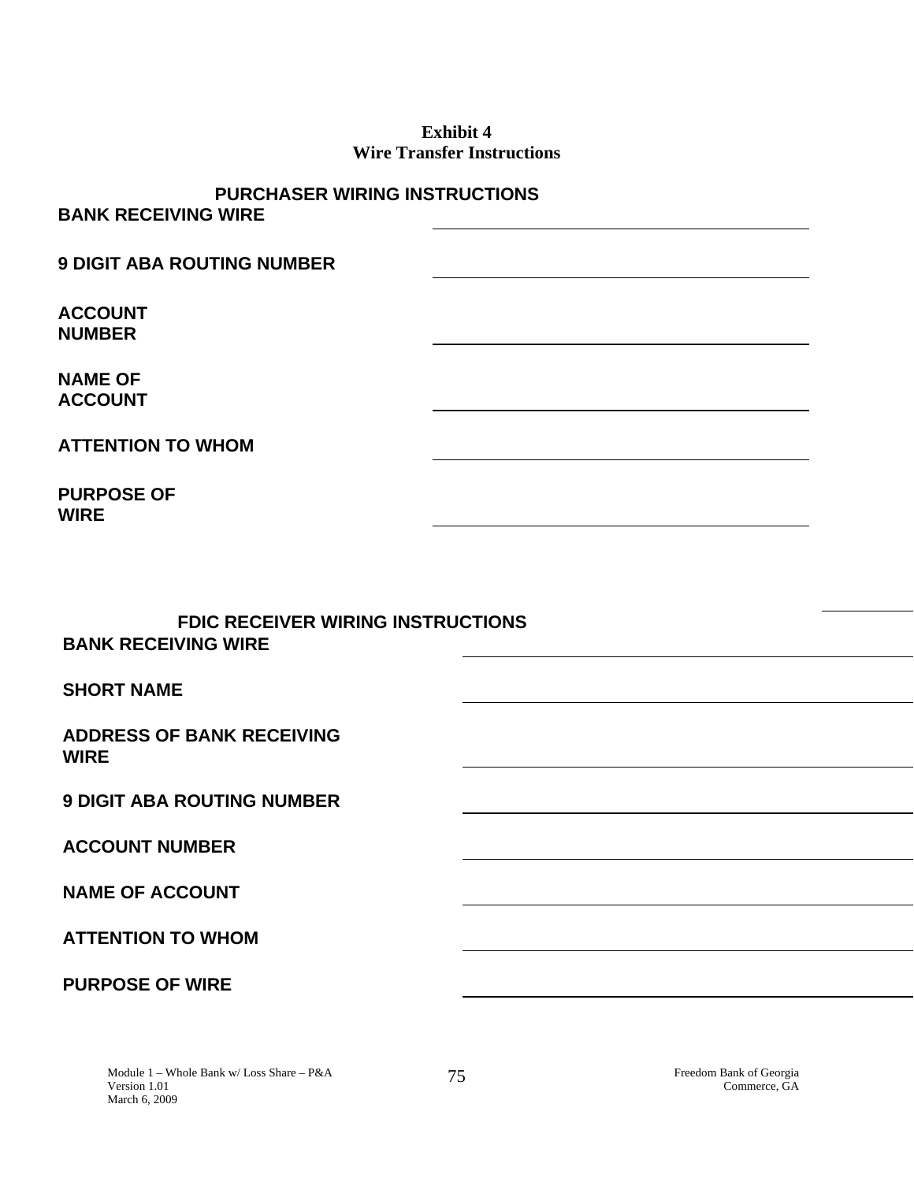**Exhibit 4**
**Wire Transfer Instructions**

**PURCHASER WIRING INSTRUCTIONS**

**BANK RECEIVING WIRE** \_\_\_\_\_\_\_\_\_\_\_\_\_\_\_\_\_\_\_\_\_\_\_\_\_\_\_\_\_\_\_\_\_\_\_\_

**9 DIGIT ABA ROUTING NUMBER** \_\_\_\_\_\_\_\_\_\_\_\_\_\_\_\_\_\_\_\_\_\_\_\_\_\_\_\_\_\_\_\_\_\_\_\_

**ACCOUNT NUMBER** \_\_\_\_\_\_\_\_\_\_\_\_\_\_\_\_\_\_\_\_\_\_\_\_\_\_\_\_\_\_\_\_\_\_\_\_

**NAME OF ACCOUNT** \_\_\_\_\_\_\_\_\_\_\_\_\_\_\_\_\_\_\_\_\_\_\_\_\_\_\_\_\_\_\_\_\_\_\_\_

**ATTENTION TO WHOM** \_\_\_\_\_\_\_\_\_\_\_\_\_\_\_\_\_\_\_\_\_\_\_\_\_\_\_\_\_\_\_\_\_\_\_\_

**PURPOSE OF WIRE** \_\_\_\_\_\_\_\_\_\_\_\_\_\_\_\_\_\_\_\_\_\_\_\_\_\_\_\_\_\_\_\_\_\_\_\_

**FDIC RECEIVER WIRING INSTRUCTIONS**

**BANK RECEIVING WIRE** \_\_\_\_\_\_\_\_\_\_\_\_\_\_\_\_\_\_\_\_\_\_\_\_\_\_\_\_\_\_\_\_\_\_\_\_

**SHORT NAME** \_\_\_\_\_\_\_\_\_\_\_\_\_\_\_\_\_\_\_\_\_\_\_\_\_\_\_\_\_\_\_\_\_\_\_\_

**ADDRESS OF BANK RECEIVING WIRE** \_\_\_\_\_\_\_\_\_\_\_\_\_\_\_\_\_\_\_\_\_\_\_\_\_\_\_\_\_\_\_\_\_\_\_\_

**9 DIGIT ABA ROUTING NUMBER** \_\_\_\_\_\_\_\_\_\_\_\_\_\_\_\_\_\_\_\_\_\_\_\_\_\_\_\_\_\_\_\_\_\_\_\_

**ACCOUNT NUMBER** \_\_\_\_\_\_\_\_\_\_\_\_\_\_\_\_\_\_\_\_\_\_\_\_\_\_\_\_\_\_\_\_\_\_\_\_

**NAME OF ACCOUNT** \_\_\_\_\_\_\_\_\_\_\_\_\_\_\_\_\_\_\_\_\_\_\_\_\_\_\_\_\_\_\_\_\_\_\_\_

**ATTENTION TO WHOM** \_\_\_\_\_\_\_\_\_\_\_\_\_\_\_\_\_\_\_\_\_\_\_\_\_\_\_\_\_\_\_\_\_\_\_\_

**PURPOSE OF WIRE** \_\_\_\_\_\_\_\_\_\_\_\_\_\_\_\_\_\_\_\_\_\_\_\_\_\_\_\_\_\_\_\_\_\_\_\_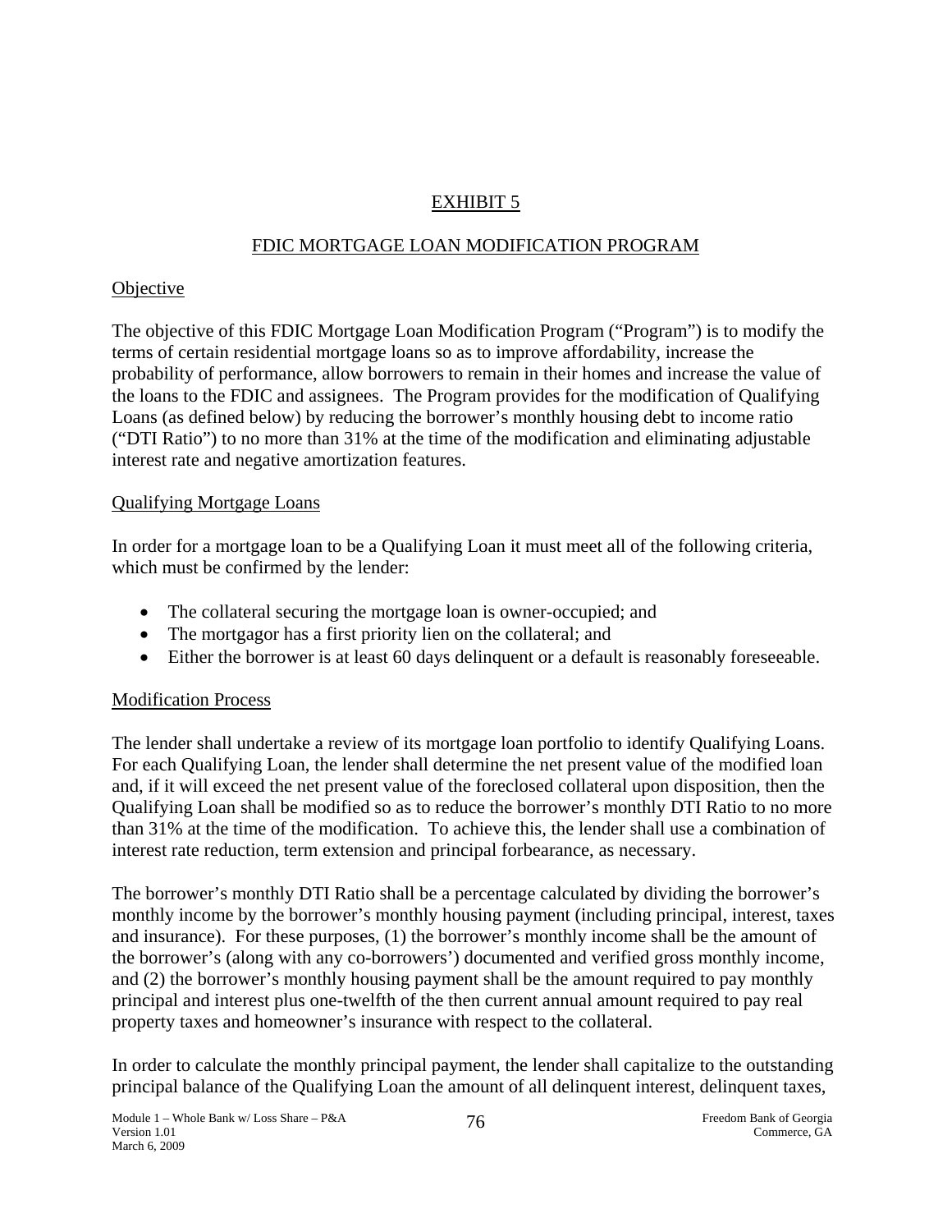# EXHIBIT 5

## FDIC MORTGAGE LOAN MODIFICATION PROGRAM

### Objective

The objective of this FDIC Mortgage Loan Modification Program ("Program") is to modify the terms of certain residential mortgage loans so as to improve affordability, increase the probability of performance, allow borrowers to remain in their homes and increase the value of the loans to the FDIC and assignees. The Program provides for the modification of Qualifying Loans (as defined below) by reducing the borrower's monthly housing debt to income ratio ("DTI Ratio") to no more than 31% at the time of the modification and eliminating adjustable interest rate and negative amortization features.

### Qualifying Mortgage Loans

In order for a mortgage loan to be a Qualifying Loan it must meet all of the following criteria, which must be confirmed by the lender:

- The collateral securing the mortgage loan is owner-occupied; and
- The mortgagor has a first priority lien on the collateral; and
- Either the borrower is at least 60 days delinquent or a default is reasonably foreseeable.

### Modification Process

The lender shall undertake a review of its mortgage loan portfolio to identify Qualifying Loans. For each Qualifying Loan, the lender shall determine the net present value of the modified loan and, if it will exceed the net present value of the foreclosed collateral upon disposition, then the Qualifying Loan shall be modified so as to reduce the borrower's monthly DTI Ratio to no more than 31% at the time of the modification. To achieve this, the lender shall use a combination of interest rate reduction, term extension and principal forbearance, as necessary.

The borrower's monthly DTI Ratio shall be a percentage calculated by dividing the borrower's monthly income by the borrower's monthly housing payment (including principal, interest, taxes and insurance). For these purposes, (1) the borrower's monthly income shall be the amount of the borrower's (along with any co-borrowers') documented and verified gross monthly income, and (2) the borrower's monthly housing payment shall be the amount required to pay monthly principal and interest plus one-twelfth of the then current annual amount required to pay real property taxes and homeowner's insurance with respect to the collateral.

In order to calculate the monthly principal payment, the lender shall capitalize to the outstanding principal balance of the Qualifying Loan the amount of all delinquent interest, delinquent taxes,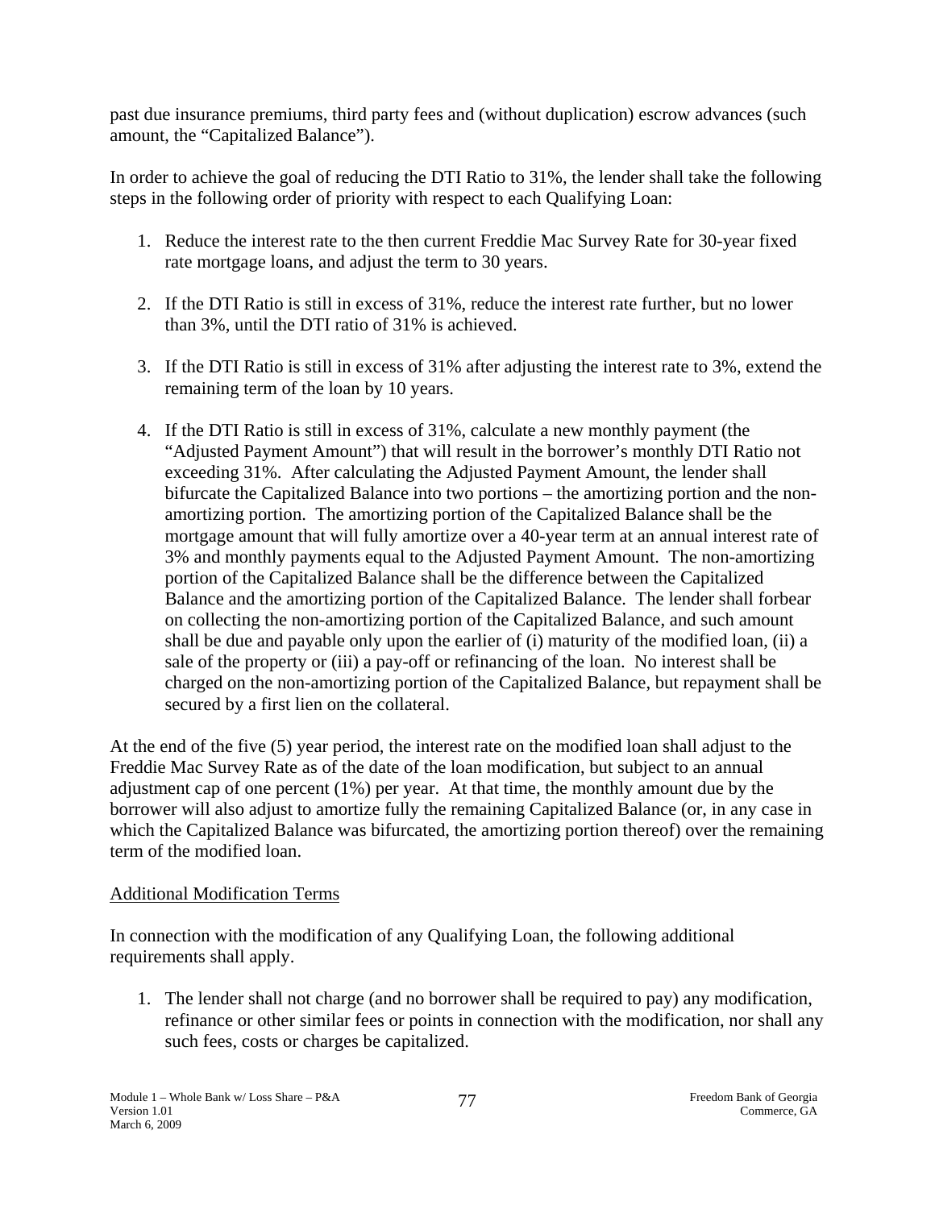past due insurance premiums, third party fees and (without duplication) escrow advances (such amount, the "Capitalized Balance").

In order to achieve the goal of reducing the DTI Ratio to 31%, the lender shall take the following steps in the following order of priority with respect to each Qualifying Loan:

1. Reduce the interest rate to the then current Freddie Mac Survey Rate for 30-year fixed rate mortgage loans, and adjust the term to 30 years.

2. If the DTI Ratio is still in excess of 31%, reduce the interest rate further, but no lower than 3%, until the DTI ratio of 31% is achieved.

3. If the DTI Ratio is still in excess of 31% after adjusting the interest rate to 3%, extend the remaining term of the loan by 10 years.

4. If the DTI Ratio is still in excess of 31%, calculate a new monthly payment (the "Adjusted Payment Amount") that will result in the borrower's monthly DTI Ratio not exceeding 31%. After calculating the Adjusted Payment Amount, the lender shall bifurcate the Capitalized Balance into two portions – the amortizing portion and the non-amortizing portion. The amortizing portion of the Capitalized Balance shall be the mortgage amount that will fully amortize over a 40-year term at an annual interest rate of 3% and monthly payments equal to the Adjusted Payment Amount. The non-amortizing portion of the Capitalized Balance shall be the difference between the Capitalized Balance and the amortizing portion of the Capitalized Balance. The lender shall forbear on collecting the non-amortizing portion of the Capitalized Balance, and such amount shall be due and payable only upon the earlier of (i) maturity of the modified loan, (ii) a sale of the property or (iii) a pay-off or refinancing of the loan. No interest shall be charged on the non-amortizing portion of the Capitalized Balance, but repayment shall be secured by a first lien on the collateral.

At the end of the five (5) year period, the interest rate on the modified loan shall adjust to the Freddie Mac Survey Rate as of the date of the loan modification, but subject to an annual adjustment cap of one percent (1%) per year. At that time, the monthly amount due by the borrower will also adjust to amortize fully the remaining Capitalized Balance (or, in any case in which the Capitalized Balance was bifurcated, the amortizing portion thereof) over the remaining term of the modified loan.

Additional Modification Terms

In connection with the modification of any Qualifying Loan, the following additional requirements shall apply.

1. The lender shall not charge (and no borrower shall be required to pay) any modification, refinance or other similar fees or points in connection with the modification, nor shall any such fees, costs or charges be capitalized.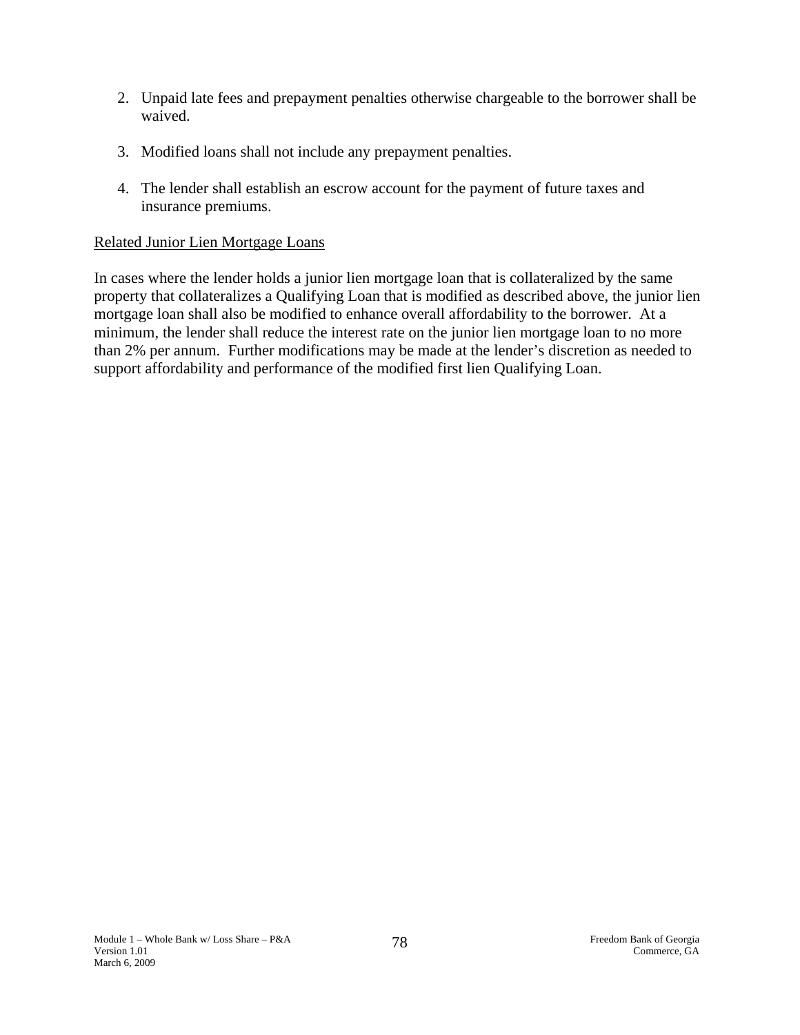2. Unpaid late fees and prepayment penalties otherwise chargeable to the borrower shall be waived.

3. Modified loans shall not include any prepayment penalties.

4. The lender shall establish an escrow account for the payment of future taxes and insurance premiums.

<u>Related Junior Lien Mortgage Loans</u>

In cases where the lender holds a junior lien mortgage loan that is collateralized by the same property that collateralizes a Qualifying Loan that is modified as described above, the junior lien mortgage loan shall also be modified to enhance overall affordability to the borrower. At a minimum, the lender shall reduce the interest rate on the junior lien mortgage loan to no more than 2% per annum. Further modifications may be made at the lender's discretion as needed to support affordability and performance of the modified first lien Qualifying Loan.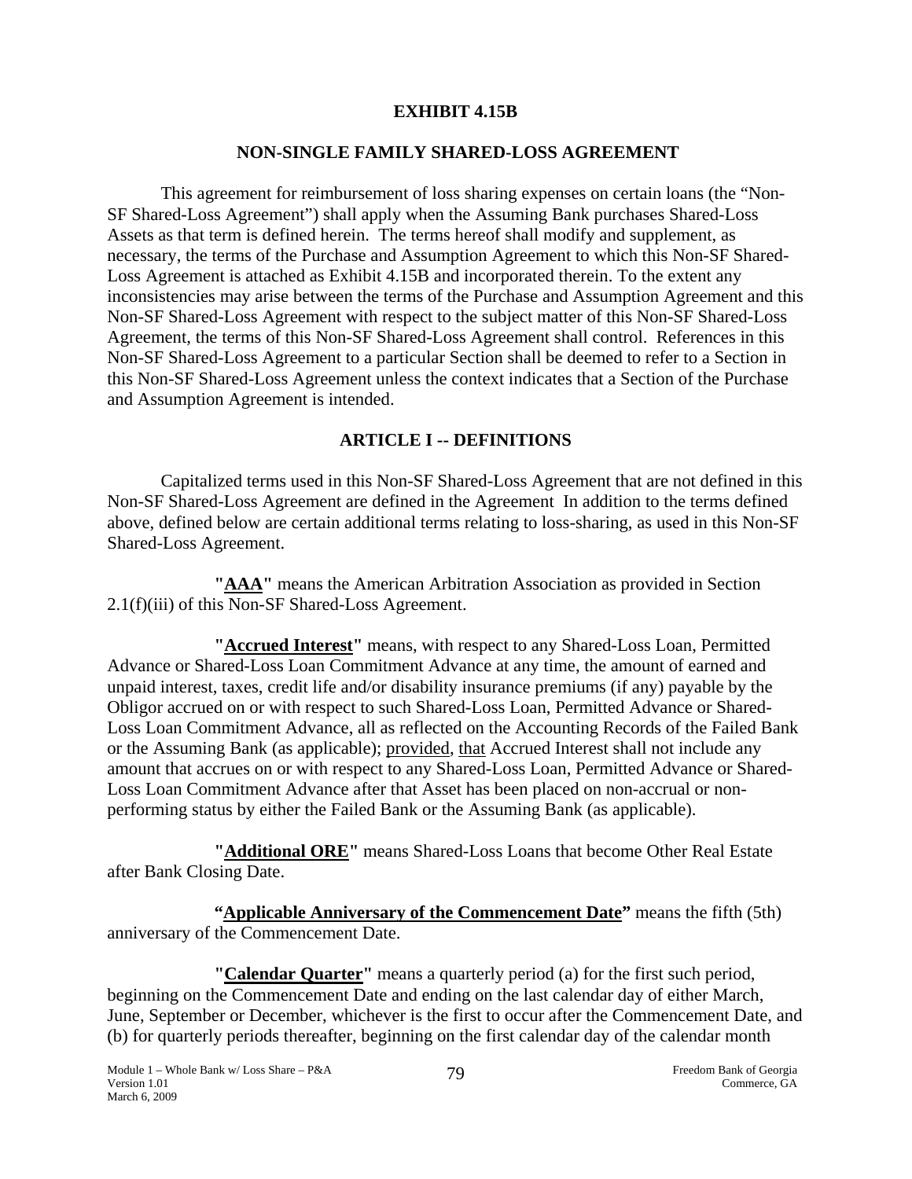**EXHIBIT 4.15B**

**NON-SINGLE FAMILY SHARED-LOSS AGREEMENT**

This agreement for reimbursement of loss sharing expenses on certain loans (the "Non-SF Shared-Loss Agreement") shall apply when the Assuming Bank purchases Shared-Loss Assets as that term is defined herein. The terms hereof shall modify and supplement, as necessary, the terms of the Purchase and Assumption Agreement to which this Non-SF Shared-Loss Agreement is attached as Exhibit 4.15B and incorporated therein. To the extent any inconsistencies may arise between the terms of the Purchase and Assumption Agreement and this Non-SF Shared-Loss Agreement with respect to the subject matter of this Non-SF Shared-Loss Agreement, the terms of this Non-SF Shared-Loss Agreement shall control. References in this Non-SF Shared-Loss Agreement to a particular Section shall be deemed to refer to a Section in this Non-SF Shared-Loss Agreement unless the context indicates that a Section of the Purchase and Assumption Agreement is intended.

**ARTICLE I -- DEFINITIONS**

Capitalized terms used in this Non-SF Shared-Loss Agreement that are not defined in this Non-SF Shared-Loss Agreement are defined in the Agreement In addition to the terms defined above, defined below are certain additional terms relating to loss-sharing, as used in this Non-SF Shared-Loss Agreement.

**"AAA"** means the American Arbitration Association as provided in Section 2.1(f)(iii) of this Non-SF Shared-Loss Agreement.

**"Accrued Interest"** means, with respect to any Shared-Loss Loan, Permitted Advance or Shared-Loss Loan Commitment Advance at any time, the amount of earned and unpaid interest, taxes, credit life and/or disability insurance premiums (if any) payable by the Obligor accrued on or with respect to such Shared-Loss Loan, Permitted Advance or Shared-Loss Loan Commitment Advance, all as reflected on the Accounting Records of the Failed Bank or the Assuming Bank (as applicable); provided, that Accrued Interest shall not include any amount that accrues on or with respect to any Shared-Loss Loan, Permitted Advance or Shared-Loss Loan Commitment Advance after that Asset has been placed on non-accrual or non-performing status by either the Failed Bank or the Assuming Bank (as applicable).

**"Additional ORE"** means Shared-Loss Loans that become Other Real Estate after Bank Closing Date.

**"Applicable Anniversary of the Commencement Date"** means the fifth (5th) anniversary of the Commencement Date.

**"Calendar Quarter"** means a quarterly period (a) for the first such period, beginning on the Commencement Date and ending on the last calendar day of either March, June, September or December, whichever is the first to occur after the Commencement Date, and (b) for quarterly periods thereafter, beginning on the first calendar day of the calendar month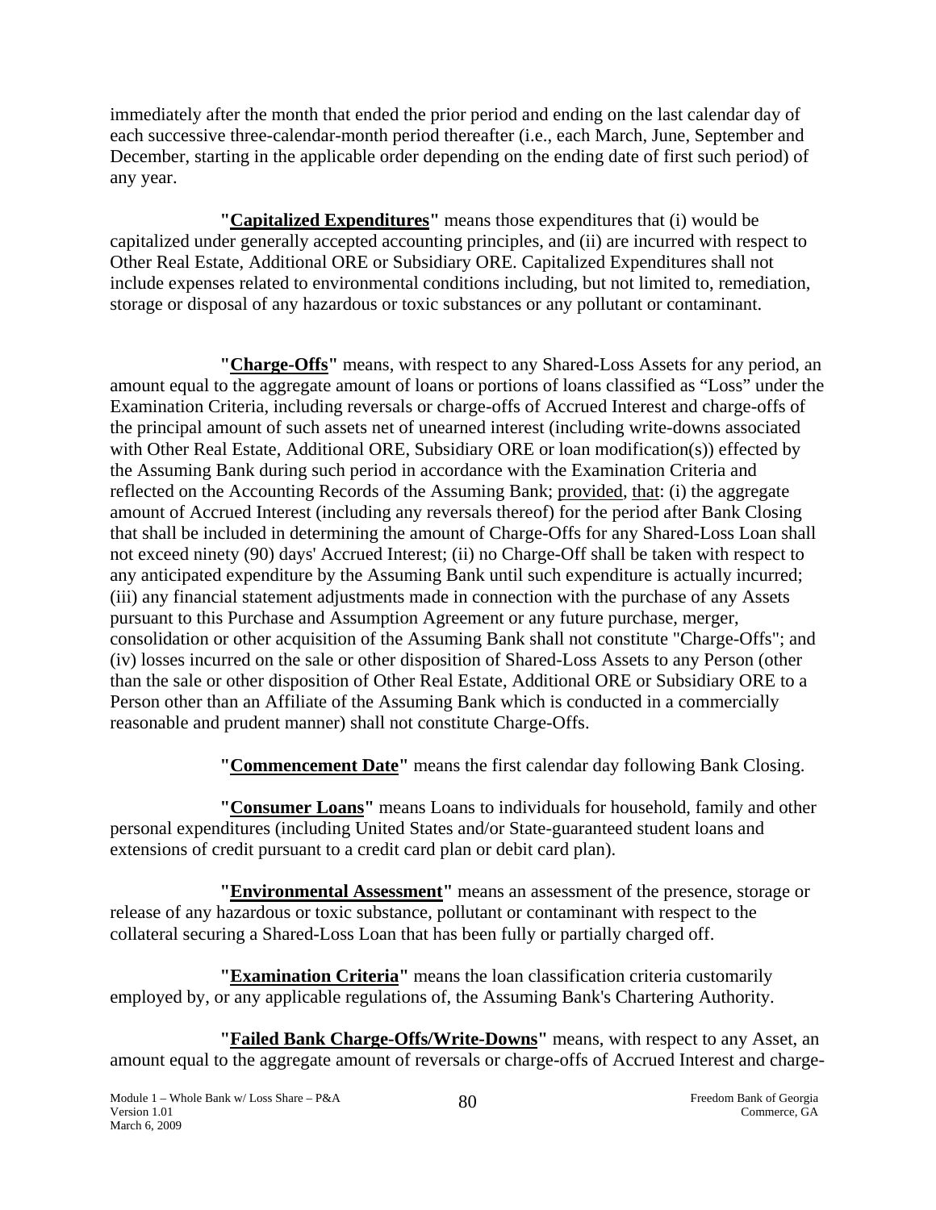immediately after the month that ended the prior period and ending on the last calendar day of each successive three-calendar-month period thereafter (i.e., each March, June, September and December, starting in the applicable order depending on the ending date of first such period) of any year.

**"Capitalized Expenditures"** means those expenditures that (i) would be capitalized under generally accepted accounting principles, and (ii) are incurred with respect to Other Real Estate, Additional ORE or Subsidiary ORE. Capitalized Expenditures shall not include expenses related to environmental conditions including, but not limited to, remediation, storage or disposal of any hazardous or toxic substances or any pollutant or contaminant.

**"Charge-Offs"** means, with respect to any Shared-Loss Assets for any period, an amount equal to the aggregate amount of loans or portions of loans classified as "Loss" under the Examination Criteria, including reversals or charge-offs of Accrued Interest and charge-offs of the principal amount of such assets net of unearned interest (including write-downs associated with Other Real Estate, Additional ORE, Subsidiary ORE or loan modification(s)) effected by the Assuming Bank during such period in accordance with the Examination Criteria and reflected on the Accounting Records of the Assuming Bank; provided, that: (i) the aggregate amount of Accrued Interest (including any reversals thereof) for the period after Bank Closing that shall be included in determining the amount of Charge-Offs for any Shared-Loss Loan shall not exceed ninety (90) days' Accrued Interest; (ii) no Charge-Off shall be taken with respect to any anticipated expenditure by the Assuming Bank until such expenditure is actually incurred; (iii) any financial statement adjustments made in connection with the purchase of any Assets pursuant to this Purchase and Assumption Agreement or any future purchase, merger, consolidation or other acquisition of the Assuming Bank shall not constitute "Charge-Offs"; and (iv) losses incurred on the sale or other disposition of Shared-Loss Assets to any Person (other than the sale or other disposition of Other Real Estate, Additional ORE or Subsidiary ORE to a Person other than an Affiliate of the Assuming Bank which is conducted in a commercially reasonable and prudent manner) shall not constitute Charge-Offs.

**"Commencement Date"** means the first calendar day following Bank Closing.

**"Consumer Loans"** means Loans to individuals for household, family and other personal expenditures (including United States and/or State-guaranteed student loans and extensions of credit pursuant to a credit card plan or debit card plan).

**"Environmental Assessment"** means an assessment of the presence, storage or release of any hazardous or toxic substance, pollutant or contaminant with respect to the collateral securing a Shared-Loss Loan that has been fully or partially charged off.

**"Examination Criteria"** means the loan classification criteria customarily employed by, or any applicable regulations of, the Assuming Bank's Chartering Authority.

**"Failed Bank Charge-Offs/Write-Downs"** means, with respect to any Asset, an amount equal to the aggregate amount of reversals or charge-offs of Accrued Interest and charge-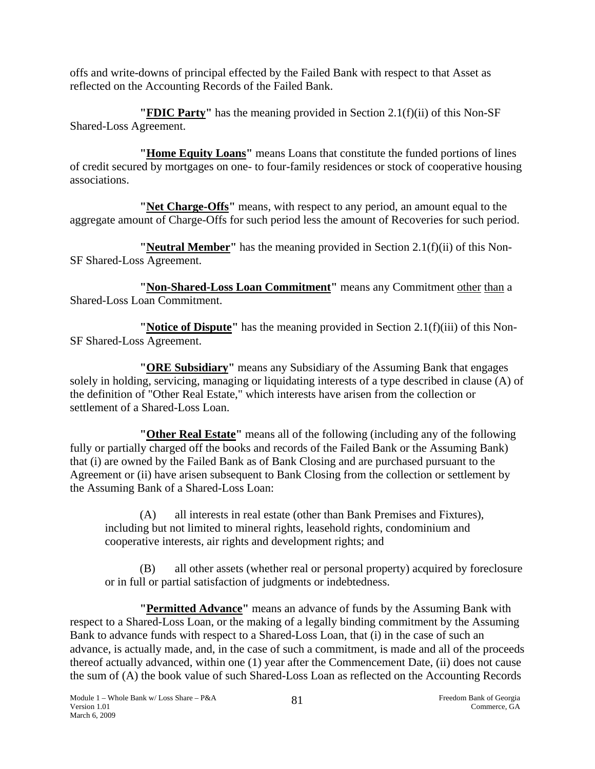offs and write-downs of principal effected by the Failed Bank with respect to that Asset as reflected on the Accounting Records of the Failed Bank.

**"FDIC Party"** has the meaning provided in Section 2.1(f)(ii) of this Non-SF Shared-Loss Agreement.

**"Home Equity Loans"** means Loans that constitute the funded portions of lines of credit secured by mortgages on one- to four-family residences or stock of cooperative housing associations.

**"Net Charge-Offs"** means, with respect to any period, an amount equal to the aggregate amount of Charge-Offs for such period less the amount of Recoveries for such period.

**"Neutral Member"** has the meaning provided in Section 2.1(f)(ii) of this Non-SF Shared-Loss Agreement.

**"Non-Shared-Loss Loan Commitment"** means any Commitment other than a Shared-Loss Loan Commitment.

**"Notice of Dispute"** has the meaning provided in Section 2.1(f)(iii) of this Non-SF Shared-Loss Agreement.

**"ORE Subsidiary"** means any Subsidiary of the Assuming Bank that engages solely in holding, servicing, managing or liquidating interests of a type described in clause (A) of the definition of "Other Real Estate," which interests have arisen from the collection or settlement of a Shared-Loss Loan.

**"Other Real Estate"** means all of the following (including any of the following fully or partially charged off the books and records of the Failed Bank or the Assuming Bank) that (i) are owned by the Failed Bank as of Bank Closing and are purchased pursuant to the Agreement or (ii) have arisen subsequent to Bank Closing from the collection or settlement by the Assuming Bank of a Shared-Loss Loan:

(A) all interests in real estate (other than Bank Premises and Fixtures), including but not limited to mineral rights, leasehold rights, condominium and cooperative interests, air rights and development rights; and

(B) all other assets (whether real or personal property) acquired by foreclosure or in full or partial satisfaction of judgments or indebtedness.

**"Permitted Advance"** means an advance of funds by the Assuming Bank with respect to a Shared-Loss Loan, or the making of a legally binding commitment by the Assuming Bank to advance funds with respect to a Shared-Loss Loan, that (i) in the case of such an advance, is actually made, and, in the case of such a commitment, is made and all of the proceeds thereof actually advanced, within one (1) year after the Commencement Date, (ii) does not cause the sum of (A) the book value of such Shared-Loss Loan as reflected on the Accounting Records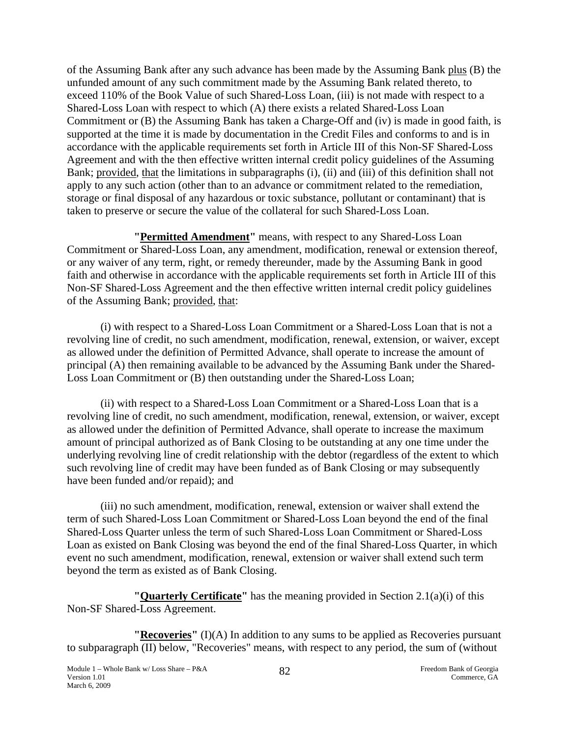of the Assuming Bank after any such advance has been made by the Assuming Bank plus (B) the unfunded amount of any such commitment made by the Assuming Bank related thereto, to exceed 110% of the Book Value of such Shared-Loss Loan, (iii) is not made with respect to a Shared-Loss Loan with respect to which (A) there exists a related Shared-Loss Loan Commitment or (B) the Assuming Bank has taken a Charge-Off and (iv) is made in good faith, is supported at the time it is made by documentation in the Credit Files and conforms to and is in accordance with the applicable requirements set forth in Article III of this Non-SF Shared-Loss Agreement and with the then effective written internal credit policy guidelines of the Assuming Bank; provided, that the limitations in subparagraphs (i), (ii) and (iii) of this definition shall not apply to any such action (other than to an advance or commitment related to the remediation, storage or final disposal of any hazardous or toxic substance, pollutant or contaminant) that is taken to preserve or secure the value of the collateral for such Shared-Loss Loan.

**"Permitted Amendment"** means, with respect to any Shared-Loss Loan Commitment or Shared-Loss Loan, any amendment, modification, renewal or extension thereof, or any waiver of any term, right, or remedy thereunder, made by the Assuming Bank in good faith and otherwise in accordance with the applicable requirements set forth in Article III of this Non-SF Shared-Loss Agreement and the then effective written internal credit policy guidelines of the Assuming Bank; provided, that:

(i) with respect to a Shared-Loss Loan Commitment or a Shared-Loss Loan that is not a revolving line of credit, no such amendment, modification, renewal, extension, or waiver, except as allowed under the definition of Permitted Advance, shall operate to increase the amount of principal (A) then remaining available to be advanced by the Assuming Bank under the Shared-Loss Loan Commitment or (B) then outstanding under the Shared-Loss Loan;

(ii) with respect to a Shared-Loss Loan Commitment or a Shared-Loss Loan that is a revolving line of credit, no such amendment, modification, renewal, extension, or waiver, except as allowed under the definition of Permitted Advance, shall operate to increase the maximum amount of principal authorized as of Bank Closing to be outstanding at any one time under the underlying revolving line of credit relationship with the debtor (regardless of the extent to which such revolving line of credit may have been funded as of Bank Closing or may subsequently have been funded and/or repaid); and

(iii) no such amendment, modification, renewal, extension or waiver shall extend the term of such Shared-Loss Loan Commitment or Shared-Loss Loan beyond the end of the final Shared-Loss Quarter unless the term of such Shared-Loss Loan Commitment or Shared-Loss Loan as existed on Bank Closing was beyond the end of the final Shared-Loss Quarter, in which event no such amendment, modification, renewal, extension or waiver shall extend such term beyond the term as existed as of Bank Closing.

**"Quarterly Certificate"** has the meaning provided in Section 2.1(a)(i) of this Non-SF Shared-Loss Agreement.

**"Recoveries"** (I)(A) In addition to any sums to be applied as Recoveries pursuant to subparagraph (II) below, "Recoveries" means, with respect to any period, the sum of (without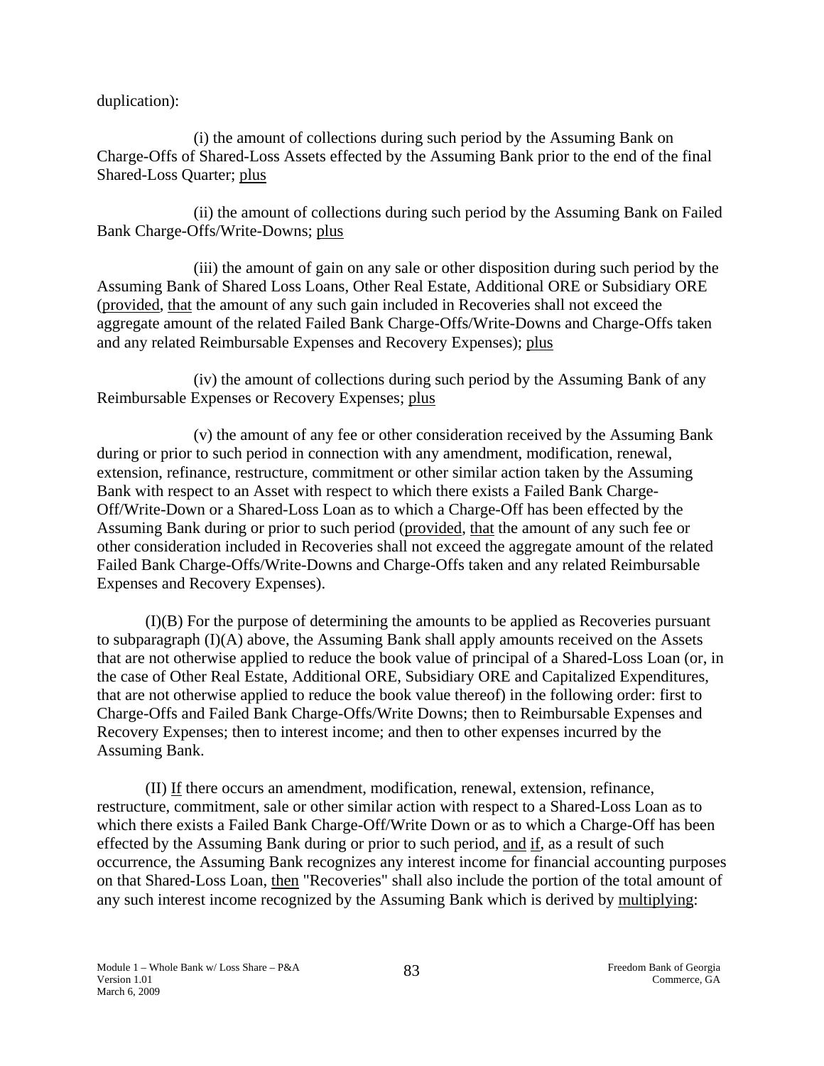duplication):

(i) the amount of collections during such period by the Assuming Bank on Charge-Offs of Shared-Loss Assets effected by the Assuming Bank prior to the end of the final Shared-Loss Quarter; plus

(ii) the amount of collections during such period by the Assuming Bank on Failed Bank Charge-Offs/Write-Downs; plus

(iii) the amount of gain on any sale or other disposition during such period by the Assuming Bank of Shared Loss Loans, Other Real Estate, Additional ORE or Subsidiary ORE (provided, that the amount of any such gain included in Recoveries shall not exceed the aggregate amount of the related Failed Bank Charge-Offs/Write-Downs and Charge-Offs taken and any related Reimbursable Expenses and Recovery Expenses); plus

(iv) the amount of collections during such period by the Assuming Bank of any Reimbursable Expenses or Recovery Expenses; plus

(v) the amount of any fee or other consideration received by the Assuming Bank during or prior to such period in connection with any amendment, modification, renewal, extension, refinance, restructure, commitment or other similar action taken by the Assuming Bank with respect to an Asset with respect to which there exists a Failed Bank Charge-Off/Write-Down or a Shared-Loss Loan as to which a Charge-Off has been effected by the Assuming Bank during or prior to such period (provided, that the amount of any such fee or other consideration included in Recoveries shall not exceed the aggregate amount of the related Failed Bank Charge-Offs/Write-Downs and Charge-Offs taken and any related Reimbursable Expenses and Recovery Expenses).

(I)(B) For the purpose of determining the amounts to be applied as Recoveries pursuant to subparagraph (I)(A) above, the Assuming Bank shall apply amounts received on the Assets that are not otherwise applied to reduce the book value of principal of a Shared-Loss Loan (or, in the case of Other Real Estate, Additional ORE, Subsidiary ORE and Capitalized Expenditures, that are not otherwise applied to reduce the book value thereof) in the following order: first to Charge-Offs and Failed Bank Charge-Offs/Write Downs; then to Reimbursable Expenses and Recovery Expenses; then to interest income; and then to other expenses incurred by the Assuming Bank.

(II) If there occurs an amendment, modification, renewal, extension, refinance, restructure, commitment, sale or other similar action with respect to a Shared-Loss Loan as to which there exists a Failed Bank Charge-Off/Write Down or as to which a Charge-Off has been effected by the Assuming Bank during or prior to such period, and if, as a result of such occurrence, the Assuming Bank recognizes any interest income for financial accounting purposes on that Shared-Loss Loan, then "Recoveries" shall also include the portion of the total amount of any such interest income recognized by the Assuming Bank which is derived by multiplying: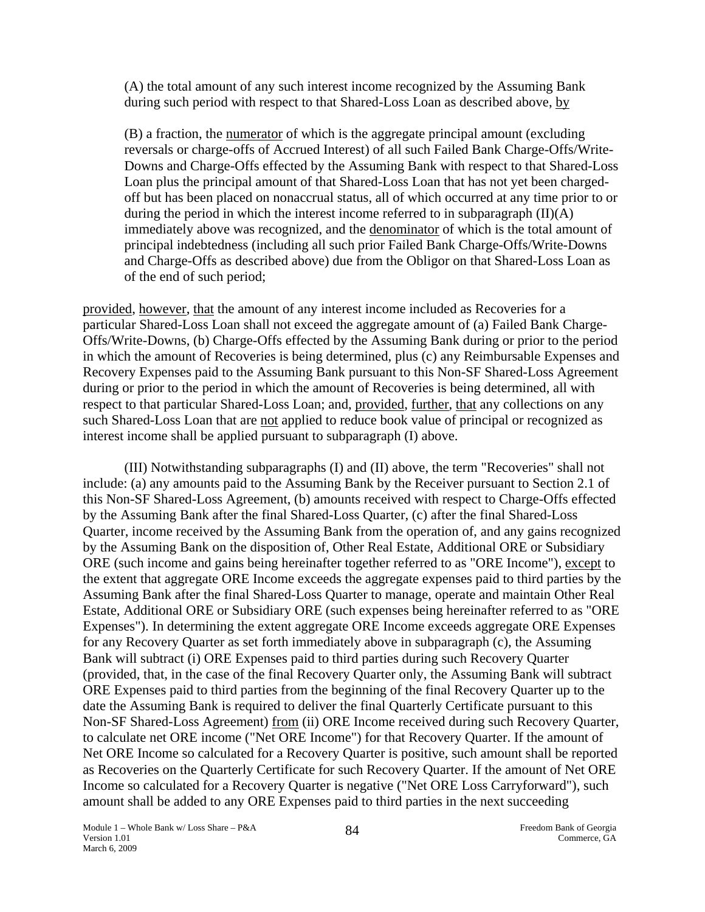(A) the total amount of any such interest income recognized by the Assuming Bank during such period with respect to that Shared-Loss Loan as described above, by

(B) a fraction, the numerator of which is the aggregate principal amount (excluding reversals or charge-offs of Accrued Interest) of all such Failed Bank Charge-Offs/Write-Downs and Charge-Offs effected by the Assuming Bank with respect to that Shared-Loss Loan plus the principal amount of that Shared-Loss Loan that has not yet been charged-off but has been placed on nonaccrual status, all of which occurred at any time prior to or during the period in which the interest income referred to in subparagraph (II)(A) immediately above was recognized, and the denominator of which is the total amount of principal indebtedness (including all such prior Failed Bank Charge-Offs/Write-Downs and Charge-Offs as described above) due from the Obligor on that Shared-Loss Loan as of the end of such period;

provided, however, that the amount of any interest income included as Recoveries for a particular Shared-Loss Loan shall not exceed the aggregate amount of (a) Failed Bank Charge-Offs/Write-Downs, (b) Charge-Offs effected by the Assuming Bank during or prior to the period in which the amount of Recoveries is being determined, plus (c) any Reimbursable Expenses and Recovery Expenses paid to the Assuming Bank pursuant to this Non-SF Shared-Loss Agreement during or prior to the period in which the amount of Recoveries is being determined, all with respect to that particular Shared-Loss Loan; and, provided, further, that any collections on any such Shared-Loss Loan that are not applied to reduce book value of principal or recognized as interest income shall be applied pursuant to subparagraph (I) above.

(III) Notwithstanding subparagraphs (I) and (II) above, the term "Recoveries" shall not include: (a) any amounts paid to the Assuming Bank by the Receiver pursuant to Section 2.1 of this Non-SF Shared-Loss Agreement, (b) amounts received with respect to Charge-Offs effected by the Assuming Bank after the final Shared-Loss Quarter, (c) after the final Shared-Loss Quarter, income received by the Assuming Bank from the operation of, and any gains recognized by the Assuming Bank on the disposition of, Other Real Estate, Additional ORE or Subsidiary ORE (such income and gains being hereinafter together referred to as "ORE Income"), except to the extent that aggregate ORE Income exceeds the aggregate expenses paid to third parties by the Assuming Bank after the final Shared-Loss Quarter to manage, operate and maintain Other Real Estate, Additional ORE or Subsidiary ORE (such expenses being hereinafter referred to as "ORE Expenses"). In determining the extent aggregate ORE Income exceeds aggregate ORE Expenses for any Recovery Quarter as set forth immediately above in subparagraph (c), the Assuming Bank will subtract (i) ORE Expenses paid to third parties during such Recovery Quarter (provided, that, in the case of the final Recovery Quarter only, the Assuming Bank will subtract ORE Expenses paid to third parties from the beginning of the final Recovery Quarter up to the date the Assuming Bank is required to deliver the final Quarterly Certificate pursuant to this Non-SF Shared-Loss Agreement) from (ii) ORE Income received during such Recovery Quarter, to calculate net ORE income ("Net ORE Income") for that Recovery Quarter. If the amount of Net ORE Income so calculated for a Recovery Quarter is positive, such amount shall be reported as Recoveries on the Quarterly Certificate for such Recovery Quarter. If the amount of Net ORE Income so calculated for a Recovery Quarter is negative ("Net ORE Loss Carryforward"), such amount shall be added to any ORE Expenses paid to third parties in the next succeeding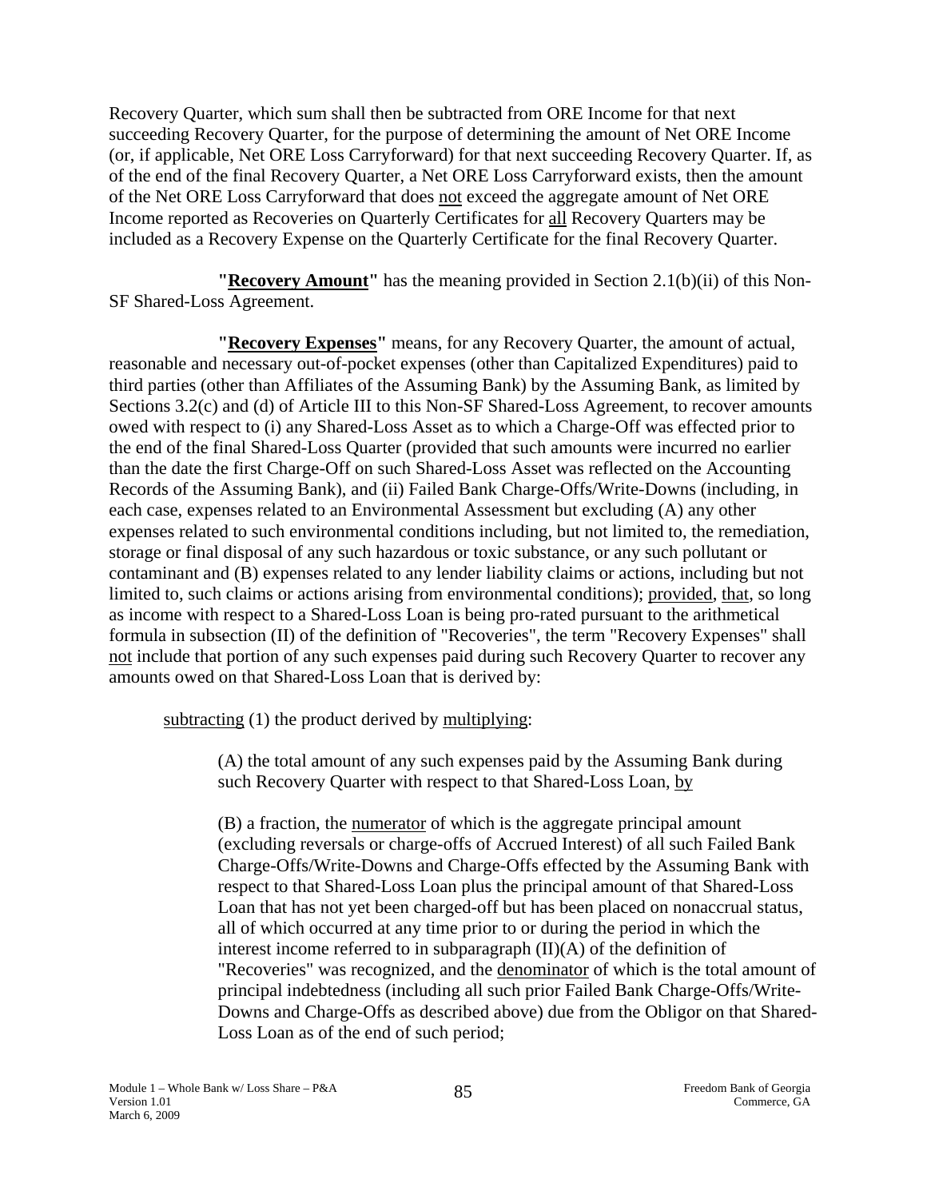Recovery Quarter, which sum shall then be subtracted from ORE Income for that next succeeding Recovery Quarter, for the purpose of determining the amount of Net ORE Income (or, if applicable, Net ORE Loss Carryforward) for that next succeeding Recovery Quarter. If, as of the end of the final Recovery Quarter, a Net ORE Loss Carryforward exists, then the amount of the Net ORE Loss Carryforward that does not exceed the aggregate amount of Net ORE Income reported as Recoveries on Quarterly Certificates for all Recovery Quarters may be included as a Recovery Expense on the Quarterly Certificate for the final Recovery Quarter.

**"Recovery Amount"** has the meaning provided in Section 2.1(b)(ii) of this Non-SF Shared-Loss Agreement.

**"Recovery Expenses"** means, for any Recovery Quarter, the amount of actual, reasonable and necessary out-of-pocket expenses (other than Capitalized Expenditures) paid to third parties (other than Affiliates of the Assuming Bank) by the Assuming Bank, as limited by Sections 3.2(c) and (d) of Article III to this Non-SF Shared-Loss Agreement, to recover amounts owed with respect to (i) any Shared-Loss Asset as to which a Charge-Off was effected prior to the end of the final Shared-Loss Quarter (provided that such amounts were incurred no earlier than the date the first Charge-Off on such Shared-Loss Asset was reflected on the Accounting Records of the Assuming Bank), and (ii) Failed Bank Charge-Offs/Write-Downs (including, in each case, expenses related to an Environmental Assessment but excluding (A) any other expenses related to such environmental conditions including, but not limited to, the remediation, storage or final disposal of any such hazardous or toxic substance, or any such pollutant or contaminant and (B) expenses related to any lender liability claims or actions, including but not limited to, such claims or actions arising from environmental conditions); provided, that, so long as income with respect to a Shared-Loss Loan is being pro-rated pursuant to the arithmetical formula in subsection (II) of the definition of "Recoveries", the term "Recovery Expenses" shall not include that portion of any such expenses paid during such Recovery Quarter to recover any amounts owed on that Shared-Loss Loan that is derived by:

subtracting (1) the product derived by multiplying:

> (A) the total amount of any such expenses paid by the Assuming Bank during such Recovery Quarter with respect to that Shared-Loss Loan, by
>
> (B) a fraction, the numerator of which is the aggregate principal amount (excluding reversals or charge-offs of Accrued Interest) of all such Failed Bank Charge-Offs/Write-Downs and Charge-Offs effected by the Assuming Bank with respect to that Shared-Loss Loan plus the principal amount of that Shared-Loss Loan that has not yet been charged-off but has been placed on nonaccrual status, all of which occurred at any time prior to or during the period in which the interest income referred to in subparagraph (II)(A) of the definition of "Recoveries" was recognized, and the denominator of which is the total amount of principal indebtedness (including all such prior Failed Bank Charge-Offs/Write-Downs and Charge-Offs as described above) due from the Obligor on that Shared-Loss Loan as of the end of such period;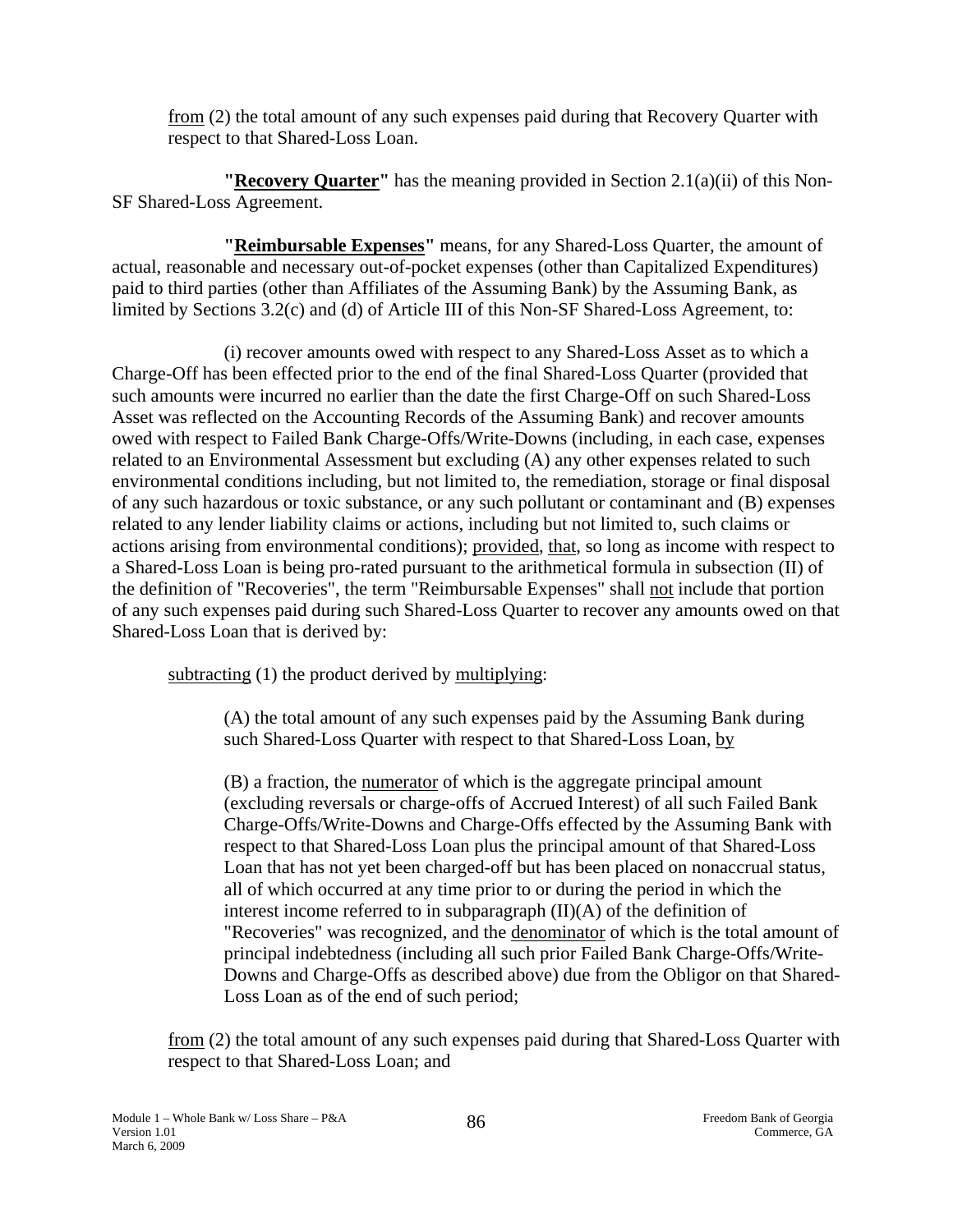from (2) the total amount of any such expenses paid during that Recovery Quarter with respect to that Shared-Loss Loan.

**"Recovery Quarter"** has the meaning provided in Section 2.1(a)(ii) of this Non-SF Shared-Loss Agreement.

**"Reimbursable Expenses"** means, for any Shared-Loss Quarter, the amount of actual, reasonable and necessary out-of-pocket expenses (other than Capitalized Expenditures) paid to third parties (other than Affiliates of the Assuming Bank) by the Assuming Bank, as limited by Sections 3.2(c) and (d) of Article III of this Non-SF Shared-Loss Agreement, to:

(i) recover amounts owed with respect to any Shared-Loss Asset as to which a Charge-Off has been effected prior to the end of the final Shared-Loss Quarter (provided that such amounts were incurred no earlier than the date the first Charge-Off on such Shared-Loss Asset was reflected on the Accounting Records of the Assuming Bank) and recover amounts owed with respect to Failed Bank Charge-Offs/Write-Downs (including, in each case, expenses related to an Environmental Assessment but excluding (A) any other expenses related to such environmental conditions including, but not limited to, the remediation, storage or final disposal of any such hazardous or toxic substance, or any such pollutant or contaminant and (B) expenses related to any lender liability claims or actions, including but not limited to, such claims or actions arising from environmental conditions); provided, that, so long as income with respect to a Shared-Loss Loan is being pro-rated pursuant to the arithmetical formula in subsection (II) of the definition of "Recoveries", the term "Reimbursable Expenses" shall not include that portion of any such expenses paid during such Shared-Loss Quarter to recover any amounts owed on that Shared-Loss Loan that is derived by:

subtracting (1) the product derived by multiplying:

(A) the total amount of any such expenses paid by the Assuming Bank during such Shared-Loss Quarter with respect to that Shared-Loss Loan, by

(B) a fraction, the numerator of which is the aggregate principal amount (excluding reversals or charge-offs of Accrued Interest) of all such Failed Bank Charge-Offs/Write-Downs and Charge-Offs effected by the Assuming Bank with respect to that Shared-Loss Loan plus the principal amount of that Shared-Loss Loan that has not yet been charged-off but has been placed on nonaccrual status, all of which occurred at any time prior to or during the period in which the interest income referred to in subparagraph (II)(A) of the definition of "Recoveries" was recognized, and the denominator of which is the total amount of principal indebtedness (including all such prior Failed Bank Charge-Offs/Write-Downs and Charge-Offs as described above) due from the Obligor on that Shared-Loss Loan as of the end of such period;

from (2) the total amount of any such expenses paid during that Shared-Loss Quarter with respect to that Shared-Loss Loan; and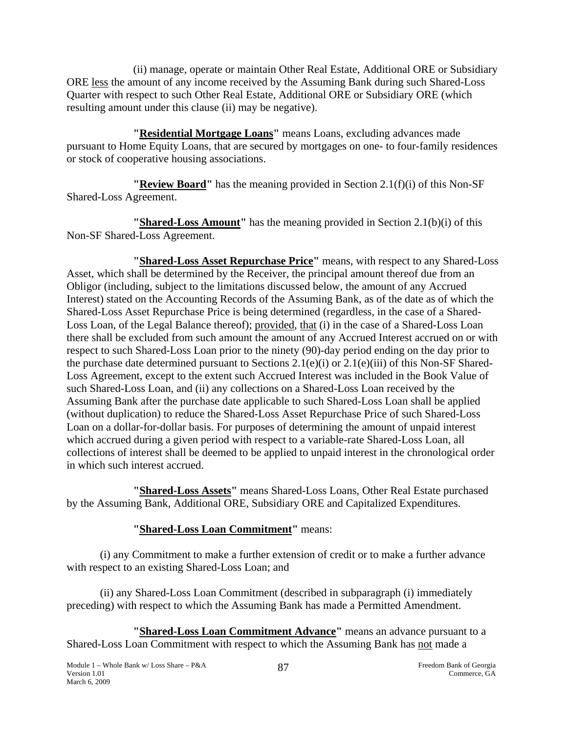(ii) manage, operate or maintain Other Real Estate, Additional ORE or Subsidiary ORE <u>less</u> the amount of any income received by the Assuming Bank during such Shared-Loss Quarter with respect to such Other Real Estate, Additional ORE or Subsidiary ORE (which resulting amount under this clause (ii) may be negative).

**"<u>Residential Mortgage Loans</u>"** means Loans, excluding advances made pursuant to Home Equity Loans, that are secured by mortgages on one- to four-family residences or stock of cooperative housing associations.

**"<u>Review Board</u>"** has the meaning provided in Section 2.1(f)(i) of this Non-SF Shared-Loss Agreement.

**"<u>Shared-Loss Amount</u>"** has the meaning provided in Section 2.1(b)(i) of this Non-SF Shared-Loss Agreement.

**"<u>Shared-Loss Asset Repurchase Price</u>"** means, with respect to any Shared-Loss Asset, which shall be determined by the Receiver, the principal amount thereof due from an Obligor (including, subject to the limitations discussed below, the amount of any Accrued Interest) stated on the Accounting Records of the Assuming Bank, as of the date as of which the Shared-Loss Asset Repurchase Price is being determined (regardless, in the case of a Shared-Loss Loan, of the Legal Balance thereof); <u>provided</u>, <u>that</u> (i) in the case of a Shared-Loss Loan there shall be excluded from such amount the amount of any Accrued Interest accrued on or with respect to such Shared-Loss Loan prior to the ninety (90)-day period ending on the day prior to the purchase date determined pursuant to Sections 2.1(e)(i) or 2.1(e)(iii) of this Non-SF Shared-Loss Agreement, except to the extent such Accrued Interest was included in the Book Value of such Shared-Loss Loan, and (ii) any collections on a Shared-Loss Loan received by the Assuming Bank after the purchase date applicable to such Shared-Loss Loan shall be applied (without duplication) to reduce the Shared-Loss Asset Repurchase Price of such Shared-Loss Loan on a dollar-for-dollar basis. For purposes of determining the amount of unpaid interest which accrued during a given period with respect to a variable-rate Shared-Loss Loan, all collections of interest shall be deemed to be applied to unpaid interest in the chronological order in which such interest accrued.

**"<u>Shared-Loss Assets</u>"** means Shared-Loss Loans, Other Real Estate purchased by the Assuming Bank, Additional ORE, Subsidiary ORE and Capitalized Expenditures.

**"<u>Shared-Loss Loan Commitment</u>"** means:

(i) any Commitment to make a further extension of credit or to make a further advance with respect to an existing Shared-Loss Loan; and

(ii) any Shared-Loss Loan Commitment (described in subparagraph (i) immediately preceding) with respect to which the Assuming Bank has made a Permitted Amendment.

**"<u>Shared-Loss Loan Commitment Advance</u>"** means an advance pursuant to a Shared-Loss Loan Commitment with respect to which the Assuming Bank has <u>not</u> made a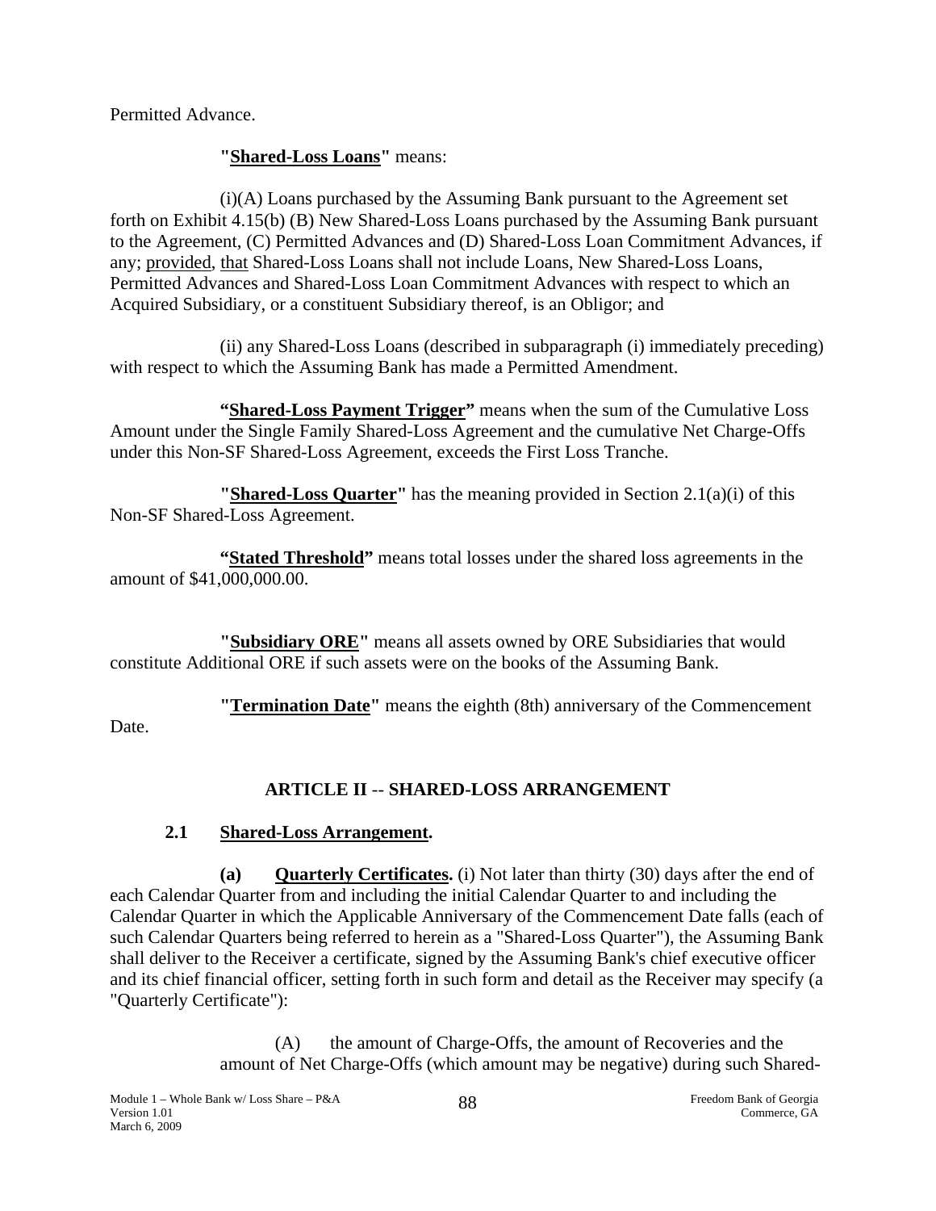Permitted Advance.

**"Shared-Loss Loans"** means:

(i)(A) Loans purchased by the Assuming Bank pursuant to the Agreement set forth on Exhibit 4.15(b) (B) New Shared-Loss Loans purchased by the Assuming Bank pursuant to the Agreement, (C) Permitted Advances and (D) Shared-Loss Loan Commitment Advances, if any; provided, that Shared-Loss Loans shall not include Loans, New Shared-Loss Loans, Permitted Advances and Shared-Loss Loan Commitment Advances with respect to which an Acquired Subsidiary, or a constituent Subsidiary thereof, is an Obligor; and

(ii) any Shared-Loss Loans (described in subparagraph (i) immediately preceding) with respect to which the Assuming Bank has made a Permitted Amendment.

**"Shared-Loss Payment Trigger"** means when the sum of the Cumulative Loss Amount under the Single Family Shared-Loss Agreement and the cumulative Net Charge-Offs under this Non-SF Shared-Loss Agreement, exceeds the First Loss Tranche.

**"Shared-Loss Quarter"** has the meaning provided in Section 2.1(a)(i) of this Non-SF Shared-Loss Agreement.

**"Stated Threshold"** means total losses under the shared loss agreements in the amount of $41,000,000.00.

**"Subsidiary ORE"** means all assets owned by ORE Subsidiaries that would constitute Additional ORE if such assets were on the books of the Assuming Bank.

**"Termination Date"** means the eighth (8th) anniversary of the Commencement Date.

## ARTICLE II -- SHARED-LOSS ARRANGEMENT

### 2.1 Shared-Loss Arrangement.

**(a) Quarterly Certificates.** (i) Not later than thirty (30) days after the end of each Calendar Quarter from and including the initial Calendar Quarter to and including the Calendar Quarter in which the Applicable Anniversary of the Commencement Date falls (each of such Calendar Quarters being referred to herein as a "Shared-Loss Quarter"), the Assuming Bank shall deliver to the Receiver a certificate, signed by the Assuming Bank's chief executive officer and its chief financial officer, setting forth in such form and detail as the Receiver may specify (a "Quarterly Certificate"):

(A) the amount of Charge-Offs, the amount of Recoveries and the amount of Net Charge-Offs (which amount may be negative) during such Shared-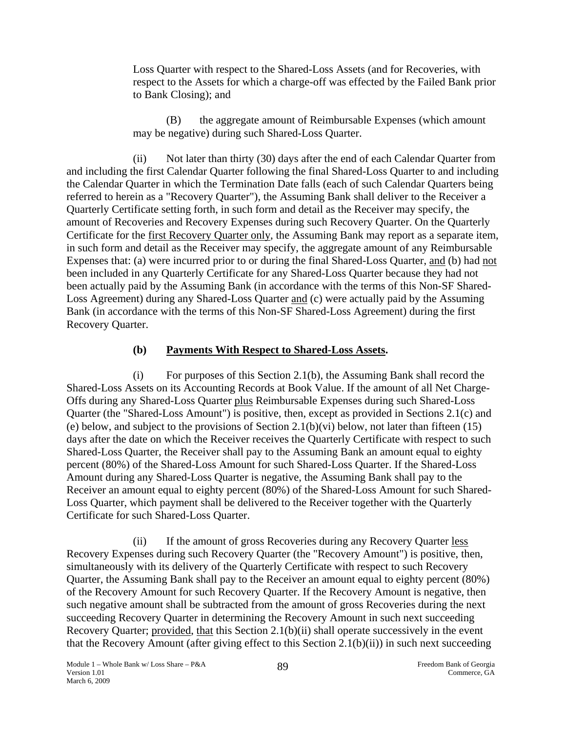Loss Quarter with respect to the Shared-Loss Assets (and for Recoveries, with respect to the Assets for which a charge-off was effected by the Failed Bank prior to Bank Closing); and

(B) the aggregate amount of Reimbursable Expenses (which amount may be negative) during such Shared-Loss Quarter.

(ii) Not later than thirty (30) days after the end of each Calendar Quarter from and including the first Calendar Quarter following the final Shared-Loss Quarter to and including the Calendar Quarter in which the Termination Date falls (each of such Calendar Quarters being referred to herein as a "Recovery Quarter"), the Assuming Bank shall deliver to the Receiver a Quarterly Certificate setting forth, in such form and detail as the Receiver may specify, the amount of Recoveries and Recovery Expenses during such Recovery Quarter. On the Quarterly Certificate for the <u>first Recovery Quarter only</u>, the Assuming Bank may report as a separate item, in such form and detail as the Receiver may specify, the aggregate amount of any Reimbursable Expenses that: (a) were incurred prior to or during the final Shared-Loss Quarter, <u>and</u> (b) had <u>not</u> been included in any Quarterly Certificate for any Shared-Loss Quarter because they had not been actually paid by the Assuming Bank (in accordance with the terms of this Non-SF Shared-Loss Agreement) during any Shared-Loss Quarter <u>and</u> (c) were actually paid by the Assuming Bank (in accordance with the terms of this Non-SF Shared-Loss Agreement) during the first Recovery Quarter.

**(b) <u>Payments With Respect to Shared-Loss Assets</u>.**

(i) For purposes of this Section 2.1(b), the Assuming Bank shall record the Shared-Loss Assets on its Accounting Records at Book Value. If the amount of all Net Charge-Offs during any Shared-Loss Quarter <u>plus</u> Reimbursable Expenses during such Shared-Loss Quarter (the "Shared-Loss Amount") is positive, then, except as provided in Sections 2.1(c) and (e) below, and subject to the provisions of Section 2.1(b)(vi) below, not later than fifteen (15) days after the date on which the Receiver receives the Quarterly Certificate with respect to such Shared-Loss Quarter, the Receiver shall pay to the Assuming Bank an amount equal to eighty percent (80%) of the Shared-Loss Amount for such Shared-Loss Quarter. If the Shared-Loss Amount during any Shared-Loss Quarter is negative, the Assuming Bank shall pay to the Receiver an amount equal to eighty percent (80%) of the Shared-Loss Amount for such Shared-Loss Quarter, which payment shall be delivered to the Receiver together with the Quarterly Certificate for such Shared-Loss Quarter.

(ii) If the amount of gross Recoveries during any Recovery Quarter <u>less</u> Recovery Expenses during such Recovery Quarter (the "Recovery Amount") is positive, then, simultaneously with its delivery of the Quarterly Certificate with respect to such Recovery Quarter, the Assuming Bank shall pay to the Receiver an amount equal to eighty percent (80%) of the Recovery Amount for such Recovery Quarter. If the Recovery Amount is negative, then such negative amount shall be subtracted from the amount of gross Recoveries during the next succeeding Recovery Quarter in determining the Recovery Amount in such next succeeding Recovery Quarter; <u>provided</u>, <u>that</u> this Section 2.1(b)(ii) shall operate successively in the event that the Recovery Amount (after giving effect to this Section 2.1(b)(ii)) in such next succeeding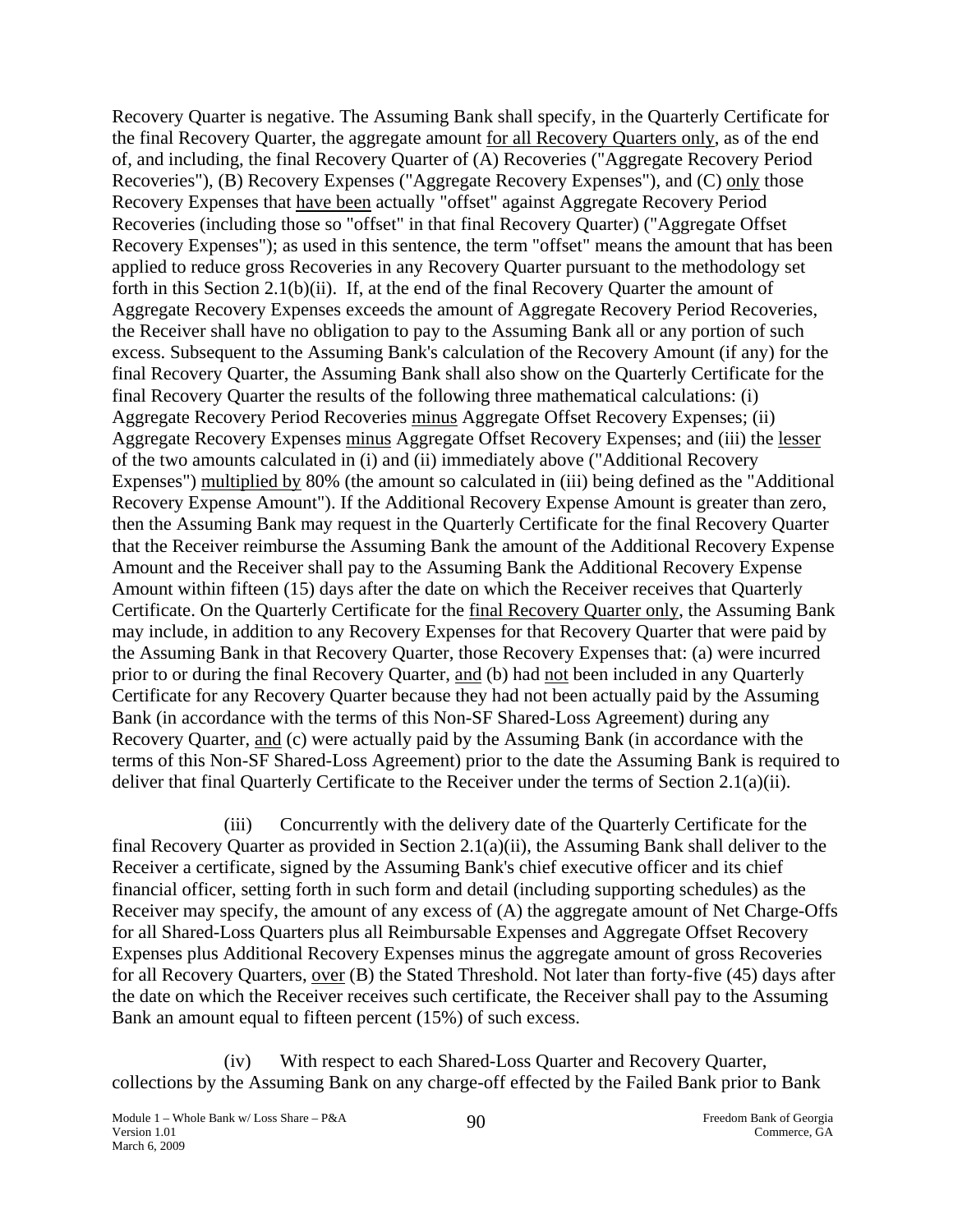Recovery Quarter is negative. The Assuming Bank shall specify, in the Quarterly Certificate for the final Recovery Quarter, the aggregate amount <u>for all Recovery Quarters only</u>, as of the end of, and including, the final Recovery Quarter of (A) Recoveries ("Aggregate Recovery Period Recoveries"), (B) Recovery Expenses ("Aggregate Recovery Expenses"), and (C) <u>only</u> those Recovery Expenses that <u>have been</u> actually "offset" against Aggregate Recovery Period Recoveries (including those so "offset" in that final Recovery Quarter) ("Aggregate Offset Recovery Expenses"); as used in this sentence, the term "offset" means the amount that has been applied to reduce gross Recoveries in any Recovery Quarter pursuant to the methodology set forth in this Section 2.1(b)(ii). If, at the end of the final Recovery Quarter the amount of Aggregate Recovery Expenses exceeds the amount of Aggregate Recovery Period Recoveries, the Receiver shall have no obligation to pay to the Assuming Bank all or any portion of such excess. Subsequent to the Assuming Bank's calculation of the Recovery Amount (if any) for the final Recovery Quarter, the Assuming Bank shall also show on the Quarterly Certificate for the final Recovery Quarter the results of the following three mathematical calculations: (i) Aggregate Recovery Period Recoveries <u>minus</u> Aggregate Offset Recovery Expenses; (ii) Aggregate Recovery Expenses <u>minus</u> Aggregate Offset Recovery Expenses; and (iii) the <u>lesser</u> of the two amounts calculated in (i) and (ii) immediately above ("Additional Recovery Expenses") <u>multiplied by</u> 80% (the amount so calculated in (iii) being defined as the "Additional Recovery Expense Amount"). If the Additional Recovery Expense Amount is greater than zero, then the Assuming Bank may request in the Quarterly Certificate for the final Recovery Quarter that the Receiver reimburse the Assuming Bank the amount of the Additional Recovery Expense Amount and the Receiver shall pay to the Assuming Bank the Additional Recovery Expense Amount within fifteen (15) days after the date on which the Receiver receives that Quarterly Certificate. On the Quarterly Certificate for the <u>final Recovery Quarter only</u>, the Assuming Bank may include, in addition to any Recovery Expenses for that Recovery Quarter that were paid by the Assuming Bank in that Recovery Quarter, those Recovery Expenses that: (a) were incurred prior to or during the final Recovery Quarter, <u>and</u> (b) had <u>not</u> been included in any Quarterly Certificate for any Recovery Quarter because they had not been actually paid by the Assuming Bank (in accordance with the terms of this Non-SF Shared-Loss Agreement) during any Recovery Quarter, <u>and</u> (c) were actually paid by the Assuming Bank (in accordance with the terms of this Non-SF Shared-Loss Agreement) prior to the date the Assuming Bank is required to deliver that final Quarterly Certificate to the Receiver under the terms of Section 2.1(a)(ii).

(iii) Concurrently with the delivery date of the Quarterly Certificate for the final Recovery Quarter as provided in Section 2.1(a)(ii), the Assuming Bank shall deliver to the Receiver a certificate, signed by the Assuming Bank's chief executive officer and its chief financial officer, setting forth in such form and detail (including supporting schedules) as the Receiver may specify, the amount of any excess of (A) the aggregate amount of Net Charge-Offs for all Shared-Loss Quarters plus all Reimbursable Expenses and Aggregate Offset Recovery Expenses plus Additional Recovery Expenses minus the aggregate amount of gross Recoveries for all Recovery Quarters, <u>over</u> (B) the Stated Threshold. Not later than forty-five (45) days after the date on which the Receiver receives such certificate, the Receiver shall pay to the Assuming Bank an amount equal to fifteen percent (15%) of such excess.

(iv) With respect to each Shared-Loss Quarter and Recovery Quarter, collections by the Assuming Bank on any charge-off effected by the Failed Bank prior to Bank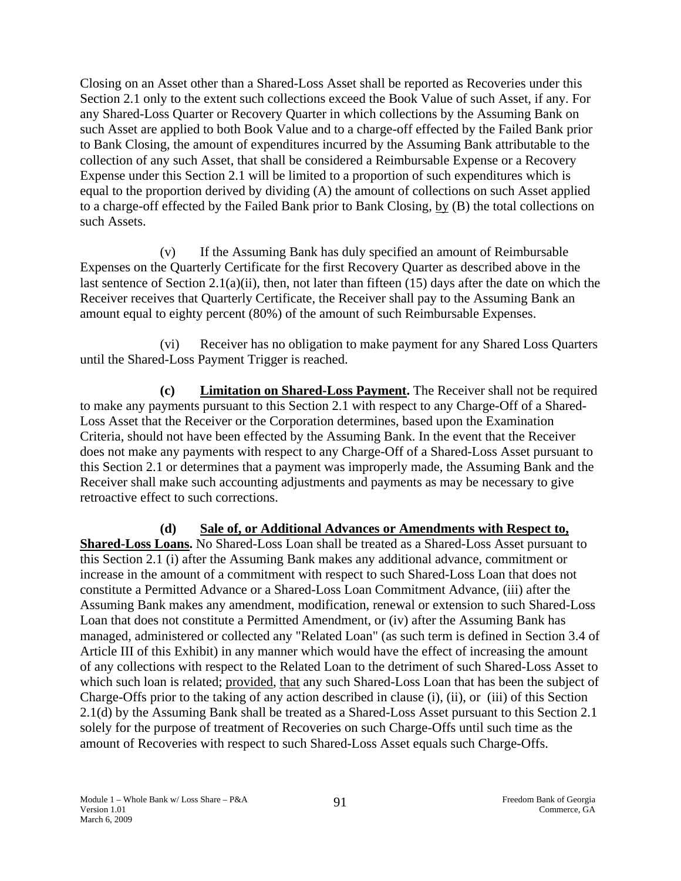Closing on an Asset other than a Shared-Loss Asset shall be reported as Recoveries under this Section 2.1 only to the extent such collections exceed the Book Value of such Asset, if any. For any Shared-Loss Quarter or Recovery Quarter in which collections by the Assuming Bank on such Asset are applied to both Book Value and to a charge-off effected by the Failed Bank prior to Bank Closing, the amount of expenditures incurred by the Assuming Bank attributable to the collection of any such Asset, that shall be considered a Reimbursable Expense or a Recovery Expense under this Section 2.1 will be limited to a proportion of such expenditures which is equal to the proportion derived by dividing (A) the amount of collections on such Asset applied to a charge-off effected by the Failed Bank prior to Bank Closing, by (B) the total collections on such Assets.

(v) If the Assuming Bank has duly specified an amount of Reimbursable Expenses on the Quarterly Certificate for the first Recovery Quarter as described above in the last sentence of Section 2.1(a)(ii), then, not later than fifteen (15) days after the date on which the Receiver receives that Quarterly Certificate, the Receiver shall pay to the Assuming Bank an amount equal to eighty percent (80%) of the amount of such Reimbursable Expenses.

(vi) Receiver has no obligation to make payment for any Shared Loss Quarters until the Shared-Loss Payment Trigger is reached.

**(c) Limitation on Shared-Loss Payment.** The Receiver shall not be required to make any payments pursuant to this Section 2.1 with respect to any Charge-Off of a Shared-Loss Asset that the Receiver or the Corporation determines, based upon the Examination Criteria, should not have been effected by the Assuming Bank. In the event that the Receiver does not make any payments with respect to any Charge-Off of a Shared-Loss Asset pursuant to this Section 2.1 or determines that a payment was improperly made, the Assuming Bank and the Receiver shall make such accounting adjustments and payments as may be necessary to give retroactive effect to such corrections.

**(d) Sale of, or Additional Advances or Amendments with Respect to, Shared-Loss Loans.** No Shared-Loss Loan shall be treated as a Shared-Loss Asset pursuant to this Section 2.1 (i) after the Assuming Bank makes any additional advance, commitment or increase in the amount of a commitment with respect to such Shared-Loss Loan that does not constitute a Permitted Advance or a Shared-Loss Loan Commitment Advance, (iii) after the Assuming Bank makes any amendment, modification, renewal or extension to such Shared-Loss Loan that does not constitute a Permitted Amendment, or (iv) after the Assuming Bank has managed, administered or collected any "Related Loan" (as such term is defined in Section 3.4 of Article III of this Exhibit) in any manner which would have the effect of increasing the amount of any collections with respect to the Related Loan to the detriment of such Shared-Loss Asset to which such loan is related; provided, that any such Shared-Loss Loan that has been the subject of Charge-Offs prior to the taking of any action described in clause (i), (ii), or (iii) of this Section 2.1(d) by the Assuming Bank shall be treated as a Shared-Loss Asset pursuant to this Section 2.1 solely for the purpose of treatment of Recoveries on such Charge-Offs until such time as the amount of Recoveries with respect to such Shared-Loss Asset equals such Charge-Offs.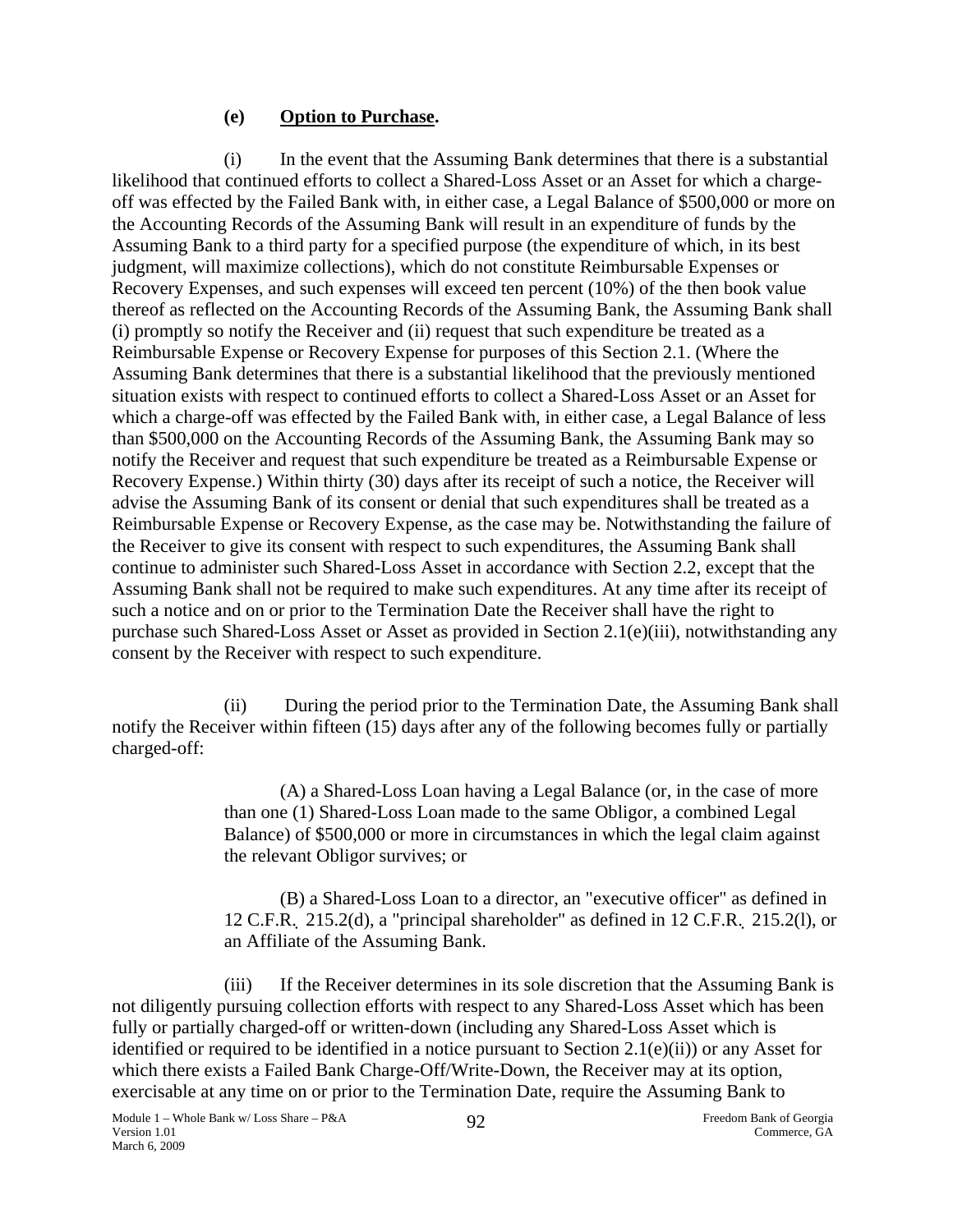**(e) Option to Purchase.**

(i) In the event that the Assuming Bank determines that there is a substantial likelihood that continued efforts to collect a Shared-Loss Asset or an Asset for which a charge-off was effected by the Failed Bank with, in either case, a Legal Balance of $500,000 or more on the Accounting Records of the Assuming Bank will result in an expenditure of funds by the Assuming Bank to a third party for a specified purpose (the expenditure of which, in its best judgment, will maximize collections), which do not constitute Reimbursable Expenses or Recovery Expenses, and such expenses will exceed ten percent (10%) of the then book value thereof as reflected on the Accounting Records of the Assuming Bank, the Assuming Bank shall (i) promptly so notify the Receiver and (ii) request that such expenditure be treated as a Reimbursable Expense or Recovery Expense for purposes of this Section 2.1. (Where the Assuming Bank determines that there is a substantial likelihood that the previously mentioned situation exists with respect to continued efforts to collect a Shared-Loss Asset or an Asset for which a charge-off was effected by the Failed Bank with, in either case, a Legal Balance of less than $500,000 on the Accounting Records of the Assuming Bank, the Assuming Bank may so notify the Receiver and request that such expenditure be treated as a Reimbursable Expense or Recovery Expense.) Within thirty (30) days after its receipt of such a notice, the Receiver will advise the Assuming Bank of its consent or denial that such expenditures shall be treated as a Reimbursable Expense or Recovery Expense, as the case may be. Notwithstanding the failure of the Receiver to give its consent with respect to such expenditures, the Assuming Bank shall continue to administer such Shared-Loss Asset in accordance with Section 2.2, except that the Assuming Bank shall not be required to make such expenditures. At any time after its receipt of such a notice and on or prior to the Termination Date the Receiver shall have the right to purchase such Shared-Loss Asset or Asset as provided in Section 2.1(e)(iii), notwithstanding any consent by the Receiver with respect to such expenditure.

(ii) During the period prior to the Termination Date, the Assuming Bank shall notify the Receiver within fifteen (15) days after any of the following becomes fully or partially charged-off:

> (A) a Shared-Loss Loan having a Legal Balance (or, in the case of more than one (1) Shared-Loss Loan made to the same Obligor, a combined Legal Balance) of $500,000 or more in circumstances in which the legal claim against the relevant Obligor survives; or
>
> (B) a Shared-Loss Loan to a director, an "executive officer" as defined in 12 C.F.R. 215.2(d), a "principal shareholder" as defined in 12 C.F.R. 215.2(l), or an Affiliate of the Assuming Bank.

(iii) If the Receiver determines in its sole discretion that the Assuming Bank is not diligently pursuing collection efforts with respect to any Shared-Loss Asset which has been fully or partially charged-off or written-down (including any Shared-Loss Asset which is identified or required to be identified in a notice pursuant to Section 2.1(e)(ii)) or any Asset for which there exists a Failed Bank Charge-Off/Write-Down, the Receiver may at its option, exercisable at any time on or prior to the Termination Date, require the Assuming Bank to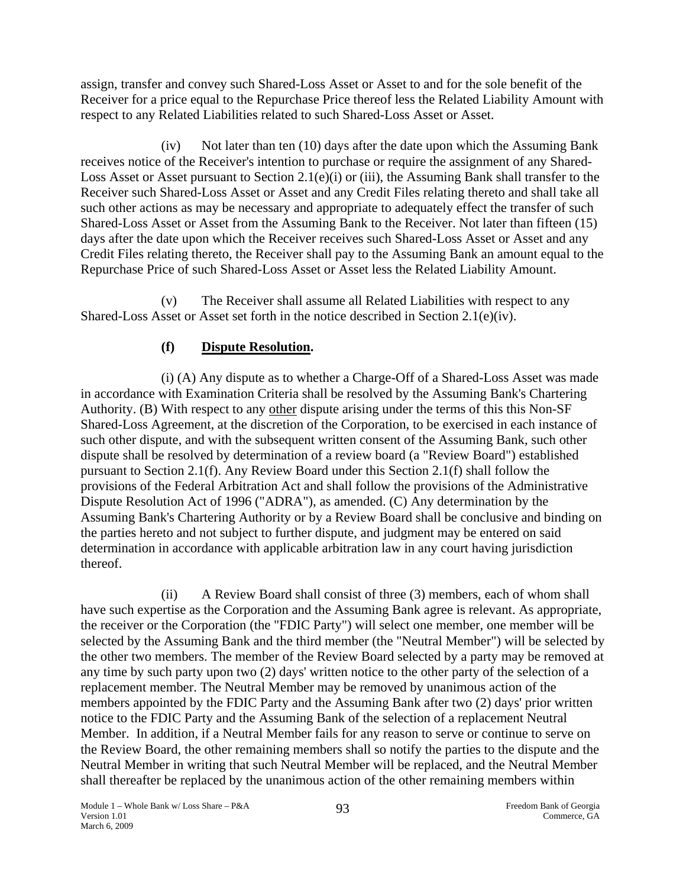assign, transfer and convey such Shared-Loss Asset or Asset to and for the sole benefit of the Receiver for a price equal to the Repurchase Price thereof less the Related Liability Amount with respect to any Related Liabilities related to such Shared-Loss Asset or Asset.

(iv) Not later than ten (10) days after the date upon which the Assuming Bank receives notice of the Receiver's intention to purchase or require the assignment of any Shared-Loss Asset or Asset pursuant to Section 2.1(e)(i) or (iii), the Assuming Bank shall transfer to the Receiver such Shared-Loss Asset or Asset and any Credit Files relating thereto and shall take all such other actions as may be necessary and appropriate to adequately effect the transfer of such Shared-Loss Asset or Asset from the Assuming Bank to the Receiver. Not later than fifteen (15) days after the date upon which the Receiver receives such Shared-Loss Asset or Asset and any Credit Files relating thereto, the Receiver shall pay to the Assuming Bank an amount equal to the Repurchase Price of such Shared-Loss Asset or Asset less the Related Liability Amount.

(v) The Receiver shall assume all Related Liabilities with respect to any Shared-Loss Asset or Asset set forth in the notice described in Section 2.1(e)(iv).

**(f) Dispute Resolution.**

(i) (A) Any dispute as to whether a Charge-Off of a Shared-Loss Asset was made in accordance with Examination Criteria shall be resolved by the Assuming Bank's Chartering Authority. (B) With respect to any other dispute arising under the terms of this this Non-SF Shared-Loss Agreement, at the discretion of the Corporation, to be exercised in each instance of such other dispute, and with the subsequent written consent of the Assuming Bank, such other dispute shall be resolved by determination of a review board (a "Review Board") established pursuant to Section 2.1(f). Any Review Board under this Section 2.1(f) shall follow the provisions of the Federal Arbitration Act and shall follow the provisions of the Administrative Dispute Resolution Act of 1996 ("ADRA"), as amended. (C) Any determination by the Assuming Bank's Chartering Authority or by a Review Board shall be conclusive and binding on the parties hereto and not subject to further dispute, and judgment may be entered on said determination in accordance with applicable arbitration law in any court having jurisdiction thereof.

(ii) A Review Board shall consist of three (3) members, each of whom shall have such expertise as the Corporation and the Assuming Bank agree is relevant. As appropriate, the receiver or the Corporation (the "FDIC Party") will select one member, one member will be selected by the Assuming Bank and the third member (the "Neutral Member") will be selected by the other two members. The member of the Review Board selected by a party may be removed at any time by such party upon two (2) days' written notice to the other party of the selection of a replacement member. The Neutral Member may be removed by unanimous action of the members appointed by the FDIC Party and the Assuming Bank after two (2) days' prior written notice to the FDIC Party and the Assuming Bank of the selection of a replacement Neutral Member. In addition, if a Neutral Member fails for any reason to serve or continue to serve on the Review Board, the other remaining members shall so notify the parties to the dispute and the Neutral Member in writing that such Neutral Member will be replaced, and the Neutral Member shall thereafter be replaced by the unanimous action of the other remaining members within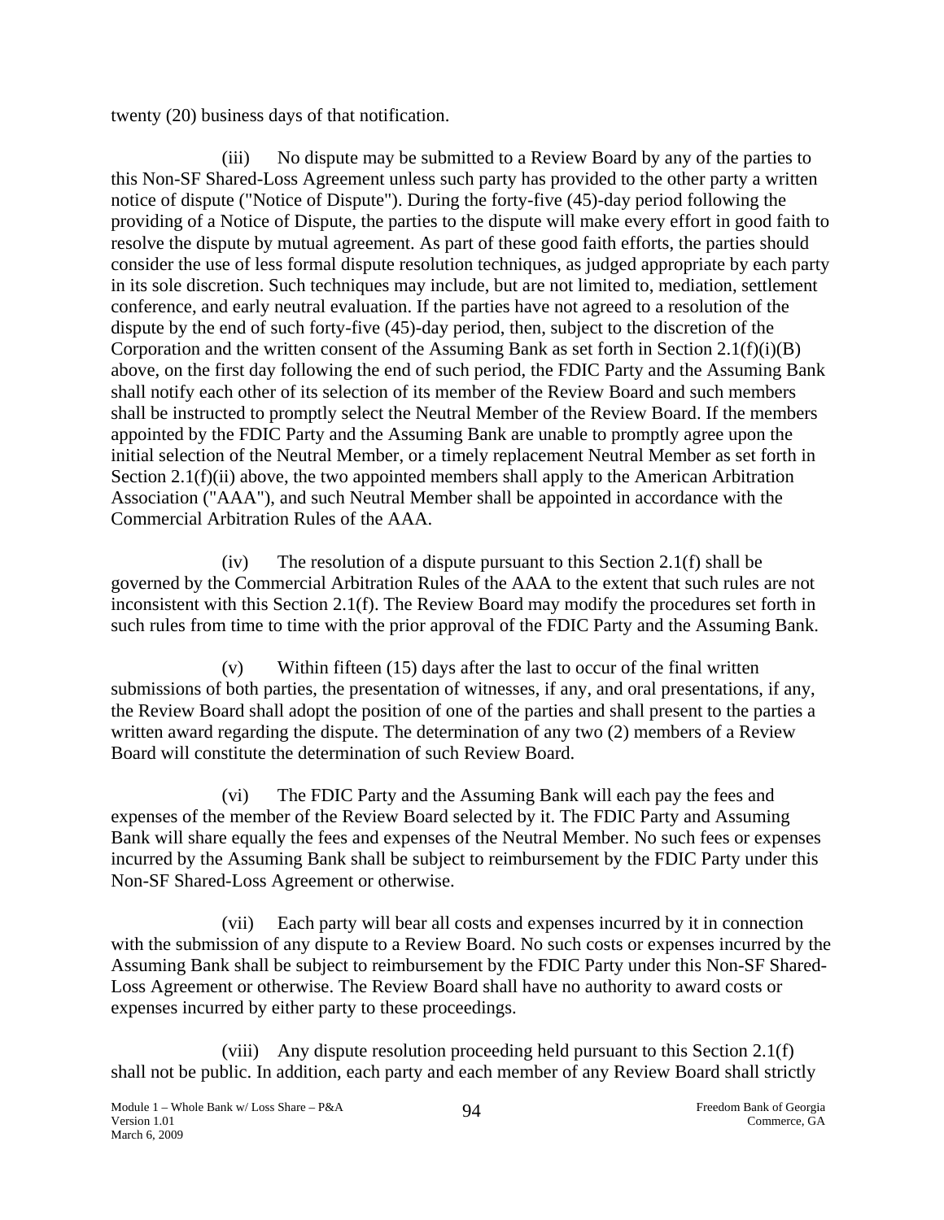twenty (20) business days of that notification.

(iii) No dispute may be submitted to a Review Board by any of the parties to this Non-SF Shared-Loss Agreement unless such party has provided to the other party a written notice of dispute ("Notice of Dispute"). During the forty-five (45)-day period following the providing of a Notice of Dispute, the parties to the dispute will make every effort in good faith to resolve the dispute by mutual agreement. As part of these good faith efforts, the parties should consider the use of less formal dispute resolution techniques, as judged appropriate by each party in its sole discretion. Such techniques may include, but are not limited to, mediation, settlement conference, and early neutral evaluation. If the parties have not agreed to a resolution of the dispute by the end of such forty-five (45)-day period, then, subject to the discretion of the Corporation and the written consent of the Assuming Bank as set forth in Section 2.1(f)(i)(B) above, on the first day following the end of such period, the FDIC Party and the Assuming Bank shall notify each other of its selection of its member of the Review Board and such members shall be instructed to promptly select the Neutral Member of the Review Board. If the members appointed by the FDIC Party and the Assuming Bank are unable to promptly agree upon the initial selection of the Neutral Member, or a timely replacement Neutral Member as set forth in Section 2.1(f)(ii) above, the two appointed members shall apply to the American Arbitration Association ("AAA"), and such Neutral Member shall be appointed in accordance with the Commercial Arbitration Rules of the AAA.

(iv) The resolution of a dispute pursuant to this Section 2.1(f) shall be governed by the Commercial Arbitration Rules of the AAA to the extent that such rules are not inconsistent with this Section 2.1(f). The Review Board may modify the procedures set forth in such rules from time to time with the prior approval of the FDIC Party and the Assuming Bank.

(v) Within fifteen (15) days after the last to occur of the final written submissions of both parties, the presentation of witnesses, if any, and oral presentations, if any, the Review Board shall adopt the position of one of the parties and shall present to the parties a written award regarding the dispute. The determination of any two (2) members of a Review Board will constitute the determination of such Review Board.

(vi) The FDIC Party and the Assuming Bank will each pay the fees and expenses of the member of the Review Board selected by it. The FDIC Party and Assuming Bank will share equally the fees and expenses of the Neutral Member. No such fees or expenses incurred by the Assuming Bank shall be subject to reimbursement by the FDIC Party under this Non-SF Shared-Loss Agreement or otherwise.

(vii) Each party will bear all costs and expenses incurred by it in connection with the submission of any dispute to a Review Board. No such costs or expenses incurred by the Assuming Bank shall be subject to reimbursement by the FDIC Party under this Non-SF Shared-Loss Agreement or otherwise. The Review Board shall have no authority to award costs or expenses incurred by either party to these proceedings.

(viii) Any dispute resolution proceeding held pursuant to this Section 2.1(f) shall not be public. In addition, each party and each member of any Review Board shall strictly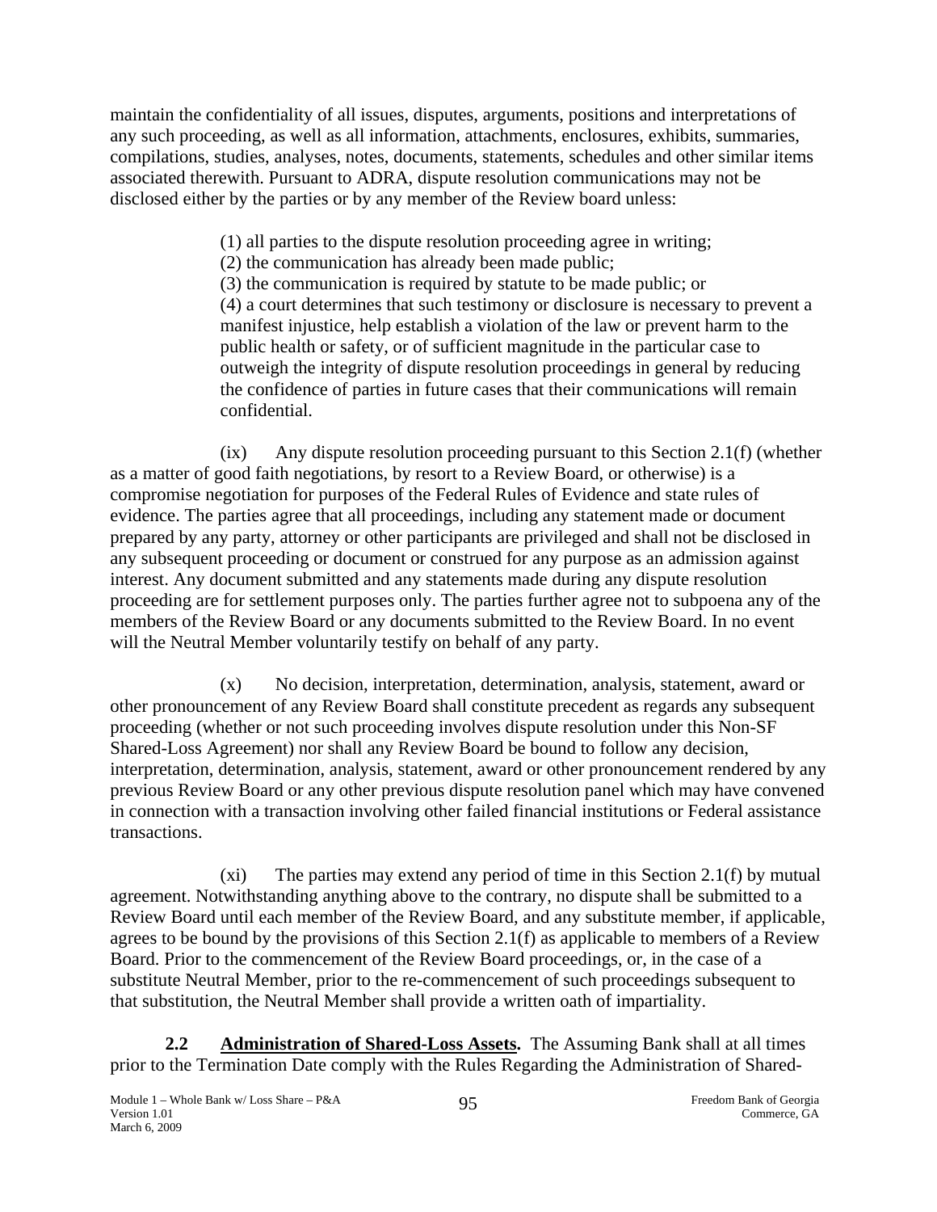maintain the confidentiality of all issues, disputes, arguments, positions and interpretations of any such proceeding, as well as all information, attachments, enclosures, exhibits, summaries, compilations, studies, analyses, notes, documents, statements, schedules and other similar items associated therewith. Pursuant to ADRA, dispute resolution communications may not be disclosed either by the parties or by any member of the Review board unless:

> (1) all parties to the dispute resolution proceeding agree in writing;
> (2) the communication has already been made public;
> (3) the communication is required by statute to be made public; or
> (4) a court determines that such testimony or disclosure is necessary to prevent a manifest injustice, help establish a violation of the law or prevent harm to the public health or safety, or of sufficient magnitude in the particular case to outweigh the integrity of dispute resolution proceedings in general by reducing the confidence of parties in future cases that their communications will remain confidential.

(ix) Any dispute resolution proceeding pursuant to this Section 2.1(f) (whether as a matter of good faith negotiations, by resort to a Review Board, or otherwise) is a compromise negotiation for purposes of the Federal Rules of Evidence and state rules of evidence. The parties agree that all proceedings, including any statement made or document prepared by any party, attorney or other participants are privileged and shall not be disclosed in any subsequent proceeding or document or construed for any purpose as an admission against interest. Any document submitted and any statements made during any dispute resolution proceeding are for settlement purposes only. The parties further agree not to subpoena any of the members of the Review Board or any documents submitted to the Review Board. In no event will the Neutral Member voluntarily testify on behalf of any party.

(x) No decision, interpretation, determination, analysis, statement, award or other pronouncement of any Review Board shall constitute precedent as regards any subsequent proceeding (whether or not such proceeding involves dispute resolution under this Non-SF Shared-Loss Agreement) nor shall any Review Board be bound to follow any decision, interpretation, determination, analysis, statement, award or other pronouncement rendered by any previous Review Board or any other previous dispute resolution panel which may have convened in connection with a transaction involving other failed financial institutions or Federal assistance transactions.

(xi) The parties may extend any period of time in this Section 2.1(f) by mutual agreement. Notwithstanding anything above to the contrary, no dispute shall be submitted to a Review Board until each member of the Review Board, and any substitute member, if applicable, agrees to be bound by the provisions of this Section 2.1(f) as applicable to members of a Review Board. Prior to the commencement of the Review Board proceedings, or, in the case of a substitute Neutral Member, prior to the re-commencement of such proceedings subsequent to that substitution, the Neutral Member shall provide a written oath of impartiality.

**2.2 Administration of Shared-Loss Assets.** The Assuming Bank shall at all times prior to the Termination Date comply with the Rules Regarding the Administration of Shared-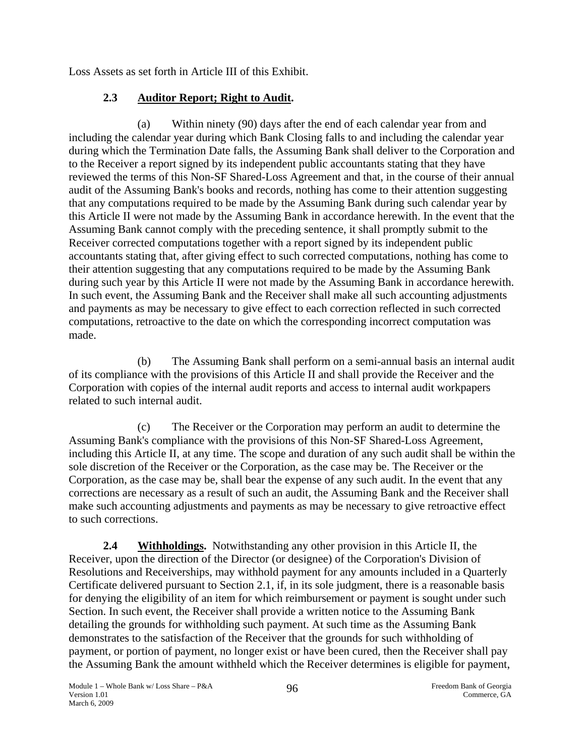Loss Assets as set forth in Article III of this Exhibit.

**2.3 Auditor Report; Right to Audit.**

(a) Within ninety (90) days after the end of each calendar year from and including the calendar year during which Bank Closing falls to and including the calendar year during which the Termination Date falls, the Assuming Bank shall deliver to the Corporation and to the Receiver a report signed by its independent public accountants stating that they have reviewed the terms of this Non-SF Shared-Loss Agreement and that, in the course of their annual audit of the Assuming Bank's books and records, nothing has come to their attention suggesting that any computations required to be made by the Assuming Bank during such calendar year by this Article II were not made by the Assuming Bank in accordance herewith. In the event that the Assuming Bank cannot comply with the preceding sentence, it shall promptly submit to the Receiver corrected computations together with a report signed by its independent public accountants stating that, after giving effect to such corrected computations, nothing has come to their attention suggesting that any computations required to be made by the Assuming Bank during such year by this Article II were not made by the Assuming Bank in accordance herewith. In such event, the Assuming Bank and the Receiver shall make all such accounting adjustments and payments as may be necessary to give effect to each correction reflected in such corrected computations, retroactive to the date on which the corresponding incorrect computation was made.

(b) The Assuming Bank shall perform on a semi-annual basis an internal audit of its compliance with the provisions of this Article II and shall provide the Receiver and the Corporation with copies of the internal audit reports and access to internal audit workpapers related to such internal audit.

(c) The Receiver or the Corporation may perform an audit to determine the Assuming Bank's compliance with the provisions of this Non-SF Shared-Loss Agreement, including this Article II, at any time. The scope and duration of any such audit shall be within the sole discretion of the Receiver or the Corporation, as the case may be. The Receiver or the Corporation, as the case may be, shall bear the expense of any such audit. In the event that any corrections are necessary as a result of such an audit, the Assuming Bank and the Receiver shall make such accounting adjustments and payments as may be necessary to give retroactive effect to such corrections.

**2.4 Withholdings.** Notwithstanding any other provision in this Article II, the Receiver, upon the direction of the Director (or designee) of the Corporation's Division of Resolutions and Receiverships, may withhold payment for any amounts included in a Quarterly Certificate delivered pursuant to Section 2.1, if, in its sole judgment, there is a reasonable basis for denying the eligibility of an item for which reimbursement or payment is sought under such Section. In such event, the Receiver shall provide a written notice to the Assuming Bank detailing the grounds for withholding such payment. At such time as the Assuming Bank demonstrates to the satisfaction of the Receiver that the grounds for such withholding of payment, or portion of payment, no longer exist or have been cured, then the Receiver shall pay the Assuming Bank the amount withheld which the Receiver determines is eligible for payment,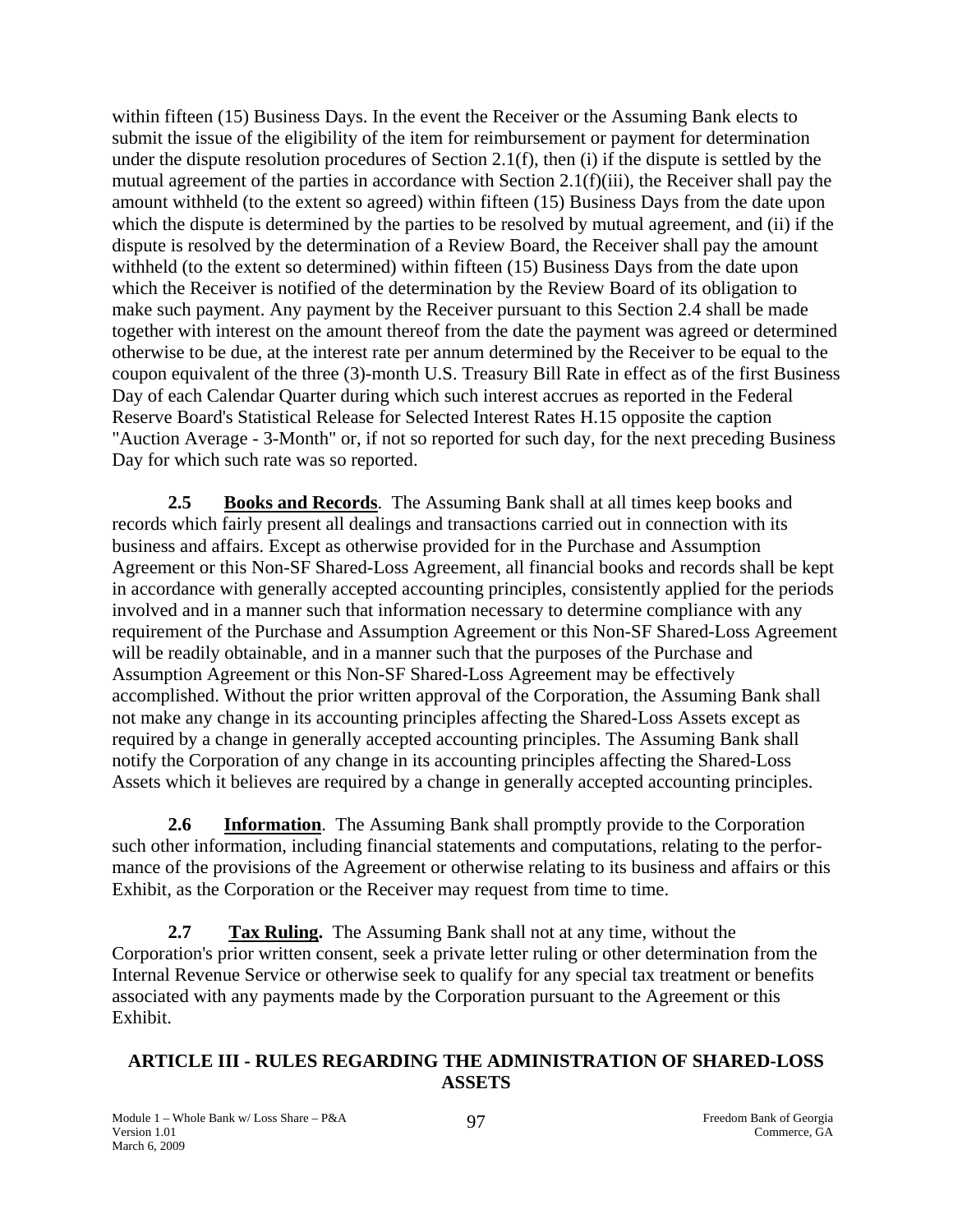within fifteen (15) Business Days. In the event the Receiver or the Assuming Bank elects to submit the issue of the eligibility of the item for reimbursement or payment for determination under the dispute resolution procedures of Section 2.1(f), then (i) if the dispute is settled by the mutual agreement of the parties in accordance with Section 2.1(f)(iii), the Receiver shall pay the amount withheld (to the extent so agreed) within fifteen (15) Business Days from the date upon which the dispute is determined by the parties to be resolved by mutual agreement, and (ii) if the dispute is resolved by the determination of a Review Board, the Receiver shall pay the amount withheld (to the extent so determined) within fifteen (15) Business Days from the date upon which the Receiver is notified of the determination by the Review Board of its obligation to make such payment. Any payment by the Receiver pursuant to this Section 2.4 shall be made together with interest on the amount thereof from the date the payment was agreed or determined otherwise to be due, at the interest rate per annum determined by the Receiver to be equal to the coupon equivalent of the three (3)-month U.S. Treasury Bill Rate in effect as of the first Business Day of each Calendar Quarter during which such interest accrues as reported in the Federal Reserve Board's Statistical Release for Selected Interest Rates H.15 opposite the caption "Auction Average - 3-Month" or, if not so reported for such day, for the next preceding Business Day for which such rate was so reported.

**2.5 Books and Records**. The Assuming Bank shall at all times keep books and records which fairly present all dealings and transactions carried out in connection with its business and affairs. Except as otherwise provided for in the Purchase and Assumption Agreement or this Non-SF Shared-Loss Agreement, all financial books and records shall be kept in accordance with generally accepted accounting principles, consistently applied for the periods involved and in a manner such that information necessary to determine compliance with any requirement of the Purchase and Assumption Agreement or this Non-SF Shared-Loss Agreement will be readily obtainable, and in a manner such that the purposes of the Purchase and Assumption Agreement or this Non-SF Shared-Loss Agreement may be effectively accomplished. Without the prior written approval of the Corporation, the Assuming Bank shall not make any change in its accounting principles affecting the Shared-Loss Assets except as required by a change in generally accepted accounting principles. The Assuming Bank shall notify the Corporation of any change in its accounting principles affecting the Shared-Loss Assets which it believes are required by a change in generally accepted accounting principles.

**2.6 Information**. The Assuming Bank shall promptly provide to the Corporation such other information, including financial statements and computations, relating to the performance of the provisions of the Agreement or otherwise relating to its business and affairs or this Exhibit, as the Corporation or the Receiver may request from time to time.

**2.7 Tax Ruling.** The Assuming Bank shall not at any time, without the Corporation's prior written consent, seek a private letter ruling or other determination from the Internal Revenue Service or otherwise seek to qualify for any special tax treatment or benefits associated with any payments made by the Corporation pursuant to the Agreement or this Exhibit.

## ARTICLE III - RULES REGARDING THE ADMINISTRATION OF SHARED-LOSS ASSETS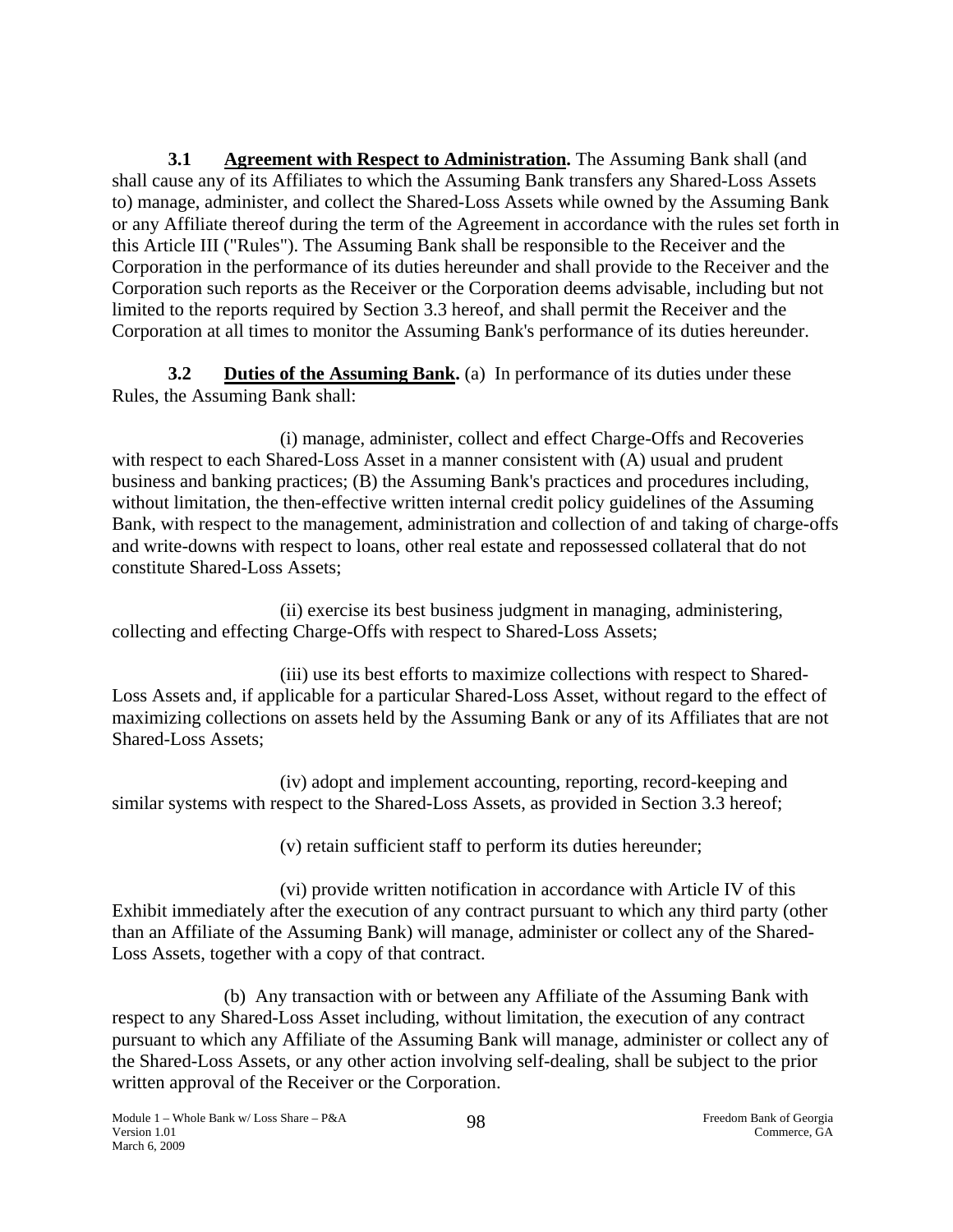**3.1 Agreement with Respect to Administration.** The Assuming Bank shall (and shall cause any of its Affiliates to which the Assuming Bank transfers any Shared-Loss Assets to) manage, administer, and collect the Shared-Loss Assets while owned by the Assuming Bank or any Affiliate thereof during the term of the Agreement in accordance with the rules set forth in this Article III ("Rules"). The Assuming Bank shall be responsible to the Receiver and the Corporation in the performance of its duties hereunder and shall provide to the Receiver and the Corporation such reports as the Receiver or the Corporation deems advisable, including but not limited to the reports required by Section 3.3 hereof, and shall permit the Receiver and the Corporation at all times to monitor the Assuming Bank's performance of its duties hereunder.

**3.2 Duties of the Assuming Bank.** (a) In performance of its duties under these Rules, the Assuming Bank shall:

(i) manage, administer, collect and effect Charge-Offs and Recoveries with respect to each Shared-Loss Asset in a manner consistent with (A) usual and prudent business and banking practices; (B) the Assuming Bank's practices and procedures including, without limitation, the then-effective written internal credit policy guidelines of the Assuming Bank, with respect to the management, administration and collection of and taking of charge-offs and write-downs with respect to loans, other real estate and repossessed collateral that do not constitute Shared-Loss Assets;

(ii) exercise its best business judgment in managing, administering, collecting and effecting Charge-Offs with respect to Shared-Loss Assets;

(iii) use its best efforts to maximize collections with respect to Shared-Loss Assets and, if applicable for a particular Shared-Loss Asset, without regard to the effect of maximizing collections on assets held by the Assuming Bank or any of its Affiliates that are not Shared-Loss Assets;

(iv) adopt and implement accounting, reporting, record-keeping and similar systems with respect to the Shared-Loss Assets, as provided in Section 3.3 hereof;

(v) retain sufficient staff to perform its duties hereunder;

(vi) provide written notification in accordance with Article IV of this Exhibit immediately after the execution of any contract pursuant to which any third party (other than an Affiliate of the Assuming Bank) will manage, administer or collect any of the Shared-Loss Assets, together with a copy of that contract.

(b) Any transaction with or between any Affiliate of the Assuming Bank with respect to any Shared-Loss Asset including, without limitation, the execution of any contract pursuant to which any Affiliate of the Assuming Bank will manage, administer or collect any of the Shared-Loss Assets, or any other action involving self-dealing, shall be subject to the prior written approval of the Receiver or the Corporation.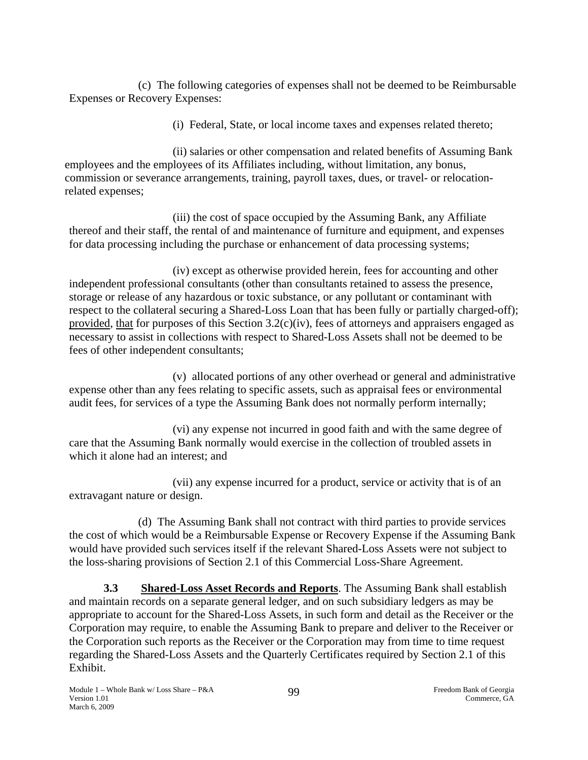(c) The following categories of expenses shall not be deemed to be Reimbursable Expenses or Recovery Expenses:

(i) Federal, State, or local income taxes and expenses related thereto;

(ii) salaries or other compensation and related benefits of Assuming Bank employees and the employees of its Affiliates including, without limitation, any bonus, commission or severance arrangements, training, payroll taxes, dues, or travel- or relocation-related expenses;

(iii) the cost of space occupied by the Assuming Bank, any Affiliate thereof and their staff, the rental of and maintenance of furniture and equipment, and expenses for data processing including the purchase or enhancement of data processing systems;

(iv) except as otherwise provided herein, fees for accounting and other independent professional consultants (other than consultants retained to assess the presence, storage or release of any hazardous or toxic substance, or any pollutant or contaminant with respect to the collateral securing a Shared-Loss Loan that has been fully or partially charged-off); provided, that for purposes of this Section 3.2(c)(iv), fees of attorneys and appraisers engaged as necessary to assist in collections with respect to Shared-Loss Assets shall not be deemed to be fees of other independent consultants;

(v) allocated portions of any other overhead or general and administrative expense other than any fees relating to specific assets, such as appraisal fees or environmental audit fees, for services of a type the Assuming Bank does not normally perform internally;

(vi) any expense not incurred in good faith and with the same degree of care that the Assuming Bank normally would exercise in the collection of troubled assets in which it alone had an interest; and

(vii) any expense incurred for a product, service or activity that is of an extravagant nature or design.

(d) The Assuming Bank shall not contract with third parties to provide services the cost of which would be a Reimbursable Expense or Recovery Expense if the Assuming Bank would have provided such services itself if the relevant Shared-Loss Assets were not subject to the loss-sharing provisions of Section 2.1 of this Commercial Loss-Share Agreement.

**3.3 Shared-Loss Asset Records and Reports**. The Assuming Bank shall establish and maintain records on a separate general ledger, and on such subsidiary ledgers as may be appropriate to account for the Shared-Loss Assets, in such form and detail as the Receiver or the Corporation may require, to enable the Assuming Bank to prepare and deliver to the Receiver or the Corporation such reports as the Receiver or the Corporation may from time to time request regarding the Shared-Loss Assets and the Quarterly Certificates required by Section 2.1 of this Exhibit.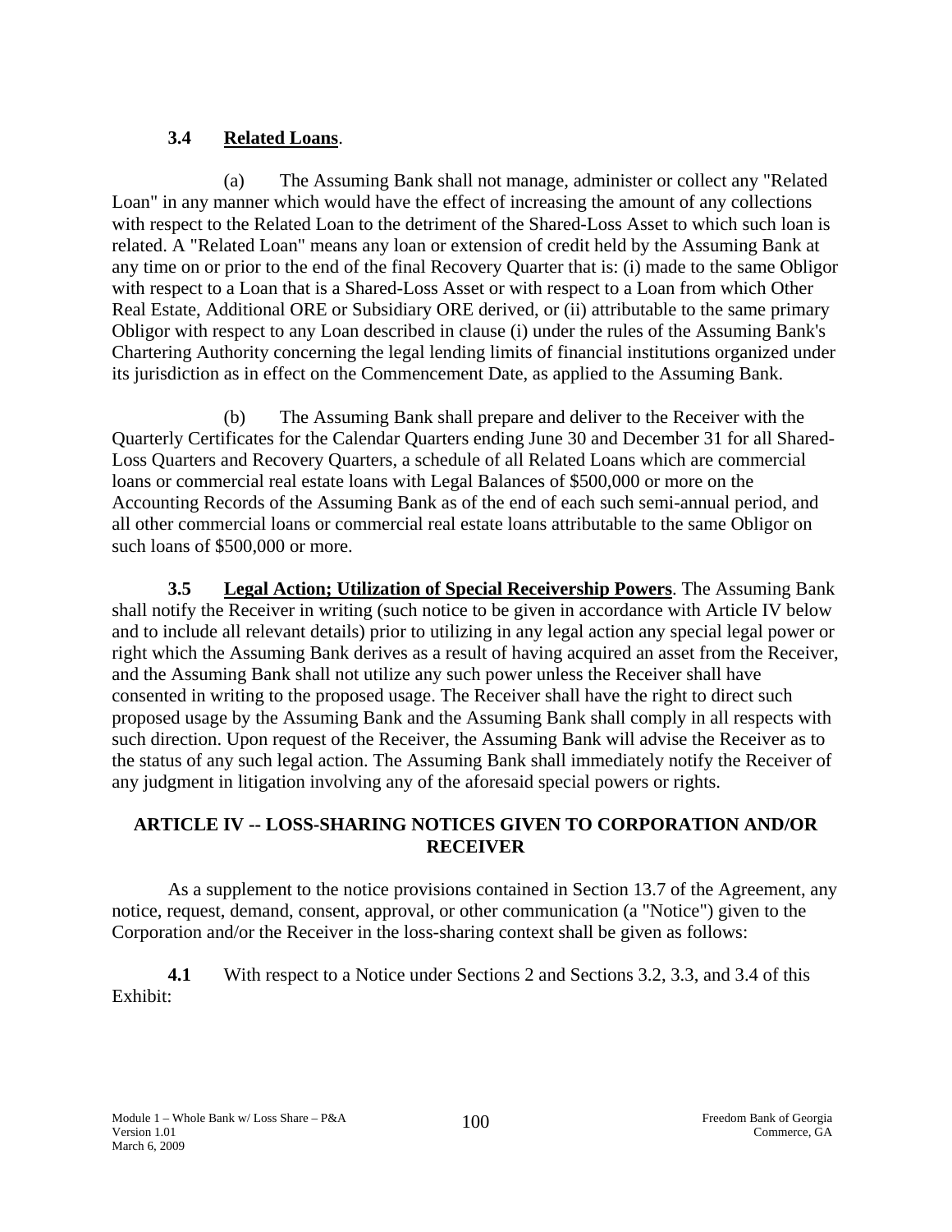### 3.4 Related Loans.

(a) The Assuming Bank shall not manage, administer or collect any "Related Loan" in any manner which would have the effect of increasing the amount of any collections with respect to the Related Loan to the detriment of the Shared-Loss Asset to which such loan is related. A "Related Loan" means any loan or extension of credit held by the Assuming Bank at any time on or prior to the end of the final Recovery Quarter that is: (i) made to the same Obligor with respect to a Loan that is a Shared-Loss Asset or with respect to a Loan from which Other Real Estate, Additional ORE or Subsidiary ORE derived, or (ii) attributable to the same primary Obligor with respect to any Loan described in clause (i) under the rules of the Assuming Bank's Chartering Authority concerning the legal lending limits of financial institutions organized under its jurisdiction as in effect on the Commencement Date, as applied to the Assuming Bank.

(b) The Assuming Bank shall prepare and deliver to the Receiver with the Quarterly Certificates for the Calendar Quarters ending June 30 and December 31 for all Shared-Loss Quarters and Recovery Quarters, a schedule of all Related Loans which are commercial loans or commercial real estate loans with Legal Balances of $500,000 or more on the Accounting Records of the Assuming Bank as of the end of each such semi-annual period, and all other commercial loans or commercial real estate loans attributable to the same Obligor on such loans of $500,000 or more.

**3.5 Legal Action; Utilization of Special Receivership Powers**. The Assuming Bank shall notify the Receiver in writing (such notice to be given in accordance with Article IV below and to include all relevant details) prior to utilizing in any legal action any special legal power or right which the Assuming Bank derives as a result of having acquired an asset from the Receiver, and the Assuming Bank shall not utilize any such power unless the Receiver shall have consented in writing to the proposed usage. The Receiver shall have the right to direct such proposed usage by the Assuming Bank and the Assuming Bank shall comply in all respects with such direction. Upon request of the Receiver, the Assuming Bank will advise the Receiver as to the status of any such legal action. The Assuming Bank shall immediately notify the Receiver of any judgment in litigation involving any of the aforesaid special powers or rights.

## ARTICLE IV -- LOSS-SHARING NOTICES GIVEN TO CORPORATION AND/OR RECEIVER

As a supplement to the notice provisions contained in Section 13.7 of the Agreement, any notice, request, demand, consent, approval, or other communication (a "Notice") given to the Corporation and/or the Receiver in the loss-sharing context shall be given as follows:

**4.1** With respect to a Notice under Sections 2 and Sections 3.2, 3.3, and 3.4 of this Exhibit: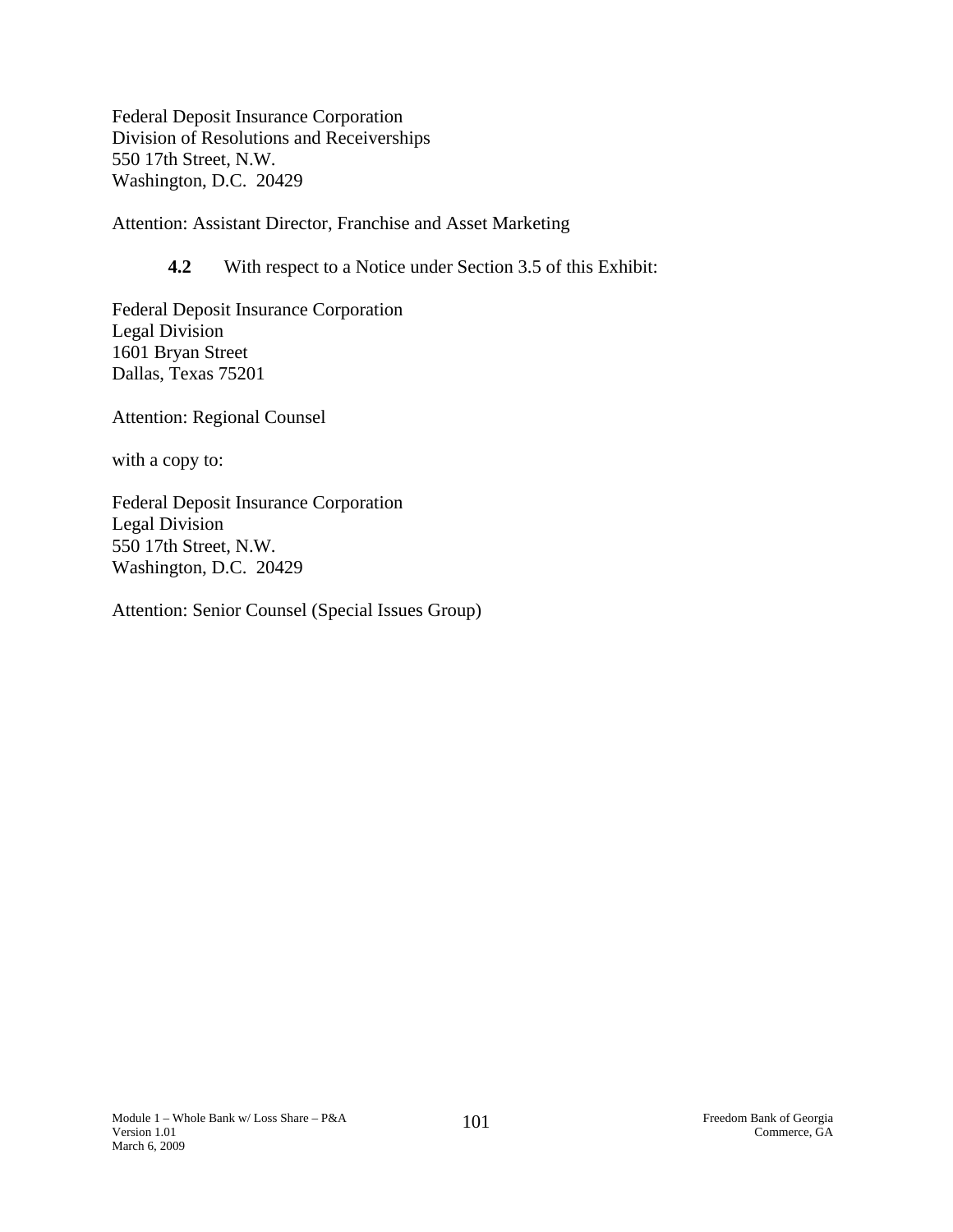Federal Deposit Insurance Corporation
Division of Resolutions and Receiverships
550 17th Street, N.W.
Washington, D.C. 20429

Attention: Assistant Director, Franchise and Asset Marketing

**4.2** With respect to a Notice under Section 3.5 of this Exhibit:

Federal Deposit Insurance Corporation
Legal Division
1601 Bryan Street
Dallas, Texas 75201

Attention: Regional Counsel

with a copy to:

Federal Deposit Insurance Corporation
Legal Division
550 17th Street, N.W.
Washington, D.C. 20429

Attention: Senior Counsel (Special Issues Group)